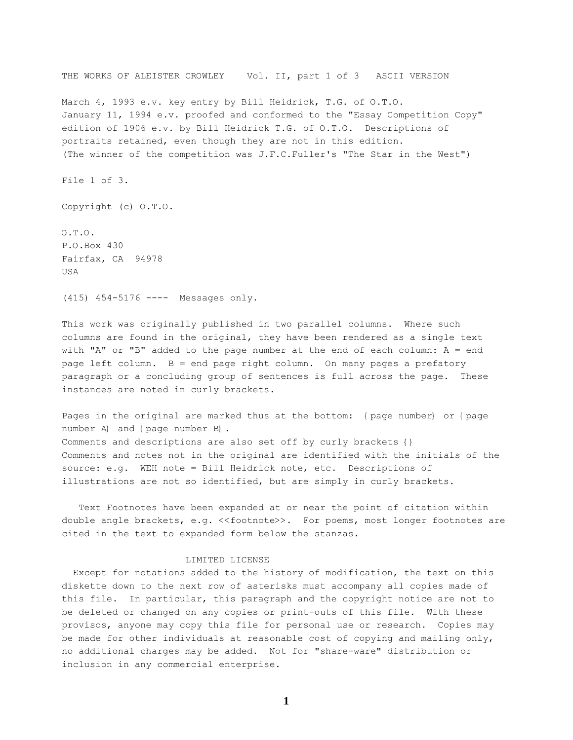THE WORKS OF ALEISTER CROWLEY    Vol. II, part 1 of 3   ASCII VERSION

March 4, 1993 e.v. key entry by Bill Heidrick, T.G. of O.T.O.
January 11, 1994 e.v. proofed and conformed to the "Essay Competition Copy" edition of 1906 e.v. by Bill Heidrick T.G. of O.T.O.  Descriptions of portraits retained, even though they are not in this edition.
(The winner of the competition was J.F.C.Fuller's "The Star in the West")

File 1 of 3.

Copyright (c) O.T.O.

O.T.O.
P.O.Box 430
Fairfax, CA  94978
USA

(415) 454-5176 ----  Messages only.

This work was originally published in two parallel columns.  Where such columns are found in the original, they have been rendered as a single text with "A" or "B" added to the page number at the end of each column: A = end page left column.  B = end page right column.  On many pages a prefatory paragraph or a concluding group of sentences is full across the page.  These instances are noted in curly brackets.

Pages in the original are marked thus at the bottom:  {page number} or {page number A} and {page number B}.
Comments and descriptions are also set off by curly brackets {}
Comments and notes not in the original are identified with the initials of the source: e.g.  WEH note = Bill Heidrick note, etc.  Descriptions of illustrations are not so identified, but are simply in curly brackets.

Text Footnotes have been expanded at or near the point of citation within double angle brackets, e.g. <<footnote>>.  For poems, most longer footnotes are cited in the text to expanded form below the stanzas.

LIMITED LICENSE

Except for notations added to the history of modification, the text on this diskette down to the next row of asterisks must accompany all copies made of this file.  In particular, this paragraph and the copyright notice are not to be deleted or changed on any copies or print-outs of this file.  With these provisos, anyone may copy this file for personal use or research.  Copies may be made for other individuals at reasonable cost of copying and mailing only, no additional charges may be added.  Not for "share-ware" distribution or inclusion in any commercial enterprise.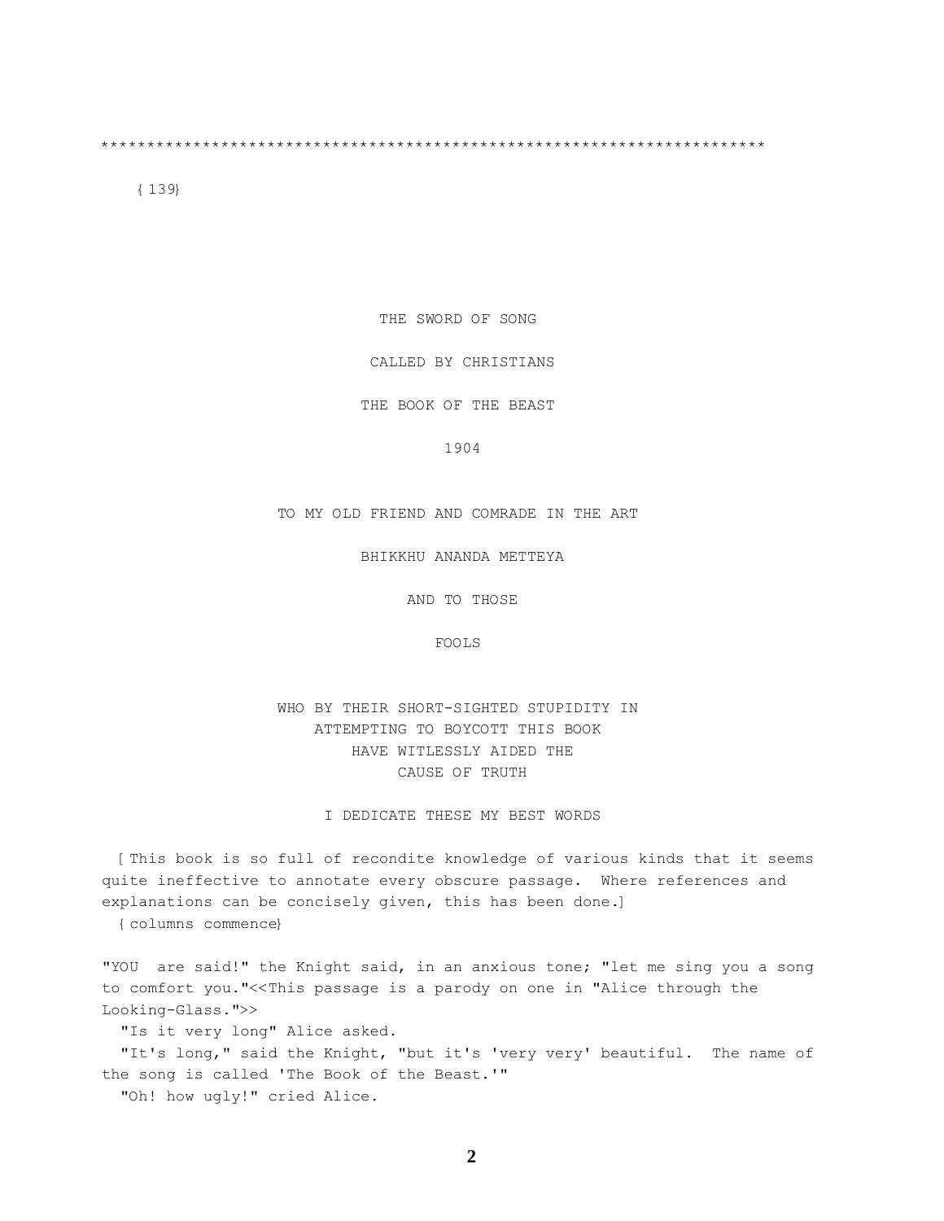\*\*\*\*\*\*\*\*\*\*\*\*\*\*\*\*\*\*\*\*\*\*\*\*\*\*\*\*\*\*\*\*\*\*\*\*\*\*\*\*\*\*\*\*\*\*\*\*\*\*\*\*\*\*\*\*\*\*\*\*\*\*\*\*\*\*\*\*\*\*

{139}

THE SWORD OF SONG

CALLED BY CHRISTIANS

THE BOOK OF THE BEAST

1904

TO MY OLD FRIEND AND COMRADE IN THE ART

BHIKKHU ANANDA METTEYA

AND TO THOSE

FOOLS

WHO BY THEIR SHORT-SIGHTED STUPIDITY IN
ATTEMPTING TO BOYCOTT THIS BOOK
HAVE WITLESSLY AIDED THE
CAUSE OF TRUTH

I DEDICATE THESE MY BEST WORDS

[This book is so full of recondite knowledge of various kinds that it seems quite ineffective to annotate every obscure passage. Where references and explanations can be concisely given, this has been done.]

{columns commence}

"YOU are said!" the Knight said, in an anxious tone; "let me sing you a song to comfort you."<<This passage is a parody on one in "Alice through the Looking-Glass.">>

"Is it very long" Alice asked.

"It's long," said the Knight, "but it's 'very very' beautiful. The name of the song is called 'The Book of the Beast.'"

"Oh! how ugly!" cried Alice.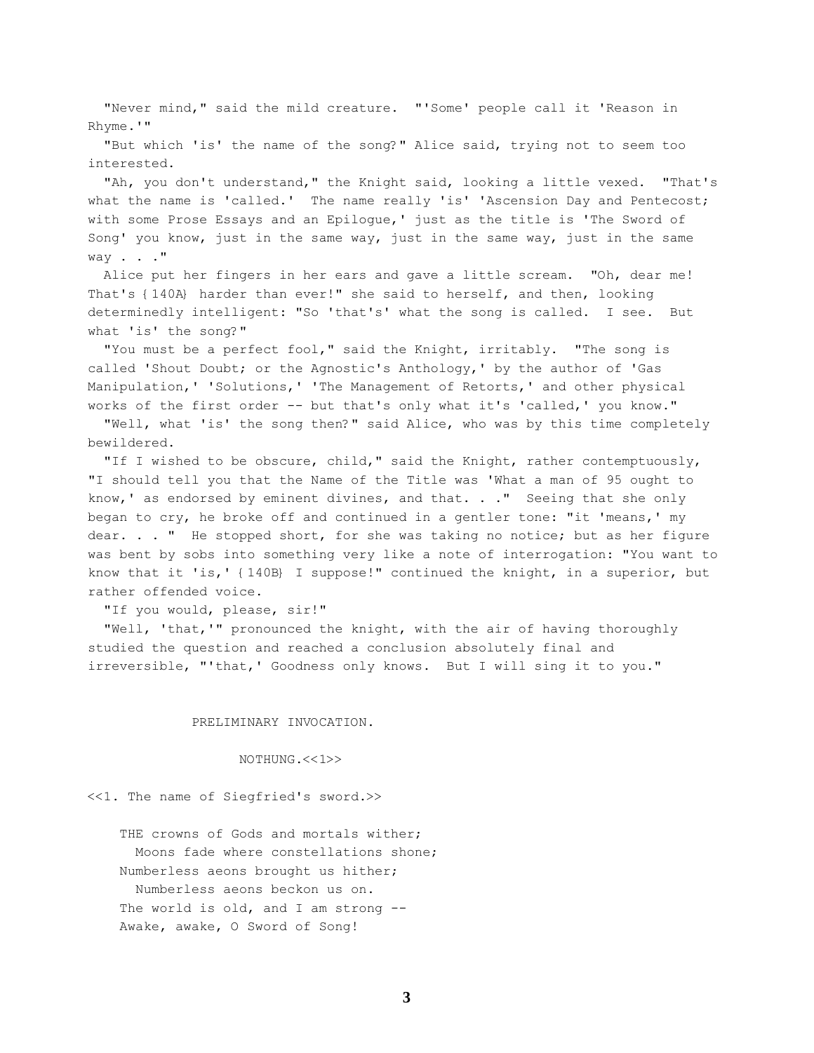"Never mind," said the mild creature. "'Some' people call it 'Reason in Rhyme.'"

"But which 'is' the name of the song?" Alice said, trying not to seem too interested.

"Ah, you don't understand," the Knight said, looking a little vexed. "That's what the name is 'called.' The name really 'is' 'Ascension Day and Pentecost; with some Prose Essays and an Epilogue,' just as the title is 'The Sword of Song' you know, just in the same way, just in the same way, just in the same way . . ."

Alice put her fingers in her ears and gave a little scream. "Oh, dear me! That's {140A} harder than ever!" she said to herself, and then, looking determinedly intelligent: "So 'that's' what the song is called. I see. But what 'is' the song?"

"You must be a perfect fool," said the Knight, irritably. "The song is called 'Shout Doubt; or the Agnostic's Anthology,' by the author of 'Gas Manipulation,' 'Solutions,' 'The Management of Retorts,' and other physical works of the first order -- but that's only what it's 'called,' you know."

"Well, what 'is' the song then?" said Alice, who was by this time completely bewildered.

"If I wished to be obscure, child," said the Knight, rather contemptuously, "I should tell you that the Name of the Title was 'What a man of 95 ought to know,' as endorsed by eminent divines, and that. . ." Seeing that she only began to cry, he broke off and continued in a gentler tone: "it 'means,' my dear. . . " He stopped short, for she was taking no notice; but as her figure was bent by sobs into something very like a note of interrogation: "You want to know that it 'is,' {140B} I suppose!" continued the knight, in a superior, but rather offended voice.

"If you would, please, sir!"

"Well, 'that,'" pronounced the knight, with the air of having thoroughly studied the question and reached a conclusion absolutely final and irreversible, "'that,' Goodness only knows. But I will sing it to you."

## PRELIMINARY INVOCATION.

### NOTHUNG.<<1>>

<<1. The name of Siegfried's sword.>>

THE crowns of Gods and mortals wither;
  Moons fade where constellations shone;
Numberless aeons brought us hither;
  Numberless aeons beckon us on.
The world is old, and I am strong --
Awake, awake, O Sword of Song!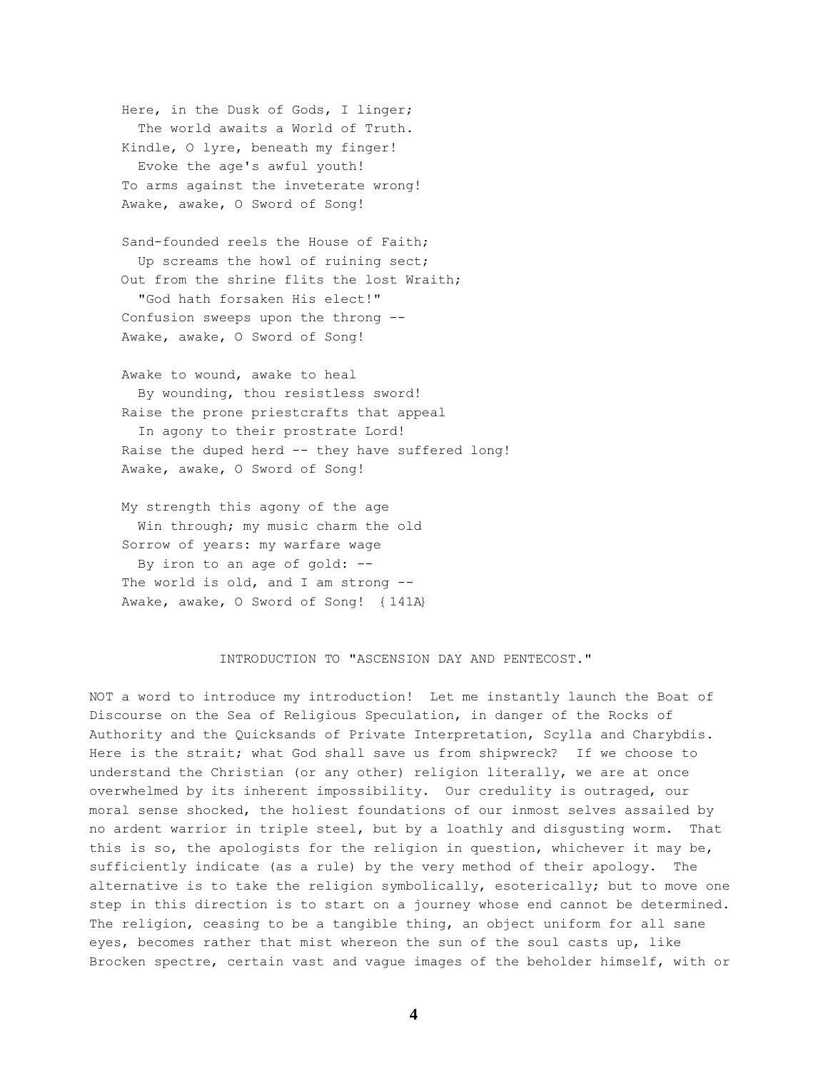Here, in the Dusk of Gods, I linger;  
  The world awaits a World of Truth.  
Kindle, O lyre, beneath my finger!  
  Evoke the age's awful youth!  
To arms against the inveterate wrong!  
Awake, awake, O Sword of Song!

Sand-founded reels the House of Faith;  
  Up screams the howl of ruining sect;  
Out from the shrine flits the lost Wraith;  
  "God hath forsaken His elect!"  
Confusion sweeps upon the throng --  
Awake, awake, O Sword of Song!

Awake to wound, awake to heal  
  By wounding, thou resistless sword!  
Raise the prone priestcrafts that appeal  
  In agony to their prostrate Lord!  
Raise the duped herd -- they have suffered long!  
Awake, awake, O Sword of Song!

My strength this agony of the age  
  Win through; my music charm the old  
Sorrow of years: my warfare wage  
  By iron to an age of gold: --  
The world is old, and I am strong --  
Awake, awake, O Sword of Song! {141A}

## INTRODUCTION TO "ASCENSION DAY AND PENTECOST."

NOT a word to introduce my introduction! Let me instantly launch the Boat of Discourse on the Sea of Religious Speculation, in danger of the Rocks of Authority and the Quicksands of Private Interpretation, Scylla and Charybdis. Here is the strait; what God shall save us from shipwreck? If we choose to understand the Christian (or any other) religion literally, we are at once overwhelmed by its inherent impossibility. Our credulity is outraged, our moral sense shocked, the holiest foundations of our inmost selves assailed by no ardent warrior in triple steel, but by a loathly and disgusting worm. That this is so, the apologists for the religion in question, whichever it may be, sufficiently indicate (as a rule) by the very method of their apology. The alternative is to take the religion symbolically, esoterically; but to move one step in this direction is to start on a journey whose end cannot be determined. The religion, ceasing to be a tangible thing, an object uniform for all sane eyes, becomes rather that mist whereon the sun of the soul casts up, like Brocken spectre, certain vast and vague images of the beholder himself, with or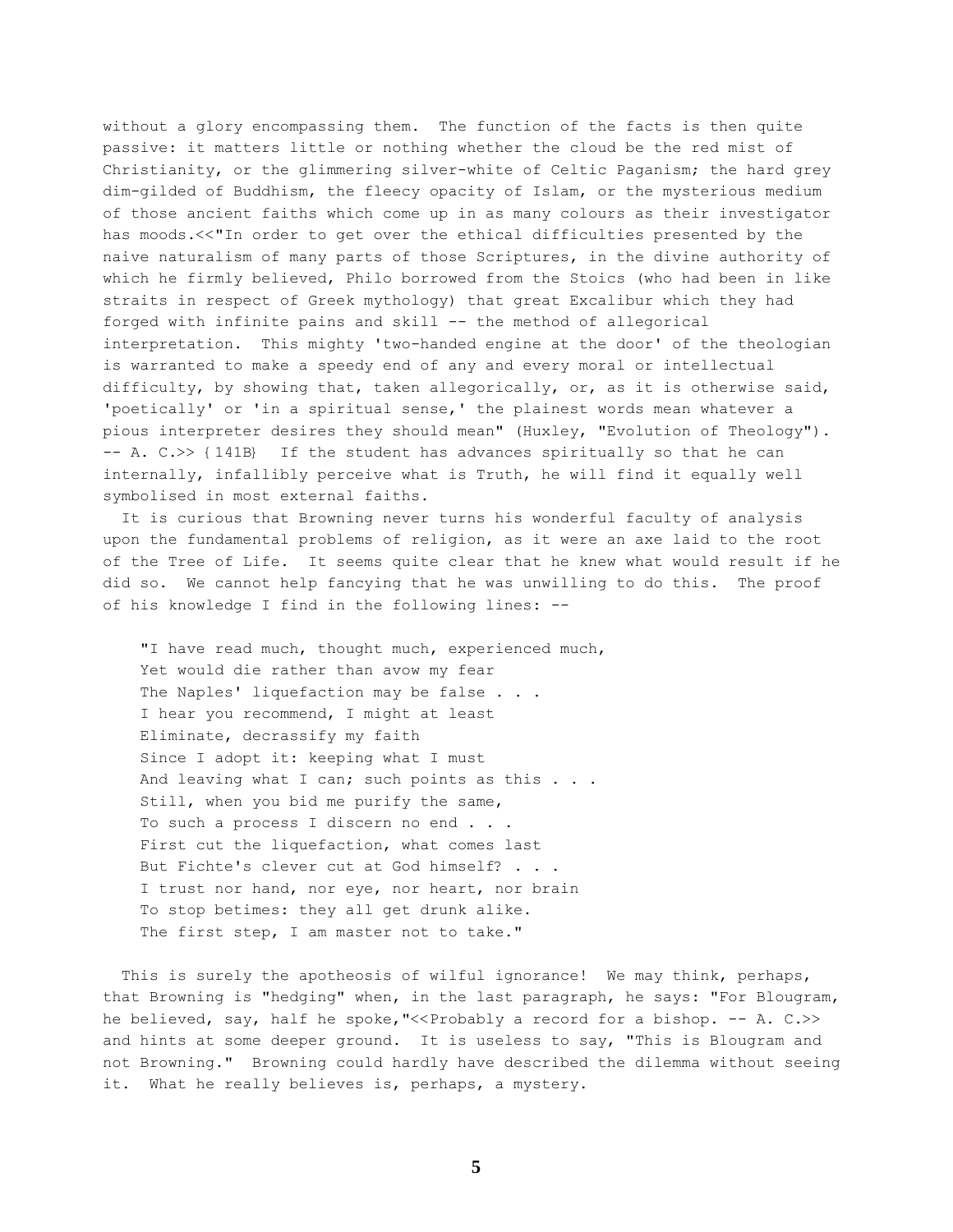without a glory encompassing them. The function of the facts is then quite passive: it matters little or nothing whether the cloud be the red mist of Christianity, or the glimmering silver-white of Celtic Paganism; the hard grey dim-gilded of Buddhism, the fleecy opacity of Islam, or the mysterious medium of those ancient faiths which come up in as many colours as their investigator has moods.<<"In order to get over the ethical difficulties presented by the naive naturalism of many parts of those Scriptures, in the divine authority of which he firmly believed, Philo borrowed from the Stoics (who had been in like straits in respect of Greek mythology) that great Excalibur which they had forged with infinite pains and skill -- the method of allegorical interpretation. This mighty 'two-handed engine at the door' of the theologian is warranted to make a speedy end of any and every moral or intellectual difficulty, by showing that, taken allegorically, or, as it is otherwise said, 'poetically' or 'in a spiritual sense,' the plainest words mean whatever a pious interpreter desires they should mean" (Huxley, "Evolution of Theology"). -- A. C.>> {141B} If the student has advances spiritually so that he can internally, infallibly perceive what is Truth, he will find it equally well symbolised in most external faiths.

It is curious that Browning never turns his wonderful faculty of analysis upon the fundamental problems of religion, as it were an axe laid to the root of the Tree of Life. It seems quite clear that he knew what would result if he did so. We cannot help fancying that he was unwilling to do this. The proof of his knowledge I find in the following lines: --

> "I have read much, thought much, experienced much,
> Yet would die rather than avow my fear
> The Naples' liquefaction may be false . . .
> I hear you recommend, I might at least
> Eliminate, decrassify my faith
> Since I adopt it: keeping what I must
> And leaving what I can; such points as this . . .
> Still, when you bid me purify the same,
> To such a process I discern no end . . .
> First cut the liquefaction, what comes last
> But Fichte's clever cut at God himself? . . .
> I trust nor hand, nor eye, nor heart, nor brain
> To stop betimes: they all get drunk alike.
> The first step, I am master not to take."

This is surely the apotheosis of wilful ignorance! We may think, perhaps, that Browning is "hedging" when, in the last paragraph, he says: "For Blougram, he believed, say, half he spoke,"<<Probably a record for a bishop. -- A. C.>> and hints at some deeper ground. It is useless to say, "This is Blougram and not Browning." Browning could hardly have described the dilemma without seeing it. What he really believes is, perhaps, a mystery.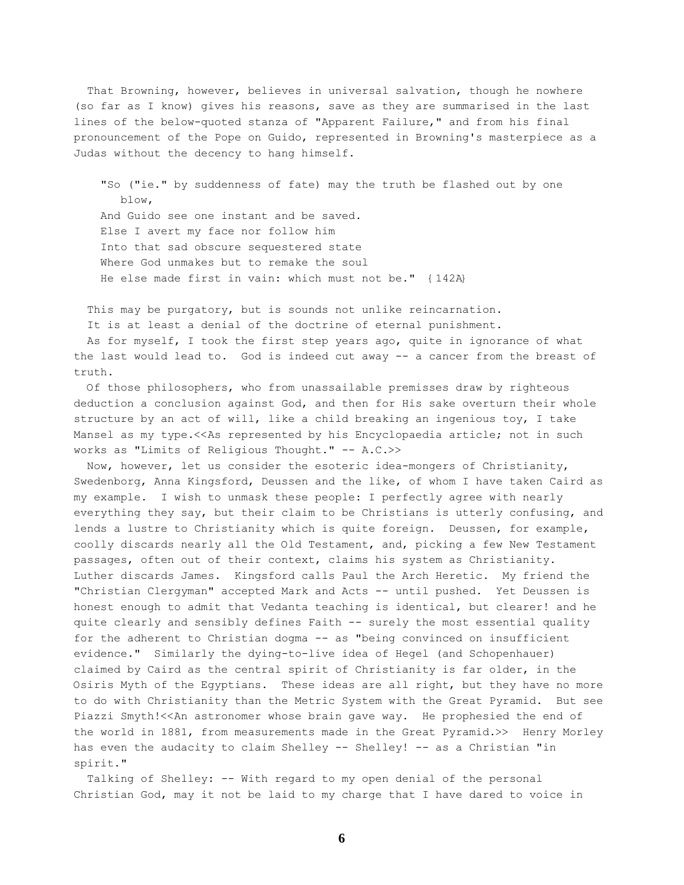That Browning, however, believes in universal salvation, though he nowhere (so far as I know) gives his reasons, save as they are summarised in the last lines of the below-quoted stanza of "Apparent Failure," and from his final pronouncement of the Pope on Guido, represented in Browning's masterpiece as a Judas without the decency to hang himself.

> "So ("ie." by suddenness of fate) may the truth be flashed out by one blow,
> And Guido see one instant and be saved.
> Else I avert my face nor follow him
> Into that sad obscure sequestered state
> Where God unmakes but to remake the soul
> He else made first in vain: which must not be." {142A}

This may be purgatory, but is sounds not unlike reincarnation.

It is at least a denial of the doctrine of eternal punishment.

As for myself, I took the first step years ago, quite in ignorance of what the last would lead to. God is indeed cut away -- a cancer from the breast of truth.

Of those philosophers, who from unassailable premisses draw by righteous deduction a conclusion against God, and then for His sake overturn their whole structure by an act of will, like a child breaking an ingenious toy, I take Mansel as my type.<<As represented by his Encyclopaedia article; not in such works as "Limits of Religious Thought." -- A.C.>>

Now, however, let us consider the esoteric idea-mongers of Christianity, Swedenborg, Anna Kingsford, Deussen and the like, of whom I have taken Caird as my example. I wish to unmask these people: I perfectly agree with nearly everything they say, but their claim to be Christians is utterly confusing, and lends a lustre to Christianity which is quite foreign. Deussen, for example, coolly discards nearly all the Old Testament, and, picking a few New Testament passages, often out of their context, claims his system as Christianity. Luther discards James. Kingsford calls Paul the Arch Heretic. My friend the "Christian Clergyman" accepted Mark and Acts -- until pushed. Yet Deussen is honest enough to admit that Vedanta teaching is identical, but clearer! and he quite clearly and sensibly defines Faith -- surely the most essential quality for the adherent to Christian dogma -- as "being convinced on insufficient evidence." Similarly the dying-to-live idea of Hegel (and Schopenhauer) claimed by Caird as the central spirit of Christianity is far older, in the Osiris Myth of the Egyptians. These ideas are all right, but they have no more to do with Christianity than the Metric System with the Great Pyramid. But see Piazzi Smyth!<<An astronomer whose brain gave way. He prophesied the end of the world in 1881, from measurements made in the Great Pyramid.>> Henry Morley has even the audacity to claim Shelley -- Shelley! -- as a Christian "in spirit."

Talking of Shelley: -- With regard to my open denial of the personal Christian God, may it not be laid to my charge that I have dared to voice in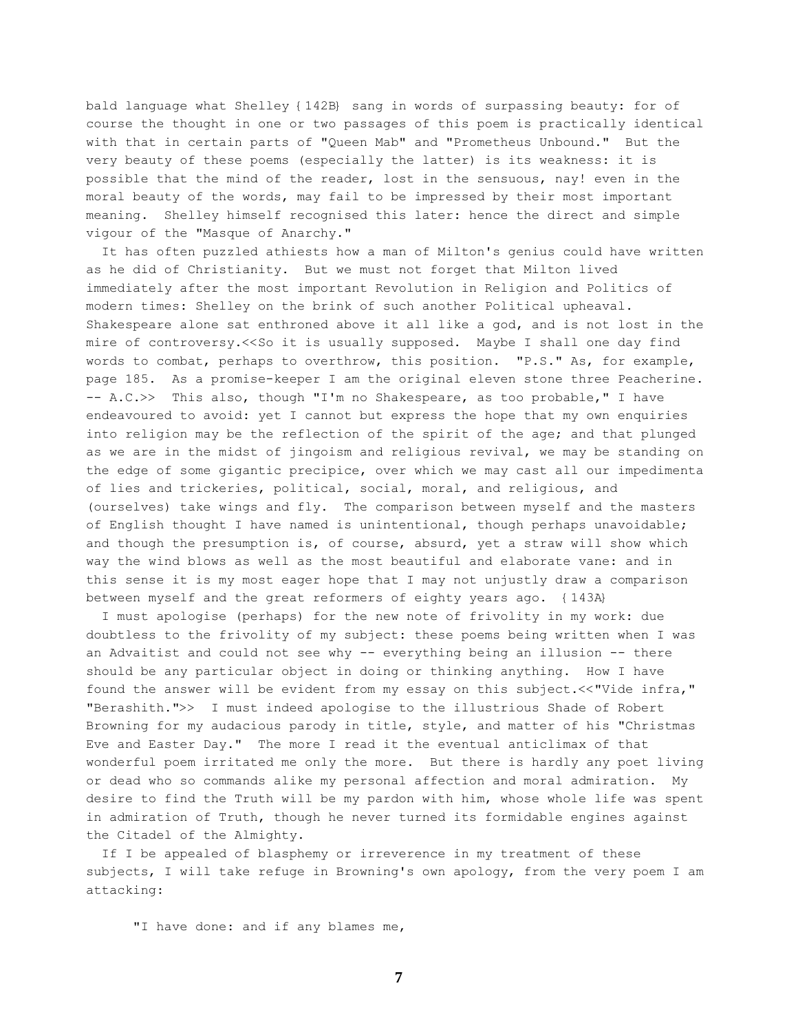bald language what Shelley {142B} sang in words of surpassing beauty: for of course the thought in one or two passages of this poem is practically identical with that in certain parts of "Queen Mab" and "Prometheus Unbound." But the very beauty of these poems (especially the latter) is its weakness: it is possible that the mind of the reader, lost in the sensuous, nay! even in the moral beauty of the words, may fail to be impressed by their most important meaning. Shelley himself recognised this later: hence the direct and simple vigour of the "Masque of Anarchy."

It has often puzzled athiests how a man of Milton's genius could have written as he did of Christianity. But we must not forget that Milton lived immediately after the most important Revolution in Religion and Politics of modern times: Shelley on the brink of such another Political upheaval. Shakespeare alone sat enthroned above it all like a god, and is not lost in the mire of controversy.<<So it is usually supposed. Maybe I shall one day find words to combat, perhaps to overthrow, this position. "P.S." As, for example, page 185. As a promise-keeper I am the original eleven stone three Peacherine. -- A.C.>> This also, though "I'm no Shakespeare, as too probable," I have endeavoured to avoid: yet I cannot but express the hope that my own enquiries into religion may be the reflection of the spirit of the age; and that plunged as we are in the midst of jingoism and religious revival, we may be standing on the edge of some gigantic precipice, over which we may cast all our impedimenta of lies and trickeries, political, social, moral, and religious, and (ourselves) take wings and fly. The comparison between myself and the masters of English thought I have named is unintentional, though perhaps unavoidable; and though the presumption is, of course, absurd, yet a straw will show which way the wind blows as well as the most beautiful and elaborate vane: and in this sense it is my most eager hope that I may not unjustly draw a comparison between myself and the great reformers of eighty years ago. {143A}

I must apologise (perhaps) for the new note of frivolity in my work: due doubtless to the frivolity of my subject: these poems being written when I was an Advaitist and could not see why -- everything being an illusion -- there should be any particular object in doing or thinking anything. How I have found the answer will be evident from my essay on this subject.<<"Vide infra," "Berashith.">> I must indeed apologise to the illustrious Shade of Robert Browning for my audacious parody in title, style, and matter of his "Christmas Eve and Easter Day." The more I read it the eventual anticlimax of that wonderful poem irritated me only the more. But there is hardly any poet living or dead who so commands alike my personal affection and moral admiration. My desire to find the Truth will be my pardon with him, whose whole life was spent in admiration of Truth, though he never turned its formidable engines against the Citadel of the Almighty.

If I be appealed of blasphemy or irreverence in my treatment of these subjects, I will take refuge in Browning's own apology, from the very poem I am attacking:

> "I have done: and if any blames me,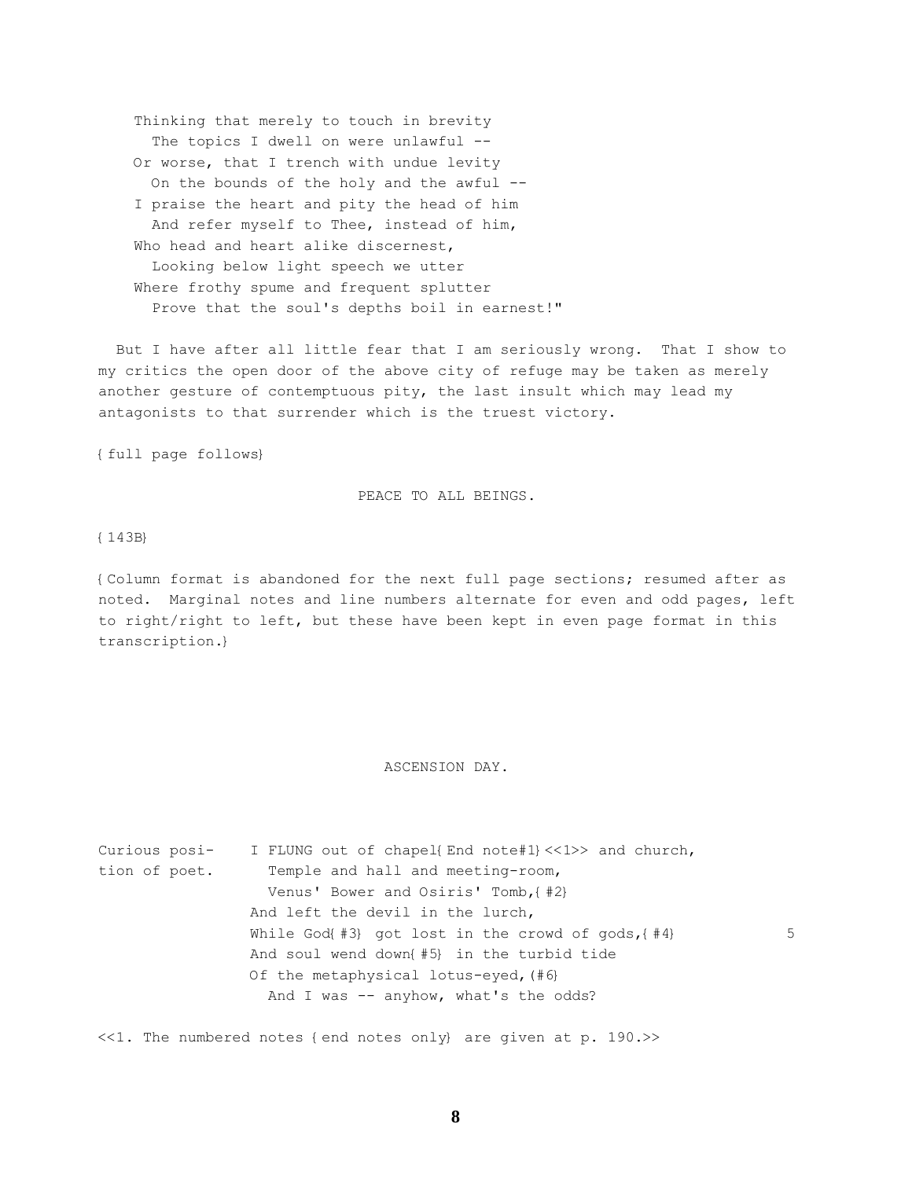```
    Thinking that merely to touch in brevity
      The topics I dwell on were unlawful --
    Or worse, that I trench with undue levity
      On the bounds of the holy and the awful --
    I praise the heart and pity the head of him
      And refer myself to Thee, instead of him,
    Who head and heart alike discernest,
      Looking below light speech we utter
    Where frothy spume and frequent splutter
      Prove that the soul's depths boil in earnest!"
```

But I have after all little fear that I am seriously wrong. That I show to my critics the open door of the above city of refuge may be taken as merely another gesture of contemptuous pity, the last insult which may lead my antagonists to that surrender which is the truest victory.

{full page follows}

PEACE TO ALL BEINGS.

{143B}

{Column format is abandoned for the next full page sections; resumed after as noted. Marginal notes and line numbers alternate for even and odd pages, left to right/right to left, but these have been kept in even page format in this transcription.}

ASCENSION DAY.

```
Curious posi-    I FLUNG out of chapel{End note#1}<<1>> and church,
tion of poet.      Temple and hall and meeting-room,
                   Venus' Bower and Osiris' Tomb,{#2}
                 And left the devil in the lurch,
                 While God{#3} got lost in the crowd of gods,{#4}           5
                 And soul wend down{#5} in the turbid tide
                 Of the metaphysical lotus-eyed,(#6}
                   And I was -- anyhow, what's the odds?
```

<<1. The numbered notes {end notes only} are given at p. 190.>>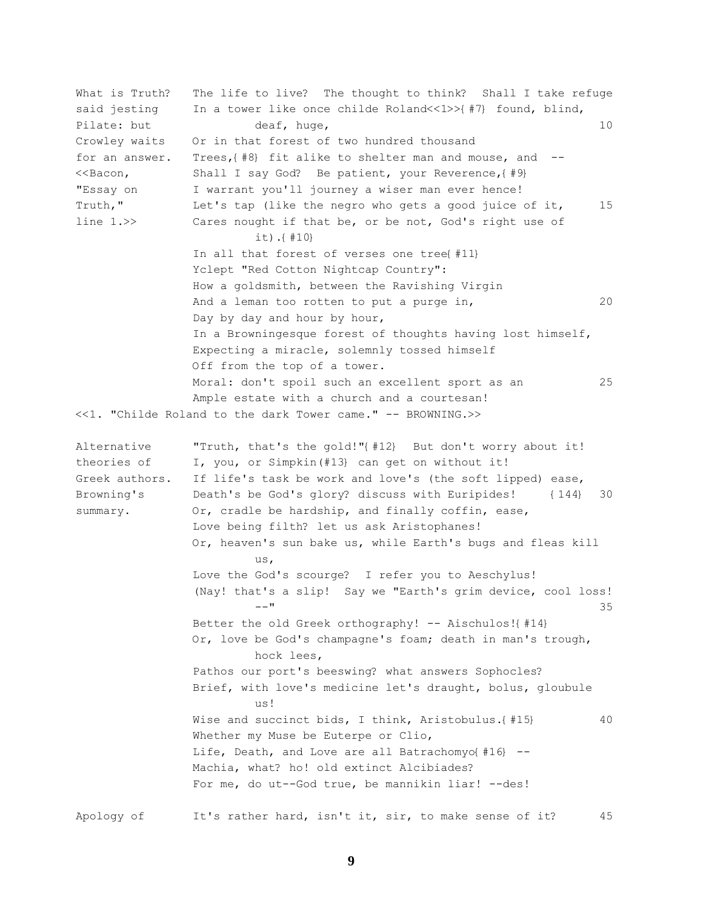What is Truth? said jesting Pilate: but Crowley waits for an answer. <<Bacon, "Essay on Truth," line 1.>>

The life to live? The thought to think? Shall I take refuge
In a tower like once childe Roland<<1>>{#7} found, blind,
deaf, huge, 10
Or in that forest of two hundred thousand
Trees,{#8} fit alike to shelter man and mouse, and --
Shall I say God? Be patient, your Reverence,{#9}
I warrant you'll journey a wiser man ever hence!
Let's tap (like the negro who gets a good juice of it, 15
Cares nought if that be, or be not, God's right use of
it).{#10}
In all that forest of verses one tree{#11}
Yclept "Red Cotton Nightcap Country":
How a goldsmith, between the Ravishing Virgin
And a leman too rotten to put a purge in, 20
Day by day and hour by hour,
In a Browningesque forest of thoughts having lost himself,
Expecting a miracle, solemnly tossed himself
Off from the top of a tower.
Moral: don't spoil such an excellent sport as an 25
Ample estate with a church and a courtesan!

<<1. "Childe Roland to the dark Tower came." -- BROWNING.>>

Alternative theories of Greek authors. Browning's summary.

"Truth, that's the gold!"{#12} But don't worry about it!
I, you, or Simpkin{#13} can get on without it!
If life's task be work and love's (the soft lipped) ease,
Death's be God's glory? discuss with Euripides! {144} 30
Or, cradle be hardship, and finally coffin, ease,
Love being filth? let us ask Aristophanes!
Or, heaven's sun bake us, while Earth's bugs and fleas kill
us,
Love the God's scourge? I refer you to Aeschylus!
(Nay! that's a slip! Say we "Earth's grim device, cool loss!
--" 35
Better the old Greek orthography! -- Aischulos!{#14}
Or, love be God's champagne's foam; death in man's trough,
hock lees,
Pathos our port's beeswing? what answers Sophocles?
Brief, with love's medicine let's draught, bolus, gloubule
us!
Wise and succinct bids, I think, Aristobulus.{#15} 40
Whether my Muse be Euterpe or Clio,
Life, Death, and Love are all Batrachomyo{#16} --
Machia, what? ho! old extinct Alcibiades?
For me, do ut--God true, be mannikin liar! --des!

Apology of

It's rather hard, isn't it, sir, to make sense of it? 45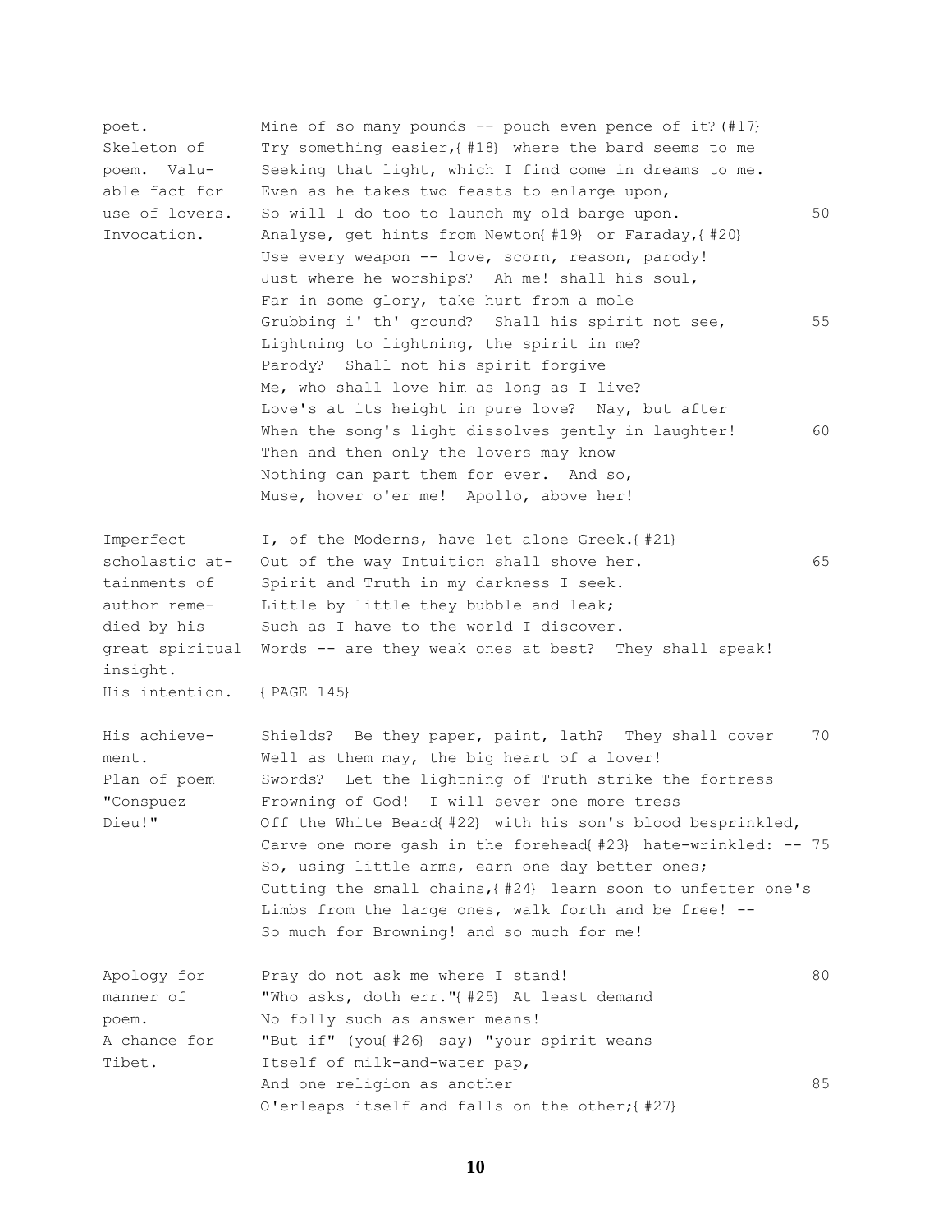| | | |
|---|---|---|
| poet. | Mine of so many pounds -- pouch even pence of it?(#17} | |
| Skeleton of | Try something easier,{#18} where the bard seems to me | |
| poem. Valu- | Seeking that light, which I find come in dreams to me. | |
| able fact for | Even as he takes two feasts to enlarge upon, | |
| use of lovers. | So will I do too to launch my old barge upon. | 50 |
| Invocation. | Analyse, get hints from Newton{#19} or Faraday,{#20} | |
| | Use every weapon -- love, scorn, reason, parody! | |
| | Just where he worships? Ah me! shall his soul, | |
| | Far in some glory, take hurt from a mole | |
| | Grubbing i' th' ground? Shall his spirit not see, | 55 |
| | Lightning to lightning, the spirit in me? | |
| | Parody? Shall not his spirit forgive | |
| | Me, who shall love him as long as I live? | |
| | Love's at its height in pure love? Nay, but after | |
| | When the song's light dissolves gently in laughter! | 60 |
| | Then and then only the lovers may know | |
| | Nothing can part them for ever. And so, | |
| | Muse, hover o'er me! Apollo, above her! | |
| | | |
| Imperfect | I, of the Moderns, have let alone Greek.{#21} | |
| scholastic at- | Out of the way Intuition shall shove her. | 65 |
| tainments of | Spirit and Truth in my darkness I seek. | |
| author reme- | Little by little they bubble and leak; | |
| died by his | Such as I have to the world I discover. | |
| great spiritual | Words -- are they weak ones at best? They shall speak! | |
| insight. | | |
| His intention. | {PAGE 145} | |
| | | |
| His achieve- | Shields? Be they paper, paint, lath? They shall cover | 70 |
| ment. | Well as them may, the big heart of a lover! | |
| Plan of poem | Swords? Let the lightning of Truth strike the fortress | |
| "Conspuez | Frowning of God! I will sever one more tress | |
| Dieu!" | Off the White Beard{#22} with his son's blood besprinkled, | |
| | Carve one more gash in the forehead{#23} hate-wrinkled: -- | 75 |
| | So, using little arms, earn one day better ones; | |
| | Cutting the small chains,{#24} learn soon to unfetter one's | |
| | Limbs from the large ones, walk forth and be free! -- | |
| | So much for Browning! and so much for me! | |
| | | |
| Apology for | Pray do not ask me where I stand! | 80 |
| manner of | "Who asks, doth err."{#25} At least demand | |
| poem. | No folly such as answer means! | |
| A chance for | "But if" (you{#26} say) "your spirit weans | |
| Tibet. | Itself of milk-and-water pap, | |
| | And one religion as another | 85 |
| | O'erleaps itself and falls on the other;{#27} | |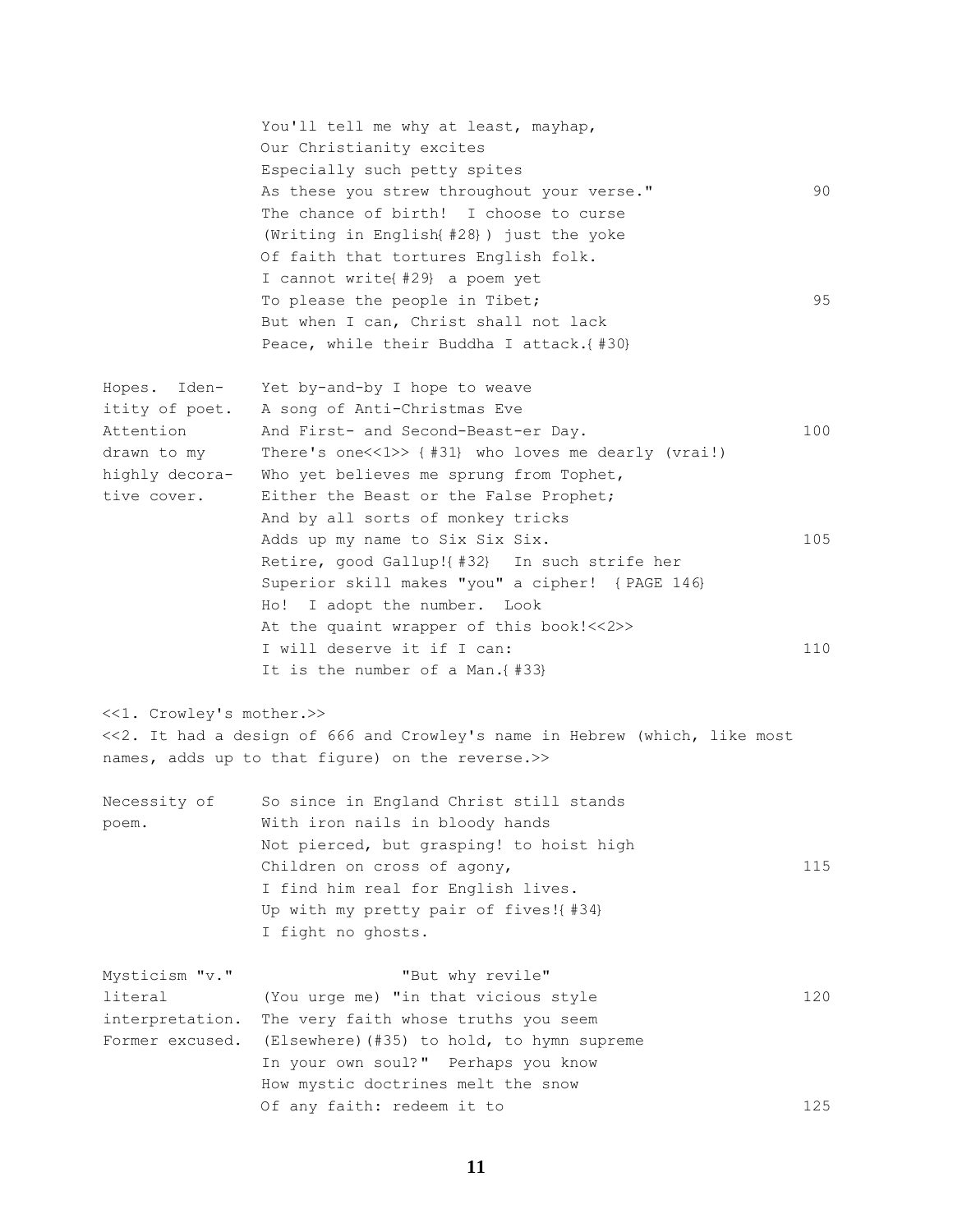```
                You'll tell me why at least, mayhap,
                Our Christianity excites
                Especially such petty spites
                As these you strew throughout your verse."                 90
                The chance of birth!  I choose to curse
                (Writing in English{#28}) just the yoke
                Of faith that tortures English folk.
                I cannot write{#29} a poem yet
                To please the people in Tibet;                             95
                But when I can, Christ shall not lack
                Peace, while their Buddha I attack.{#30}

Hopes.  Iden-   Yet by-and-by I hope to weave
itity of poet.  A song of Anti-Christmas Eve
Attention       And First- and Second-Beast-er Day.                       100
drawn to my     There's one<<1>> {#31} who loves me dearly (vrai!)
highly decora-  Who yet believes me sprung from Tophet,
tive cover.     Either the Beast or the False Prophet;
                And by all sorts of monkey tricks
                Adds up my name to Six Six Six.                           105
                Retire, good Gallup!{#32}  In such strife her
                Superior skill makes "you" a cipher!  {PAGE 146}
                Ho!  I adopt the number.  Look
                At the quaint wrapper of this book!<<2>>
                I will deserve it if I can:                               110
                It is the number of a Man.{#33}
```

<<1. Crowley's mother.>>
<<2. It had a design of 666 and Crowley's name in Hebrew (which, like most names, adds up to that figure) on the reverse.>>

```
Necessity of    So since in England Christ still stands
poem.           With iron nails in bloody hands
                Not pierced, but grasping! to hoist high
                Children on cross of agony,                               115
                I find him real for English lives.
                Up with my pretty pair of fives!{#34}
                I fight no ghosts.

Mysticism "v."                 "But why revile"
literal         (You urge me) "in that vicious style                      120
interpretation. The very faith whose truths you seem
Former excused. (Elsewhere)(#35) to hold, to hymn supreme
                In your own soul?"  Perhaps you know
                How mystic doctrines melt the snow
                Of any faith: redeem it to                                125
```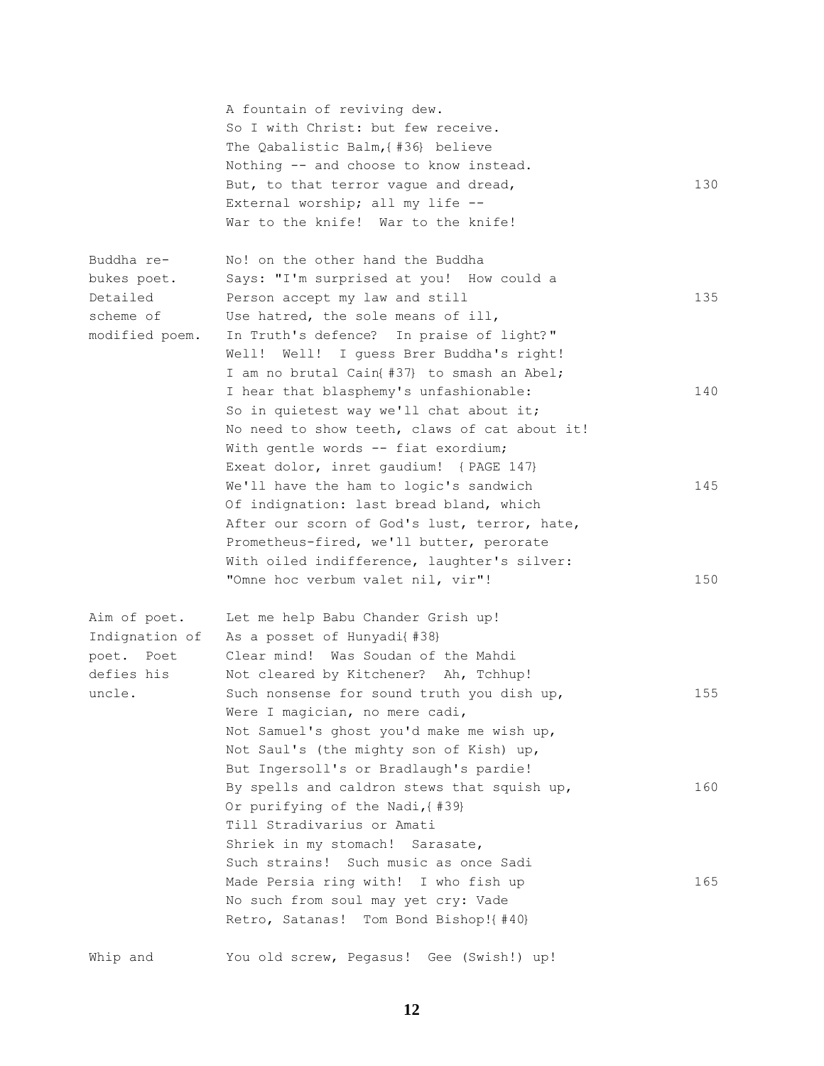A fountain of reviving dew.
So I with Christ: but few receive.
The Qabalistic Balm,{#36} believe
Nothing -- and choose to know instead.
But, to that terror vague and dread, 130
External worship; all my life --
War to the knife! War to the knife!

*Buddha rebukes poet. Detailed scheme of modified poem.*

No! on the other hand the Buddha
Says: "I'm surprised at you! How could a
Person accept my law and still 135
Use hatred, the sole means of ill,
In Truth's defence? In praise of light?"
Well! Well! I guess Brer Buddha's right!
I am no brutal Cain{#37} to smash an Abel;
I hear that blasphemy's unfashionable: 140
So in quietest way we'll chat about it;
No need to show teeth, claws of cat about it!
With gentle words -- fiat exordium;
Exeat dolor, inret gaudium! {PAGE 147}
We'll have the ham to logic's sandwich 145
Of indignation: last bread bland, which
After our scorn of God's lust, terror, hate,
Prometheus-fired, we'll butter, perorate
With oiled indifference, laughter's silver:
"Omne hoc verbum valet nil, vir"! 150

*Aim of poet. Indignation of poet. Poet defies his uncle.*

Let me help Babu Chander Grish up!
As a posset of Hunyadi{#38}
Clear mind! Was Soudan of the Mahdi
Not cleared by Kitchener? Ah, Tchhup!
Such nonsense for sound truth you dish up, 155
Were I magician, no mere cadi,
Not Samuel's ghost you'd make me wish up,
Not Saul's (the mighty son of Kish) up,
But Ingersoll's or Bradlaugh's pardie!
By spells and caldron stews that squish up, 160
Or purifying of the Nadi,{#39}
Till Stradivarius or Amati
Shriek in my stomach! Sarasate,
Such strains! Such music as once Sadi
Made Persia ring with! I who fish up 165
No such from soul may yet cry: Vade
Retro, Satanas! Tom Bond Bishop!{#40}

*Whip and*

You old screw, Pegasus! Gee (Swish!) up!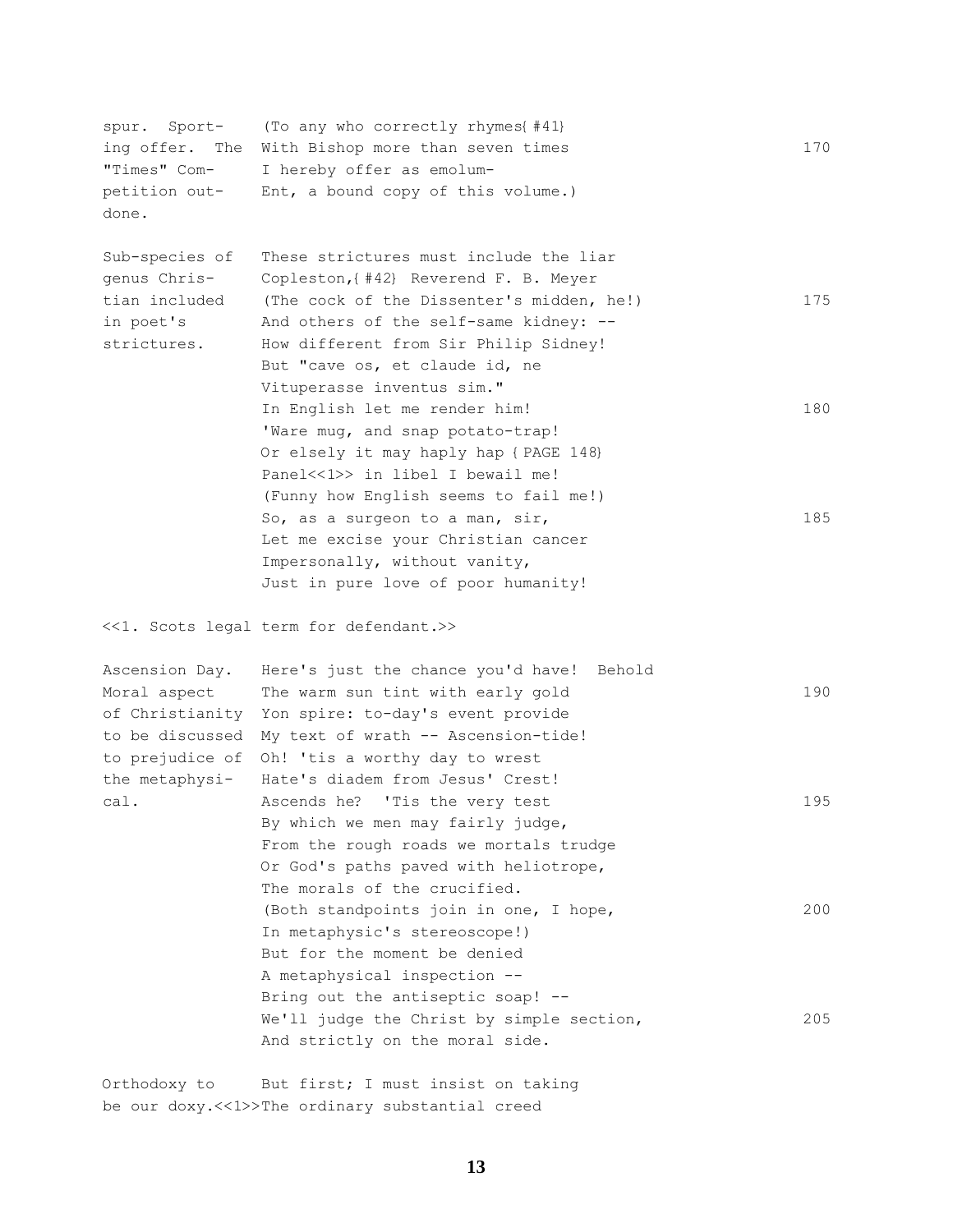```
spur.  Sport-    (To any who correctly rhymes{#41}
ing offer.  The  With Bishop more than seven times                    170
"Times" Com-     I hereby offer as emolum-
petition out-    Ent, a bound copy of this volume.)
done.

Sub-species of   These strictures must include the liar
genus Chris-     Copleston,{#42} Reverend F. B. Meyer
tian included    (The cock of the Dissenter's midden, he!)            175
in poet's        And others of the self-same kidney: --
strictures.      How different from Sir Philip Sidney!
                 But "cave os, et claude id, ne
                 Vituperasse inventus sim."
                 In English let me render him!                        180
                 'Ware mug, and snap potato-trap!
                 Or elsely it may haply hap {PAGE 148}
                 Panel<<1>> in libel I bewail me!
                 (Funny how English seems to fail me!)
                 So, as a surgeon to a man, sir,                      185
                 Let me excise your Christian cancer
                 Impersonally, without vanity,
                 Just in pure love of poor humanity!

<<1. Scots legal term for defendant.>>

Ascension Day.   Here's just the chance you'd have!  Behold
Moral aspect     The warm sun tint with early gold                    190
of Christianity  Yon spire: to-day's event provide
to be discussed  My text of wrath -- Ascension-tide!
to prejudice of  Oh! 'tis a worthy day to wrest
the metaphysi-   Hate's diadem from Jesus' Crest!
cal.             Ascends he?  'Tis the very test                      195
                 By which we men may fairly judge,
                 From the rough roads we mortals trudge
                 Or God's paths paved with heliotrope,
                 The morals of the crucified.
                 (Both standpoints join in one, I hope,               200
                 In metaphysic's stereoscope!)
                 But for the moment be denied
                 A metaphysical inspection --
                 Bring out the antiseptic soap! --
                 We'll judge the Christ by simple section,            205
                 And strictly on the moral side.

Orthodoxy to     But first; I must insist on taking
be our doxy.<<1>>The ordinary substantial creed
```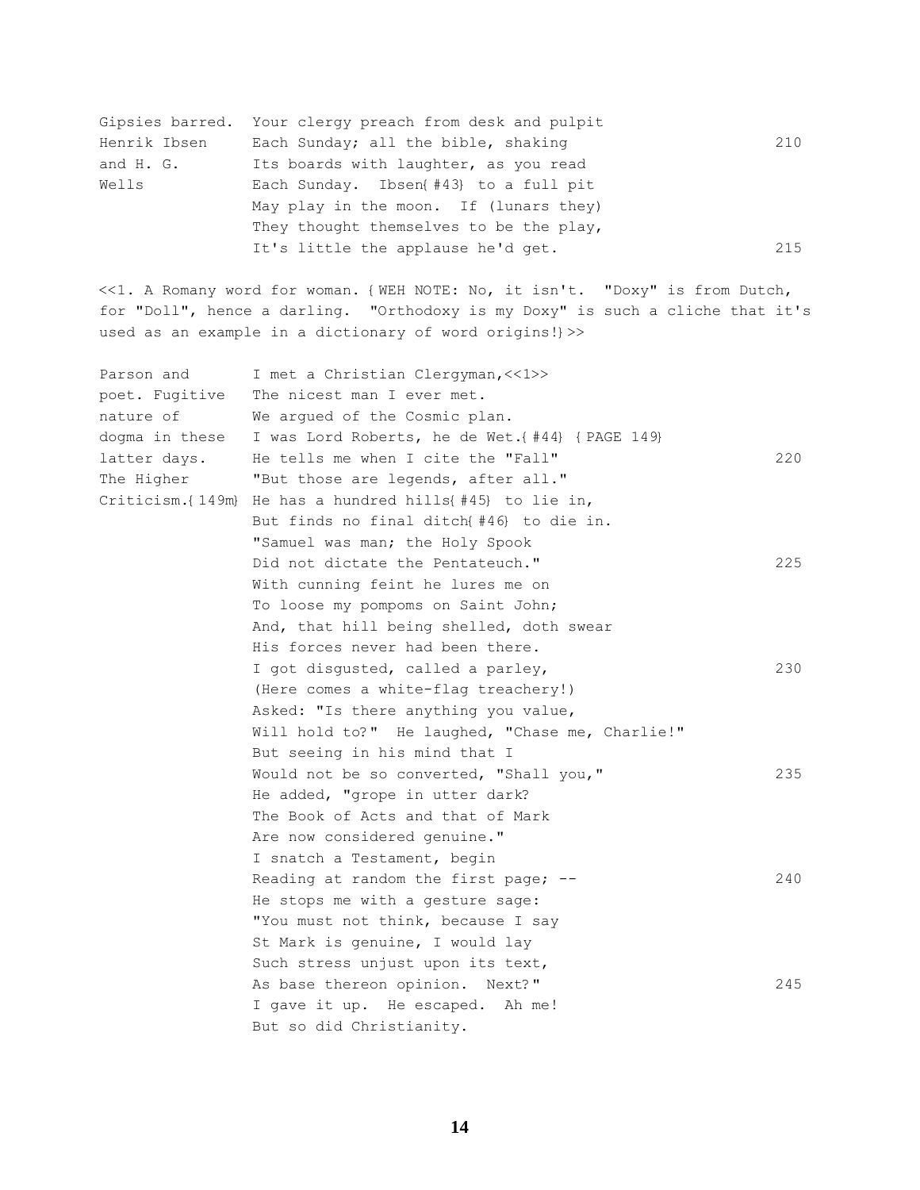```
Gipsies barred.  Your clergy preach from desk and pulpit
Henrik Ibsen     Each Sunday; all the bible, shaking                    210
and H. G.        Its boards with laughter, as you read
Wells            Each Sunday.  Ibsen{#43} to a full pit
                 May play in the moon.  If (lunars they)
                 They thought themselves to be the play,
                 It's little the applause he'd get.                     215
```

<<1. A Romany word for woman. {WEH NOTE: No, it isn't. "Doxy" is from Dutch, for "Doll", hence a darling. "Orthodoxy is my Doxy" is such a cliche that it's used as an example in a dictionary of word origins!}>>

```
Parson and       I met a Christian Clergyman,<<1>>
poet. Fugitive   The nicest man I ever met.
nature of        We argued of the Cosmic plan.
dogma in these   I was Lord Roberts, he de Wet.{#44} {PAGE 149}
latter days.     He tells me when I cite the "Fall"                     220
The Higher       "But those are legends, after all."
Criticism.{149m} He has a hundred hills{#45} to lie in,
                 But finds no final ditch{#46} to die in.
                 "Samuel was man; the Holy Spook
                 Did not dictate the Pentateuch."                       225
                 With cunning feint he lures me on
                 To loose my pompoms on Saint John;
                 And, that hill being shelled, doth swear
                 His forces never had been there.
                 I got disgusted, called a parley,                      230
                 (Here comes a white-flag treachery!)
                 Asked: "Is there anything you value,
                 Will hold to?"  He laughed, "Chase me, Charlie!"
                 But seeing in his mind that I
                 Would not be so converted, "Shall you,"                235
                 He added, "grope in utter dark?
                 The Book of Acts and that of Mark
                 Are now considered genuine."
                 I snatch a Testament, begin
                 Reading at random the first page; --                   240
                 He stops me with a gesture sage:
                 "You must not think, because I say
                 St Mark is genuine, I would lay
                 Such stress unjust upon its text,
                 As base thereon opinion.  Next?"                       245
                 I gave it up.  He escaped.  Ah me!
                 But so did Christianity.
```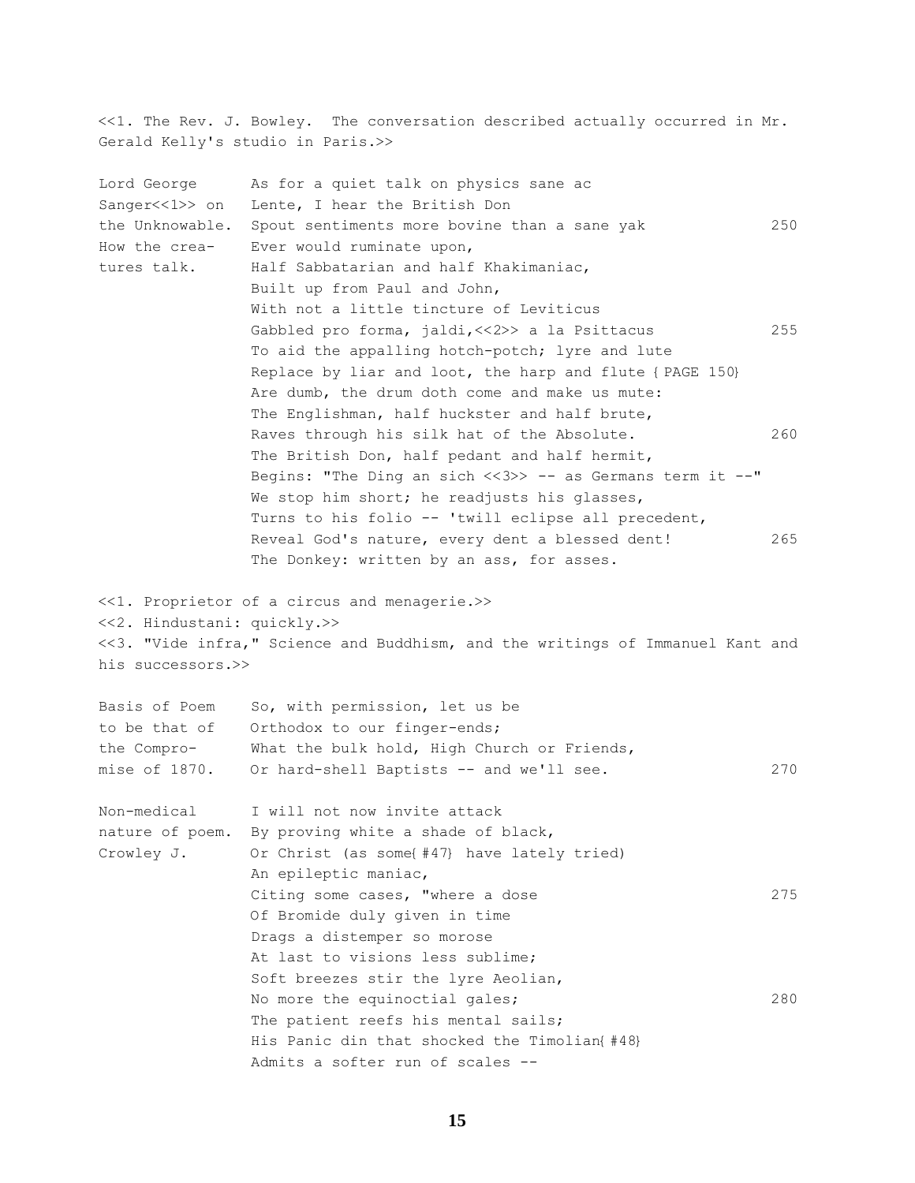<<1. The Rev. J. Bowley. The conversation described actually occurred in Mr. Gerald Kelly's studio in Paris.>>

```
Lord George      As for a quiet talk on physics sane ac
Sanger<<1>> on   Lente, I hear the British Don
the Unknowable.  Spout sentiments more bovine than a sane yak          250
How the crea-    Ever would ruminate upon,
tures talk.      Half Sabbatarian and half Khakimaniac,
                 Built up from Paul and John,
                 With not a little tincture of Leviticus
                 Gabbled pro forma, jaldi,<<2>> a la Psittacus          255
                 To aid the appalling hotch-potch; lyre and lute
                 Replace by liar and loot, the harp and flute {PAGE 150}
                 Are dumb, the drum doth come and make us mute:
                 The Englishman, half huckster and half brute,
                 Raves through his silk hat of the Absolute.           260
                 The British Don, half pedant and half hermit,
                 Begins: "The Ding an sich <<3>> -- as Germans term it --"
                 We stop him short; he readjusts his glasses,
                 Turns to his folio -- 'twill eclipse all precedent,
                 Reveal God's nature, every dent a blessed dent!       265
                 The Donkey: written by an ass, for asses.
```

<<1. Proprietor of a circus and menagerie.>>
<<2. Hindustani: quickly.>>
<<3. "Vide infra," Science and Buddhism, and the writings of Immanuel Kant and his successors.>>

```
Basis of Poem    So, with permission, let us be
to be that of    Orthodox to our finger-ends;
the Compro-      What the bulk hold, High Church or Friends,
mise of 1870.    Or hard-shell Baptists -- and we'll see.               270

Non-medical      I will not now invite attack
nature of poem.  By proving white a shade of black,
Crowley J.       Or Christ (as some{#47} have lately tried)
                 An epileptic maniac,
                 Citing some cases, "where a dose                      275
                 Of Bromide duly given in time
                 Drags a distemper so morose
                 At last to visions less sublime;
                 Soft breezes stir the lyre Aeolian,
                 No more the equinoctial gales;                        280
                 The patient reefs his mental sails;
                 His Panic din that shocked the Timolian{#48}
                 Admits a softer run of scales --
```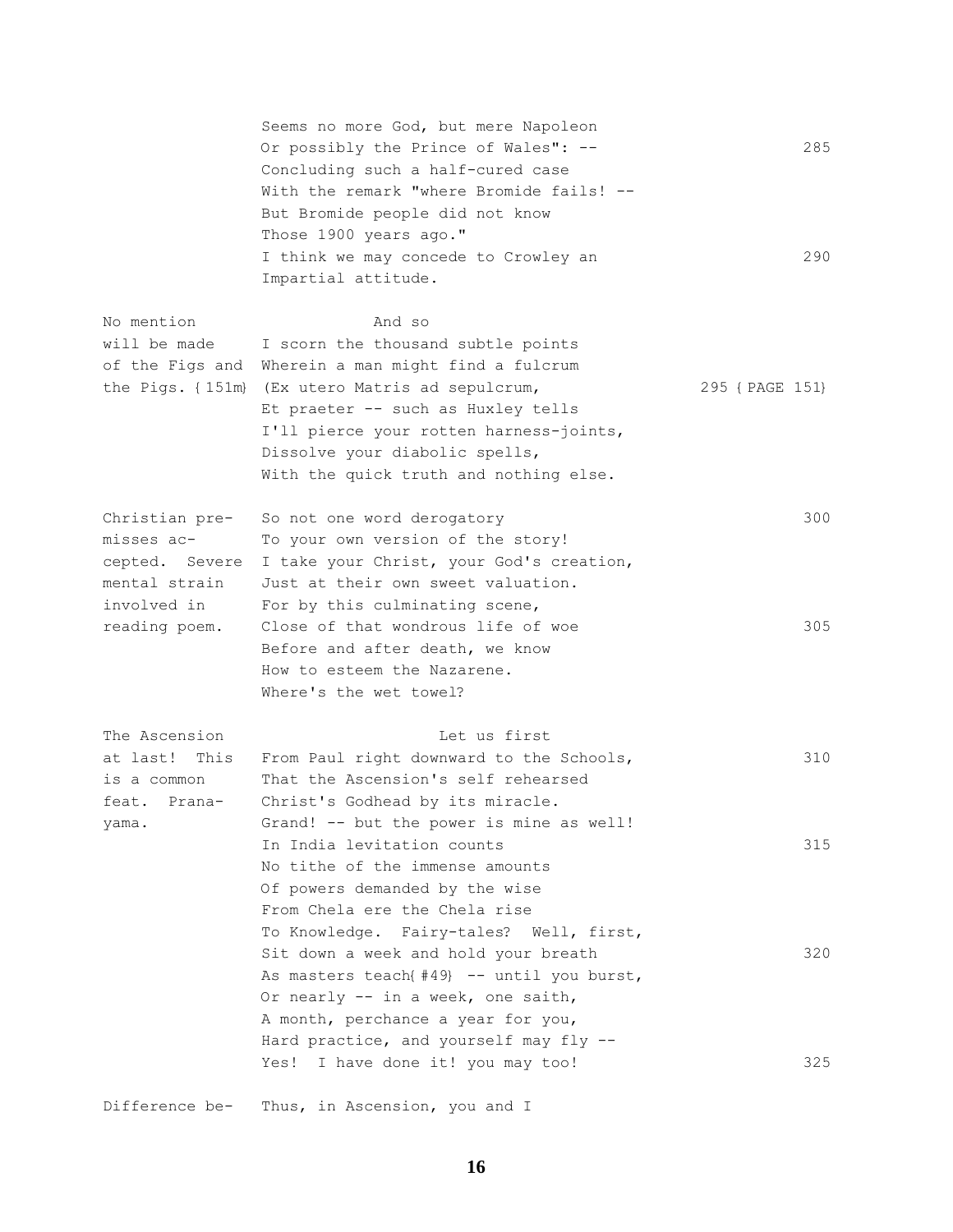Seems no more God, but mere Napoleon
Or possibly the Prince of Wales": -- 285
Concluding such a half-cured case
With the remark "where Bromide fails! --
But Bromide people did not know
Those 1900 years ago."
I think we may concede to Crowley an 290
Impartial attitude.

*No mention will be made of the Figs and the Pigs.* {151m}

And so
I scorn the thousand subtle points
Wherein a man might find a fulcrum
(Ex utero Matris ad sepulcrum, 295 {PAGE 151}
Et praeter -- such as Huxley tells
I'll pierce your rotten harness-joints,
Dissolve your diabolic spells,
With the quick truth and nothing else.

*Christian premisses accepted. Severe mental strain involved in reading poem.*

So not one word derogatory 300
To your own version of the story!
I take your Christ, your God's creation,
Just at their own sweet valuation.
For by this culminating scene,
Close of that wondrous life of woe 305
Before and after death, we know
How to esteem the Nazarene.
Where's the wet towel?

*The Ascension at last! This is a common feat. Pranayama.*

Let us first
From Paul right downward to the Schools, 310
That the Ascension's self rehearsed
Christ's Godhead by its miracle.
Grand! -- but the power is mine as well!
In India levitation counts 315
No tithe of the immense amounts
Of powers demanded by the wise
From Chela ere the Chela rise
To Knowledge. Fairy-tales? Well, first,
Sit down a week and hold your breath 320
As masters teach{#49} -- until you burst,
Or nearly -- in a week, one saith,
A month, perchance a year for you,
Hard practice, and yourself may fly --
Yes! I have done it! you may too! 325

*Difference be-*

Thus, in Ascension, you and I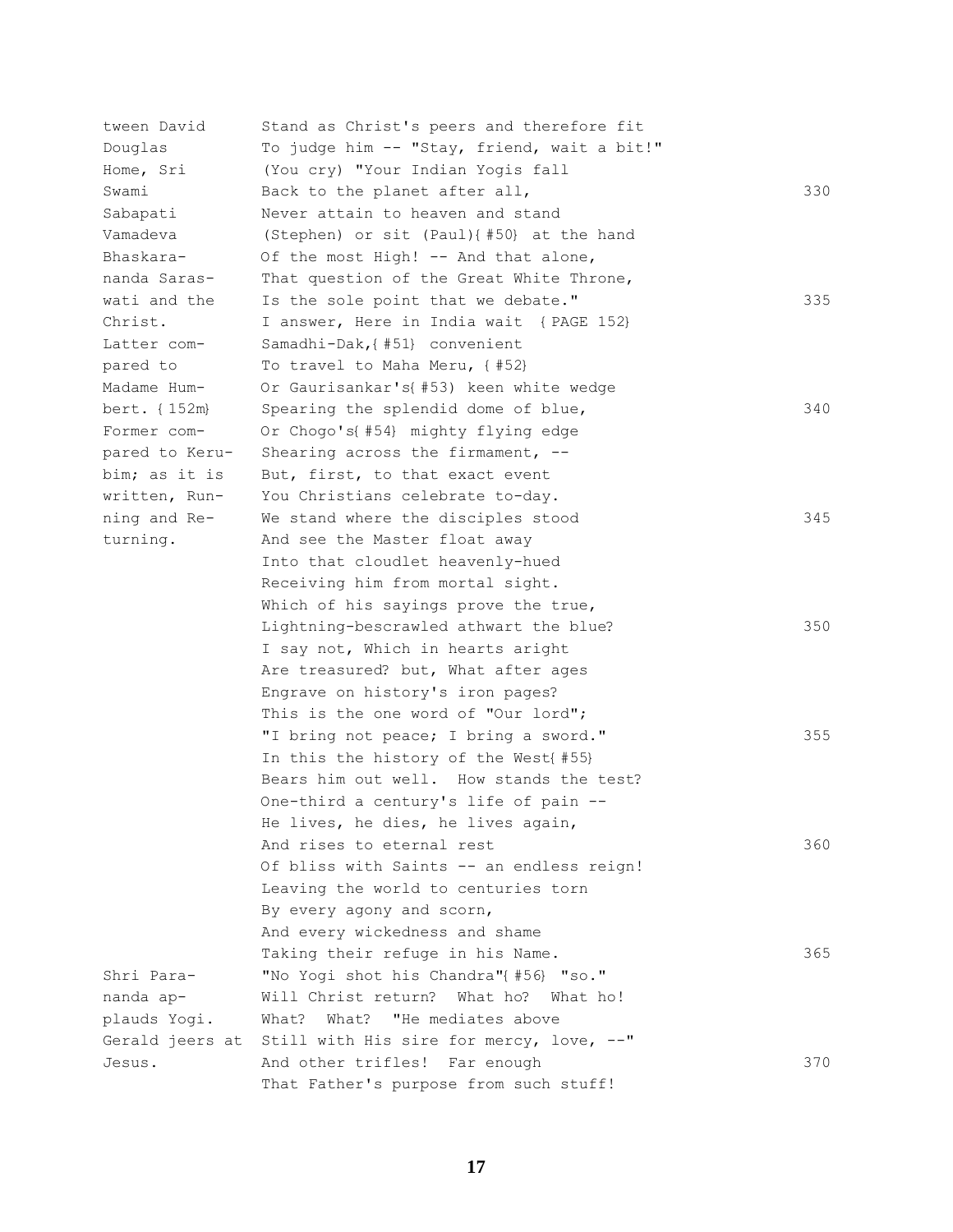```
tween David      Stand as Christ's peers and therefore fit
Douglas          To judge him -- "Stay, friend, wait a bit!"
Home, Sri        (You cry) "Your Indian Yogis fall
Swami            Back to the planet after all,                          330
Sabapati         Never attain to heaven and stand
Vamadeva         (Stephen) or sit (Paul){#50} at the hand
Bhaskara-        Of the most High! -- And that alone,
nanda Saras-     That question of the Great White Throne,
wati and the     Is the sole point that we debate."                     335
Christ.          I answer, Here in India wait {PAGE 152}
Latter com-      Samadhi-Dak,{#51} convenient
pared to         To travel to Maha Meru, {#52}
Madame Hum-      Or Gaurisankar's{#53) keen white wedge
bert. {152m}     Spearing the splendid dome of blue,                    340
Former com-      Or Chogo's{#54} mighty flying edge
pared to Keru-   Shearing across the firmament, --
bim; as it is    But, first, to that exact event
written, Run-    You Christians celebrate to-day.
ning and Re-     We stand where the disciples stood                     345
turning.         And see the Master float away
                 Into that cloudlet heavenly-hued
                 Receiving him from mortal sight.
                 Which of his sayings prove the true,
                 Lightning-bescrawled athwart the blue?                 350
                 I say not, Which in hearts aright
                 Are treasured? but, What after ages
                 Engrave on history's iron pages?
                 This is the one word of "Our lord";
                 "I bring not peace; I bring a sword."                  355
                 In this the history of the West{#55}
                 Bears him out well.  How stands the test?
                 One-third a century's life of pain --
                 He lives, he dies, he lives again,
                 And rises to eternal rest                              360
                 Of bliss with Saints -- an endless reign!
                 Leaving the world to centuries torn
                 By every agony and scorn,
                 And every wickedness and shame
                 Taking their refuge in his Name.                       365
Shri Para-       "No Yogi shot his Chandra"{#56} "so."
nanda ap-        Will Christ return?  What ho?  What ho!
plauds Yogi.     What?  What?  "He mediates above
Gerald jeers at  Still with His sire for mercy, love, --"
Jesus.           And other trifles!  Far enough                         370
                 That Father's purpose from such stuff!
```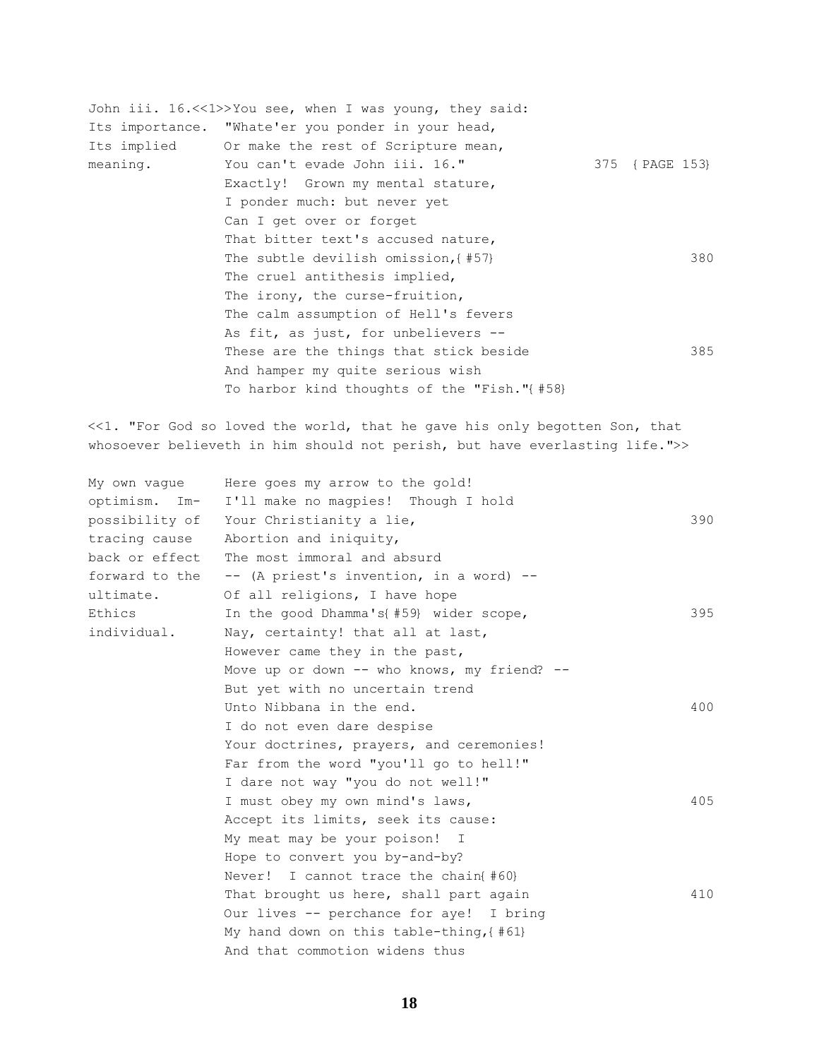```
John iii. 16.<<1>>You see, when I was young, they said:
Its importance.  "Whate'er you ponder in your head,
Its implied      Or make the rest of Scripture mean,
meaning.         You can't evade John iii. 16."                375  { PAGE 153}
                 Exactly!  Grown my mental stature,
                 I ponder much: but never yet
                 Can I get over or forget
                 That bitter text's accused nature,
                 The subtle devilish omission,{ #57}                     380
                 The cruel antithesis implied,
                 The irony, the curse-fruition,
                 The calm assumption of Hell's fevers
                 As fit, as just, for unbelievers --
                 These are the things that stick beside                  385
                 And hamper my quite serious wish
                 To harbor kind thoughts of the "Fish."{ #58}

<<1. "For God so loved the world, that he gave his only begotten Son, that
whosoever believeth in him should not perish, but have everlasting life.">>

My own vague     Here goes my arrow to the gold!
optimism.  Im-   I'll make no magpies!  Though I hold
possibility of   Your Christianity a lie,                                390
tracing cause    Abortion and iniquity,
back or effect   The most immoral and absurd
forward to the   -- (A priest's invention, in a word) --
ultimate.        Of all religions, I have hope
Ethics           In the good Dhamma's{ #59} wider scope,                 395
individual.      Nay, certainty! that all at last,
                 However came they in the past,
                 Move up or down -- who knows, my friend? --
                 But yet with no uncertain trend
                 Unto Nibbana in the end.                                400
                 I do not even dare despise
                 Your doctrines, prayers, and ceremonies!
                 Far from the word "you'll go to hell!"
                 I dare not way "you do not well!"
                 I must obey my own mind's laws,                         405
                 Accept its limits, seek its cause:
                 My meat may be your poison!  I
                 Hope to convert you by-and-by?
                 Never!  I cannot trace the chain{ #60}
                 That brought us here, shall part again                  410
                 Our lives -- perchance for aye!  I bring
                 My hand down on this table-thing,{ #61}
                 And that commotion widens thus
```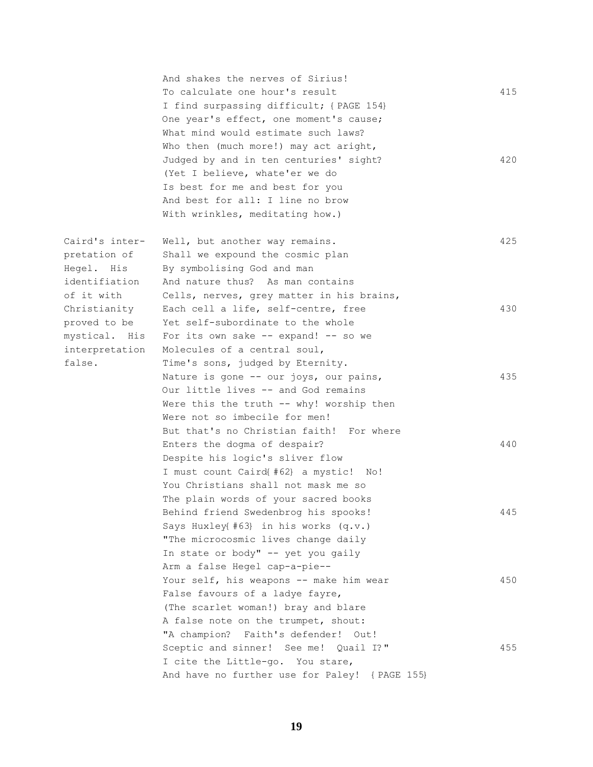And shakes the nerves of Sirius!
To calculate one hour's result 415
I find surpassing difficult; {PAGE 154}
One year's effect, one moment's cause;
What mind would estimate such laws?
Who then (much more!) may act aright,
Judged by and in ten centuries' sight? 420
(Yet I believe, whate'er we do
Is best for me and best for you
And best for all: I line no brow
With wrinkles, meditating how.)

*Caird's interpretation of Hegel. His identifiation of it with Christianity proved to be mystical. His interpretation false.*

Well, but another way remains. 425
Shall we expound the cosmic plan
By symbolising God and man
And nature thus? As man contains
Cells, nerves, grey matter in his brains,
Each cell a life, self-centre, free 430
Yet self-subordinate to the whole
For its own sake -- expand! -- so we
Molecules of a central soul,
Time's sons, judged by Eternity.
Nature is gone -- our joys, our pains, 435
Our little lives -- and God remains
Were this the truth -- why! worship then
Were not so imbecile for men!
But that's no Christian faith! For where
Enters the dogma of despair? 440
Despite his logic's sliver flow
I must count Caird{#62} a mystic! No!
You Christians shall not mask me so
The plain words of your sacred books
Behind friend Swedenbrog his spooks! 445
Says Huxley{#63} in his works (q.v.)
"The microcosmic lives change daily
In state or body" -- yet you gaily
Arm a false Hegel cap-a-pie--
Your self, his weapons -- make him wear 450
False favours of a ladye fayre,
(The scarlet woman!) bray and blare
A false note on the trumpet, shout:
"A champion? Faith's defender! Out!
Sceptic and sinner! See me! Quail I?" 455
I cite the Little-go. You stare,
And have no further use for Paley! {PAGE 155}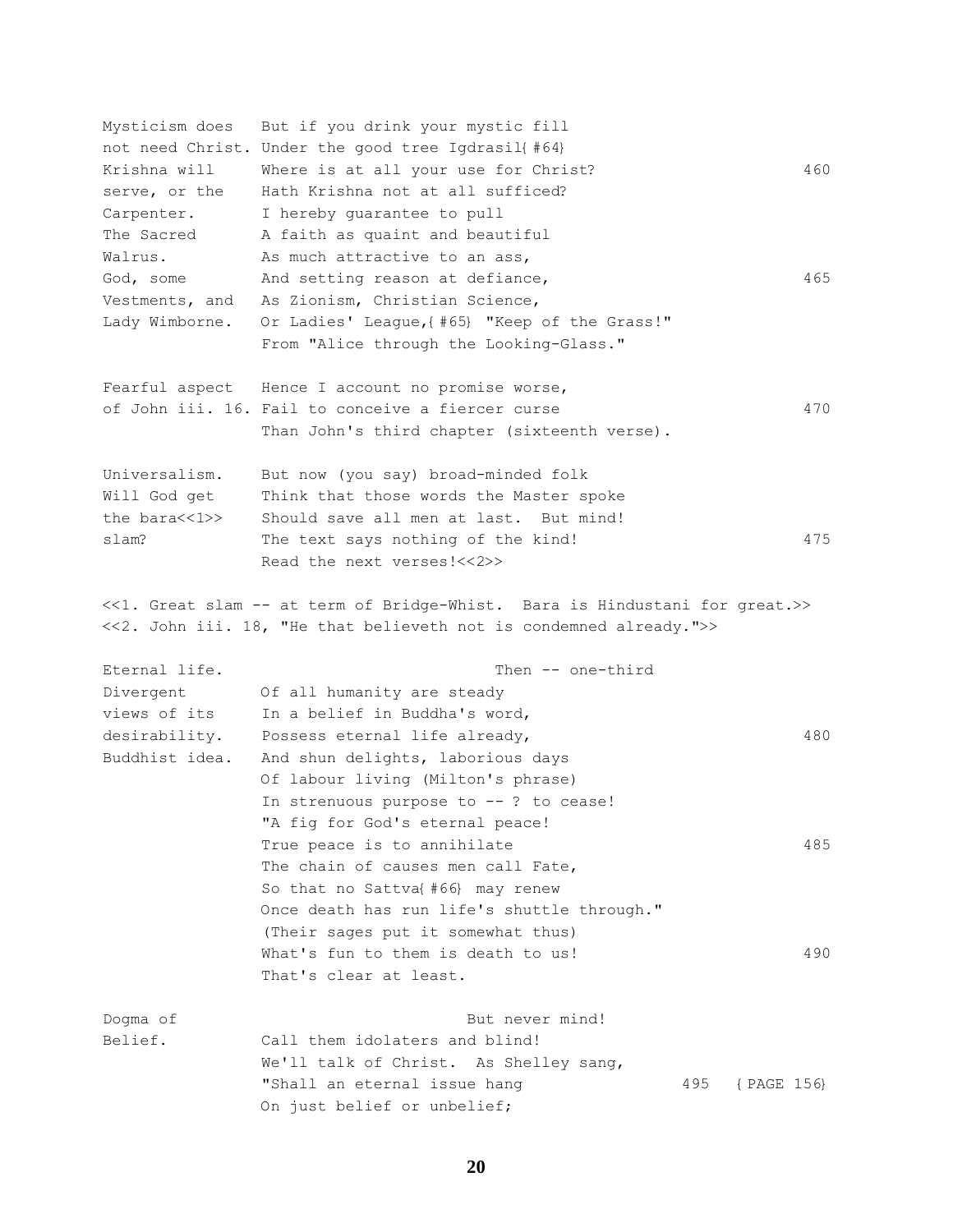```
Mysticism does   But if you drink your mystic fill
not need Christ. Under the good tree Igdrasil{ #64}
Krishna will     Where is at all your use for Christ?                  460
serve, or the    Hath Krishna not at all sufficed?
Carpenter.       I hereby guarantee to pull
The Sacred       A faith as quaint and beautiful
Walrus.          As much attractive to an ass,
God, some        And setting reason at defiance,                       465
Vestments, and   As Zionism, Christian Science,
Lady Wimborne.   Or Ladies' League,{ #65} "Keep of the Grass!"
                 From "Alice through the Looking-Glass."

Fearful aspect   Hence I account no promise worse,
of John iii. 16. Fail to conceive a fiercer curse                      470
                 Than John's third chapter (sixteenth verse).

Universalism.    But now (you say) broad-minded folk
Will God get     Think that those words the Master spoke
the bara<<1>>    Should save all men at last.  But mind!
slam?            The text says nothing of the kind!                    475
                 Read the next verses!<<2>>

<<1. Great slam -- at term of Bridge-Whist.  Bara is Hindustani for great.>>
<<2. John iii. 18, "He that believeth not is condemned already.">>

Eternal life.                          Then -- one-third
Divergent        Of all humanity are steady
views of its     In a belief in Buddha's word,
desirability.    Possess eternal life already,                         480
Buddhist idea.   And shun delights, laborious days
                 Of labour living (Milton's phrase)
                 In strenuous purpose to -- ? to cease!
                 "A fig for God's eternal peace!
                 True peace is to annihilate                           485
                 The chain of causes men call Fate,
                 So that no Sattva{ #66} may renew
                 Once death has run life's shuttle through."
                 (Their sages put it somewhat thus)
                 What's fun to them is death to us!                    490
                 That's clear at least.

Dogma of                            But never mind!
Belief.          Call them idolaters and blind!
                 We'll talk of Christ.  As Shelley sang,
                 "Shall an eternal issue hang                 495   { PAGE 156}
                 On just belief or unbelief;
```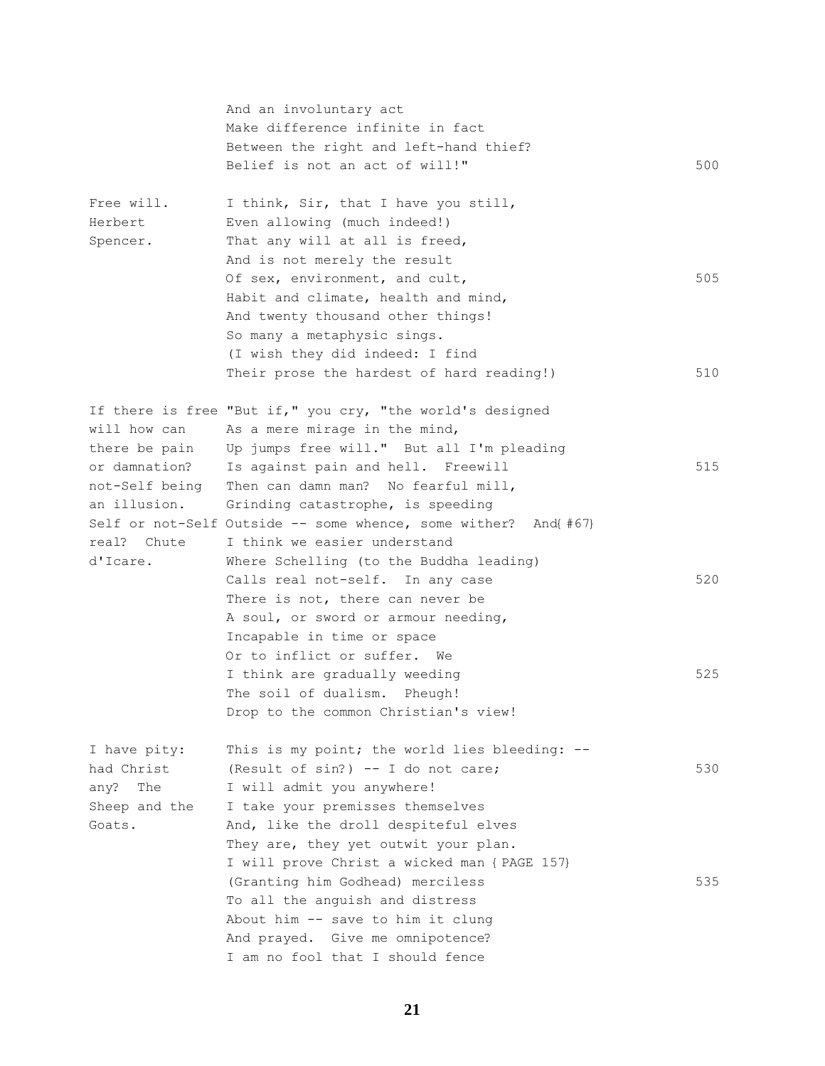And an involuntary act
Make difference infinite in fact
Between the right and left-hand thief?
Belief is not an act of will!" 500

*Free will. Herbert Spencer.*

I think, Sir, that I have you still,
Even allowing (much indeed!)
That any will at all is freed,
And is not merely the result
Of sex, environment, and cult, 505
Habit and climate, health and mind,
And twenty thousand other things!
So many a metaphysic sings.
(I wish they did indeed: I find
Their prose the hardest of hard reading!) 510

*If there is free will how can there be pain or damnation? not-Self being an illusion. Self or not-Self real? Chute d'Icare.*

"But if," you cry, "the world's designed
As a mere mirage in the mind,
Up jumps free will." But all I'm pleading
Is against pain and hell. Freewill 515
Then can damn man? No fearful mill,
Grinding catastrophe, is speeding
Outside -- some whence, some wither? And{ #67}
I think we easier understand
Where Schelling (to the Buddha leading)
Calls real not-self. In any case 520
There is not, there can never be
A soul, or sword or armour needing,
Incapable in time or space
Or to inflict or suffer. We
I think are gradually weeding 525
The soil of dualism. Pheugh!
Drop to the common Christian's view!

*I have pity: had Christ any? The Sheep and the Goats.*

This is my point; the world lies bleeding: --
(Result of sin?) -- I do not care; 530
I will admit you anywhere!
I take your premisses themselves
And, like the droll despiteful elves
They are, they yet outwit your plan.
I will prove Christ a wicked man { PAGE 157}
(Granting him Godhead) merciless 535
To all the anguish and distress
About him -- save to him it clung
And prayed. Give me omnipotence?
I am no fool that I should fence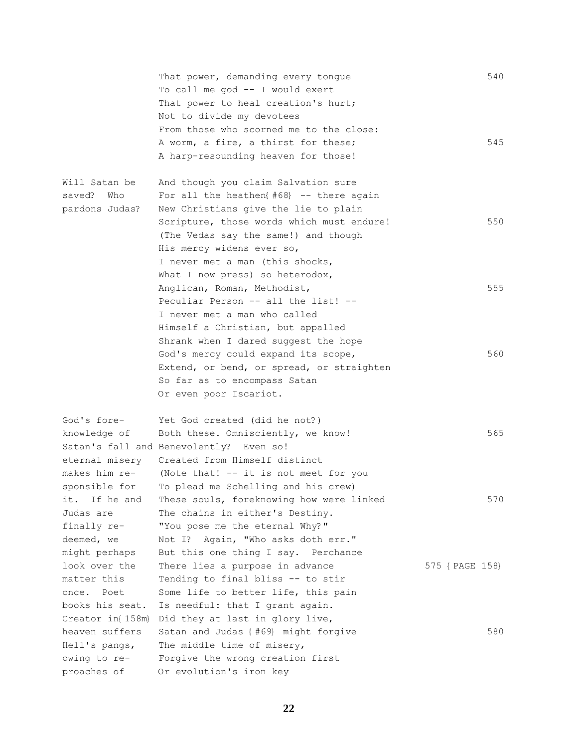That power, demanding every tongue 540
To call me god -- I would exert
That power to heal creation's hurt;
Not to divide my devotees
From those who scorned me to the close:
A worm, a fire, a thirst for these; 545
A harp-resounding heaven for those!

*Will Satan be saved? Who pardons Judas?*

And though you claim Salvation sure
For all the heathen{ #68} -- there again
New Christians give the lie to plain
Scripture, those words which must endure! 550
(The Vedas say the same!) and though
His mercy widens ever so,
I never met a man (this shocks,
What I now press) so heterodox,
Anglican, Roman, Methodist, 555
Peculiar Person -- all the list! --
I never met a man who called
Himself a Christian, but appalled
Shrank when I dared suggest the hope
God's mercy could expand its scope, 560
Extend, or bend, or spread, or straighten
So far as to encompass Satan
Or even poor Iscariot.

*God's foreknowledge of Satan's fall and eternal misery makes him responsible for it. If he and Judas are finally redeemed, we might perhaps look over the matter this once. Poet books his seat. Creator in{ 158m} heaven suffers Hell's pangs, owing to reproaches of*

Yet God created (did he not?)
Both these. Omnisciently, we know! 565
Benevolently? Even so!
Created from Himself distinct
(Note that! -- it is not meet for you
To plead me Schelling and his crew)
These souls, foreknowing how were linked 570
The chains in either's Destiny.
"You pose me the eternal Why?"
Not I? Again, "Who asks doth err."
But this one thing I say. Perchance
There lies a purpose in advance 575 { PAGE 158}
Tending to final bliss -- to stir
Some life to better life, this pain
Is needful: that I grant again.
Did they at last in glory live,
Satan and Judas { #69} might forgive 580
The middle time of misery,
Forgive the wrong creation first
Or evolution's iron key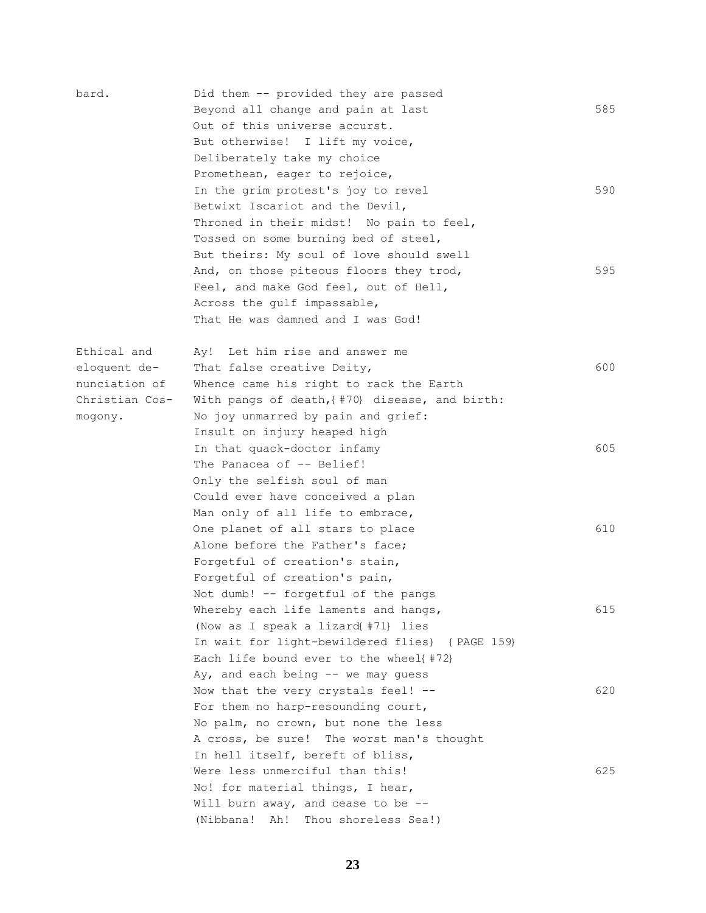bard. Did them -- provided they are passed
Beyond all change and pain at last 585
Out of this universe accurst.
But otherwise! I lift my voice,
Deliberately take my choice
Promethean, eager to rejoice,
In the grim protest's joy to revel 590
Betwixt Iscariot and the Devil,
Throned in their midst! No pain to feel,
Tossed on some burning bed of steel,
But theirs: My soul of love should swell
And, on those piteous floors they trod, 595
Feel, and make God feel, out of Hell,
Across the gulf impassable,
That He was damned and I was God!

Ethical and eloquent denunciation of Christian Cosmogony.

Ay! Let him rise and answer me
That false creative Deity, 600
Whence came his right to rack the Earth
With pangs of death,{#70} disease, and birth:
No joy unmarred by pain and grief:
Insult on injury heaped high
In that quack-doctor infamy 605
The Panacea of -- Belief!
Only the selfish soul of man
Could ever have conceived a plan
Man only of all life to embrace,
One planet of all stars to place 610
Alone before the Father's face;
Forgetful of creation's stain,
Forgetful of creation's pain,
Not dumb! -- forgetful of the pangs
Whereby each life laments and hangs, 615
(Now as I speak a lizard{#71} lies
In wait for light-bewildered flies) {PAGE 159}
Each life bound ever to the wheel{#72}
Ay, and each being -- we may guess
Now that the very crystals feel! -- 620
For them no harp-resounding court,
No palm, no crown, but none the less
A cross, be sure! The worst man's thought
In hell itself, bereft of bliss,
Were less unmerciful than this! 625
No! for material things, I hear,
Will burn away, and cease to be --
(Nibbana! Ah! Thou shoreless Sea!)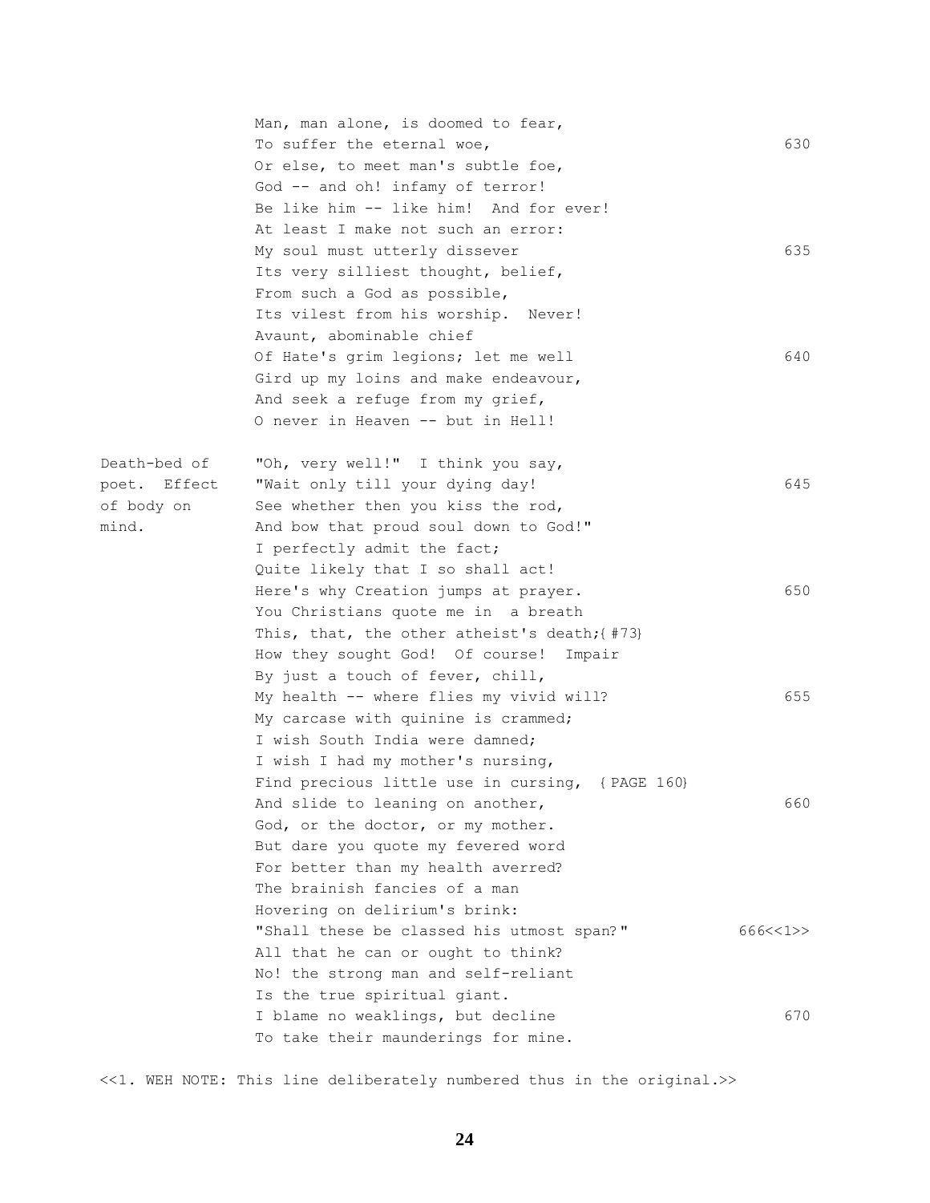Man, man alone, is doomed to fear,
To suffer the eternal woe, 630
Or else, to meet man's subtle foe,
God -- and oh! infamy of terror!
Be like him -- like him! And for ever!
At least I make not such an error:
My soul must utterly dissever 635
Its very silliest thought, belief,
From such a God as possible,
Its vilest from his worship. Never!
Avaunt, abominable chief
Of Hate's grim legions; let me well 640
Gird up my loins and make endeavour,
And seek a refuge from my grief,
O never in Heaven -- but in Hell!

*Death-bed of poet. Effect of body on mind.*

"Oh, very well!" I think you say,
"Wait only till your dying day! 645
See whether then you kiss the rod,
And bow that proud soul down to God!"
I perfectly admit the fact;
Quite likely that I so shall act!
Here's why Creation jumps at prayer. 650
You Christians quote me in a breath
This, that, the other atheist's death;{#73}
How they sought God! Of course! Impair
By just a touch of fever, chill,
My health -- where flies my vivid will? 655
My carcase with quinine is crammed;
I wish South India were damned;
I wish I had my mother's nursing,
Find precious little use in cursing, {PAGE 160}
And slide to leaning on another, 660
God, or the doctor, or my mother.
But dare you quote my fevered word
For better than my health averred?
The brainish fancies of a man
Hovering on delirium's brink:
"Shall these be classed his utmost span?" 666<<1>>
All that he can or ought to think?
No! the strong man and self-reliant
Is the true spiritual giant.
I blame no weaklings, but decline 670
To take their maunderings for mine.

<<1. WEH NOTE: This line deliberately numbered thus in the original.>>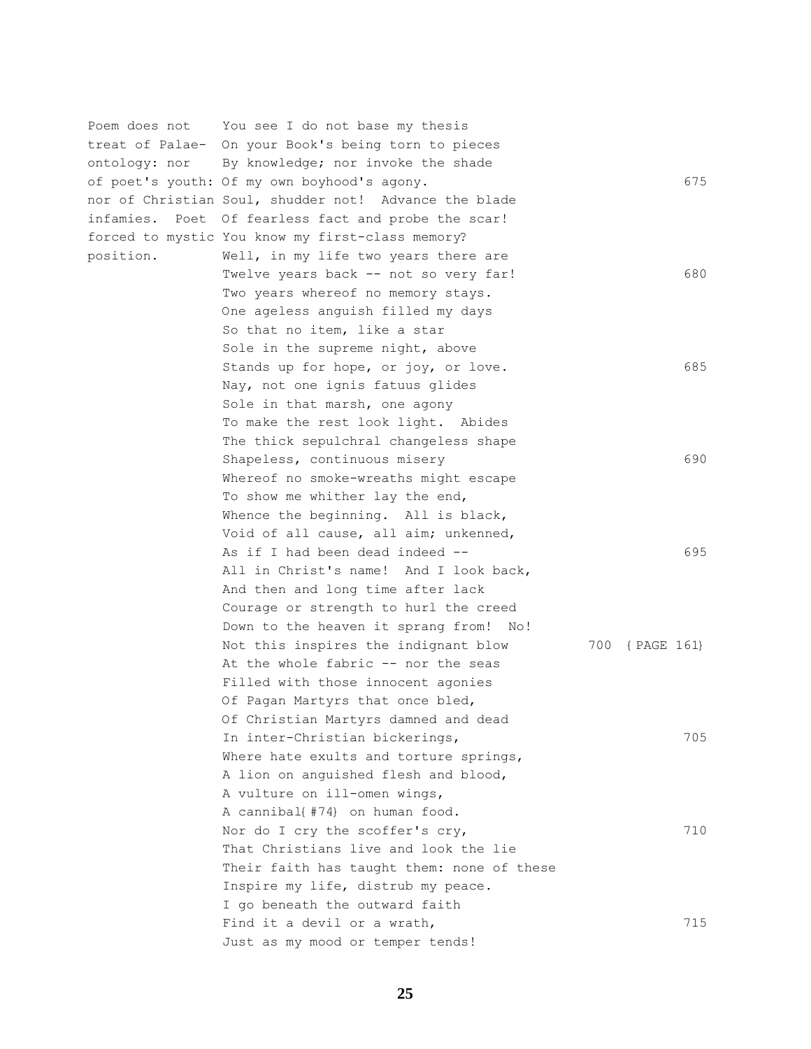Poem does not treat of Palaeontology: nor of poet's youth: nor of Christian infamies. Poet forced to mystic position.

You see I do not base my thesis
On your Book's being torn to pieces
By knowledge; nor invoke the shade
Of my own boyhood's agony. 675
Soul, shudder not! Advance the blade
Of fearless fact and probe the scar!
You know my first-class memory?
Well, in my life two years there are
Twelve years back -- not so very far! 680
Two years whereof no memory stays.
One ageless anguish filled my days
So that no item, like a star
Sole in the supreme night, above
Stands up for hope, or joy, or love. 685
Nay, not one ignis fatuus glides
Sole in that marsh, one agony
To make the rest look light. Abides
The thick sepulchral changeless shape
Shapeless, continuous misery 690
Whereof no smoke-wreaths might escape
To show me whither lay the end,
Whence the beginning. All is black,
Void of all cause, all aim; unkenned,
As if I had been dead indeed -- 695
All in Christ's name! And I look back,
And then and long time after lack
Courage or strength to hurl the creed
Down to the heaven it sprang from! No!
Not this inspires the indignant blow 700 {PAGE 161}
At the whole fabric -- nor the seas
Filled with those innocent agonies
Of Pagan Martyrs that once bled,
Of Christian Martyrs damned and dead
In inter-Christian bickerings, 705
Where hate exults and torture springs,
A lion on anguished flesh and blood,
A vulture on ill-omen wings,
A cannibal{#74} on human food.
Nor do I cry the scoffer's cry, 710
That Christians live and look the lie
Their faith has taught them: none of these
Inspire my life, distrub my peace.
I go beneath the outward faith
Find it a devil or a wrath, 715
Just as my mood or temper tends!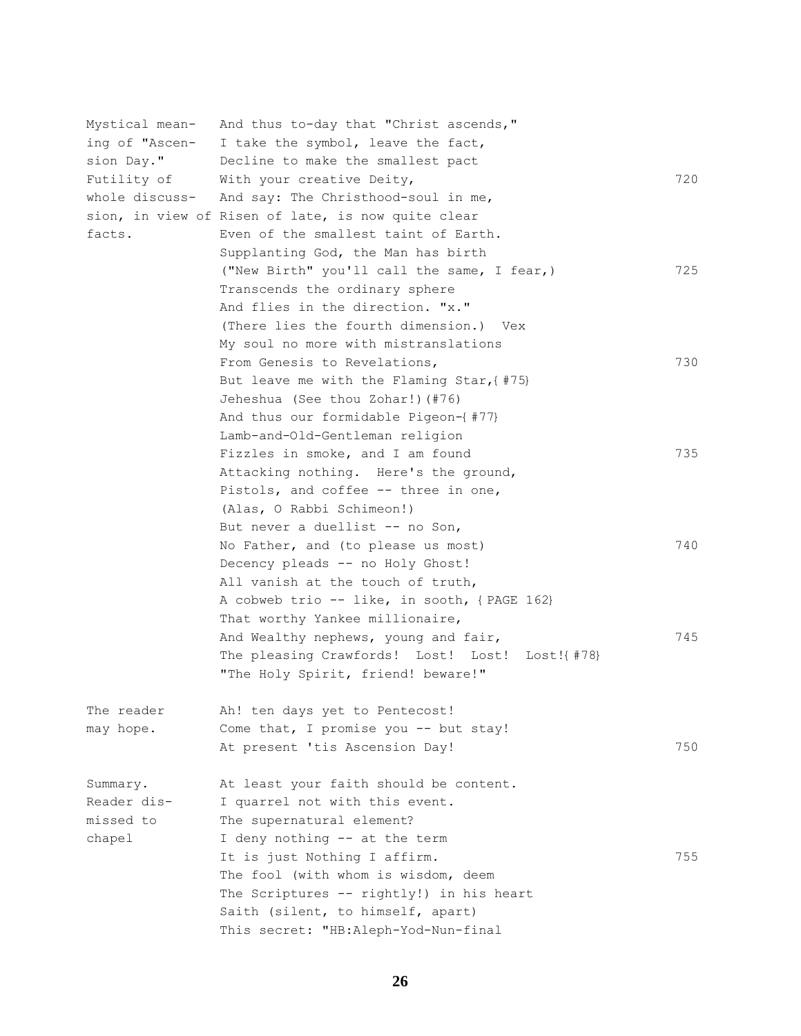```
Mystical mean-   And thus to-day that "Christ ascends,"
ing of "Ascen-   I take the symbol, leave the fact,
sion Day."       Decline to make the smallest pact
Futility of      With your creative Deity,                                720
whole discuss-   And say: The Christhood-soul in me,
sion, in view of Risen of late, is now quite clear
facts.           Even of the smallest taint of Earth.
                 Supplanting God, the Man has birth
                 ("New Birth" you'll call the same, I fear,)              725
                 Transcends the ordinary sphere
                 And flies in the direction. "x."
                 (There lies the fourth dimension.)  Vex
                 My soul no more with mistranslations
                 From Genesis to Revelations,                             730
                 But leave me with the Flaming Star,{#75}
                 Jeheshua (See thou Zohar!)(#76)
                 And thus our formidable Pigeon-{#77}
                 Lamb-and-Old-Gentleman religion
                 Fizzles in smoke, and I am found                         735
                 Attacking nothing.  Here's the ground,
                 Pistols, and coffee -- three in one,
                 (Alas, O Rabbi Schimeon!)
                 But never a duellist -- no Son,
                 No Father, and (to please us most)                       740
                 Decency pleads -- no Holy Ghost!
                 All vanish at the touch of truth,
                 A cobweb trio -- like, in sooth, {PAGE 162}
                 That worthy Yankee millionaire,
                 And Wealthy nephews, young and fair,                     745
                 The pleasing Crawfords!  Lost!  Lost!  Lost!{#78}
                 "The Holy Spirit, friend! beware!"

The reader       Ah! ten days yet to Pentecost!
may hope.        Come that, I promise you -- but stay!
                 At present 'tis Ascension Day!                           750

Summary.         At least your faith should be content.
Reader dis-      I quarrel not with this event.
missed to        The supernatural element?
chapel           I deny nothing -- at the term
                 It is just Nothing I affirm.                             755
                 The fool (with whom is wisdom, deem
                 The Scriptures -- rightly!) in his heart
                 Saith (silent, to himself, apart)
                 This secret: "HB:Aleph-Yod-Nun-final
```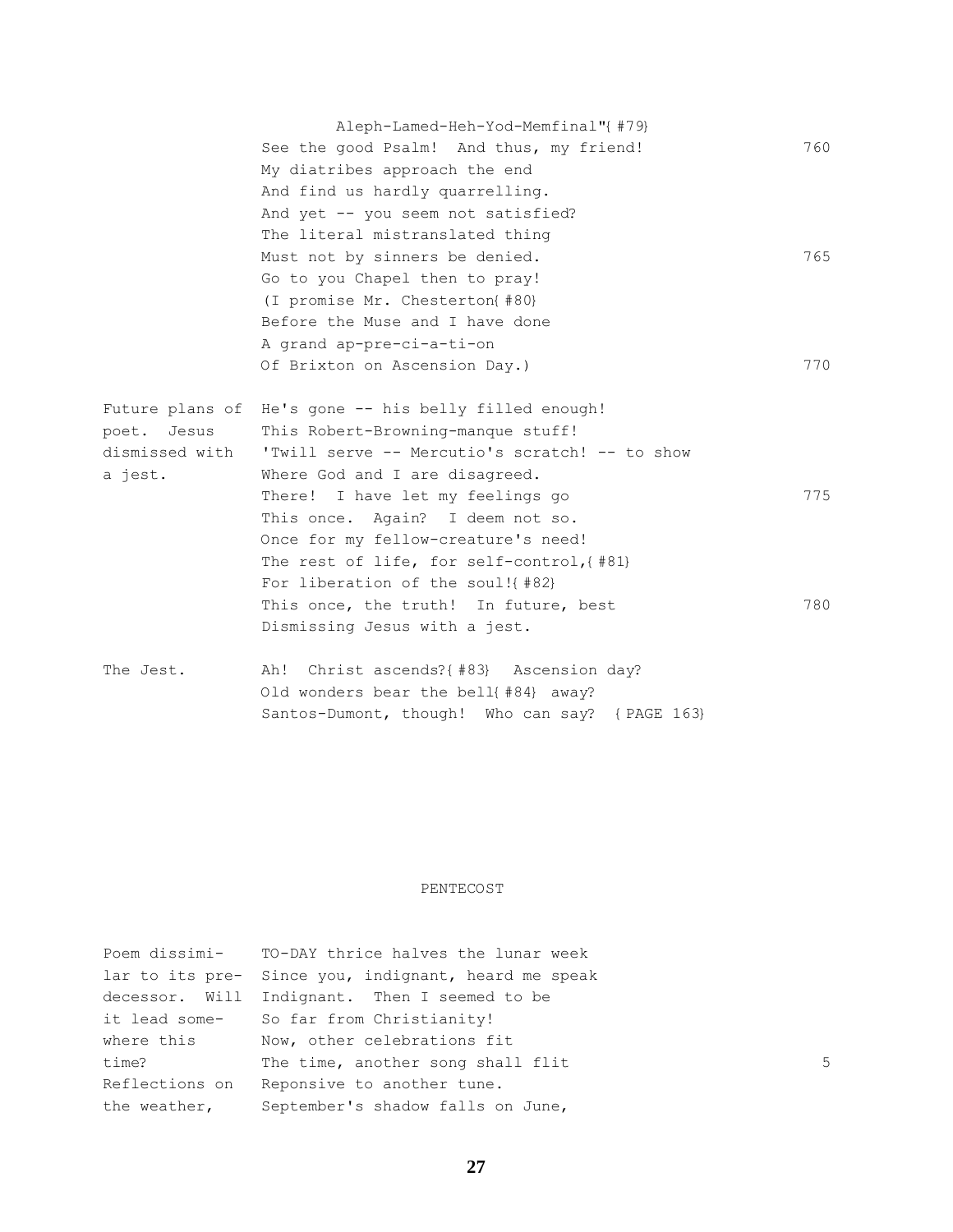Aleph-Lamed-Heh-Yod-Memfinal"{ #79}

See the good Psalm! And thus, my friend! 760
My diatribes approach the end
And find us hardly quarrelling.
And yet -- you seem not satisfied?
The literal mistranslated thing
Must not by sinners be denied. 765
Go to you Chapel then to pray!
(I promise Mr. Chesterton{ #80}
Before the Muse and I have done
A grand ap-pre-ci-a-ti-on
Of Brixton on Ascension Day.) 770

*Future plans of poet. Jesus dismissed with a jest.*

He's gone -- his belly filled enough!
This Robert-Browning-manque stuff!
'Twill serve -- Mercutio's scratch! -- to show
Where God and I are disagreed.
There! I have let my feelings go 775
This once. Again? I deem not so.
Once for my fellow-creature's need!
The rest of life, for self-control,{ #81}
For liberation of the soul!{ #82}
This once, the truth! In future, best 780
Dismissing Jesus with a jest.

*The Jest.*

Ah! Christ ascends?{ #83} Ascension day?
Old wonders bear the bell{ #84} away?
Santos-Dumont, though! Who can say? { PAGE 163}

## PENTECOST

*Poem dissimilar to its predecessor. Will it lead somewhere this time? Reflections on the weather,*

TO-DAY thrice halves the lunar week
Since you, indignant, heard me speak
Indignant. Then I seemed to be
So far from Christianity!
Now, other celebrations fit
The time, another song shall flit 5
Reponsive to another tune.
September's shadow falls on June,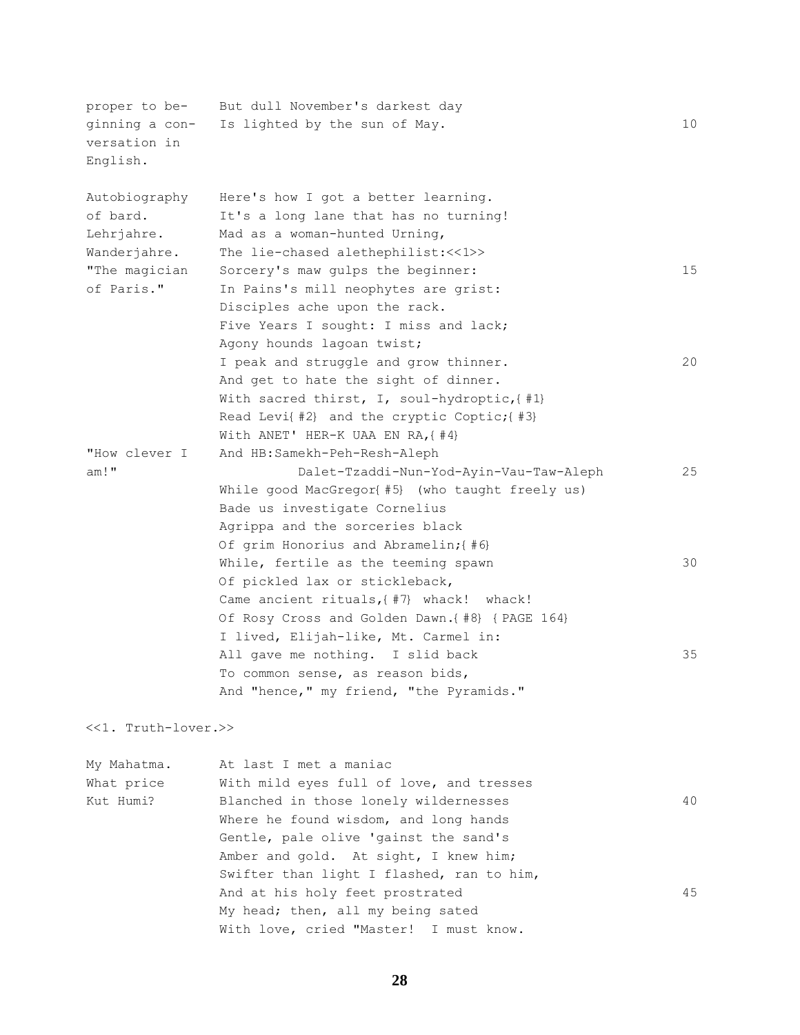```
proper to be-     But dull November's darkest day
ginning a con-    Is lighted by the sun of May.                              10
versation in
English.

Autobiography     Here's how I got a better learning.
of bard.          It's a long lane that has no turning!
Lehrjahre.        Mad as a woman-hunted Urning,
Wanderjahre.      The lie-chased alethephilist:<<1>>
"The magician     Sorcery's maw gulps the beginner:                          15
of Paris."        In Pains's mill neophytes are grist:
                  Disciples ache upon the rack.
                  Five Years I sought: I miss and lack;
                  Agony hounds lagoan twist;
                  I peak and struggle and grow thinner.                      20
                  And get to hate the sight of dinner.
                  With sacred thirst, I, soul-hydroptic,{#1}
                  Read Levi{#2} and the cryptic Coptic;{#3}
                  With ANET' HER-K UAA EN RA,{#4}
"How clever I     And HB:Samekh-Peh-Resh-Aleph
am!"                        Dalet-Tzaddi-Nun-Yod-Ayin-Vau-Taw-Aleph          25
                  While good MacGregor{#5} (who taught freely us)
                  Bade us investigate Cornelius
                  Agrippa and the sorceries black
                  Of grim Honorius and Abramelin;{#6}
                  While, fertile as the teeming spawn                        30
                  Of pickled lax or stickleback,
                  Came ancient rituals,{#7} whack! whack!
                  Of Rosy Cross and Golden Dawn.{#8} {PAGE 164}
                  I lived, Elijah-like, Mt. Carmel in:
                  All gave me nothing. I slid back                           35
                  To common sense, as reason bids,
                  And "hence," my friend, "the Pyramids."
```

<<1. Truth-lover.>>

```
My Mahatma.       At last I met a maniac
What price        With mild eyes full of love, and tresses
Kut Humi?         Blanched in those lonely wildernesses                      40
                  Where he found wisdom, and long hands
                  Gentle, pale olive 'gainst the sand's
                  Amber and gold. At sight, I knew him;
                  Swifter than light I flashed, ran to him,
                  And at his holy feet prostrated                            45
                  My head; then, all my being sated
                  With love, cried "Master! I must know.
```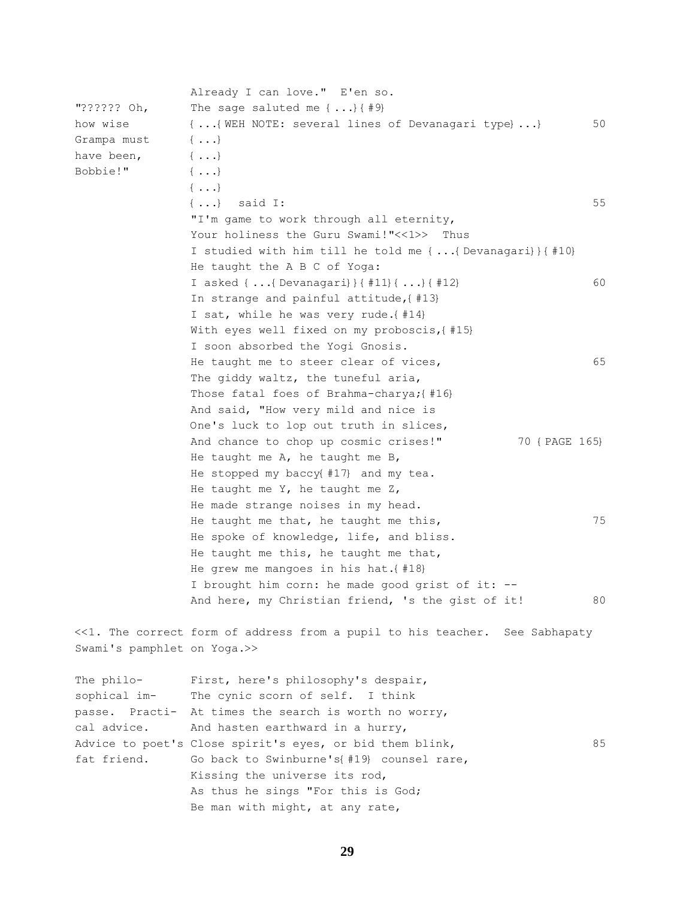```
                Already I can love."  E'en so.
"?????? Oh,     The sage saluted me {...}{#9}
how wise        {...{WEH NOTE: several lines of Devanagari type}...}       50
Grampa must     {...}
have been,      {...}
Bobbie!"        {...}
                {...}
                {...}  said I:                                             55
                "I'm game to work through all eternity,
                Your holiness the Guru Swami!"<<1>>  Thus
                I studied with him till he told me {...{Devanagari}}{#10}
                He taught the A B C of Yoga:
                I asked {...{Devanagari}}{#11}{...}{#12}                   60
                In strange and painful attitude,{#13}
                I sat, while he was very rude.{#14}
                With eyes well fixed on my proboscis,{#15}
                I soon absorbed the Yogi Gnosis.
                He taught me to steer clear of vices,                      65
                The giddy waltz, the tuneful aria,
                Those fatal foes of Brahma-charya;{#16}
                And said, "How very mild and nice is
                One's luck to lop out truth in slices,
                And chance to chop up cosmic crises!"          70 {PAGE 165}
                He taught me A, he taught me B,
                He stopped my baccy{#17} and my tea.
                He taught me Y, he taught me Z,
                He made strange noises in my head.
                He taught me that, he taught me this,                      75
                He spoke of knowledge, life, and bliss.
                He taught me this, he taught me that,
                He grew me mangoes in his hat.{#18}
                I brought him corn: he made good grist of it: --
                And here, my Christian friend, 's the gist of it!          80

<<1. The correct form of address from a pupil to his teacher.  See Sabhapaty
Swami's pamphlet on Yoga.>>

The philo-      First, here's philosophy's despair,
sophical im-    The cynic scorn of self.  I think
passe.  Practi- At times the search is worth no worry,
cal advice.     And hasten earthward in a hurry,
Advice to poet's Close spirit's eyes, or bid them blink,                   85
fat friend.     Go back to Swinburne's{#19} counsel rare,
                Kissing the universe its rod,
                As thus he sings "For this is God;
                Be man with might, at any rate,
```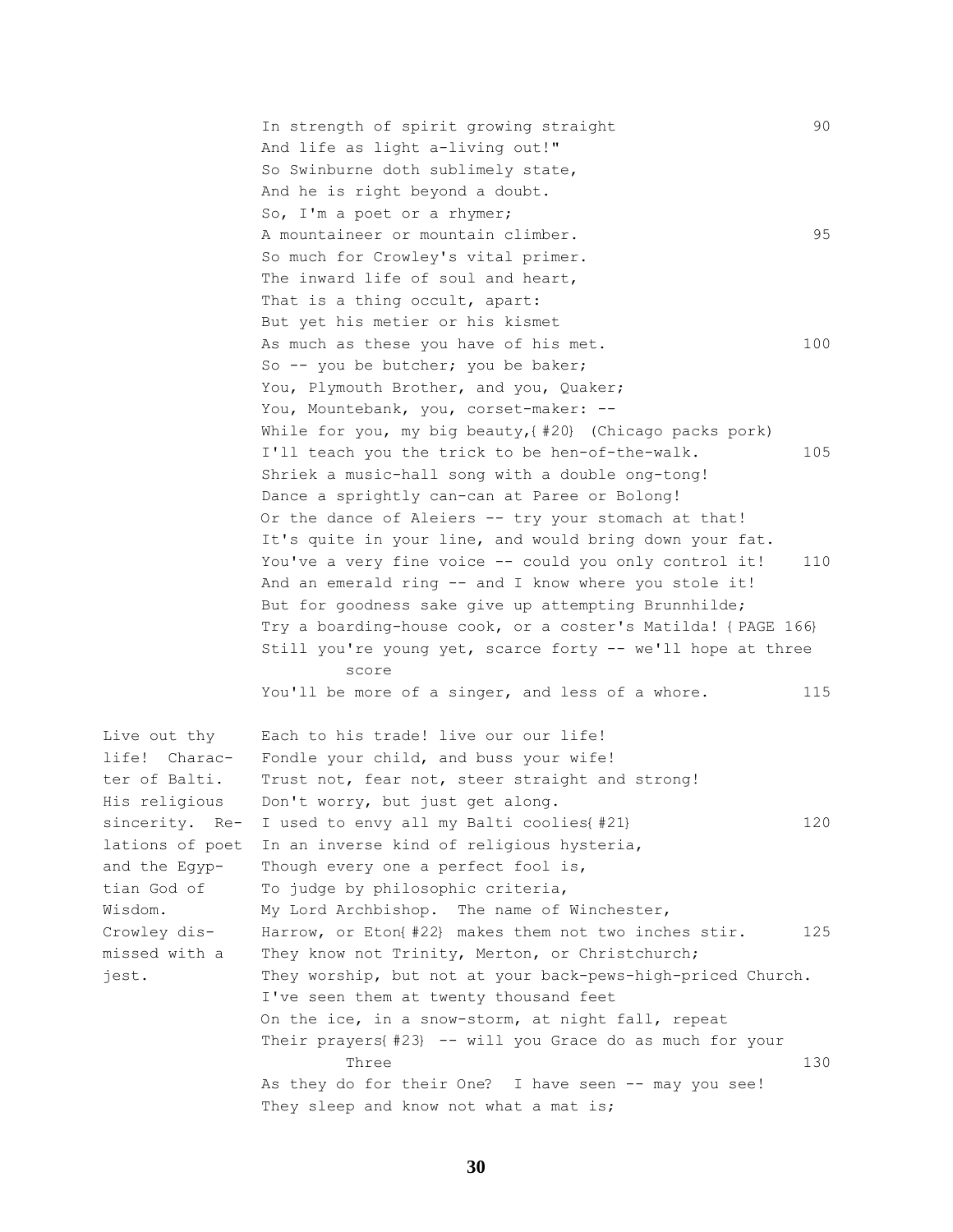In strength of spirit growing straight 90
And life as light a-living out!"
So Swinburne doth sublimely state,
And he is right beyond a doubt.
So, I'm a poet or a rhymer;
A mountaineer or mountain climber. 95
So much for Crowley's vital primer.
The inward life of soul and heart,
That is a thing occult, apart:
But yet his metier or his kismet
As much as these you have of his met. 100
So -- you be butcher; you be baker;
You, Plymouth Brother, and you, Quaker;
You, Mountebank, you, corset-maker: --
While for you, my big beauty,{#20} (Chicago packs pork)
I'll teach you the trick to be hen-of-the-walk. 105
Shriek a music-hall song with a double ong-tong!
Dance a sprightly can-can at Paree or Bolong!
Or the dance of Aleiers -- try your stomach at that!
It's quite in your line, and would bring down your fat.
You've a very fine voice -- could you only control it! 110
And an emerald ring -- and I know where you stole it!
But for goodness sake give up attempting Brunnhilde;
Try a boarding-house cook, or a coster's Matilda! {PAGE 166}
Still you're young yet, scarce forty -- we'll hope at three score
You'll be more of a singer, and less of a whore. 115

*Live out thy life! Character of Balti. His religious sincerity. Relations of poet and the Egyptian God of Wisdom. Crowley dismissed with a jest.*

Each to his trade! live our our life!
Fondle your child, and buss your wife!
Trust not, fear not, steer straight and strong!
Don't worry, but just get along.
I used to envy all my Balti coolies{#21} 120
In an inverse kind of religious hysteria,
Though every one a perfect fool is,
To judge by philosophic criteria,
My Lord Archbishop. The name of Winchester,
Harrow, or Eton{#22} makes them not two inches stir. 125
They know not Trinity, Merton, or Christchurch;
They worship, but not at your back-pews-high-priced Church.
I've seen them at twenty thousand feet
On the ice, in a snow-storm, at night fall, repeat
Their prayers{#23} -- will you Grace do as much for your Three 130
As they do for their One? I have seen -- may you see!
They sleep and know not what a mat is;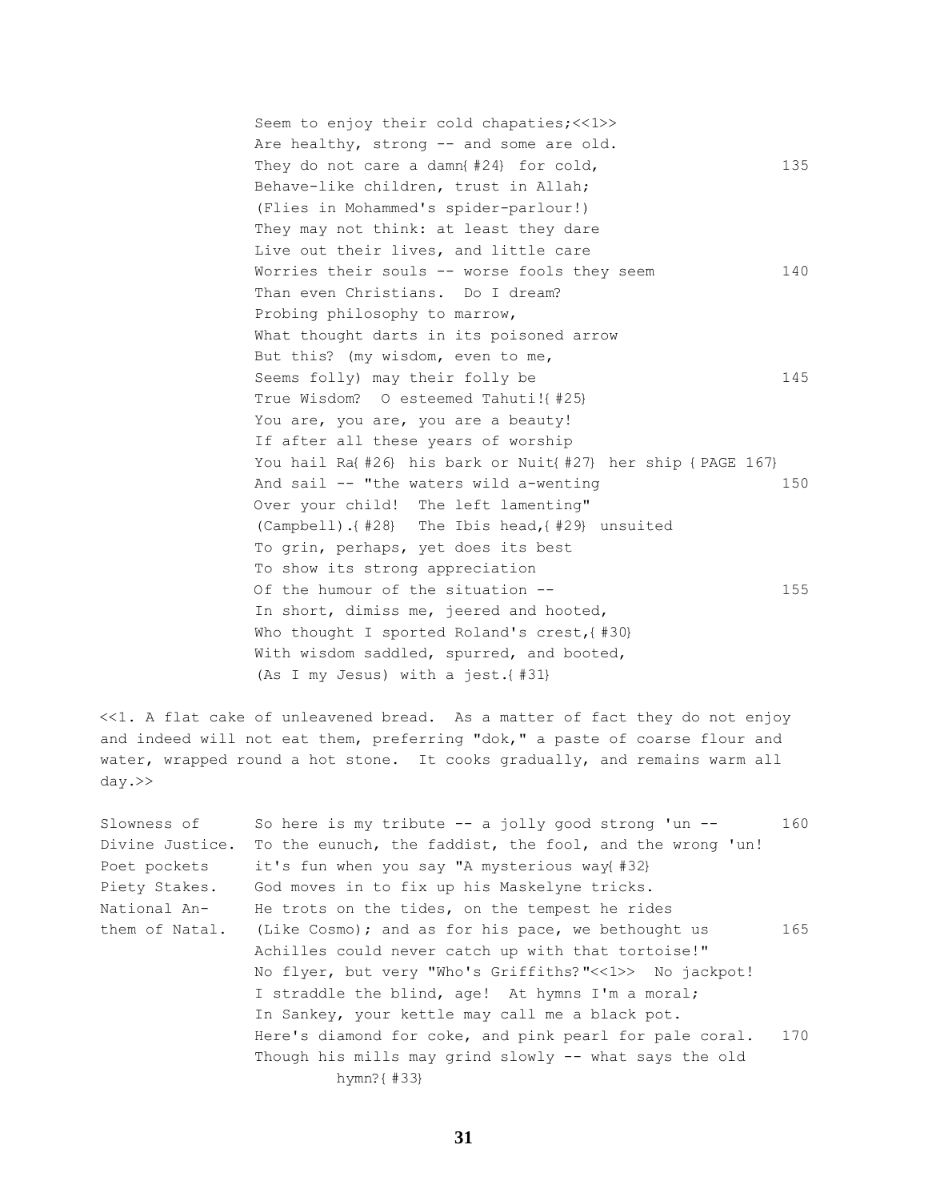Seem to enjoy their cold chapaties;<<1>>
Are healthy, strong -- and some are old.
They do not care a damn{ #24} for cold, 135
Behave-like children, trust in Allah;
(Flies in Mohammed's spider-parlour!)
They may not think: at least they dare
Live out their lives, and little care
Worries their souls -- worse fools they seem 140
Than even Christians. Do I dream?
Probing philosophy to marrow,
What thought darts in its poisoned arrow
But this? (my wisdom, even to me,
Seems folly) may their folly be 145
True Wisdom? O esteemed Tahuti!{ #25}
You are, you are, you are a beauty!
If after all these years of worship
You hail Ra{ #26} his bark or Nuit{ #27} her ship { PAGE 167}
And sail -- "the waters wild a-wenting 150
Over your child! The left lamenting"
(Campbell).{ #28} The Ibis head,{ #29} unsuited
To grin, perhaps, yet does its best
To show its strong appreciation
Of the humour of the situation -- 155
In short, dimiss me, jeered and hooted,
Who thought I sported Roland's crest,{ #30}
With wisdom saddled, spurred, and booted,
(As I my Jesus) with a jest.{ #31}

<<1. A flat cake of unleavened bread. As a matter of fact they do not enjoy and indeed will not eat them, preferring "dok," a paste of coarse flour and water, wrapped round a hot stone. It cooks gradually, and remains warm all day.>>

Slowness of Divine Justice. Poet pockets Piety Stakes. National Anthem of Natal.

So here is my tribute -- a jolly good strong 'un -- 160
To the eunuch, the faddist, the fool, and the wrong 'un!
it's fun when you say "A mysterious way{ #32}
God moves in to fix up his Maskelyne tricks.
He trots on the tides, on the tempest he rides
(Like Cosmo); and as for his pace, we bethought us 165
Achilles could never catch up with that tortoise!"
No flyer, but very "Who's Griffiths?"<<1>> No jackpot!
I straddle the blind, age! At hymns I'm a moral;
In Sankey, your kettle may call me a black pot.
Here's diamond for coke, and pink pearl for pale coral. 170
Though his mills may grind slowly -- what says the old hymn?{ #33}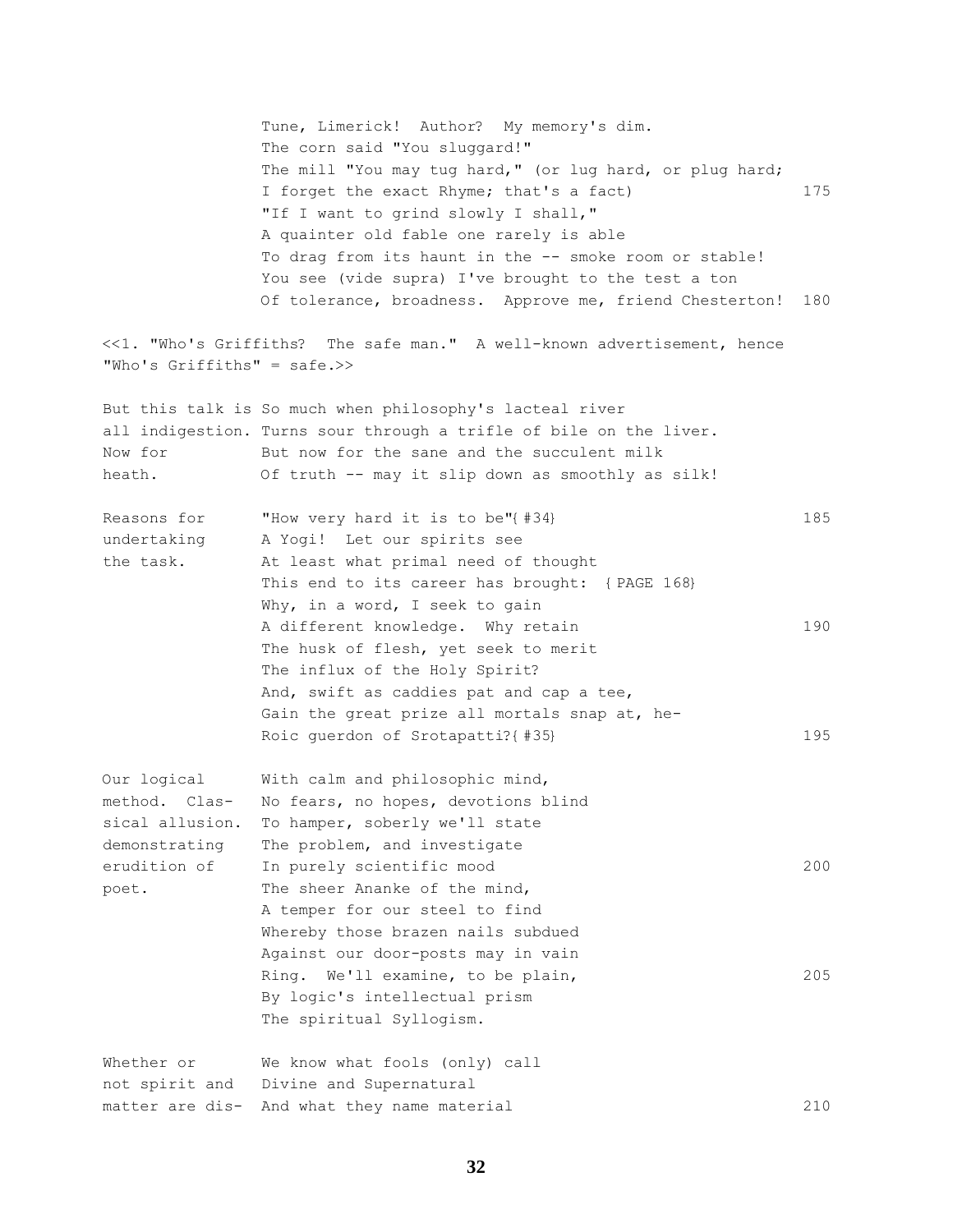```
                Tune, Limerick!  Author?  My memory's dim.
                The corn said "You sluggard!"
                The mill "You may tug hard," (or lug hard, or plug hard;
                I forget the exact Rhyme; that's a fact)                175
                "If I want to grind slowly I shall,"
                A quainter old fable one rarely is able
                To drag from its haunt in the -- smoke room or stable!
                You see (vide supra) I've brought to the test a ton
                Of tolerance, broadness.  Approve me, friend Chesterton!  180

<<1. "Who's Griffiths?  The safe man."  A well-known advertisement, hence
"Who's Griffiths" = safe.>>

But this talk is So much when philosophy's lacteal river
all indigestion. Turns sour through a trifle of bile on the liver.
Now for          But now for the sane and the succulent milk
heath.           Of truth -- may it slip down as smoothly as silk!

Reasons for      "How very hard it is to be"{#34}                       185
undertaking      A Yogi!  Let our spirits see
the task.        At least what primal need of thought
                 This end to its career has brought:  {PAGE 168}
                 Why, in a word, I seek to gain
                 A different knowledge.  Why retain                     190
                 The husk of flesh, yet seek to merit
                 The influx of the Holy Spirit?
                 And, swift as caddies pat and cap a tee,
                 Gain the great prize all mortals snap at, he-
                 Roic guerdon of Srotapatti?{#35}                       195

Our logical      With calm and philosophic mind,
method.  Clas-   No fears, no hopes, devotions blind
sical allusion.  To hamper, soberly we'll state
demonstrating    The problem, and investigate
erudition of     In purely scientific mood                              200
poet.            The sheer Ananke of the mind,
                 A temper for our steel to find
                 Whereby those brazen nails subdued
                 Against our door-posts may in vain
                 Ring.  We'll examine, to be plain,                     205
                 By logic's intellectual prism
                 The spiritual Syllogism.

Whether or       We know what fools (only) call
not spirit and   Divine and Supernatural
matter are dis-  And what they name material                            210
```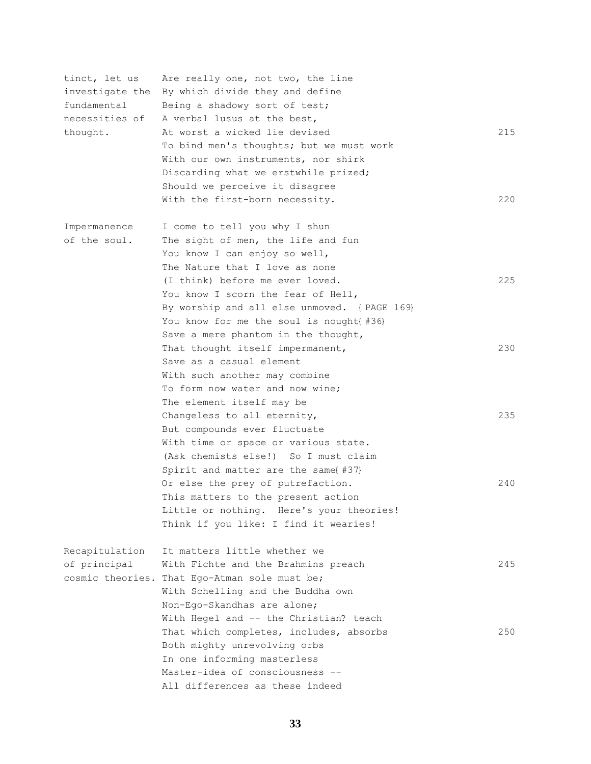```
tinct, let us     Are really one, not two, the line
investigate the   By which divide they and define
fundamental       Being a shadowy sort of test;
necessities of    A verbal lusus at the best,
thought.          At worst a wicked lie devised                    215
                  To bind men's thoughts; but we must work
                  With our own instruments, nor shirk
                  Discarding what we erstwhile prized;
                  Should we perceive it disagree
                  With the first-born necessity.                   220

Impermanence      I come to tell you why I shun
of the soul.      The sight of men, the life and fun
                  You know I can enjoy so well,
                  The Nature that I love as none
                  (I think) before me ever loved.                  225
                  You know I scorn the fear of Hell,
                  By worship and all else unmoved.  {PAGE 169}
                  You know for me the soul is nought{#36}
                  Save a mere phantom in the thought,
                  That thought itself impermanent,                 230
                  Save as a casual element
                  With such another may combine
                  To form now water and now wine;
                  The element itself may be
                  Changeless to all eternity,                      235
                  But compounds ever fluctuate
                  With time or space or various state.
                  (Ask chemists else!)  So I must claim
                  Spirit and matter are the same{#37}
                  Or else the prey of putrefaction.                240
                  This matters to the present action
                  Little or nothing.  Here's your theories!
                  Think if you like: I find it wearies!

Recapitulation    It matters little whether we
of principal      With Fichte and the Brahmins preach              245
cosmic theories.  That Ego-Atman sole must be;
                  With Schelling and the Buddha own
                  Non-Ego-Skandhas are alone;
                  With Hegel and -- the Christian? teach
                  That which completes, includes, absorbs          250
                  Both mighty unrevolving orbs
                  In one informing masterless
                  Master-idea of consciousness --
                  All differences as these indeed
```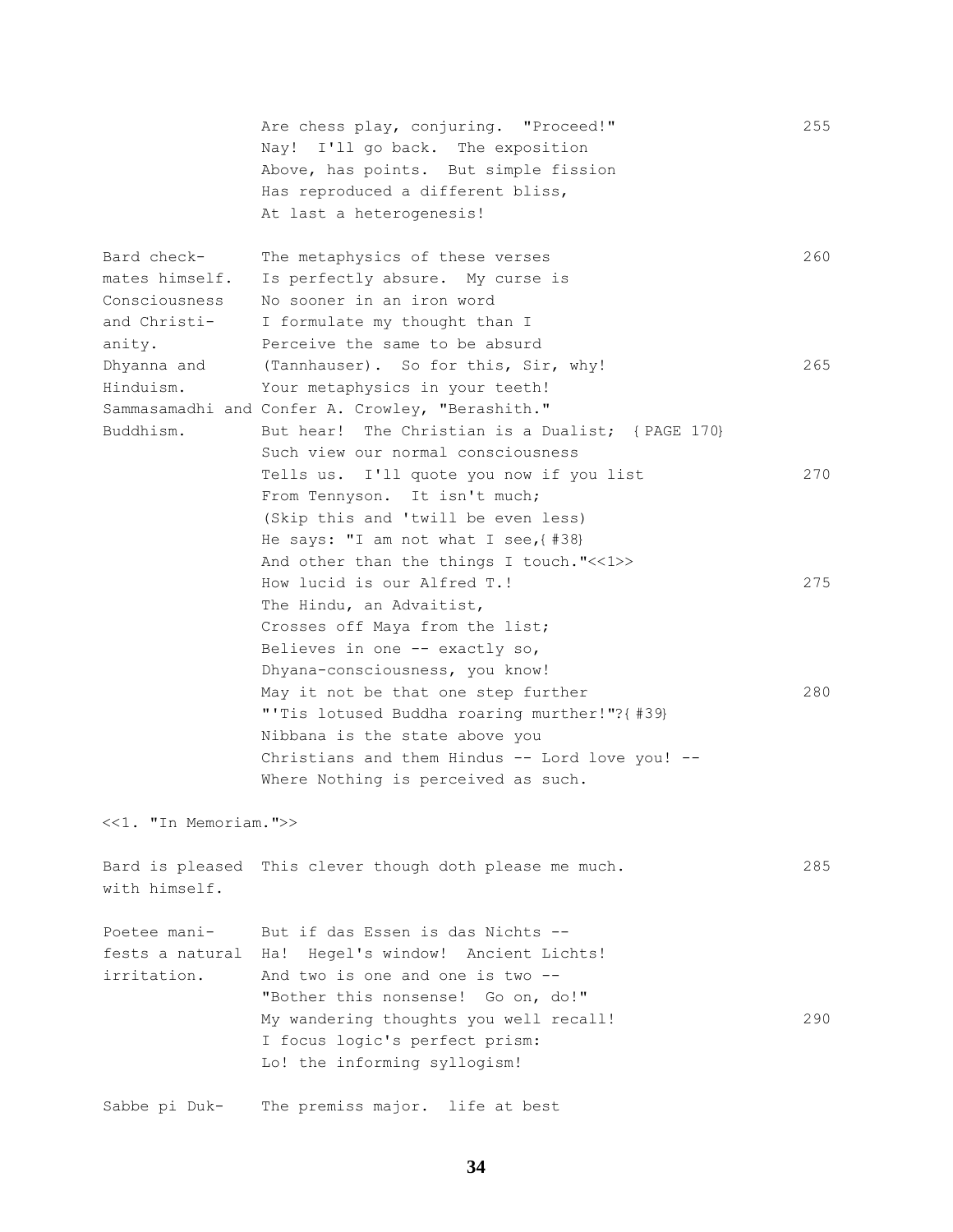```
                Are chess play, conjuring.  "Proceed!"                  255
                Nay!  I'll go back.  The exposition
                Above, has points.  But simple fission
                Has reproduced a different bliss,
                At last a heterogenesis!

Bard check-     The metaphysics of these verses                         260
mates himself.  Is perfectly absure.  My curse is
Consciousness   No sooner in an iron word
and Christi-    I formulate my thought than I
anity.          Perceive the same to be absurd
Dhyanna and     (Tannhauser).  So for this, Sir, why!                   265
Hinduism.       Your metaphysics in your teeth!
Sammasamadhi and Confer A. Crowley, "Berashith."
Buddhism.       But hear!  The Christian is a Dualist;  {PAGE 170}
                Such view our normal consciousness
                Tells us.  I'll quote you now if you list               270
                From Tennyson.  It isn't much;
                (Skip this and 'twill be even less)
                He says: "I am not what I see,{#38}
                And other than the things I touch."<<1>>
                How lucid is our Alfred T.!                             275
                The Hindu, an Advaitist,
                Crosses off Maya from the list;
                Believes in one -- exactly so,
                Dhyana-consciousness, you know!
                May it not be that one step further                     280
                "'Tis lotused Buddha roaring murther!"?{#39}
                Nibbana is the state above you
                Christians and them Hindus -- Lord love you! --
                Where Nothing is perceived as such.

<<1. "In Memoriam.">>

Bard is pleased This clever though doth please me much.                 285
with himself.

Poetee mani-    But if das Essen is das Nichts --
fests a natural Ha!  Hegel's window!  Ancient Lichts!
irritation.     And two is one and one is two --
                "Bother this nonsense!  Go on, do!"
                My wandering thoughts you well recall!                  290
                I focus logic's perfect prism:
                Lo! the informing syllogism!

Sabbe pi Duk-   The premiss major.  life at best
```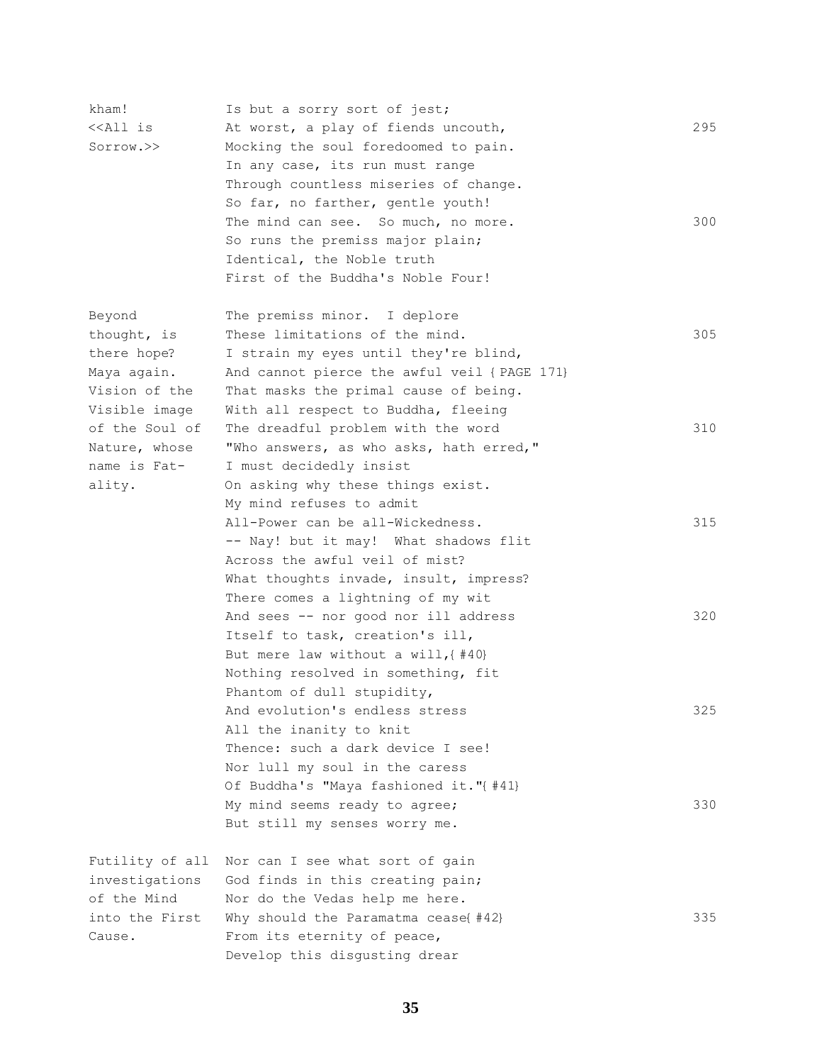kham! Is but a sorry sort of jest;
<<All is At worst, a play of fiends uncouth, 295
Sorrow.>> Mocking the soul foredoomed to pain.
In any case, its run must range
Through countless miseries of change.
So far, no farther, gentle youth!
The mind can see. So much, no more. 300
So runs the premiss major plain;
Identical, the Noble truth
First of the Buddha's Noble Four!

Beyond thought, is there hope? Maya again. Vision of the Visible image of the Soul of Nature, whose name is Fatality.

The premiss minor. I deplore
These limitations of the mind. 305
I strain my eyes until they're blind,
And cannot pierce the awful veil {PAGE 171}
That masks the primal cause of being.
With all respect to Buddha, fleeing
The dreadful problem with the word 310
"Who answers, as who asks, hath erred,"
I must decidedly insist
On asking why these things exist.
My mind refuses to admit
All-Power can be all-Wickedness. 315
-- Nay! but it may! What shadows flit
Across the awful veil of mist?
What thoughts invade, insult, impress?
There comes a lightning of my wit
And sees -- nor good nor ill address 320
Itself to task, creation's ill,
But mere law without a will,{#40}
Nothing resolved in something, fit
Phantom of dull stupidity,
And evolution's endless stress 325
All the inanity to knit
Thence: such a dark device I see!
Nor lull my soul in the caress
Of Buddha's "Maya fashioned it."{#41}
My mind seems ready to agree; 330
But still my senses worry me.

Futility of all investigations of the Mind into the First Cause.

Nor can I see what sort of gain
God finds in this creating pain;
Nor do the Vedas help me here.
Why should the Paramatma cease{#42} 335
From its eternity of peace,
Develop this disgusting drear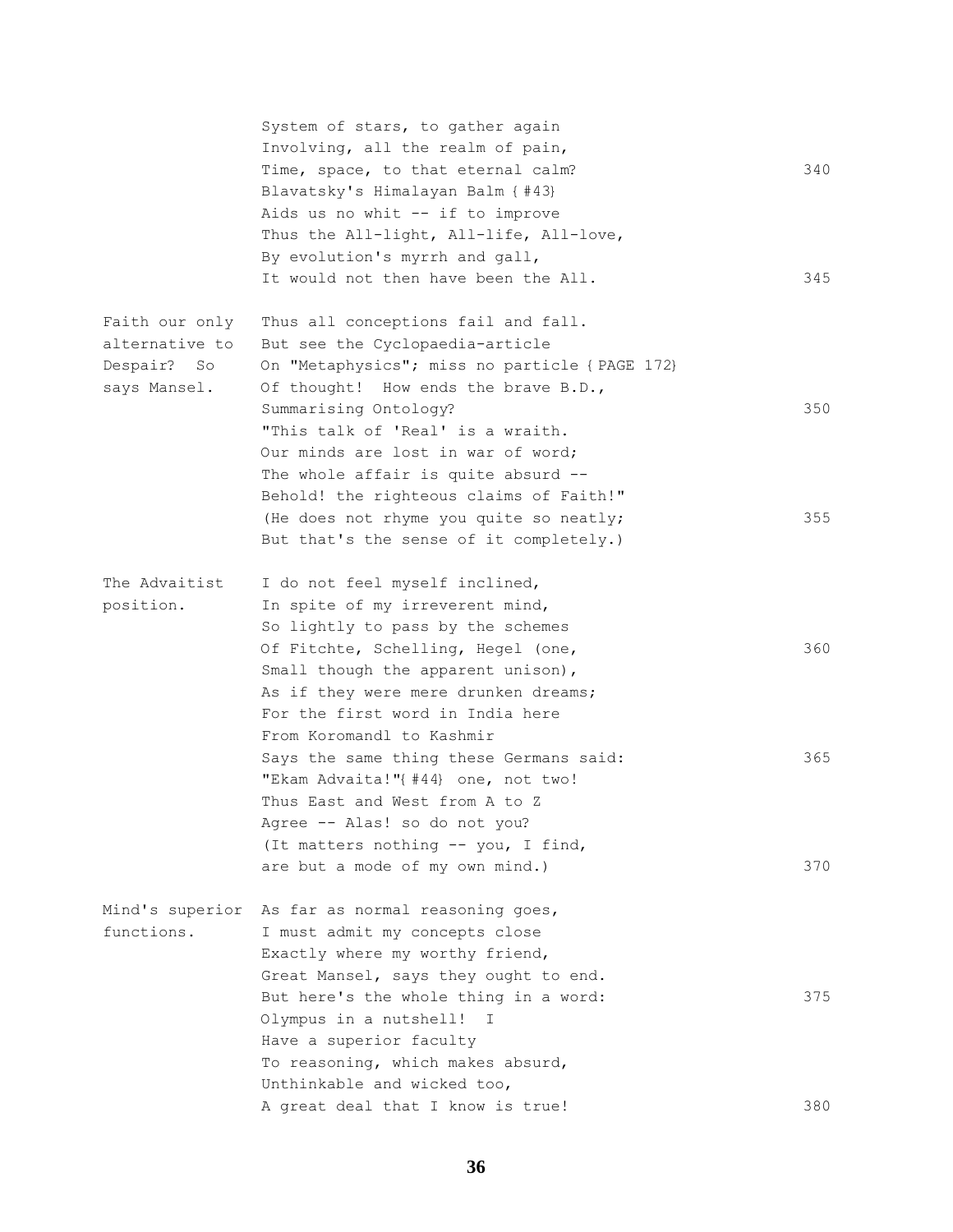System of stars, to gather again
Involving, all the realm of pain,
Time, space, to that eternal calm? 340
Blavatsky's Himalayan Balm {#43}
Aids us no whit -- if to improve
Thus the All-light, All-life, All-love,
By evolution's myrrh and gall,
It would not then have been the All. 345

*Faith our only alternative to Despair? So says Mansel.*

Thus all conceptions fail and fall.
But see the Cyclopaedia-article
On "Metaphysics"; miss no particle {PAGE 172}
Of thought! How ends the brave B.D.,
Summarising Ontology? 350
"This talk of 'Real' is a wraith.
Our minds are lost in war of word;
The whole affair is quite absurd --
Behold! the righteous claims of Faith!"
(He does not rhyme you quite so neatly; 355
But that's the sense of it completely.)

*The Advaitist position.*

I do not feel myself inclined,
In spite of my irreverent mind,
So lightly to pass by the schemes
Of Fitchte, Schelling, Hegel (one, 360
Small though the apparent unison),
As if they were mere drunken dreams;
For the first word in India here
From Koromandl to Kashmir
Says the same thing these Germans said: 365
"Ekam Advaita!"{#44} one, not two!
Thus East and West from A to Z
Agree -- Alas! so do not you?
(It matters nothing -- you, I find,
are but a mode of my own mind.) 370

*Mind's superior functions.*

As far as normal reasoning goes,
I must admit my concepts close
Exactly where my worthy friend,
Great Mansel, says they ought to end.
But here's the whole thing in a word: 375
Olympus in a nutshell! I
Have a superior faculty
To reasoning, which makes absurd,
Unthinkable and wicked too,
A great deal that I know is true! 380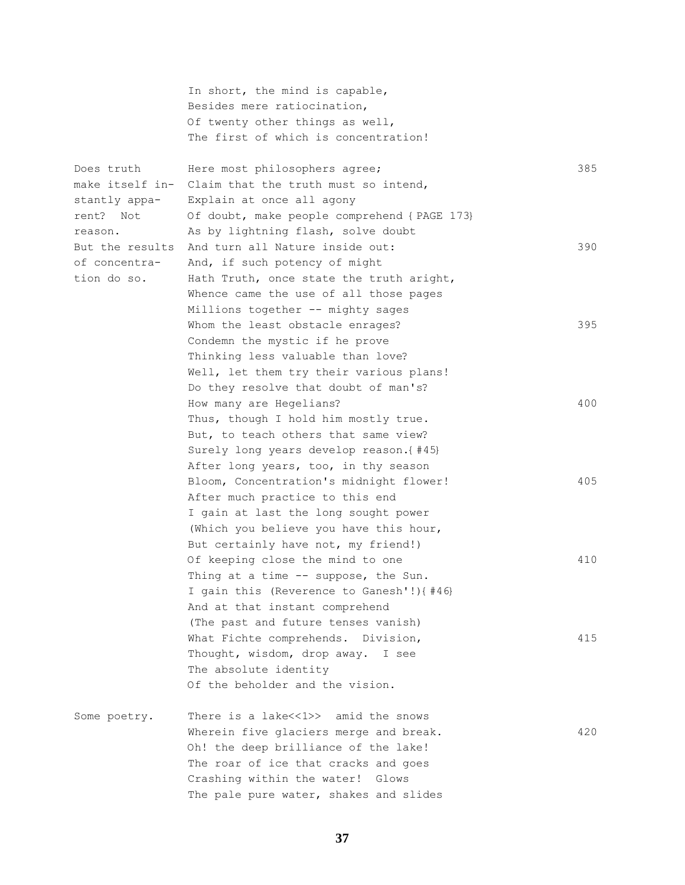In short, the mind is capable,
Besides mere ratiocination,
Of twenty other things as well,
The first of which is concentration!

*Does truth make itself instantly apparent? Not reason. But the results of concentration do so.*

Here most philosophers agree; 385
Claim that the truth must so intend,
Explain at once all agony
Of doubt, make people comprehend {PAGE 173}
As by lightning flash, solve doubt
And turn all Nature inside out: 390
And, if such potency of might
Hath Truth, once state the truth aright,
Whence came the use of all those pages
Millions together -- mighty sages
Whom the least obstacle enrages? 395
Condemn the mystic if he prove
Thinking less valuable than love?
Well, let them try their various plans!
Do they resolve that doubt of man's?
How many are Hegelians? 400
Thus, though I hold him mostly true.
But, to teach others that same view?
Surely long years develop reason.{#45}
After long years, too, in thy season
Bloom, Concentration's midnight flower! 405
After much practice to this end
I gain at last the long sought power
(Which you believe you have this hour,
But certainly have not, my friend!)
Of keeping close the mind to one 410
Thing at a time -- suppose, the Sun.
I gain this (Reverence to Ganesh'!){#46}
And at that instant comprehend
(The past and future tenses vanish)
What Fichte comprehends. Division, 415
Thought, wisdom, drop away. I see
The absolute identity
Of the beholder and the vision.

*Some poetry.*

There is a lake<<1>> amid the snows
Wherein five glaciers merge and break. 420
Oh! the deep brilliance of the lake!
The roar of ice that cracks and goes
Crashing within the water! Glows
The pale pure water, shakes and slides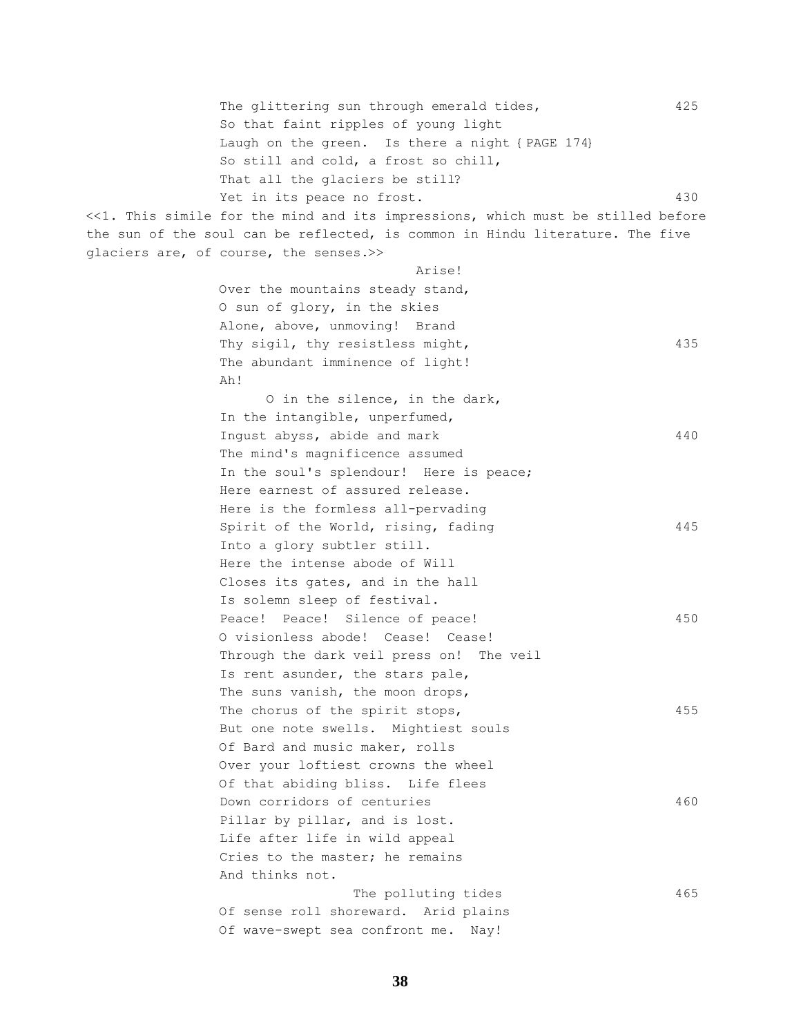The glittering sun through emerald tides, 425
So that faint ripples of young light
Laugh on the green. Is there a night {PAGE 174}
So still and cold, a frost so chill,
That all the glaciers be still?
Yet in its peace no frost. 430

<<1. This simile for the mind and its impressions, which must be stilled before the sun of the soul can be reflected, is common in Hindu literature. The five glaciers are, of course, the senses.>>

Arise!
Over the mountains steady stand,
O sun of glory, in the skies
Alone, above, unmoving! Brand
Thy sigil, thy resistless might, 435
The abundant imminence of light!
Ah!
O in the silence, in the dark,
In the intangible, unperfumed,
Ingust abyss, abide and mark 440
The mind's magnificence assumed
In the soul's splendour! Here is peace;
Here earnest of assured release.
Here is the formless all-pervading
Spirit of the World, rising, fading 445
Into a glory subtler still.
Here the intense abode of Will
Closes its gates, and in the hall
Is solemn sleep of festival.
Peace! Peace! Silence of peace! 450
O visionless abode! Cease! Cease!
Through the dark veil press on! The veil
Is rent asunder, the stars pale,
The suns vanish, the moon drops,
The chorus of the spirit stops, 455
But one note swells. Mightiest souls
Of Bard and music maker, rolls
Over your loftiest crowns the wheel
Of that abiding bliss. Life flees
Down corridors of centuries 460
Pillar by pillar, and is lost.
Life after life in wild appeal
Cries to the master; he remains
And thinks not.
The polluting tides 465
Of sense roll shoreward. Arid plains
Of wave-swept sea confront me. Nay!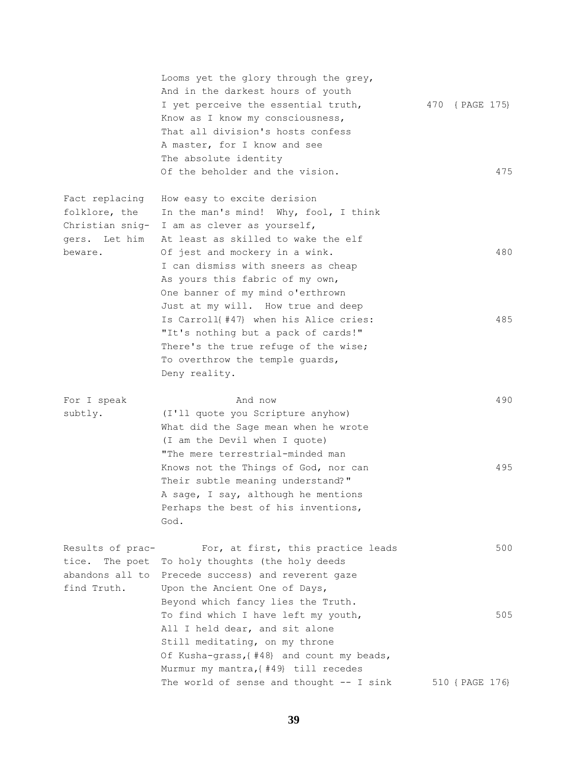```
                Looms yet the glory through the grey,
                And in the darkest hours of youth
                I yet perceive the essential truth,          470 {PAGE 175}
                Know as I know my consciousness,
                That all division's hosts confess
                A master, for I know and see
                The absolute identity
                Of the beholder and the vision.                       475

Fact replacing  How easy to excite derision
folklore, the   In the man's mind!  Why, fool, I think
Christian snig- I am as clever as yourself,
gers.  Let him  At least as skilled to wake the elf
beware.         Of jest and mockery in a wink.                        480
                I can dismiss with sneers as cheap
                As yours this fabric of my own,
                One banner of my mind o'erthrown
                Just at my will.  How true and deep
                Is Carroll{#47} when his Alice cries:                 485
                "It's nothing but a pack of cards!"
                There's the true refuge of the wise;
                To overthrow the temple guards,
                Deny reality.

For I speak                 And now                                   490
subtly.         (I'll quote you Scripture anyhow)
                What did the Sage mean when he wrote
                (I am the Devil when I quote)
                "The mere terrestrial-minded man
                Knows not the Things of God, nor can                  495
                Their subtle meaning understand?"
                A sage, I say, although he mentions
                Perhaps the best of his inventions,
                God.

Results of prac-     For, at first, this practice leads               500
tice.  The poet To holy thoughts (the holy deeds
abandons all to Precede success) and reverent gaze
find Truth.     Upon the Ancient One of Days,
                Beyond which fancy lies the Truth.
                To find which I have left my youth,                   505
                All I held dear, and sit alone
                Still meditating, on my throne
                Of Kusha-grass,{#48} and count my beads,
                Murmur my mantra,{#49} till recedes
                The world of sense and thought -- I sink     510 {PAGE 176}
```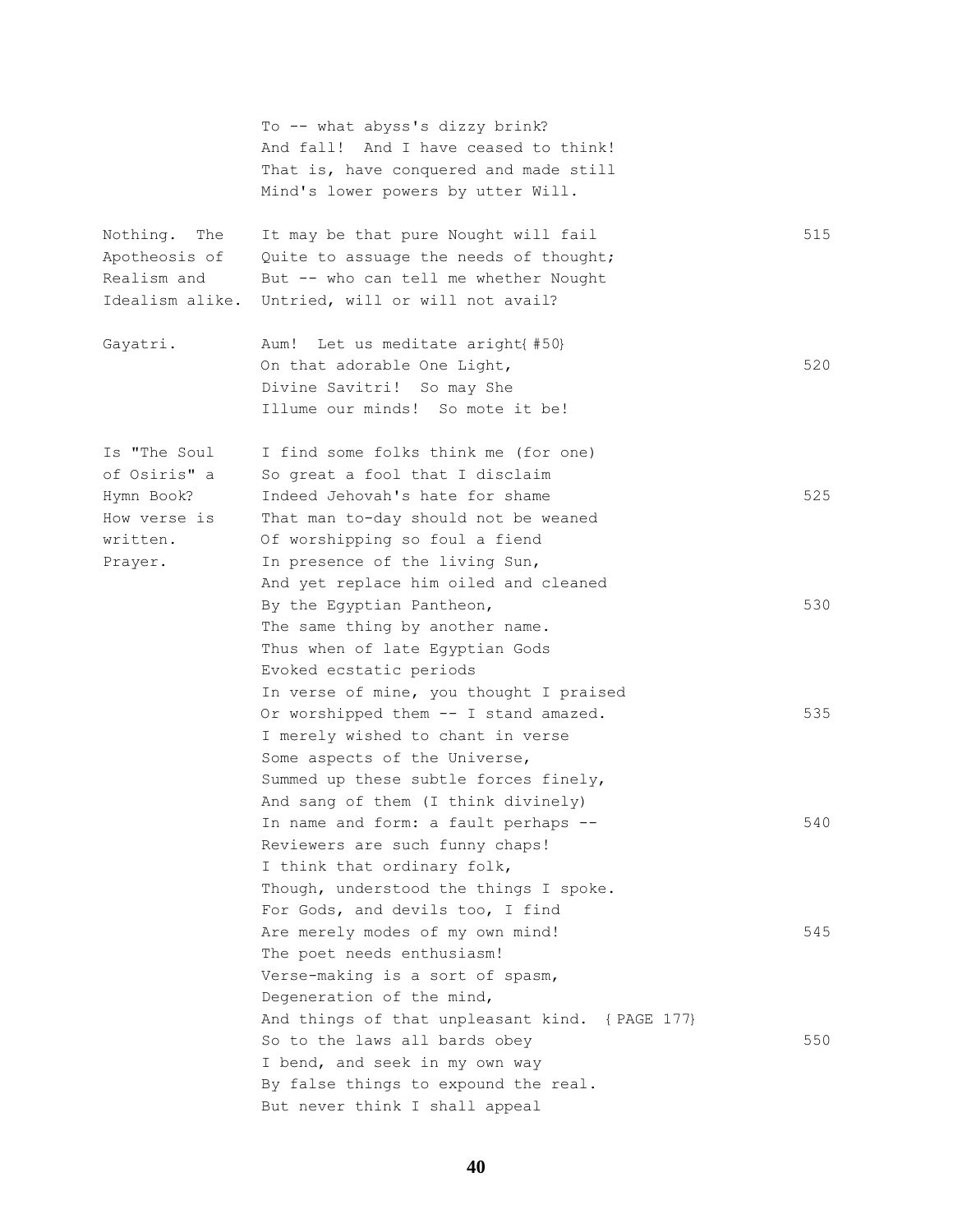To -- what abyss's dizzy brink?
And fall! And I have ceased to think!
That is, have conquered and made still
Mind's lower powers by utter Will.

*Nothing. The Apotheosis of Realism and Idealism alike.*

It may be that pure Nought will fail (515)
Quite to assuage the needs of thought;
But -- who can tell me whether Nought
Untried, will or will not avail?

*Gayatri.*

Aum! Let us meditate aright{#50}
On that adorable One Light, (520)
Divine Savitri! So may She
Illume our minds! So mote it be!

*Is "The Soul of Osiris" a Hymn Book? How verse is written. Prayer.*

I find some folks think me (for one)
So great a fool that I disclaim
Indeed Jehovah's hate for shame (525)
That man to-day should not be weaned
Of worshipping so foul a fiend
In presence of the living Sun,
And yet replace him oiled and cleaned
By the Egyptian Pantheon, (530)
The same thing by another name.
Thus when of late Egyptian Gods
Evoked ecstatic periods
In verse of mine, you thought I praised
Or worshipped them -- I stand amazed. (535)
I merely wished to chant in verse
Some aspects of the Universe,
Summed up these subtle forces finely,
And sang of them (I think divinely)
In name and form: a fault perhaps -- (540)
Reviewers are such funny chaps!
I think that ordinary folk,
Though, understood the things I spoke.
For Gods, and devils too, I find
Are merely modes of my own mind! (545)
The poet needs enthusiasm!
Verse-making is a sort of spasm,
Degeneration of the mind,
And things of that unpleasant kind. {PAGE 177}
So to the laws all bards obey (550)
I bend, and seek in my own way
By false things to expound the real.
But never think I shall appeal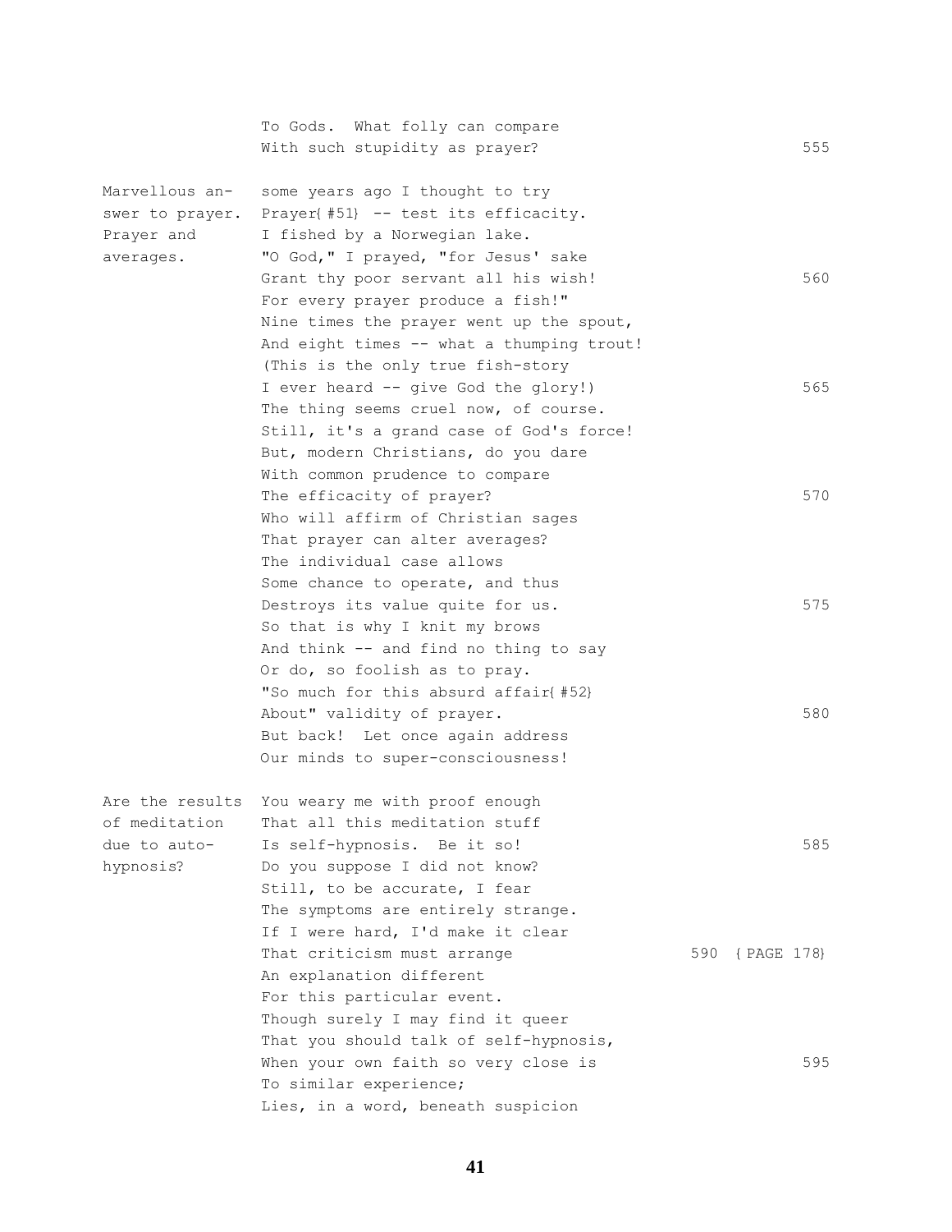To Gods. What folly can compare
With such stupidity as prayer? 555

*Marvellous answer to prayer. Prayer and averages.*

some years ago I thought to try
Prayer{#51} -- test its efficacity.
I fished by a Norwegian lake.
"O God," I prayed, "for Jesus' sake
Grant thy poor servant all his wish! 560
For every prayer produce a fish!"
Nine times the prayer went up the spout,
And eight times -- what a thumping trout!
(This is the only true fish-story
I ever heard -- give God the glory!) 565
The thing seems cruel now, of course.
Still, it's a grand case of God's force!
But, modern Christians, do you dare
With common prudence to compare
The efficacity of prayer? 570
Who will affirm of Christian sages
That prayer can alter averages?
The individual case allows
Some chance to operate, and thus
Destroys its value quite for us. 575
So that is why I knit my brows
And think -- and find no thing to say
Or do, so foolish as to pray.
"So much for this absurd affair{#52}
About" validity of prayer. 580
But back! Let once again address
Our minds to super-consciousness!

*Are the results of meditation due to auto-hypnosis?*

You weary me with proof enough
That all this meditation stuff
Is self-hypnosis. Be it so! 585
Do you suppose I did not know?
Still, to be accurate, I fear
The symptoms are entirely strange.
If I were hard, I'd make it clear
That criticism must arrange 590 {PAGE 178}
An explanation different
For this particular event.
Though surely I may find it queer
That you should talk of self-hypnosis,
When your own faith so very close is 595
To similar experience;
Lies, in a word, beneath suspicion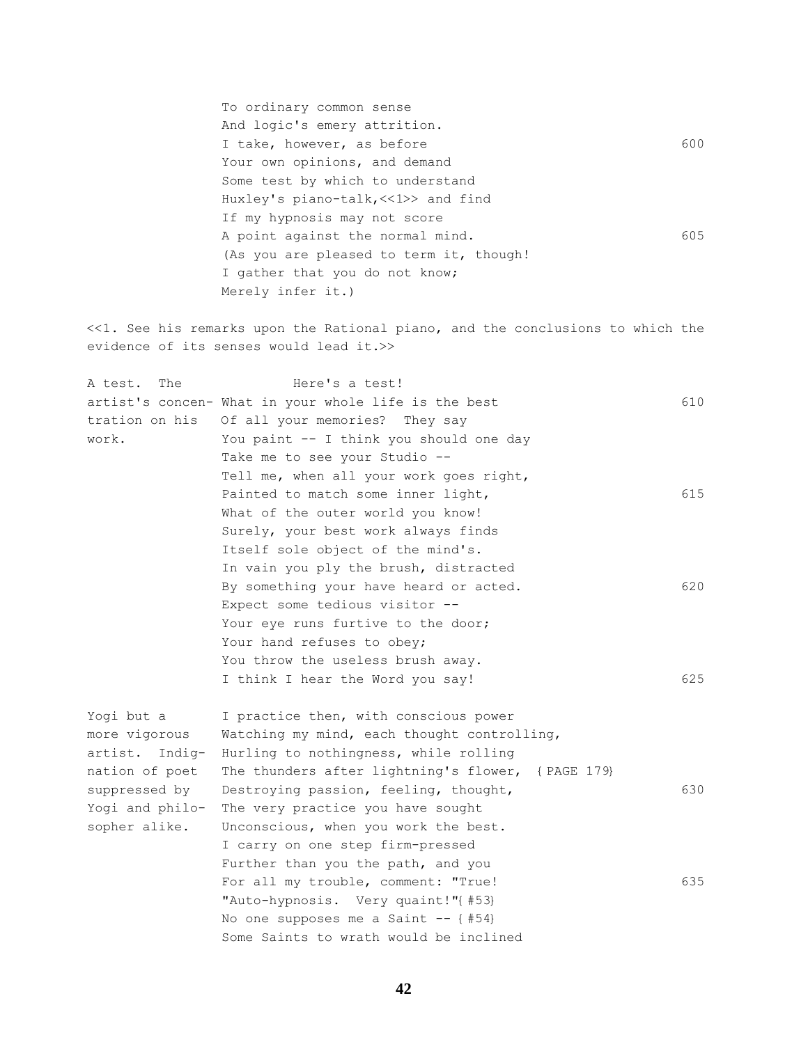To ordinary common sense
And logic's emery attrition.
I take, however, as before 600
Your own opinions, and demand
Some test by which to understand
Huxley's piano-talk,<<1>> and find
If my hypnosis may not score
A point against the normal mind. 605
(As you are pleased to term it, though!
I gather that you do not know;
Merely infer it.)

<<1. See his remarks upon the Rational piano, and the conclusions to which the evidence of its senses would lead it.>>

*A test. The artist's concentration on his work.*

Here's a test!
What in your whole life is the best 610
Of all your memories? They say
You paint -- I think you should one day
Take me to see your Studio --
Tell me, when all your work goes right,
Painted to match some inner light, 615
What of the outer world you know!
Surely, your best work always finds
Itself sole object of the mind's.
In vain you ply the brush, distracted
By something your have heard or acted. 620
Expect some tedious visitor --
Your eye runs furtive to the door;
Your hand refuses to obey;
You throw the useless brush away.
I think I hear the Word you say! 625

*Yogi but a more vigorous artist. Indignation of poet suppressed by Yogi and philosopher alike.*

I practice then, with conscious power
Watching my mind, each thought controlling,
Hurling to nothingness, while rolling
The thunders after lightning's flower, {PAGE 179}
Destroying passion, feeling, thought, 630
The very practice you have sought
Unconscious, when you work the best.
I carry on one step firm-pressed
Further than you the path, and you
For all my trouble, comment: "True! 635
"Auto-hypnosis. Very quaint!"{#53}
No one supposes me a Saint -- {#54}
Some Saints to wrath would be inclined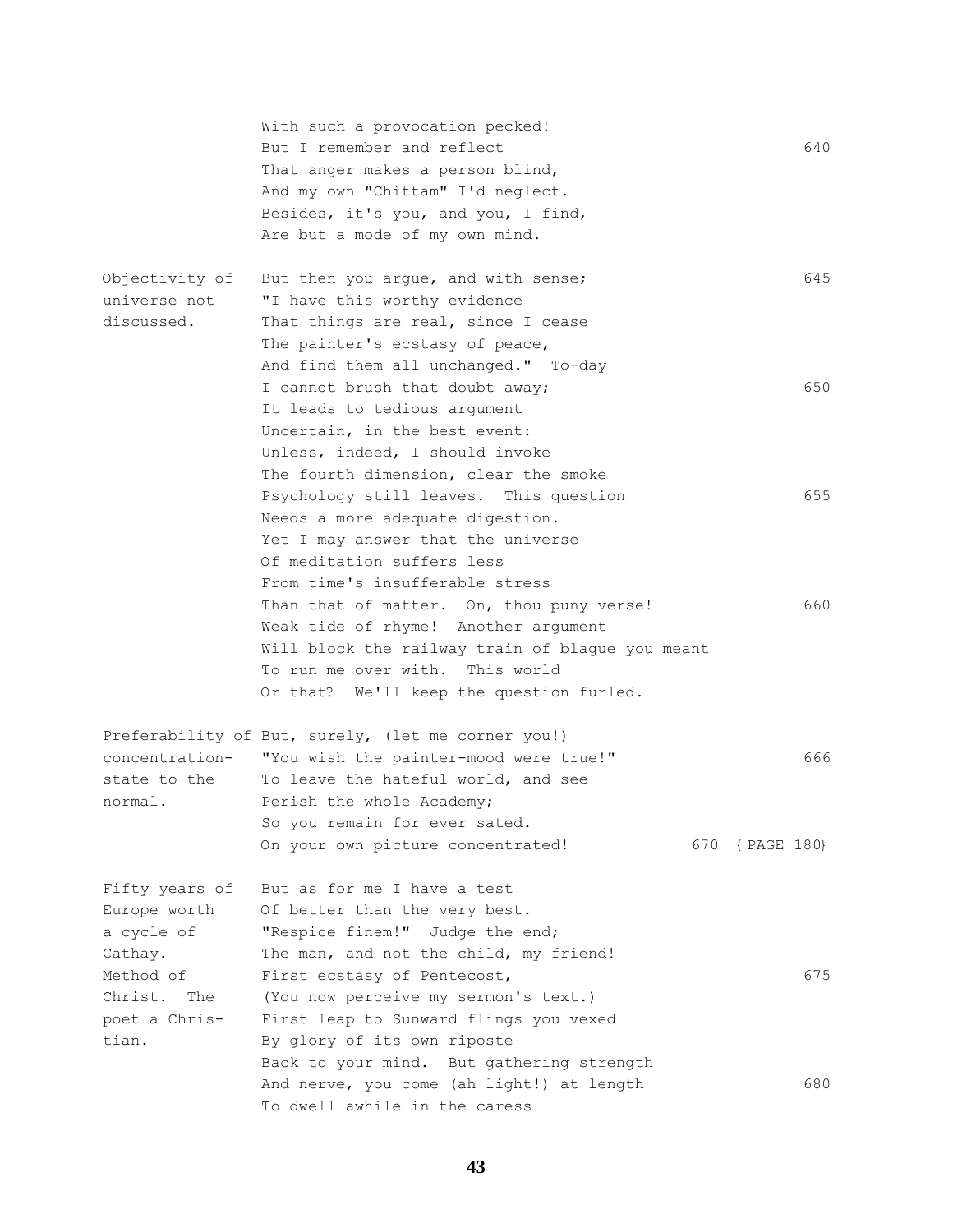With such a provocation pecked!
But I remember and reflect 640
That anger makes a person blind,
And my own "Chittam" I'd neglect.
Besides, it's you, and you, I find,
Are but a mode of my own mind.

*Objectivity of universe not discussed.*

But then you argue, and with sense; 645
"I have this worthy evidence
That things are real, since I cease
The painter's ecstasy of peace,
And find them all unchanged." To-day
I cannot brush that doubt away; 650
It leads to tedious argument
Uncertain, in the best event:
Unless, indeed, I should invoke
The fourth dimension, clear the smoke
Psychology still leaves. This question 655
Needs a more adequate digestion.
Yet I may answer that the universe
Of meditation suffers less
From time's insufferable stress
Than that of matter. On, thou puny verse! 660
Weak tide of rhyme! Another argument
Will block the railway train of blague you meant
To run me over with. This world
Or that? We'll keep the question furled.

*Preferability of concentration-state to the normal.*

But, surely, (let me corner you!)
"You wish the painter-mood were true!" 666
To leave the hateful world, and see
Perish the whole Academy;
So you remain for ever sated.
On your own picture concentrated! 670 {PAGE 180}

*Fifty years of Europe worth a cycle of Cathay. Method of Christ. The poet a Christian.*

But as for me I have a test
Of better than the very best.
"Respice finem!" Judge the end;
The man, and not the child, my friend!
First ecstasy of Pentecost, 675
(You now perceive my sermon's text.)
First leap to Sunward flings you vexed
By glory of its own riposte
Back to your mind. But gathering strength
And nerve, you come (ah light!) at length 680
To dwell awhile in the caress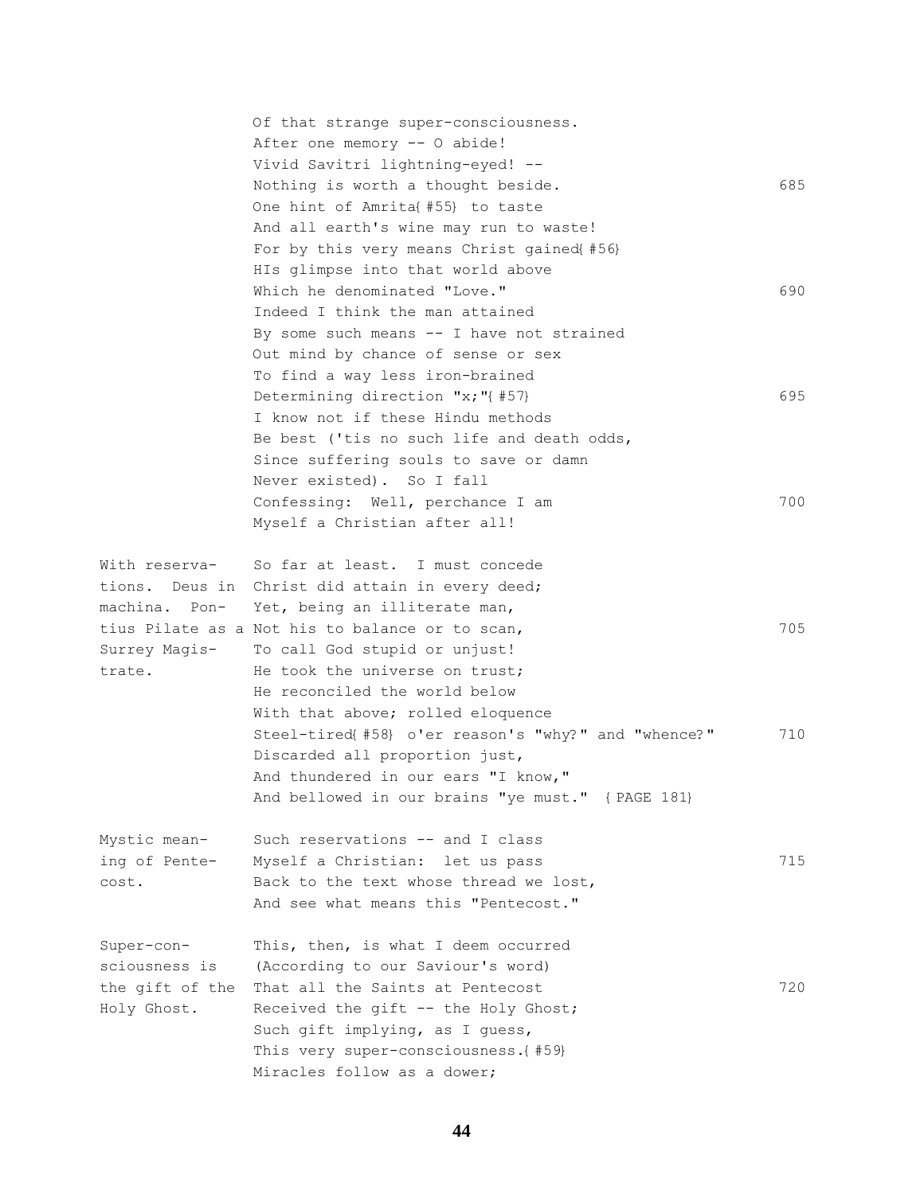Of that strange super-consciousness.
After one memory -- O abide!
Vivid Savitri lightning-eyed! --
Nothing is worth a thought beside. 685
One hint of Amrita{#55} to taste
And all earth's wine may run to waste!
For by this very means Christ gained{#56}
HIs glimpse into that world above
Which he denominated "Love." 690
Indeed I think the man attained
By some such means -- I have not strained
Out mind by chance of sense or sex
To find a way less iron-brained
Determining direction "x;"{#57} 695
I know not if these Hindu methods
Be best ('tis no such life and death odds,
Since suffering souls to save or damn
Never existed). So I fall
Confessing: Well, perchance I am 700
Myself a Christian after all!

*With reservations. Deus in machina. Pontius Pilate as a Surrey Magistrate.*

So far at least. I must concede
Christ did attain in every deed;
Yet, being an illiterate man,
Not his to balance or to scan, 705
To call God stupid or unjust!
He took the universe on trust;
He reconciled the world below
With that above; rolled eloquence
Steel-tired{#58} o'er reason's "why?" and "whence?" 710
Discarded all proportion just,
And thundered in our ears "I know,"
And bellowed in our brains "ye must." {PAGE 181}

*Mystic meaning of Pentecost.*

Such reservations -- and I class
Myself a Christian: let us pass 715
Back to the text whose thread we lost,
And see what means this "Pentecost."

*Super-consciousness is the gift of the Holy Ghost.*

This, then, is what I deem occurred
(According to our Saviour's word)
That all the Saints at Pentecost 720
Received the gift -- the Holy Ghost;
Such gift implying, as I guess,
This very super-consciousness.{#59}
Miracles follow as a dower;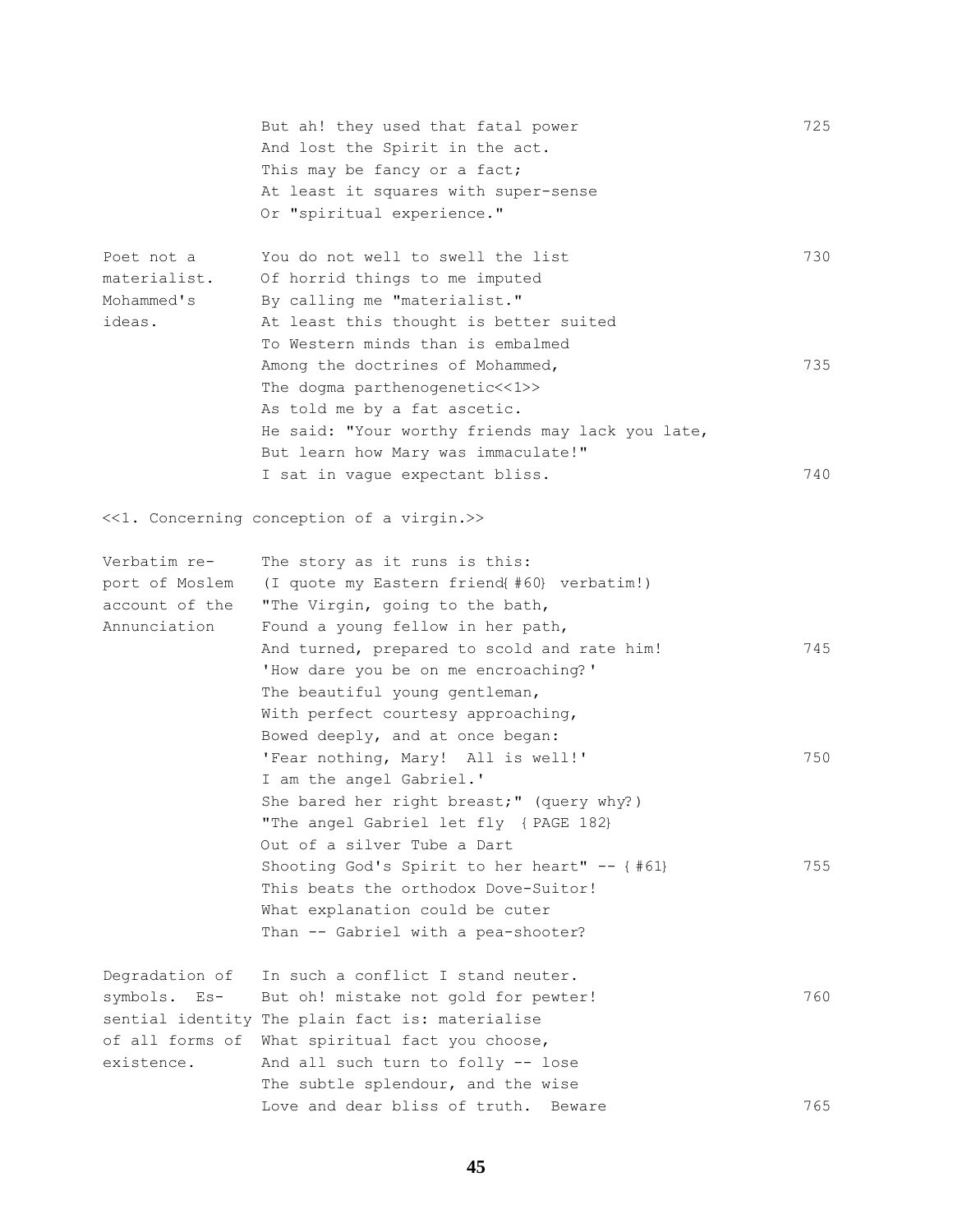```
                But ah! they used that fatal power                    725
                And lost the Spirit in the act.
                This may be fancy or a fact;
                At least it squares with super-sense
                Or "spiritual experience."

Poet not a      You do not well to swell the list                     730
materialist.    Of horrid things to me imputed
Mohammed's      By calling me "materialist."
ideas.          At least this thought is better suited
                To Western minds than is embalmed
                Among the doctrines of Mohammed,                      735
                The dogma parthenogenetic<<1>>
                As told me by a fat ascetic.
                He said: "Your worthy friends may lack you late,
                But learn how Mary was immaculate!"
                I sat in vague expectant bliss.                       740

<<1. Concerning conception of a virgin.>>

Verbatim re-    The story as it runs is this:
port of Moslem  (I quote my Eastern friend{#60} verbatim!)
account of the  "The Virgin, going to the bath,
Annunciation    Found a young fellow in her path,
                And turned, prepared to scold and rate him!           745
                'How dare you be on me encroaching?'
                The beautiful young gentleman,
                With perfect courtesy approaching,
                Bowed deeply, and at once began:
                'Fear nothing, Mary!  All is well!'                   750
                I am the angel Gabriel.'
                She bared her right breast;" (query why?)
                "The angel Gabriel let fly  {PAGE 182}
                Out of a silver Tube a Dart
                Shooting God's Spirit to her heart" -- {#61}          755
                This beats the orthodox Dove-Suitor!
                What explanation could be cuter
                Than -- Gabriel with a pea-shooter?

Degradation of  In such a conflict I stand neuter.
symbols.  Es-   But oh! mistake not gold for pewter!                  760
sential identity The plain fact is: materialise
of all forms of What spiritual fact you choose,
existence.      And all such turn to folly -- lose
                The subtle splendour, and the wise
                Love and dear bliss of truth.  Beware                 765
```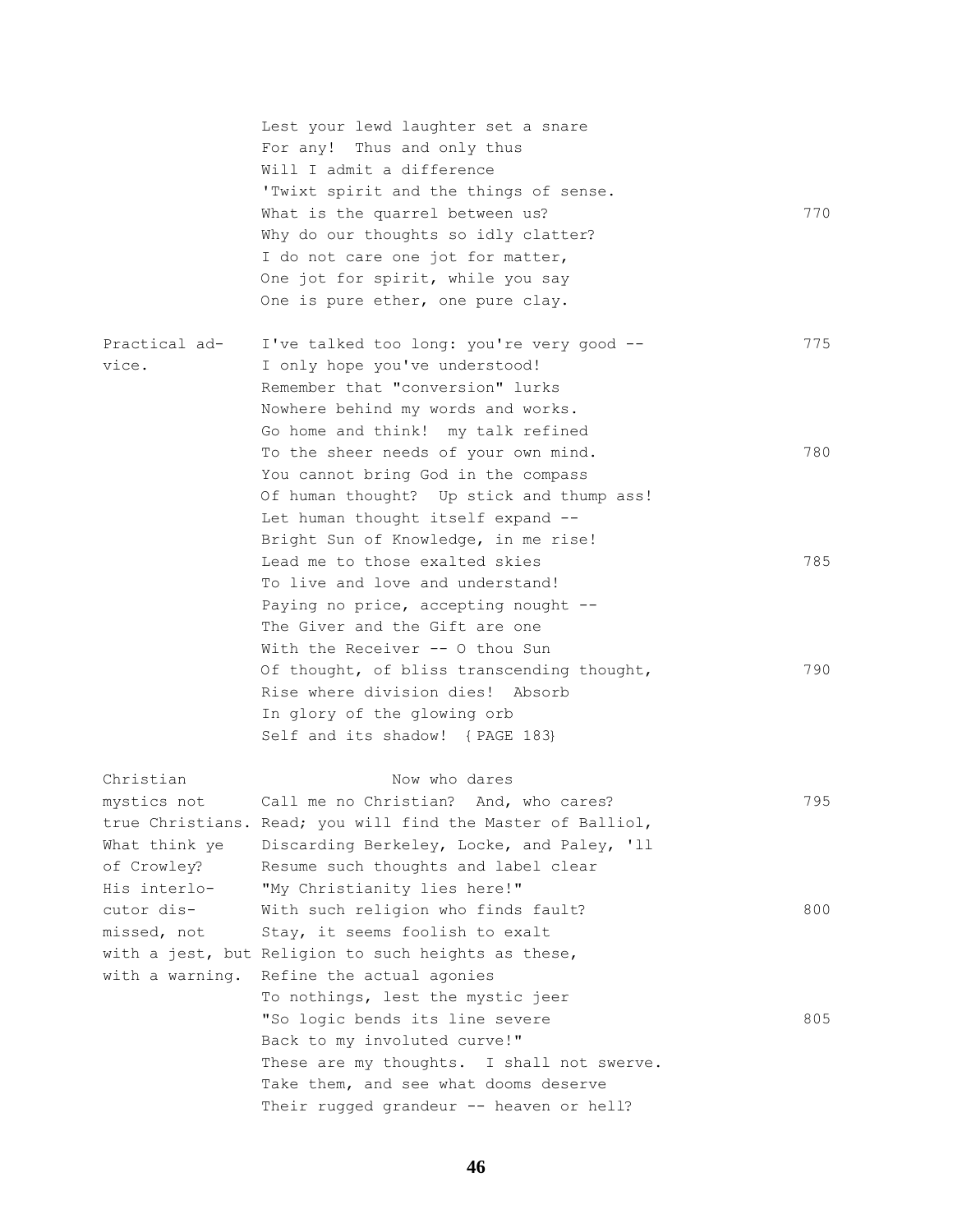```
                Lest your lewd laughter set a snare
                For any!  Thus and only thus
                Will I admit a difference
                'Twixt spirit and the things of sense.
                What is the quarrel between us?                      770
                Why do our thoughts so idly clatter?
                I do not care one jot for matter,
                One jot for spirit, while you say
                One is pure ether, one pure clay.

Practical ad-   I've talked too long: you're very good --            775
vice.           I only hope you've understood!
                Remember that "conversion" lurks
                Nowhere behind my words and works.
                Go home and think!  my talk refined
                To the sheer needs of your own mind.                 780
                You cannot bring God in the compass
                Of human thought?  Up stick and thump ass!
                Let human thought itself expand --
                Bright Sun of Knowledge, in me rise!
                Lead me to those exalted skies                       785
                To live and love and understand!
                Paying no price, accepting nought --
                The Giver and the Gift are one
                With the Receiver -- O thou Sun
                Of thought, of bliss transcending thought,           790
                Rise where division dies!  Absorb
                In glory of the glowing orb
                Self and its shadow! {PAGE 183}

Christian                        Now who dares
mystics not     Call me no Christian?  And, who cares?               795
true Christians. Read; you will find the Master of Balliol,
What think ye   Discarding Berkeley, Locke, and Paley, 'll
of Crowley?     Resume such thoughts and label clear
His interlo-    "My Christianity lies here!"
cutor dis-      With such religion who finds fault?                  800
missed, not     Stay, it seems foolish to exalt
with a jest, but Religion to such heights as these,
with a warning. Refine the actual agonies
                To nothings, lest the mystic jeer
                "So logic bends its line severe                      805
                Back to my involuted curve!"
                These are my thoughts.  I shall not swerve.
                Take them, and see what dooms deserve
                Their rugged grandeur -- heaven or hell?
```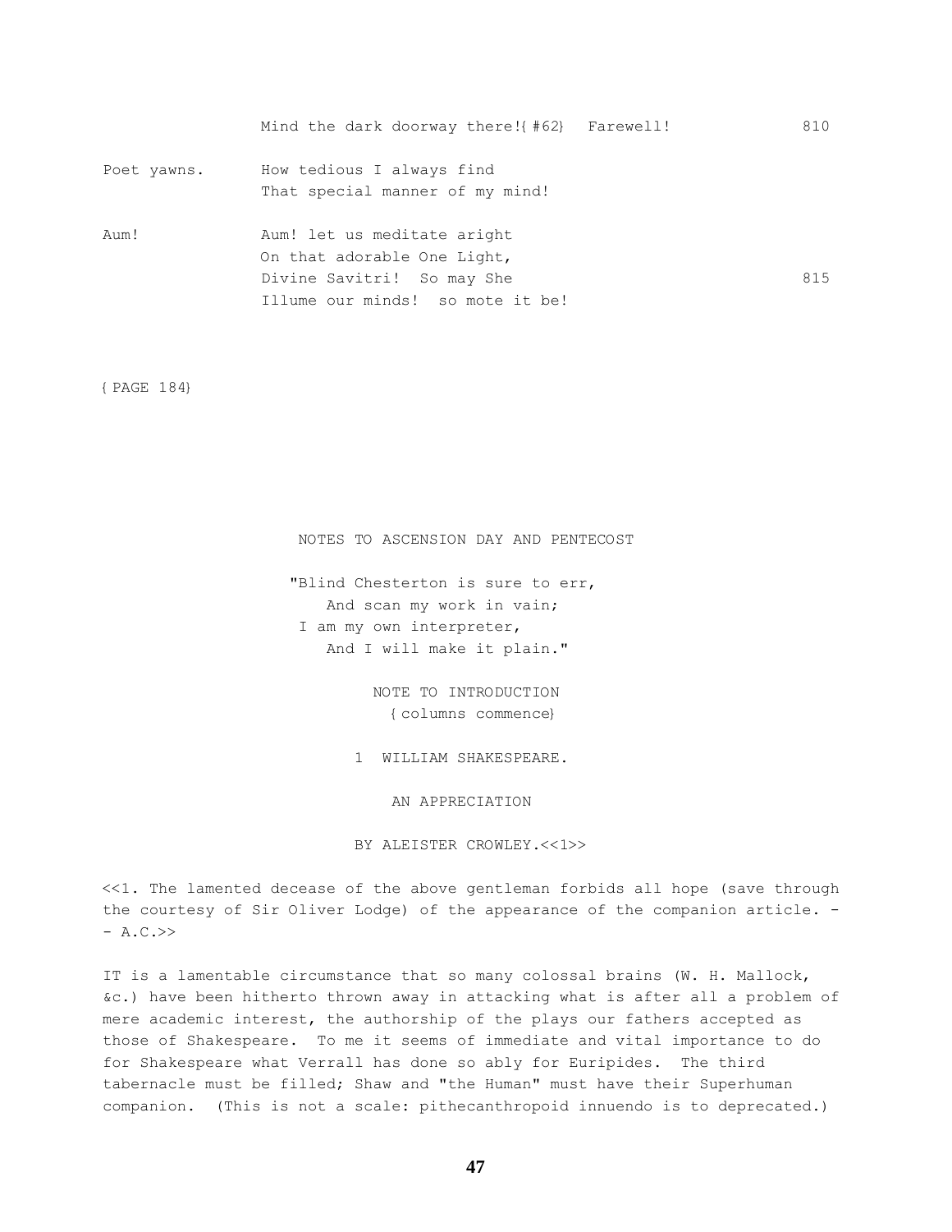Mind the dark doorway there!{#62}   Farewell!                    810

Poet yawns.     How tedious I always find  
                That special manner of my mind!

Aum!            Aum! let us meditate aright  
                On that adorable One Light,  
                Divine Savitri!  So may She                              815  
                Illume our minds!  so mote it be!

{PAGE 184}

## NOTES TO ASCENSION DAY AND PENTECOST

"Blind Chesterton is sure to err,  
    And scan my work in vain;  
I am my own interpreter,  
    And I will make it plain."

### NOTE TO INTRODUCTION

{columns commence}

### 1 WILLIAM SHAKESPEARE.

### AN APPRECIATION

BY ALEISTER CROWLEY.<<1>>

<<1. The lamented decease of the above gentleman forbids all hope (save through the courtesy of Sir Oliver Lodge) of the appearance of the companion article. -- A.C.>>

IT is a lamentable circumstance that so many colossal brains (W. H. Mallock, &c.) have been hitherto thrown away in attacking what is after all a problem of mere academic interest, the authorship of the plays our fathers accepted as those of Shakespeare. To me it seems of immediate and vital importance to do for Shakespeare what Verrall has done so ably for Euripides. The third tabernacle must be filled; Shaw and "the Human" must have their Superhuman companion. (This is not a scale: pithecanthropoid innuendo is to deprecated.)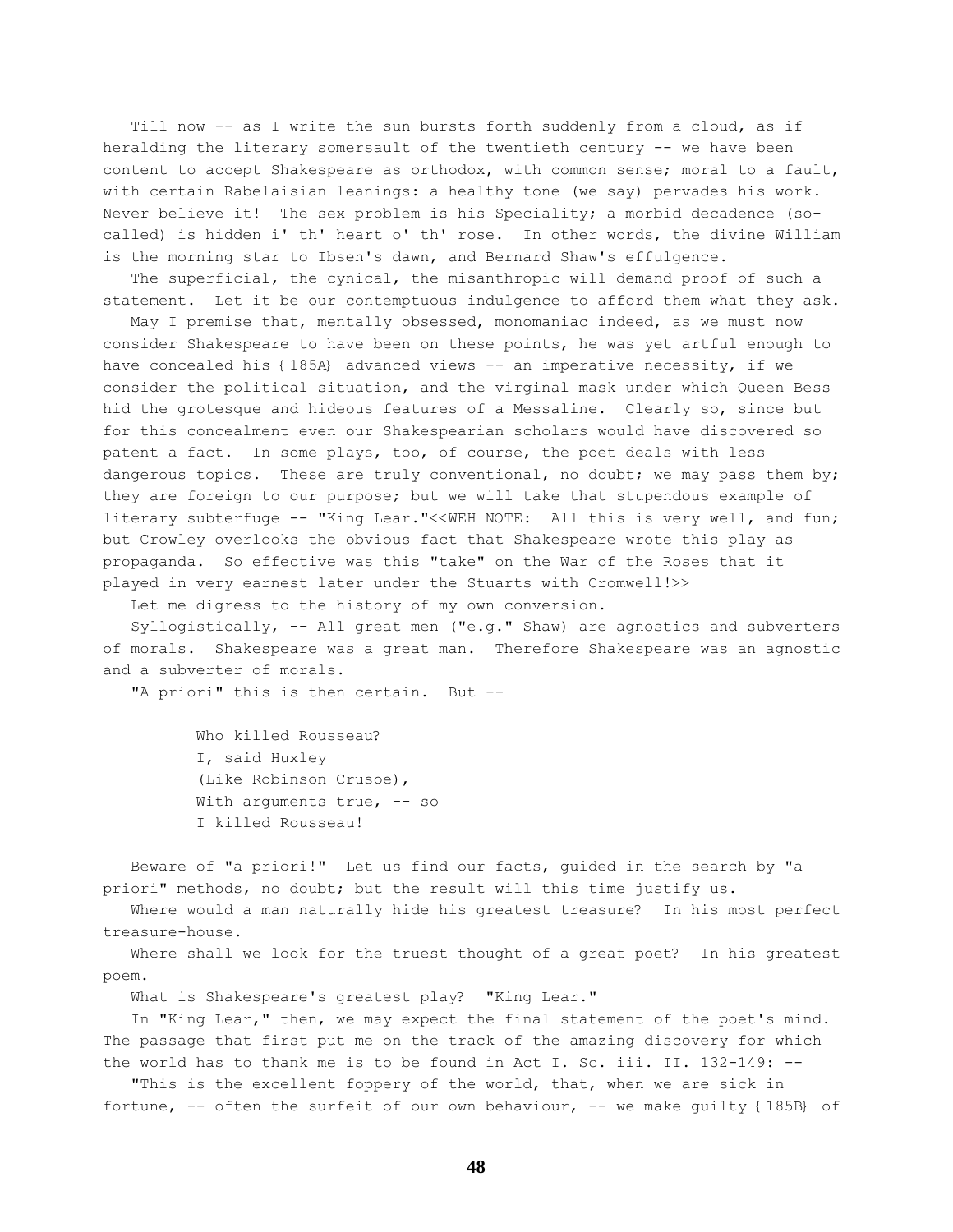Till now -- as I write the sun bursts forth suddenly from a cloud, as if heralding the literary somersault of the twentieth century -- we have been content to accept Shakespeare as orthodox, with common sense; moral to a fault, with certain Rabelaisian leanings: a healthy tone (we say) pervades his work. Never believe it! The sex problem is his Speciality; a morbid decadence (so-called) is hidden i' th' heart o' th' rose. In other words, the divine William is the morning star to Ibsen's dawn, and Bernard Shaw's effulgence.

The superficial, the cynical, the misanthropic will demand proof of such a statement. Let it be our contemptuous indulgence to afford them what they ask.

May I premise that, mentally obsessed, monomaniac indeed, as we must now consider Shakespeare to have been on these points, he was yet artful enough to have concealed his {185A} advanced views -- an imperative necessity, if we consider the political situation, and the virginal mask under which Queen Bess hid the grotesque and hideous features of a Messaline. Clearly so, since but for this concealment even our Shakespearian scholars would have discovered so patent a fact. In some plays, too, of course, the poet deals with less dangerous topics. These are truly conventional, no doubt; we may pass them by; they are foreign to our purpose; but we will take that stupendous example of literary subterfuge -- "King Lear."<<WEH NOTE: All this is very well, and fun; but Crowley overlooks the obvious fact that Shakespeare wrote this play as propaganda. So effective was this "take" on the War of the Roses that it played in very earnest later under the Stuarts with Cromwell!>>

Let me digress to the history of my own conversion.

Syllogistically, -- All great men ("e.g." Shaw) are agnostics and subverters of morals. Shakespeare was a great man. Therefore Shakespeare was an agnostic and a subverter of morals.

"A priori" this is then certain. But --

> Who killed Rousseau?
> I, said Huxley
> (Like Robinson Crusoe),
> With arguments true, -- so
> I killed Rousseau!

Beware of "a priori!" Let us find our facts, guided in the search by "a priori" methods, no doubt; but the result will this time justify us.

Where would a man naturally hide his greatest treasure? In his most perfect treasure-house.

Where shall we look for the truest thought of a great poet? In his greatest poem.

What is Shakespeare's greatest play? "King Lear."

In "King Lear," then, we may expect the final statement of the poet's mind. The passage that first put me on the track of the amazing discovery for which the world has to thank me is to be found in Act I. Sc. iii. II. 132-149: --

"This is the excellent foppery of the world, that, when we are sick in fortune, -- often the surfeit of our own behaviour, -- we make guilty {185B} of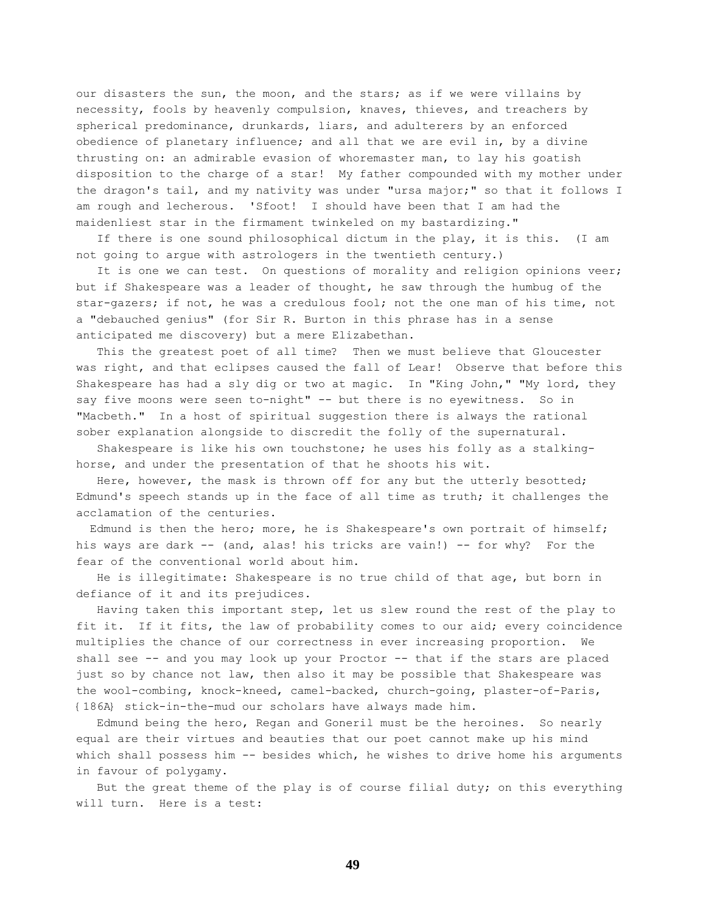our disasters the sun, the moon, and the stars; as if we were villains by necessity, fools by heavenly compulsion, knaves, thieves, and treachers by spherical predominance, drunkards, liars, and adulterers by an enforced obedience of planetary influence; and all that we are evil in, by a divine thrusting on: an admirable evasion of whoremaster man, to lay his goatish disposition to the charge of a star! My father compounded with my mother under the dragon's tail, and my nativity was under "ursa major;" so that it follows I am rough and lecherous. 'Sfoot! I should have been that I am had the maidenliest star in the firmament twinkeled on my bastardizing."

If there is one sound philosophical dictum in the play, it is this. (I am not going to argue with astrologers in the twentieth century.)

It is one we can test. On questions of morality and religion opinions veer; but if Shakespeare was a leader of thought, he saw through the humbug of the star-gazers; if not, he was a credulous fool; not the one man of his time, not a "debauched genius" (for Sir R. Burton in this phrase has in a sense anticipated me discovery) but a mere Elizabethan.

This the greatest poet of all time? Then we must believe that Gloucester was right, and that eclipses caused the fall of Lear! Observe that before this Shakespeare has had a sly dig or two at magic. In "King John," "My lord, they say five moons were seen to-night" -- but there is no eyewitness. So in "Macbeth." In a host of spiritual suggestion there is always the rational sober explanation alongside to discredit the folly of the supernatural.

Shakespeare is like his own touchstone; he uses his folly as a stalking-horse, and under the presentation of that he shoots his wit.

Here, however, the mask is thrown off for any but the utterly besotted; Edmund's speech stands up in the face of all time as truth; it challenges the acclamation of the centuries.

Edmund is then the hero; more, he is Shakespeare's own portrait of himself; his ways are dark -- (and, alas! his tricks are vain!) -- for why? For the fear of the conventional world about him.

He is illegitimate: Shakespeare is no true child of that age, but born in defiance of it and its prejudices.

Having taken this important step, let us slew round the rest of the play to fit it. If it fits, the law of probability comes to our aid; every coincidence multiplies the chance of our correctness in ever increasing proportion. We shall see -- and you may look up your Proctor -- that if the stars are placed just so by chance not law, then also it may be possible that Shakespeare was the wool-combing, knock-kneed, camel-backed, church-going, plaster-of-Paris, {186A} stick-in-the-mud our scholars have always made him.

Edmund being the hero, Regan and Goneril must be the heroines. So nearly equal are their virtues and beauties that our poet cannot make up his mind which shall possess him -- besides which, he wishes to drive home his arguments in favour of polygamy.

But the great theme of the play is of course filial duty; on this everything will turn. Here is a test: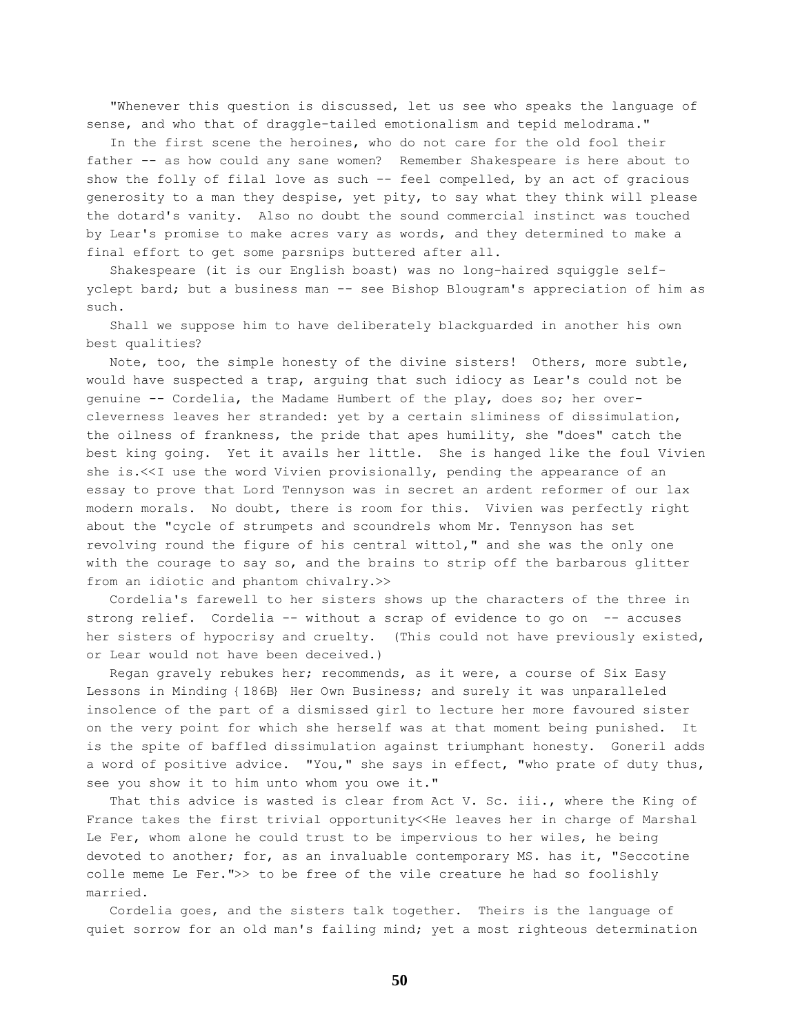"Whenever this question is discussed, let us see who speaks the language of sense, and who that of draggle-tailed emotionalism and tepid melodrama."

In the first scene the heroines, who do not care for the old fool their father -- as how could any sane women? Remember Shakespeare is here about to show the folly of filal love as such -- feel compelled, by an act of gracious generosity to a man they despise, yet pity, to say what they think will please the dotard's vanity. Also no doubt the sound commercial instinct was touched by Lear's promise to make acres vary as words, and they determined to make a final effort to get some parsnips buttered after all.

Shakespeare (it is our English boast) was no long-haired squiggle self-yclept bard; but a business man -- see Bishop Blougram's appreciation of him as such.

Shall we suppose him to have deliberately blackguarded in another his own best qualities?

Note, too, the simple honesty of the divine sisters! Others, more subtle, would have suspected a trap, arguing that such idiocy as Lear's could not be genuine -- Cordelia, the Madame Humbert of the play, does so; her over-cleverness leaves her stranded: yet by a certain sliminess of dissimulation, the oilness of frankness, the pride that apes humility, she "does" catch the best king going. Yet it avails her little. She is hanged like the foul Vivien she is.<<I use the word Vivien provisionally, pending the appearance of an essay to prove that Lord Tennyson was in secret an ardent reformer of our lax modern morals. No doubt, there is room for this. Vivien was perfectly right about the "cycle of strumpets and scoundrels whom Mr. Tennyson has set revolving round the figure of his central wittol," and she was the only one with the courage to say so, and the brains to strip off the barbarous glitter from an idiotic and phantom chivalry.>>

Cordelia's farewell to her sisters shows up the characters of the three in strong relief. Cordelia -- without a scrap of evidence to go on -- accuses her sisters of hypocrisy and cruelty. (This could not have previously existed, or Lear would not have been deceived.)

Regan gravely rebukes her; recommends, as it were, a course of Six Easy Lessons in Minding {186B} Her Own Business; and surely it was unparalleled insolence of the part of a dismissed girl to lecture her more favoured sister on the very point for which she herself was at that moment being punished. It is the spite of baffled dissimulation against triumphant honesty. Goneril adds a word of positive advice. "You," she says in effect, "who prate of duty thus, see you show it to him unto whom you owe it."

That this advice is wasted is clear from Act V. Sc. iii., where the King of France takes the first trivial opportunity<<He leaves her in charge of Marshal Le Fer, whom alone he could trust to be impervious to her wiles, he being devoted to another; for, as an invaluable contemporary MS. has it, "Seccotine colle meme Le Fer.">> to be free of the vile creature he had so foolishly married.

Cordelia goes, and the sisters talk together. Theirs is the language of quiet sorrow for an old man's failing mind; yet a most righteous determination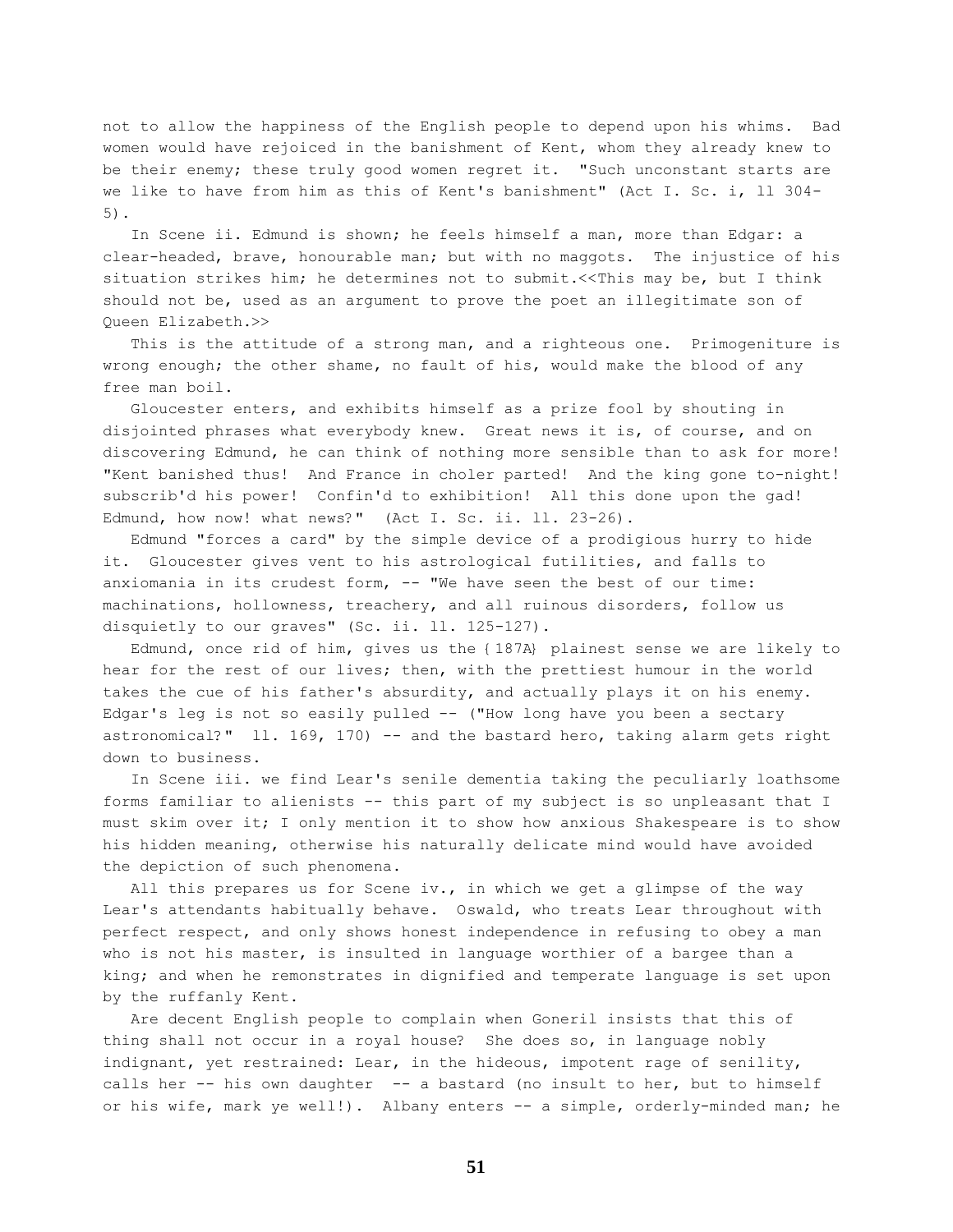not to allow the happiness of the English people to depend upon his whims. Bad women would have rejoiced in the banishment of Kent, whom they already knew to be their enemy; these truly good women regret it. "Such unconstant starts are we like to have from him as this of Kent's banishment" (Act I. Sc. i, ll 304-5).

In Scene ii. Edmund is shown; he feels himself a man, more than Edgar: a clear-headed, brave, honourable man; but with no maggots. The injustice of his situation strikes him; he determines not to submit.<<This may be, but I think should not be, used as an argument to prove the poet an illegitimate son of Queen Elizabeth.>>

This is the attitude of a strong man, and a righteous one. Primogeniture is wrong enough; the other shame, no fault of his, would make the blood of any free man boil.

Gloucester enters, and exhibits himself as a prize fool by shouting in disjointed phrases what everybody knew. Great news it is, of course, and on discovering Edmund, he can think of nothing more sensible than to ask for more! "Kent banished thus! And France in choler parted! And the king gone to-night! subscrib'd his power! Confin'd to exhibition! All this done upon the gad! Edmund, how now! what news?" (Act I. Sc. ii. ll. 23-26).

Edmund "forces a card" by the simple device of a prodigious hurry to hide it. Gloucester gives vent to his astrological futilities, and falls to anxiomania in its crudest form, -- "We have seen the best of our time: machinations, hollowness, treachery, and all ruinous disorders, follow us disquietly to our graves" (Sc. ii. ll. 125-127).

Edmund, once rid of him, gives us the {187A} plainest sense we are likely to hear for the rest of our lives; then, with the prettiest humour in the world takes the cue of his father's absurdity, and actually plays it on his enemy. Edgar's leg is not so easily pulled -- ("How long have you been a sectary astronomical?" ll. 169, 170) -- and the bastard hero, taking alarm gets right down to business.

In Scene iii. we find Lear's senile dementia taking the peculiarly loathsome forms familiar to alienists -- this part of my subject is so unpleasant that I must skim over it; I only mention it to show how anxious Shakespeare is to show his hidden meaning, otherwise his naturally delicate mind would have avoided the depiction of such phenomena.

All this prepares us for Scene iv., in which we get a glimpse of the way Lear's attendants habitually behave. Oswald, who treats Lear throughout with perfect respect, and only shows honest independence in refusing to obey a man who is not his master, is insulted in language worthier of a bargee than a king; and when he remonstrates in dignified and temperate language is set upon by the ruffanly Kent.

Are decent English people to complain when Goneril insists that this of thing shall not occur in a royal house? She does so, in language nobly indignant, yet restrained: Lear, in the hideous, impotent rage of senility, calls her -- his own daughter -- a bastard (no insult to her, but to himself or his wife, mark ye well!). Albany enters -- a simple, orderly-minded man; he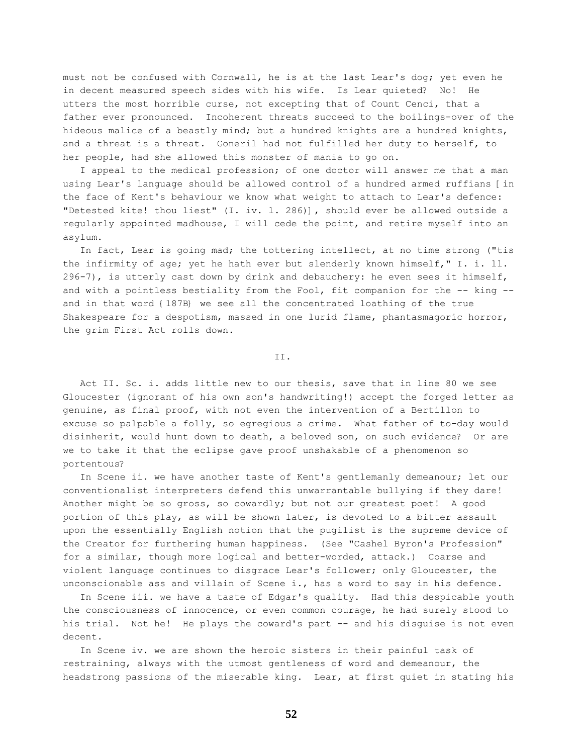must not be confused with Cornwall, he is at the last Lear's dog; yet even he in decent measured speech sides with his wife. Is Lear quieted? No! He utters the most horrible curse, not excepting that of Count Cenci, that a father ever pronounced. Incoherent threats succeed to the boilings-over of the hideous malice of a beastly mind; but a hundred knights are a hundred knights, and a threat is a threat. Goneril had not fulfilled her duty to herself, to her people, had she allowed this monster of mania to go on.

I appeal to the medical profession; of one doctor will answer me that a man using Lear's language should be allowed control of a hundred armed ruffians [in the face of Kent's behaviour we know what weight to attach to Lear's defence: "Detested kite! thou liest" (I. iv. l. 286)], should ever be allowed outside a regularly appointed madhouse, I will cede the point, and retire myself into an asylum.

In fact, Lear is going mad; the tottering intellect, at no time strong ("tis the infirmity of age; yet he hath ever but slenderly known himself," I. i. ll. 296-7), is utterly cast down by drink and debauchery: he even sees it himself, and with a pointless bestiality from the Fool, fit companion for the -- king -- and in that word {187B} we see all the concentrated loathing of the true Shakespeare for a despotism, massed in one lurid flame, phantasmagoric horror, the grim First Act rolls down.

## II.

Act II. Sc. i. adds little new to our thesis, save that in line 80 we see Gloucester (ignorant of his own son's handwriting!) accept the forged letter as genuine, as final proof, with not even the intervention of a Bertillon to excuse so palpable a folly, so egregious a crime. What father of to-day would disinherit, would hunt down to death, a beloved son, on such evidence? Or are we to take it that the eclipse gave proof unshakable of a phenomenon so portentous?

In Scene ii. we have another taste of Kent's gentlemanly demeanour; let our conventionalist interpreters defend this unwarrantable bullying if they dare! Another might be so gross, so cowardly; but not our greatest poet! A good portion of this play, as will be shown later, is devoted to a bitter assault upon the essentially English notion that the pugilist is the supreme device of the Creator for furthering human happiness. (See "Cashel Byron's Profession" for a similar, though more logical and better-worded, attack.) Coarse and violent language continues to disgrace Lear's follower; only Gloucester, the unconscionable ass and villain of Scene i., has a word to say in his defence.

In Scene iii. we have a taste of Edgar's quality. Had this despicable youth the consciousness of innocence, or even common courage, he had surely stood to his trial. Not he! He plays the coward's part -- and his disguise is not even decent.

In Scene iv. we are shown the heroic sisters in their painful task of restraining, always with the utmost gentleness of word and demeanour, the headstrong passions of the miserable king. Lear, at first quiet in stating his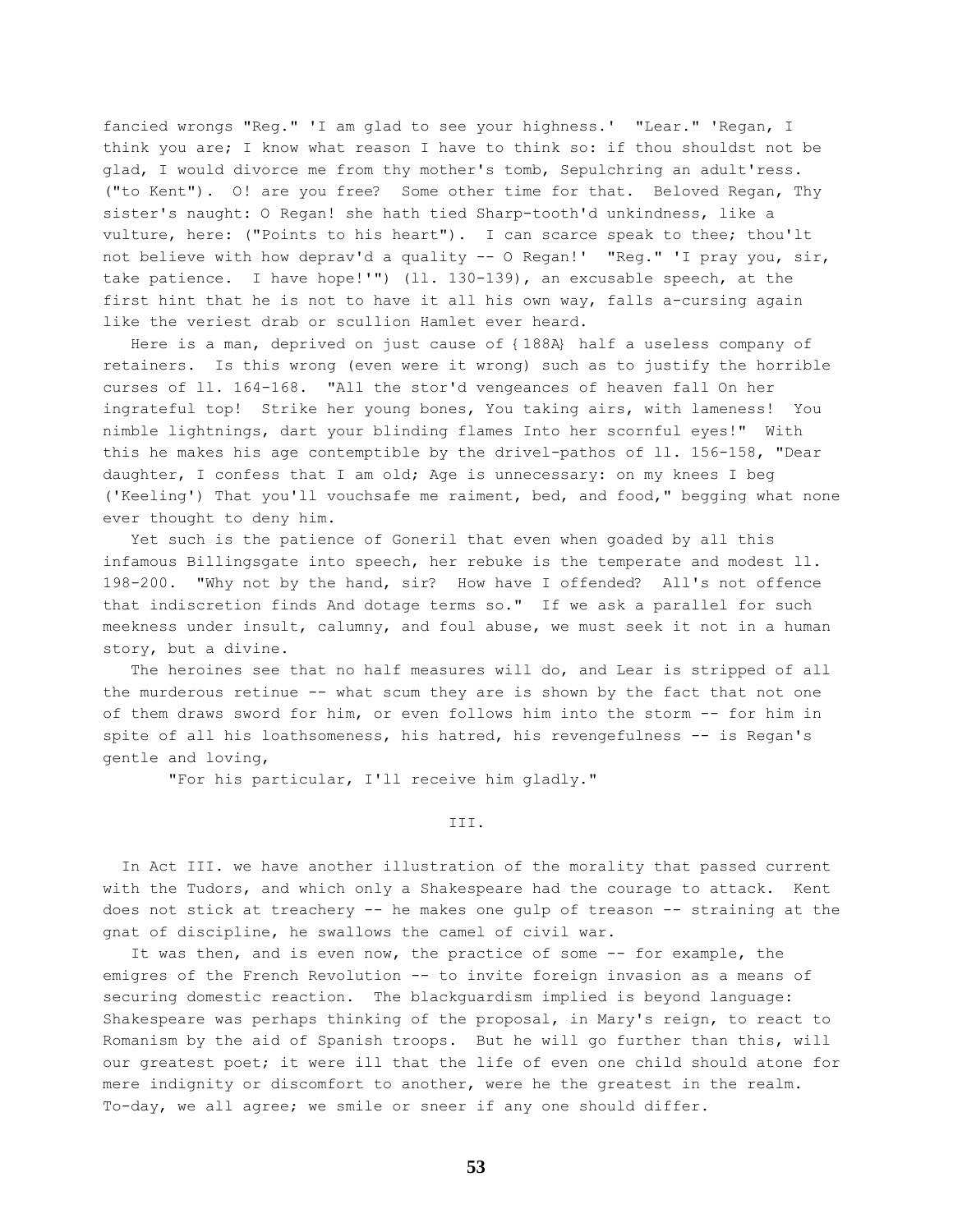fancied wrongs "Reg." 'I am glad to see your highness.' "Lear." 'Regan, I think you are; I know what reason I have to think so: if thou shouldst not be glad, I would divorce me from thy mother's tomb, Sepulchring an adult'ress. ("to Kent"). O! are you free? Some other time for that. Beloved Regan, Thy sister's naught: O Regan! she hath tied Sharp-tooth'd unkindness, like a vulture, here: ("Points to his heart"). I can scarce speak to thee; thou'lt not believe with how deprav'd a quality -- O Regan!' "Reg." 'I pray you, sir, take patience. I have hope!'") (ll. 130-139), an excusable speech, at the first hint that he is not to have it all his own way, falls a-cursing again like the veriest drab or scullion Hamlet ever heard.

Here is a man, deprived on just cause of {188A} half a useless company of retainers. Is this wrong (even were it wrong) such as to justify the horrible curses of ll. 164-168. "All the stor'd vengeances of heaven fall On her ingrateful top! Strike her young bones, You taking airs, with lameness! You nimble lightnings, dart your blinding flames Into her scornful eyes!" With this he makes his age contemptible by the drivel-pathos of ll. 156-158, "Dear daughter, I confess that I am old; Age is unnecessary: on my knees I beg ('Keeling') That you'll vouchsafe me raiment, bed, and food," begging what none ever thought to deny him.

Yet such is the patience of Goneril that even when goaded by all this infamous Billingsgate into speech, her rebuke is the temperate and modest ll. 198-200. "Why not by the hand, sir? How have I offended? All's not offence that indiscretion finds And dotage terms so." If we ask a parallel for such meekness under insult, calumny, and foul abuse, we must seek it not in a human story, but a divine.

The heroines see that no half measures will do, and Lear is stripped of all the murderous retinue -- what scum they are is shown by the fact that not one of them draws sword for him, or even follows him into the storm -- for him in spite of all his loathsomeness, his hatred, his revengefulness -- is Regan's gentle and loving,

"For his particular, I'll receive him gladly."

## III.

In Act III. we have another illustration of the morality that passed current with the Tudors, and which only a Shakespeare had the courage to attack. Kent does not stick at treachery -- he makes one gulp of treason -- straining at the gnat of discipline, he swallows the camel of civil war.

It was then, and is even now, the practice of some -- for example, the emigres of the French Revolution -- to invite foreign invasion as a means of securing domestic reaction. The blackguardism implied is beyond language: Shakespeare was perhaps thinking of the proposal, in Mary's reign, to react to Romanism by the aid of Spanish troops. But he will go further than this, will our greatest poet; it were ill that the life of even one child should atone for mere indignity or discomfort to another, were he the greatest in the realm. To-day, we all agree; we smile or sneer if any one should differ.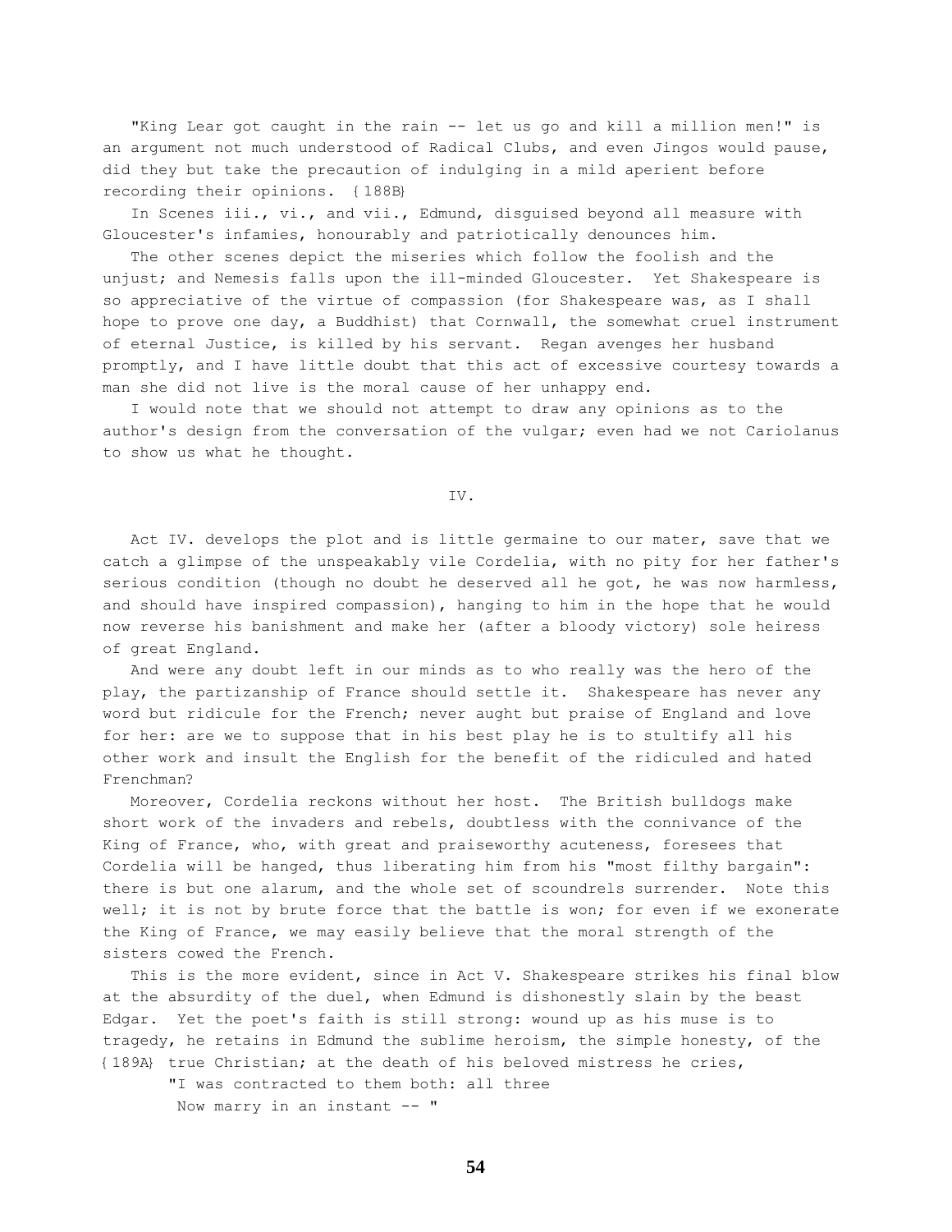"King Lear got caught in the rain -- let us go and kill a million men!" is an argument not much understood of Radical Clubs, and even Jingos would pause, did they but take the precaution of indulging in a mild aperient before recording their opinions. {188B}

In Scenes iii., vi., and vii., Edmund, disguised beyond all measure with Gloucester's infamies, honourably and patriotically denounces him.

The other scenes depict the miseries which follow the foolish and the unjust; and Nemesis falls upon the ill-minded Gloucester. Yet Shakespeare is so appreciative of the virtue of compassion (for Shakespeare was, as I shall hope to prove one day, a Buddhist) that Cornwall, the somewhat cruel instrument of eternal Justice, is killed by his servant. Regan avenges her husband promptly, and I have little doubt that this act of excessive courtesy towards a man she did not live is the moral cause of her unhappy end.

I would note that we should not attempt to draw any opinions as to the author's design from the conversation of the vulgar; even had we not Cariolanus to show us what he thought.

IV.

Act IV. develops the plot and is little germaine to our mater, save that we catch a glimpse of the unspeakably vile Cordelia, with no pity for her father's serious condition (though no doubt he deserved all he got, he was now harmless, and should have inspired compassion), hanging to him in the hope that he would now reverse his banishment and make her (after a bloody victory) sole heiress of great England.

And were any doubt left in our minds as to who really was the hero of the play, the partizanship of France should settle it. Shakespeare has never any word but ridicule for the French; never aught but praise of England and love for her: are we to suppose that in his best play he is to stultify all his other work and insult the English for the benefit of the ridiculed and hated Frenchman?

Moreover, Cordelia reckons without her host. The British bulldogs make short work of the invaders and rebels, doubtless with the connivance of the King of France, who, with great and praiseworthy acuteness, foresees that Cordelia will be hanged, thus liberating him from his "most filthy bargain": there is but one alarum, and the whole set of scoundrels surrender. Note this well; it is not by brute force that the battle is won; for even if we exonerate the King of France, we may easily believe that the moral strength of the sisters cowed the French.

This is the more evident, since in Act V. Shakespeare strikes his final blow at the absurdity of the duel, when Edmund is dishonestly slain by the beast Edgar. Yet the poet's faith is still strong: wound up as his muse is to tragedy, he retains in Edmund the sublime heroism, the simple honesty, of the {189A} true Christian; at the death of his beloved mistress he cries,

> "I was contracted to them both: all three
> Now marry in an instant -- "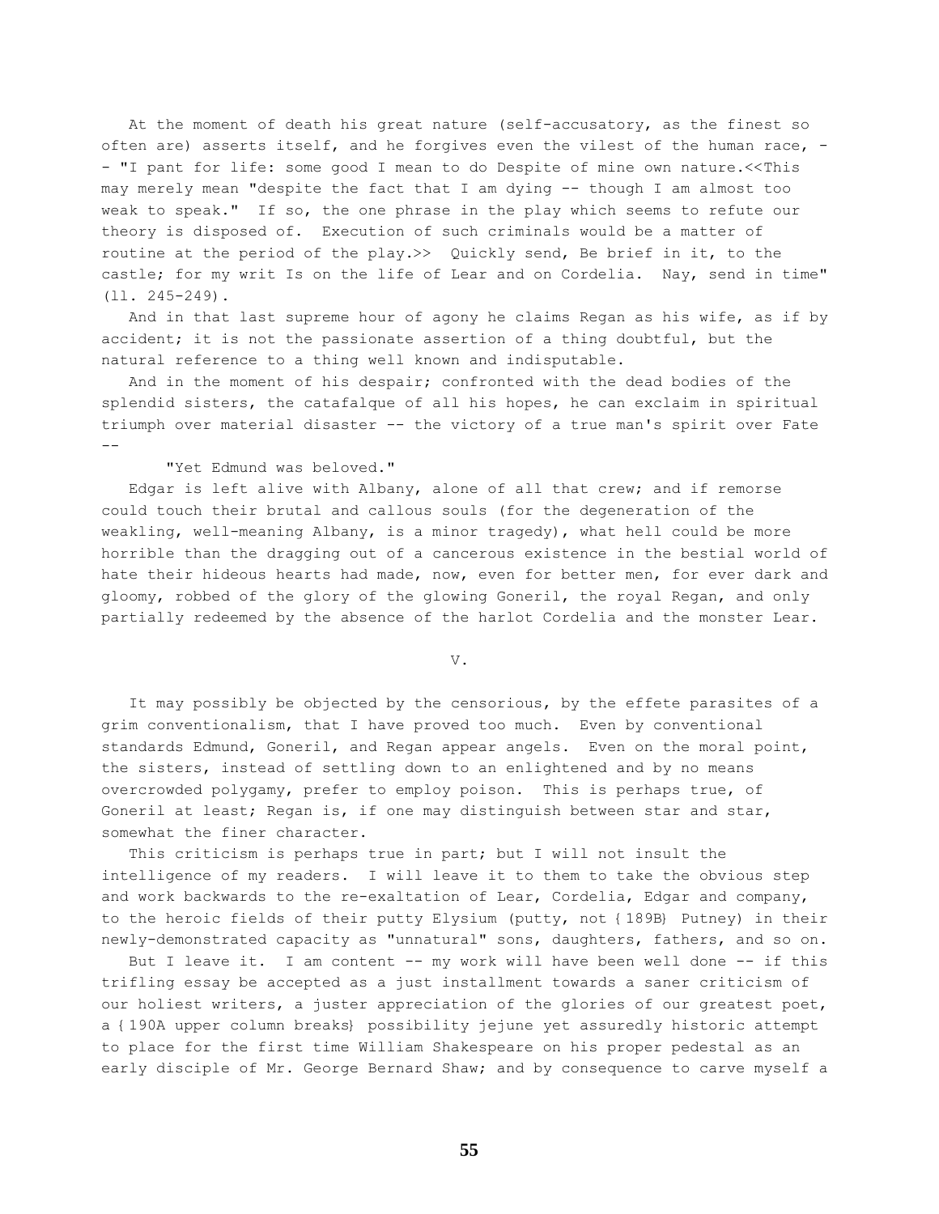At the moment of death his great nature (self-accusatory, as the finest so often are) asserts itself, and he forgives even the vilest of the human race, -- "I pant for life: some good I mean to do Despite of mine own nature.<<This may merely mean "despite the fact that I am dying -- though I am almost too weak to speak." If so, the one phrase in the play which seems to refute our theory is disposed of. Execution of such criminals would be a matter of routine at the period of the play.>> Quickly send, Be brief in it, to the castle; for my writ Is on the life of Lear and on Cordelia. Nay, send in time" (ll. 245-249).

And in that last supreme hour of agony he claims Regan as his wife, as if by accident; it is not the passionate assertion of a thing doubtful, but the natural reference to a thing well known and indisputable.

And in the moment of his despair; confronted with the dead bodies of the splendid sisters, the catafalque of all his hopes, he can exclaim in spiritual triumph over material disaster -- the victory of a true man's spirit over Fate --

"Yet Edmund was beloved."

Edgar is left alive with Albany, alone of all that crew; and if remorse could touch their brutal and callous souls (for the degeneration of the weakling, well-meaning Albany, is a minor tragedy), what hell could be more horrible than the dragging out of a cancerous existence in the bestial world of hate their hideous hearts had made, now, even for better men, for ever dark and gloomy, robbed of the glory of the glowing Goneril, the royal Regan, and only partially redeemed by the absence of the harlot Cordelia and the monster Lear.

## V.

It may possibly be objected by the censorious, by the effete parasites of a grim conventionalism, that I have proved too much. Even by conventional standards Edmund, Goneril, and Regan appear angels. Even on the moral point, the sisters, instead of settling down to an enlightened and by no means overcrowded polygamy, prefer to employ poison. This is perhaps true, of Goneril at least; Regan is, if one may distinguish between star and star, somewhat the finer character.

This criticism is perhaps true in part; but I will not insult the intelligence of my readers. I will leave it to them to take the obvious step and work backwards to the re-exaltation of Lear, Cordelia, Edgar and company, to the heroic fields of their putty Elysium (putty, not {189B} Putney) in their newly-demonstrated capacity as "unnatural" sons, daughters, fathers, and so on.

But I leave it. I am content -- my work will have been well done -- if this trifling essay be accepted as a just installment towards a saner criticism of our holiest writers, a juster appreciation of the glories of our greatest poet, a {190A upper column breaks} possibility jejune yet assuredly historic attempt to place for the first time William Shakespeare on his proper pedestal as an early disciple of Mr. George Bernard Shaw; and by consequence to carve myself a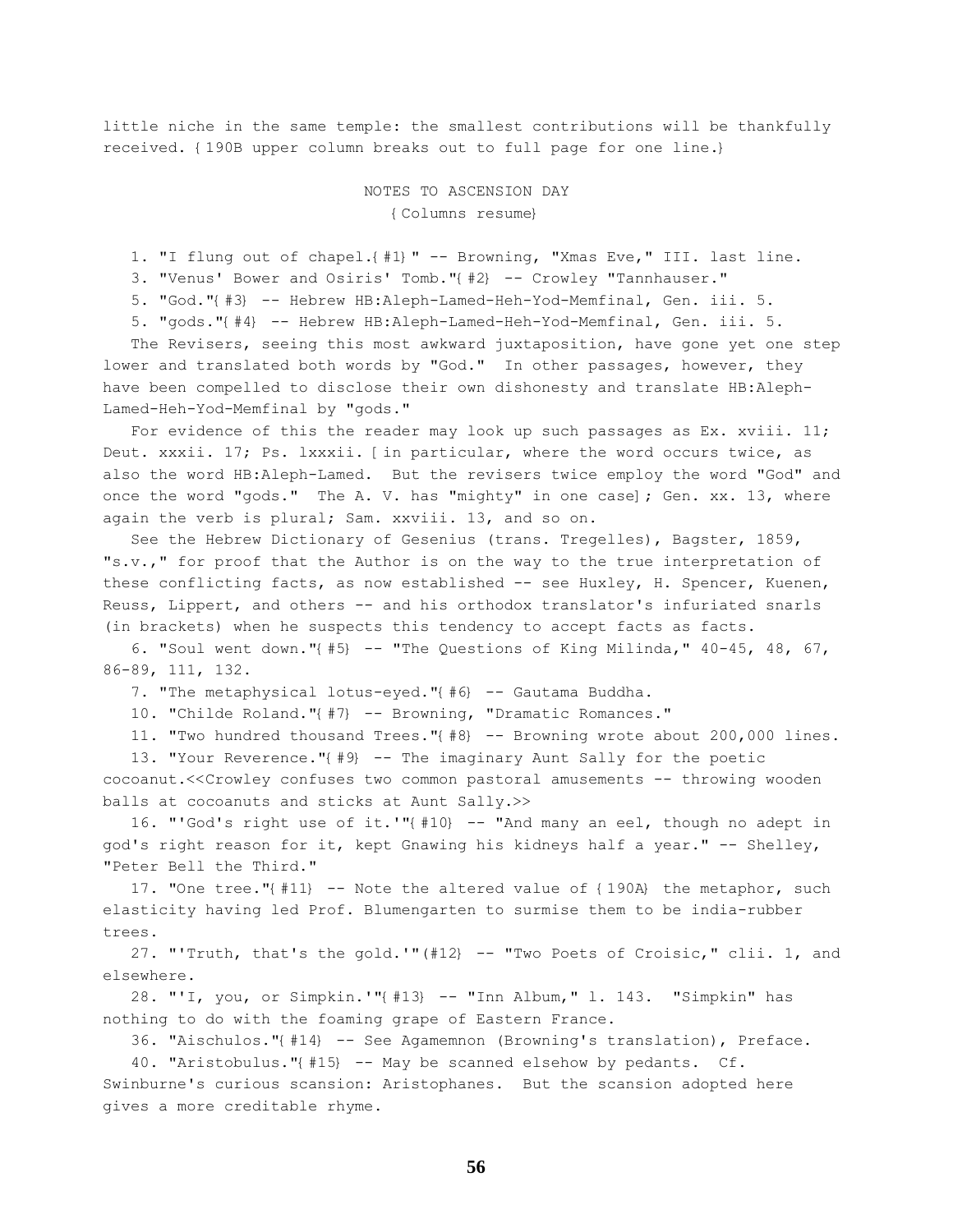little niche in the same temple: the smallest contributions will be thankfully received. {190B upper column breaks out to full page for one line.}

## NOTES TO ASCENSION DAY

{Columns resume}

1. "I flung out of chapel.{#1}" -- Browning, "Xmas Eve," III. last line.

3. "Venus' Bower and Osiris' Tomb."{#2} -- Crowley "Tannhauser."

5. "God."{#3} -- Hebrew HB:Aleph-Lamed-Heh-Yod-Memfinal, Gen. iii. 5.

5. "gods."{#4} -- Hebrew HB:Aleph-Lamed-Heh-Yod-Memfinal, Gen. iii. 5.

The Revisers, seeing this most awkward juxtaposition, have gone yet one step lower and translated both words by "God." In other passages, however, they have been compelled to disclose their own dishonesty and translate HB:Aleph-Lamed-Heh-Yod-Memfinal by "gods."

For evidence of this the reader may look up such passages as Ex. xviii. 11; Deut. xxxii. 17; Ps. lxxxii. [in particular, where the word occurs twice, as also the word HB:Aleph-Lamed. But the revisers twice employ the word "God" and once the word "gods." The A. V. has "mighty" in one case]; Gen. xx. 13, where again the verb is plural; Sam. xxviii. 13, and so on.

See the Hebrew Dictionary of Gesenius (trans. Tregelles), Bagster, 1859, "s.v.," for proof that the Author is on the way to the true interpretation of these conflicting facts, as now established -- see Huxley, H. Spencer, Kuenen, Reuss, Lippert, and others -- and his orthodox translator's infuriated snarls (in brackets) when he suspects this tendency to accept facts as facts.

6. "Soul went down."{#5} -- "The Questions of King Milinda," 40-45, 48, 67, 86-89, 111, 132.

7. "The metaphysical lotus-eyed."{#6} -- Gautama Buddha.

10. "Childe Roland."{#7} -- Browning, "Dramatic Romances."

11. "Two hundred thousand Trees."{#8} -- Browning wrote about 200,000 lines.

13. "Your Reverence."{#9} -- The imaginary Aunt Sally for the poetic cocoanut.<<Crowley confuses two common pastoral amusements -- throwing wooden balls at cocoanuts and sticks at Aunt Sally.>>

16. "'God's right use of it.'"{#10} -- "And many an eel, though no adept in god's right reason for it, kept Gnawing his kidneys half a year." -- Shelley, "Peter Bell the Third."

17. "One tree."{#11} -- Note the altered value of {190A} the metaphor, such elasticity having led Prof. Blumengarten to surmise them to be india-rubber trees.

27. "'Truth, that's the gold.'"(#12} -- "Two Poets of Croisic," clii. 1, and elsewhere.

28. "'I, you, or Simpkin.'"{#13} -- "Inn Album," l. 143. "Simpkin" has nothing to do with the foaming grape of Eastern France.

36. "Aischulos."{#14} -- See Agamemnon (Browning's translation), Preface.

40. "Aristobulus."{#15} -- May be scanned elsehow by pedants. Cf. Swinburne's curious scansion: Aristophanes. But the scansion adopted here gives a more creditable rhyme.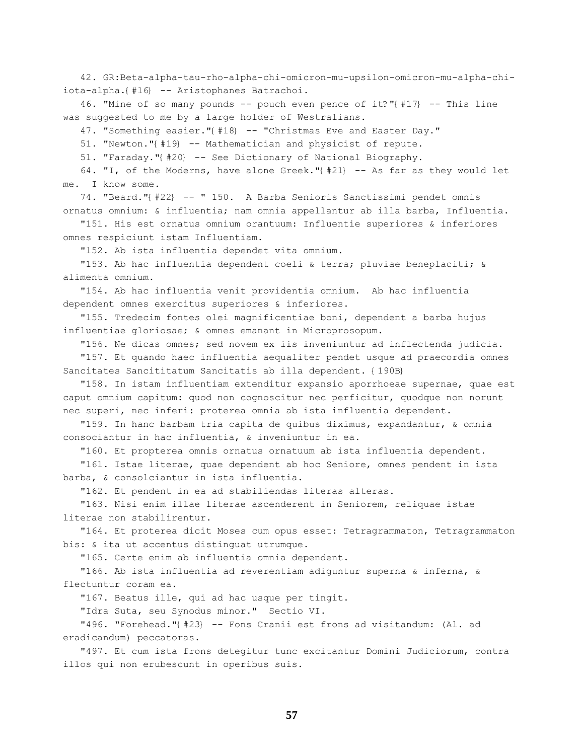42. GR:Beta-alpha-tau-rho-alpha-chi-omicron-mu-upsilon-omicron-mu-alpha-chi-iota-alpha.{#16} -- Aristophanes Batrachoi.

46. "Mine of so many pounds -- pouch even pence of it?"{#17} -- This line was suggested to me by a large holder of Westralians.

47. "Something easier."{#18} -- "Christmas Eve and Easter Day."

51. "Newton."{#19} -- Mathematician and physicist of repute.

51. "Faraday."{#20} -- See Dictionary of National Biography.

64. "I, of the Moderns, have alone Greek."{#21} -- As far as they would let me. I know some.

74. "Beard."{#22} -- " 150. A Barba Senioris Sanctissimi pendet omnis ornatus omnium: & influentia; nam omnia appellantur ab illa barba, Influentia.

"151. His est ornatus omnium orantuum: Influentie superiores & inferiores omnes respiciunt istam Influentiam.

"152. Ab ista influentia dependet vita omnium.

"153. Ab hac influentia dependent coeli & terra; pluviae beneplaciti; & alimenta omnium.

"154. Ab hac influentia venit providentia omnium. Ab hac influentia dependent omnes exercitus superiores & inferiores.

"155. Tredecim fontes olei magnificentiae boni, dependent a barba hujus influentiae gloriosae; & omnes emanant in Microprosopum.

"156. Ne dicas omnes; sed novem ex iis inveniuntur ad inflectenda judicia.

"157. Et quando haec influentia aequaliter pendet usque ad praecordia omnes Sancitates Sancititatum Sancitatis ab illa dependent. {190B}

"158. In istam influentiam extenditur expansio aporrhoeae supernae, quae est caput omnium capitum: quod non cognoscitur nec perficitur, quodque non norunt nec superi, nec inferi: proterea omnia ab ista influentia dependent.

"159. In hanc barbam tria capita de quibus diximus, expandantur, & omnia consociantur in hac influentia, & inveniuntur in ea.

"160. Et propterea omnis ornatus ornatuum ab ista influentia dependent.

"161. Istae literae, quae dependent ab hoc Seniore, omnes pendent in ista barba, & consolciantur in ista influentia.

"162. Et pendent in ea ad stabiliendas literas alteras.

"163. Nisi enim illae literae ascenderent in Seniorem, reliquae istae literae non stabilirentur.

"164. Et proterea dicit Moses cum opus esset: Tetragrammaton, Tetragrammaton bis: & ita ut accentus distinguat utrumque.

"165. Certe enim ab influentia omnia dependent.

"166. Ab ista influentia ad reverentiam adiguntur superna & inferna, & flectuntur coram ea.

"167. Beatus ille, qui ad hac usque per tingit.

"Idra Suta, seu Synodus minor." Sectio VI.

"496. "Forehead."{#23} -- Fons Cranii est frons ad visitandum: (Al. ad eradicandum) peccatoras.

"497. Et cum ista frons detegitur tunc excitantur Domini Judiciorum, contra illos qui non erubescunt in operibus suis.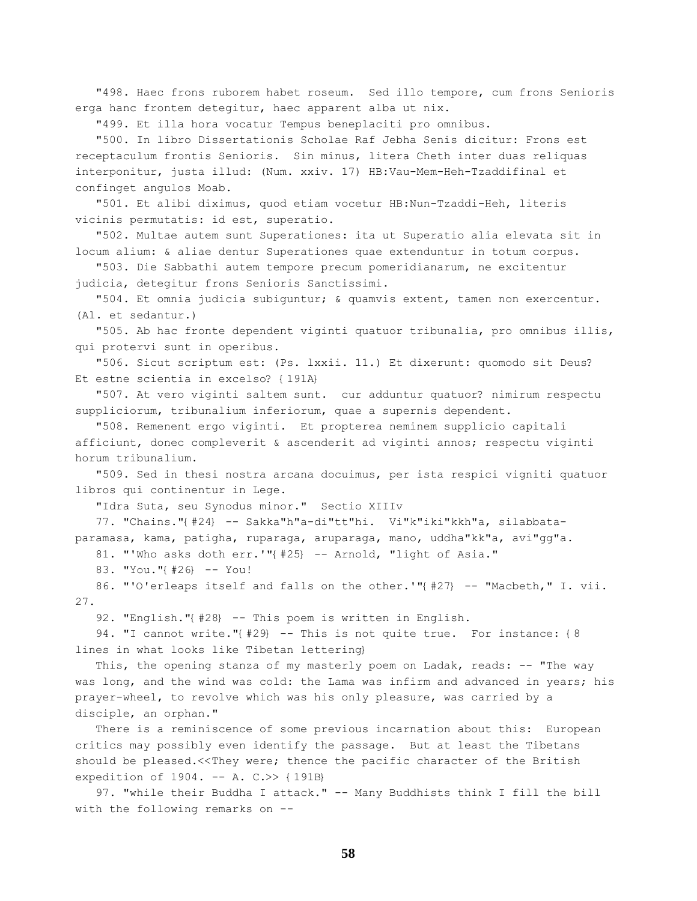"498. Haec frons ruborem habet roseum. Sed illo tempore, cum frons Senioris erga hanc frontem detegitur, haec apparent alba ut nix.

"499. Et illa hora vocatur Tempus beneplaciti pro omnibus.

"500. In libro Dissertationis Scholae Raf Jebha Senis dicitur: Frons est receptaculum frontis Senioris. Sin minus, litera Cheth inter duas reliquas interponitur, justa illud: (Num. xxiv. 17) HB:Vau-Mem-Heh-Tzaddifinal et confinget angulos Moab.

"501. Et alibi diximus, quod etiam vocetur HB:Nun-Tzaddi-Heh, literis vicinis permutatis: id est, superatio.

"502. Multae autem sunt Superationes: ita ut Superatio alia elevata sit in locum alium: & aliae dentur Superationes quae extenduntur in totum corpus.

"503. Die Sabbathi autem tempore precum pomeridianarum, ne excitentur judicia, detegitur frons Senioris Sanctissimi.

"504. Et omnia judicia subiguntur; & quamvis extent, tamen non exercentur. (Al. et sedantur.)

"505. Ab hac fronte dependent viginti quatuor tribunalia, pro omnibus illis, qui protervi sunt in operibus.

"506. Sicut scriptum est: (Ps. lxxii. 11.) Et dixerunt: quomodo sit Deus? Et estne scientia in excelso? {191A}

"507. At vero viginti saltem sunt. cur adduntur quatuor? nimirum respectu suppliciorum, tribunalium inferiorum, quae a supernis dependent.

"508. Remenent ergo viginti. Et propterea neminem supplicio capitali afficiunt, donec compleverit & ascenderit ad viginti annos; respectu viginti horum tribunalium.

"509. Sed in thesi nostra arcana docuimus, per ista respici vigniti quatuor libros qui continentur in Lege.

"Idra Suta, seu Synodus minor." Sectio XIIIv

77. "Chains."{#24} -- Sakka"h"a-di"tt"hi. Vi"k"iki"kkh"a, silabbata-paramasa, kama, patigha, ruparaga, aruparaga, mano, uddha"kk"a, avi"gg"a.

81. "'Who asks doth err.'"{#25} -- Arnold, "light of Asia."

83. "You."{#26} -- You!

86. "'O'erleaps itself and falls on the other.'"{#27} -- "Macbeth," I. vii. 27.

92. "English."{#28} -- This poem is written in English.

94. "I cannot write."{#29} -- This is not quite true. For instance: {8 lines in what looks like Tibetan lettering}

This, the opening stanza of my masterly poem on Ladak, reads: -- "The way was long, and the wind was cold: the Lama was infirm and advanced in years; his prayer-wheel, to revolve which was his only pleasure, was carried by a disciple, an orphan."

There is a reminiscence of some previous incarnation about this: European critics may possibly even identify the passage. But at least the Tibetans should be pleased.<<They were; thence the pacific character of the British expedition of 1904. -- A. C.>> {191B}

97. "while their Buddha I attack." -- Many Buddhists think I fill the bill with the following remarks on --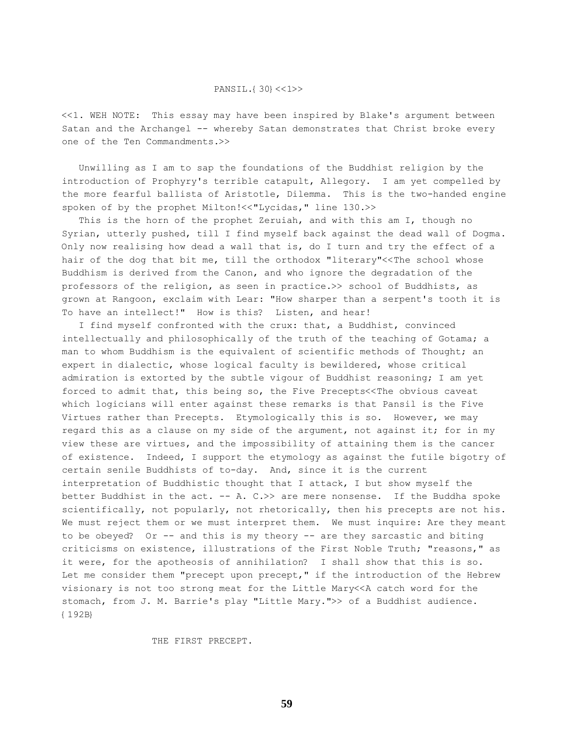# PANSIL.{ 30} <<1>>

<<1. WEH NOTE: This essay may have been inspired by Blake's argument between Satan and the Archangel -- whereby Satan demonstrates that Christ broke every one of the Ten Commandments.>>

Unwilling as I am to sap the foundations of the Buddhist religion by the introduction of Prophyry's terrible catapult, Allegory. I am yet compelled by the more fearful ballista of Aristotle, Dilemma. This is the two-handed engine spoken of by the prophet Milton!<<"Lycidas," line 130.>>

This is the horn of the prophet Zeruiah, and with this am I, though no Syrian, utterly pushed, till I find myself back against the dead wall of Dogma. Only now realising how dead a wall that is, do I turn and try the effect of a hair of the dog that bit me, till the orthodox "literary"<<The school whose Buddhism is derived from the Canon, and who ignore the degradation of the professors of the religion, as seen in practice.>> school of Buddhists, as grown at Rangoon, exclaim with Lear: "How sharper than a serpent's tooth it is To have an intellect!" How is this? Listen, and hear!

I find myself confronted with the crux: that, a Buddhist, convinced intellectually and philosophically of the truth of the teaching of Gotama; a man to whom Buddhism is the equivalent of scientific methods of Thought; an expert in dialectic, whose logical faculty is bewildered, whose critical admiration is extorted by the subtle vigour of Buddhist reasoning; I am yet forced to admit that, this being so, the Five Precepts<<The obvious caveat which logicians will enter against these remarks is that Pansil is the Five Virtues rather than Precepts. Etymologically this is so. However, we may regard this as a clause on my side of the argument, not against it; for in my view these are virtues, and the impossibility of attaining them is the cancer of existence. Indeed, I support the etymology as against the futile bigotry of certain senile Buddhists of to-day. And, since it is the current interpretation of Buddhistic thought that I attack, I but show myself the better Buddhist in the act. -- A. C.>> are mere nonsense. If the Buddha spoke scientifically, not popularly, not rhetorically, then his precepts are not his. We must reject them or we must interpret them. We must inquire: Are they meant to be obeyed? Or -- and this is my theory -- are they sarcastic and biting criticisms on existence, illustrations of the First Noble Truth; "reasons," as it were, for the apotheosis of annihilation? I shall show that this is so. Let me consider them "precept upon precept," if the introduction of the Hebrew visionary is not too strong meat for the Little Mary<<A catch word for the stomach, from J. M. Barrie's play "Little Mary.">> of a Buddhist audience. { 192B}

## THE FIRST PRECEPT.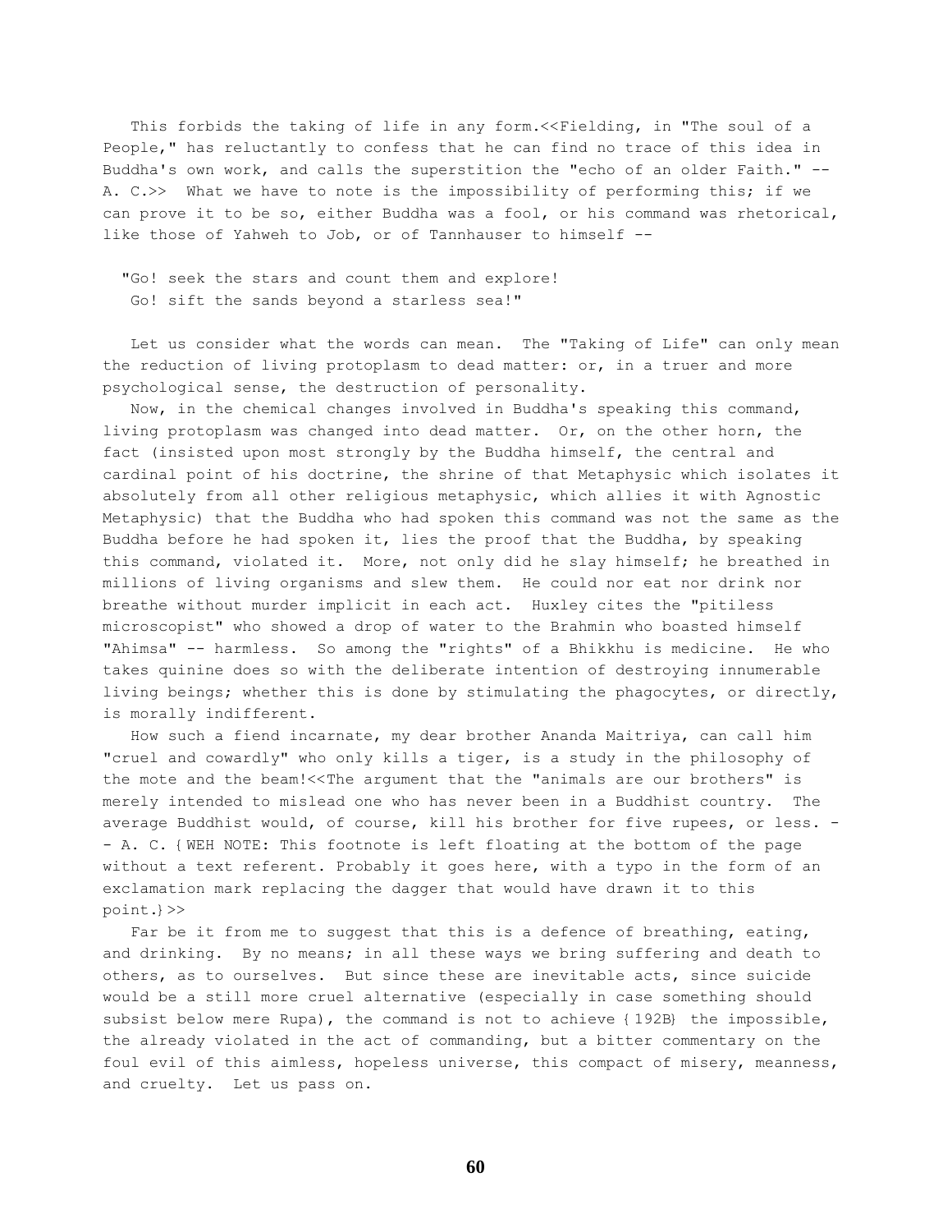This forbids the taking of life in any form.<<Fielding, in "The soul of a People," has reluctantly to confess that he can find no trace of this idea in Buddha's own work, and calls the superstition the "echo of an older Faith." -- A. C.>> What we have to note is the impossibility of performing this; if we can prove it to be so, either Buddha was a fool, or his command was rhetorical, like those of Yahweh to Job, or of Tannhauser to himself --

"Go! seek the stars and count them and explore!
Go! sift the sands beyond a starless sea!"

Let us consider what the words can mean. The "Taking of Life" can only mean the reduction of living protoplasm to dead matter: or, in a truer and more psychological sense, the destruction of personality.

Now, in the chemical changes involved in Buddha's speaking this command, living protoplasm was changed into dead matter. Or, on the other horn, the fact (insisted upon most strongly by the Buddha himself, the central and cardinal point of his doctrine, the shrine of that Metaphysic which isolates it absolutely from all other religious metaphysic, which allies it with Agnostic Metaphysic) that the Buddha who had spoken this command was not the same as the Buddha before he had spoken it, lies the proof that the Buddha, by speaking this command, violated it. More, not only did he slay himself; he breathed in millions of living organisms and slew them. He could nor eat nor drink nor breathe without murder implicit in each act. Huxley cites the "pitiless microscopist" who showed a drop of water to the Brahmin who boasted himself "Ahimsa" -- harmless. So among the "rights" of a Bhikkhu is medicine. He who takes quinine does so with the deliberate intention of destroying innumerable living beings; whether this is done by stimulating the phagocytes, or directly, is morally indifferent.

How such a fiend incarnate, my dear brother Ananda Maitriya, can call him "cruel and cowardly" who only kills a tiger, is a study in the philosophy of the mote and the beam!<<The argument that the "animals are our brothers" is merely intended to mislead one who has never been in a Buddhist country. The average Buddhist would, of course, kill his brother for five rupees, or less. -- A. C. {WEH NOTE: This footnote is left floating at the bottom of the page without a text referent. Probably it goes here, with a typo in the form of an exclamation mark replacing the dagger that would have drawn it to this point.}>>

Far be it from me to suggest that this is a defence of breathing, eating, and drinking. By no means; in all these ways we bring suffering and death to others, as to ourselves. But since these are inevitable acts, since suicide would be a still more cruel alternative (especially in case something should subsist below mere Rupa), the command is not to achieve {192B} the impossible, the already violated in the act of commanding, but a bitter commentary on the foul evil of this aimless, hopeless universe, this compact of misery, meanness, and cruelty. Let us pass on.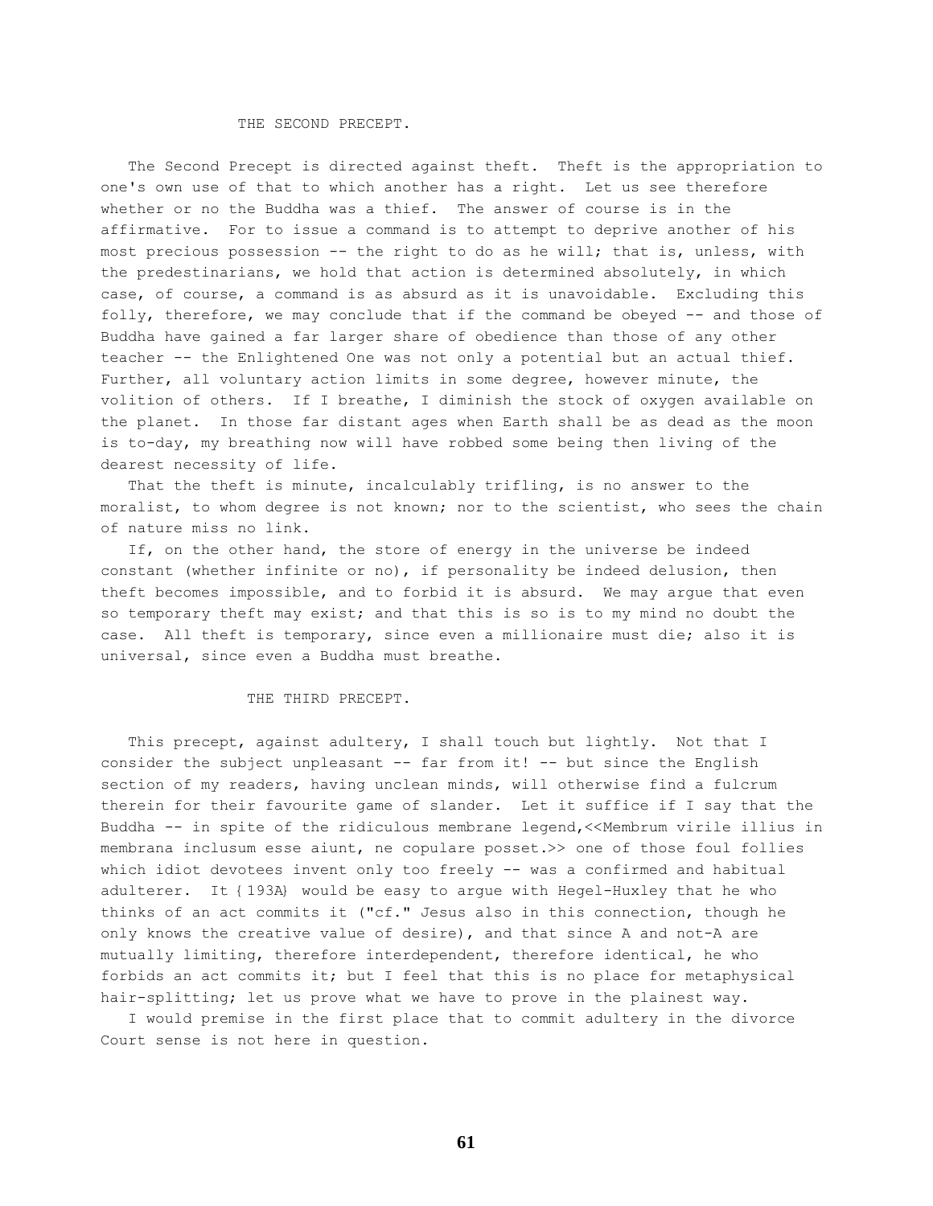### THE SECOND PRECEPT.

The Second Precept is directed against theft. Theft is the appropriation to one's own use of that to which another has a right. Let us see therefore whether or no the Buddha was a thief. The answer of course is in the affirmative. For to issue a command is to attempt to deprive another of his most precious possession -- the right to do as he will; that is, unless, with the predestinarians, we hold that action is determined absolutely, in which case, of course, a command is as absurd as it is unavoidable. Excluding this folly, therefore, we may conclude that if the command be obeyed -- and those of Buddha have gained a far larger share of obedience than those of any other teacher -- the Enlightened One was not only a potential but an actual thief. Further, all voluntary action limits in some degree, however minute, the volition of others. If I breathe, I diminish the stock of oxygen available on the planet. In those far distant ages when Earth shall be as dead as the moon is to-day, my breathing now will have robbed some being then living of the dearest necessity of life.

That the theft is minute, incalculably trifling, is no answer to the moralist, to whom degree is not known; nor to the scientist, who sees the chain of nature miss no link.

If, on the other hand, the store of energy in the universe be indeed constant (whether infinite or no), if personality be indeed delusion, then theft becomes impossible, and to forbid it is absurd. We may argue that even so temporary theft may exist; and that this is so is to my mind no doubt the case. All theft is temporary, since even a millionaire must die; also it is universal, since even a Buddha must breathe.

### THE THIRD PRECEPT.

This precept, against adultery, I shall touch but lightly. Not that I consider the subject unpleasant -- far from it! -- but since the English section of my readers, having unclean minds, will otherwise find a fulcrum therein for their favourite game of slander. Let it suffice if I say that the Buddha -- in spite of the ridiculous membrane legend,<<Membrum virile illius in membrana inclusum esse aiunt, ne copulare posset.>> one of those foul follies which idiot devotees invent only too freely -- was a confirmed and habitual adulterer. It {193A} would be easy to argue with Hegel-Huxley that he who thinks of an act commits it ("cf." Jesus also in this connection, though he only knows the creative value of desire), and that since A and not-A are mutually limiting, therefore interdependent, therefore identical, he who forbids an act commits it; but I feel that this is no place for metaphysical hair-splitting; let us prove what we have to prove in the plainest way.

I would premise in the first place that to commit adultery in the divorce Court sense is not here in question.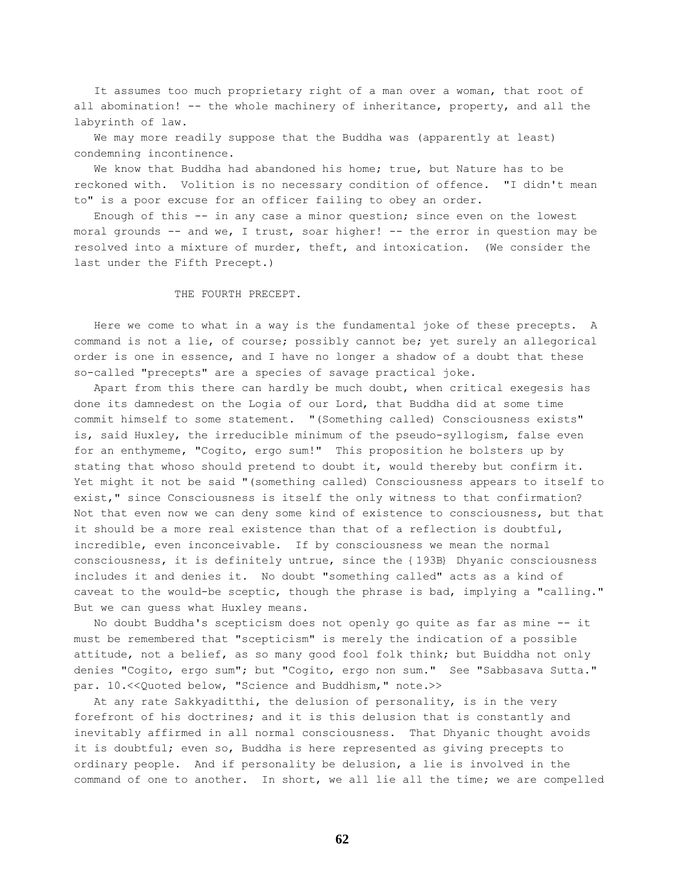It assumes too much proprietary right of a man over a woman, that root of all abomination! -- the whole machinery of inheritance, property, and all the labyrinth of law.

We may more readily suppose that the Buddha was (apparently at least) condemning incontinence.

We know that Buddha had abandoned his home; true, but Nature has to be reckoned with. Volition is no necessary condition of offence. "I didn't mean to" is a poor excuse for an officer failing to obey an order.

Enough of this -- in any case a minor question; since even on the lowest moral grounds -- and we, I trust, soar higher! -- the error in question may be resolved into a mixture of murder, theft, and intoxication. (We consider the last under the Fifth Precept.)

## THE FOURTH PRECEPT.

Here we come to what in a way is the fundamental joke of these precepts. A command is not a lie, of course; possibly cannot be; yet surely an allegorical order is one in essence, and I have no longer a shadow of a doubt that these so-called "precepts" are a species of savage practical joke.

Apart from this there can hardly be much doubt, when critical exegesis has done its damnedest on the Logia of our Lord, that Buddha did at some time commit himself to some statement. "(Something called) Consciousness exists" is, said Huxley, the irreducible minimum of the pseudo-syllogism, false even for an enthymeme, "Cogito, ergo sum!" This proposition he bolsters up by stating that whoso should pretend to doubt it, would thereby but confirm it. Yet might it not be said "(something called) Consciousness appears to itself to exist," since Consciousness is itself the only witness to that confirmation? Not that even now we can deny some kind of existence to consciousness, but that it should be a more real existence than that of a reflection is doubtful, incredible, even inconceivable. If by consciousness we mean the normal consciousness, it is definitely untrue, since the {193B} Dhyanic consciousness includes it and denies it. No doubt "something called" acts as a kind of caveat to the would-be sceptic, though the phrase is bad, implying a "calling." But we can guess what Huxley means.

No doubt Buddha's scepticism does not openly go quite as far as mine -- it must be remembered that "scepticism" is merely the indication of a possible attitude, not a belief, as so many good fool folk think; but Buiddha not only denies "Cogito, ergo sum"; but "Cogito, ergo non sum." See "Sabbasava Sutta." par. 10.<<Quoted below, "Science and Buddhism," note.>>

At any rate Sakkyaditthi, the delusion of personality, is in the very forefront of his doctrines; and it is this delusion that is constantly and inevitably affirmed in all normal consciousness. That Dhyanic thought avoids it is doubtful; even so, Buddha is here represented as giving precepts to ordinary people. And if personality be delusion, a lie is involved in the command of one to another. In short, we all lie all the time; we are compelled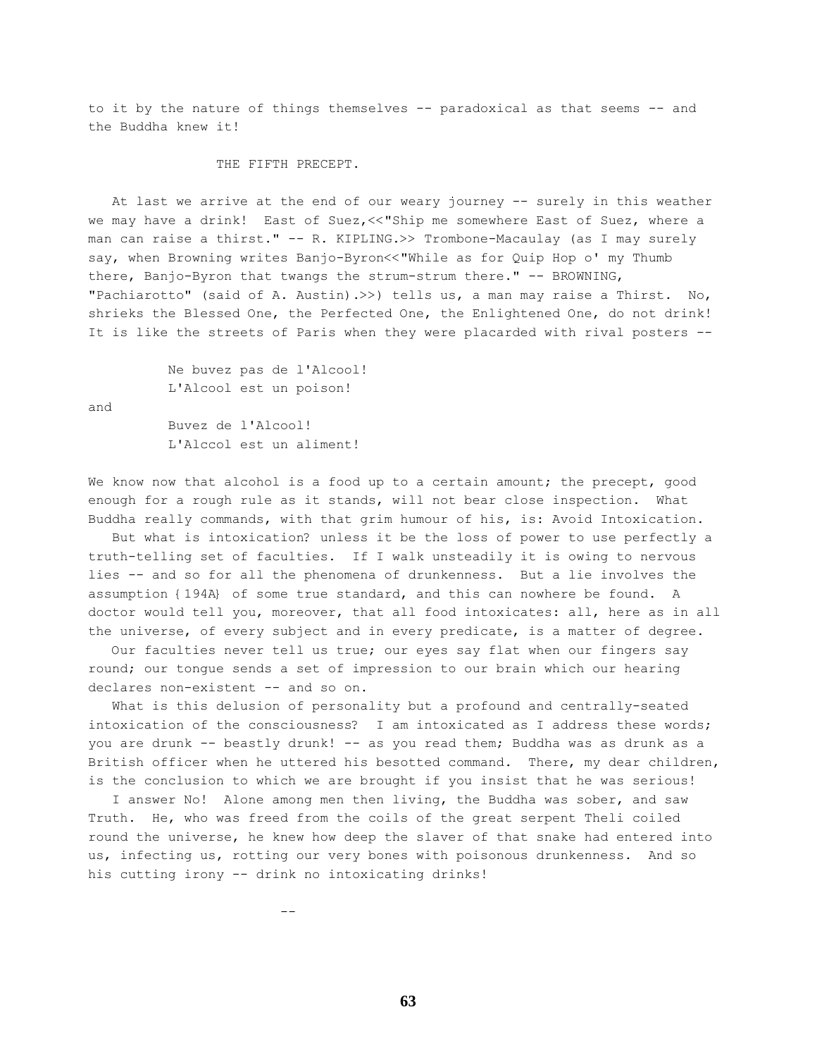to it by the nature of things themselves -- paradoxical as that seems -- and the Buddha knew it!

## THE FIFTH PRECEPT.

At last we arrive at the end of our weary journey -- surely in this weather we may have a drink! East of Suez,<<"Ship me somewhere East of Suez, where a man can raise a thirst." -- R. KIPLING.>> Trombone-Macaulay (as I may surely say, when Browning writes Banjo-Byron<<"While as for Quip Hop o' my Thumb there, Banjo-Byron that twangs the strum-strum there." -- BROWNING, "Pachiarotto" (said of A. Austin).>>) tells us, a man may raise a Thirst. No, shrieks the Blessed One, the Perfected One, the Enlightened One, do not drink! It is like the streets of Paris when they were placarded with rival posters --

> Ne buvez pas de l'Alcool!
> L'Alcool est un poison!

and

> Buvez de l'Alcool!
> L'Alccol est un aliment!

We know now that alcohol is a food up to a certain amount; the precept, good enough for a rough rule as it stands, will not bear close inspection. What Buddha really commands, with that grim humour of his, is: Avoid Intoxication.

But what is intoxication? unless it be the loss of power to use perfectly a truth-telling set of faculties. If I walk unsteadily it is owing to nervous lies -- and so for all the phenomena of drunkenness. But a lie involves the assumption {194A} of some true standard, and this can nowhere be found. A doctor would tell you, moreover, that all food intoxicates: all, here as in all the universe, of every subject and in every predicate, is a matter of degree.

Our faculties never tell us true; our eyes say flat when our fingers say round; our tongue sends a set of impression to our brain which our hearing declares non-existent -- and so on.

What is this delusion of personality but a profound and centrally-seated intoxication of the consciousness? I am intoxicated as I address these words; you are drunk -- beastly drunk! -- as you read them; Buddha was as drunk as a British officer when he uttered his besotted command. There, my dear children, is the conclusion to which we are brought if you insist that he was serious!

I answer No! Alone among men then living, the Buddha was sober, and saw Truth. He, who was freed from the coils of the great serpent Theli coiled round the universe, he knew how deep the slaver of that snake had entered into us, infecting us, rotting our very bones with poisonous drunkenness. And so his cutting irony -- drink no intoxicating drinks!

--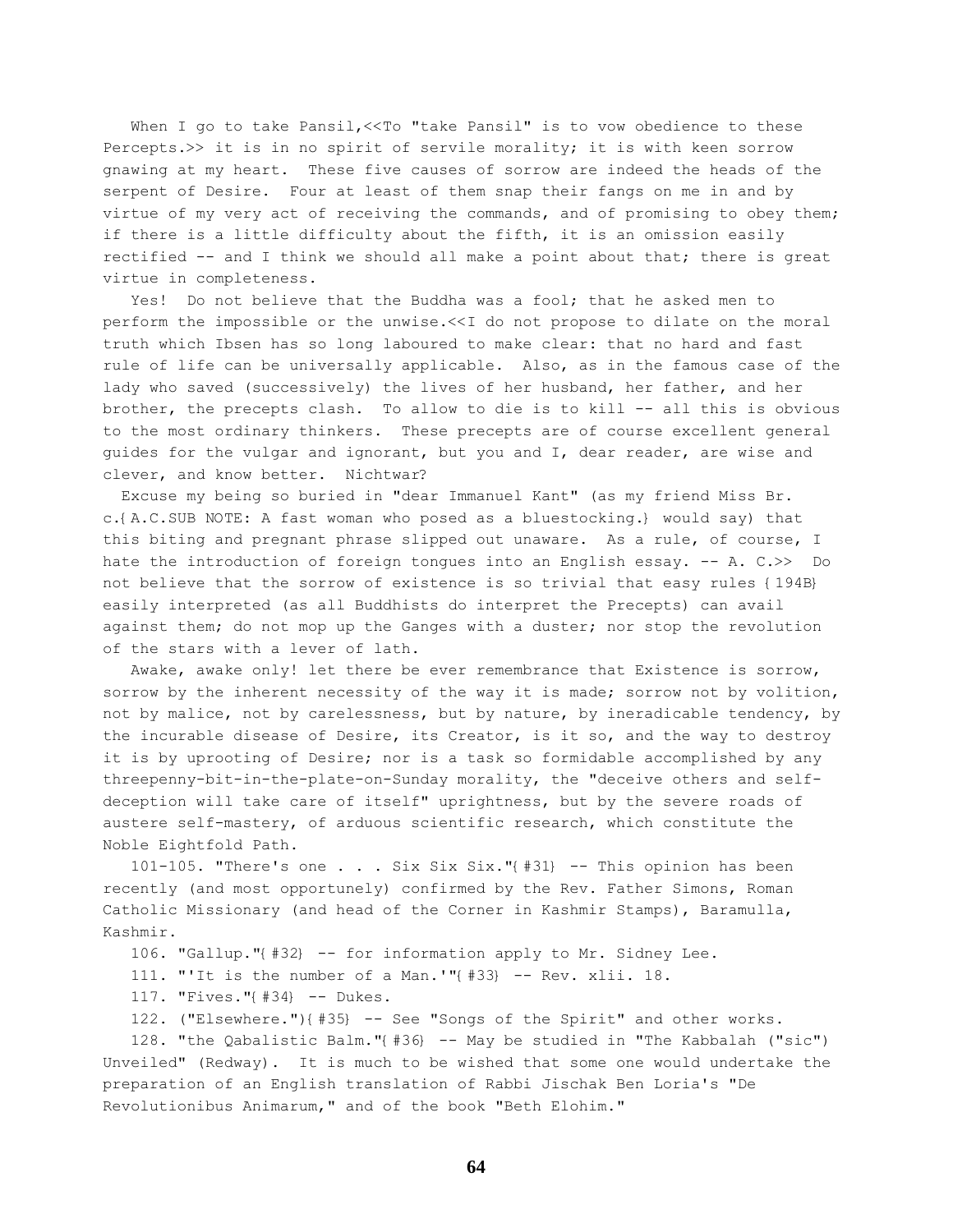When I go to take Pansil,<<To "take Pansil" is to vow obedience to these Percepts.>> it is in no spirit of servile morality; it is with keen sorrow gnawing at my heart. These five causes of sorrow are indeed the heads of the serpent of Desire. Four at least of them snap their fangs on me in and by virtue of my very act of receiving the commands, and of promising to obey them; if there is a little difficulty about the fifth, it is an omission easily rectified -- and I think we should all make a point about that; there is great virtue in completeness.

Yes! Do not believe that the Buddha was a fool; that he asked men to perform the impossible or the unwise.<<I do not propose to dilate on the moral truth which Ibsen has so long laboured to make clear: that no hard and fast rule of life can be universally applicable. Also, as in the famous case of the lady who saved (successively) the lives of her husband, her father, and her brother, the precepts clash. To allow to die is to kill -- all this is obvious to the most ordinary thinkers. These precepts are of course excellent general guides for the vulgar and ignorant, but you and I, dear reader, are wise and clever, and know better. Nichtwar?

Excuse my being so buried in "dear Immanuel Kant" (as my friend Miss Br. c.{A.C.SUB NOTE: A fast woman who posed as a bluestocking.} would say) that this biting and pregnant phrase slipped out unaware. As a rule, of course, I hate the introduction of foreign tongues into an English essay. -- A. C.>> Do not believe that the sorrow of existence is so trivial that easy rules {194B} easily interpreted (as all Buddhists do interpret the Precepts) can avail against them; do not mop up the Ganges with a duster; nor stop the revolution of the stars with a lever of lath.

Awake, awake only! let there be ever remembrance that Existence is sorrow, sorrow by the inherent necessity of the way it is made; sorrow not by volition, not by malice, not by carelessness, but by nature, by ineradicable tendency, by the incurable disease of Desire, its Creator, is it so, and the way to destroy it is by uprooting of Desire; nor is a task so formidable accomplished by any threepenny-bit-in-the-plate-on-Sunday morality, the "deceive others and self-deception will take care of itself" uprightness, but by the severe roads of austere self-mastery, of arduous scientific research, which constitute the Noble Eightfold Path.

101-105. "There's one . . . Six Six Six."{#31} -- This opinion has been recently (and most opportunely) confirmed by the Rev. Father Simons, Roman Catholic Missionary (and head of the Corner in Kashmir Stamps), Baramulla, Kashmir.

106. "Gallup."{#32} -- for information apply to Mr. Sidney Lee.

111. "'It is the number of a Man.'"{#33} -- Rev. xlii. 18.

117. "Fives."{#34} -- Dukes.

122. ("Elsewhere."){#35} -- See "Songs of the Spirit" and other works.

128. "the Qabalistic Balm."{#36} -- May be studied in "The Kabbalah ("sic") Unveiled" (Redway). It is much to be wished that some one would undertake the preparation of an English translation of Rabbi Jischak Ben Loria's "De Revolutionibus Animarum," and of the book "Beth Elohim."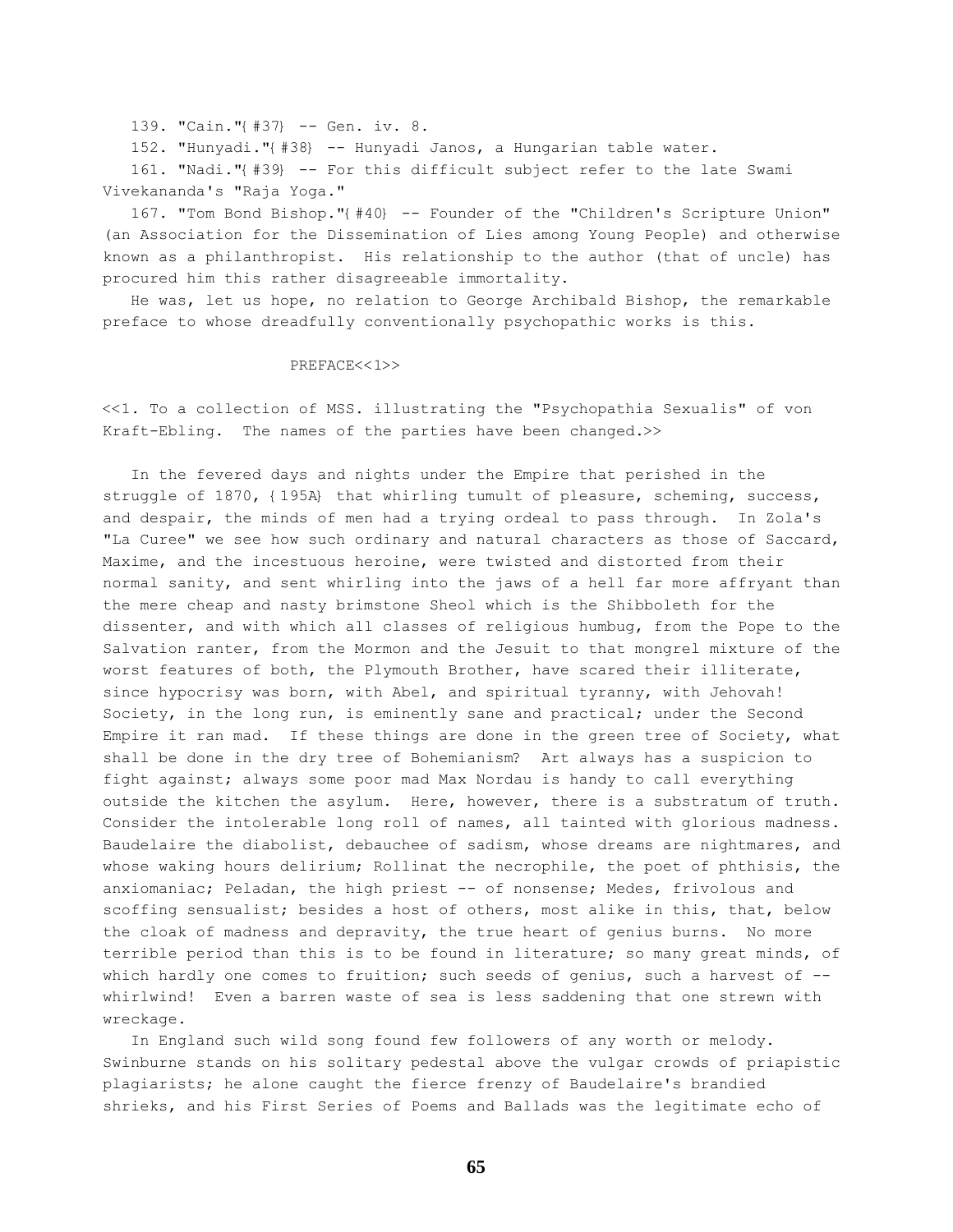139. "Cain."{ #37} -- Gen. iv. 8.

152. "Hunyadi."{ #38} -- Hunyadi Janos, a Hungarian table water.

161. "Nadi."{ #39} -- For this difficult subject refer to the late Swami Vivekananda's "Raja Yoga."

167. "Tom Bond Bishop."{ #40} -- Founder of the "Children's Scripture Union" (an Association for the Dissemination of Lies among Young People) and otherwise known as a philanthropist. His relationship to the author (that of uncle) has procured him this rather disagreeable immortality.

He was, let us hope, no relation to George Archibald Bishop, the remarkable preface to whose dreadfully conventionally psychopathic works is this.

## PREFACE<<1>>

<<1. To a collection of MSS. illustrating the "Psychopathia Sexualis" of von Kraft-Ebling. The names of the parties have been changed.>>

In the fevered days and nights under the Empire that perished in the struggle of 1870, { 195A} that whirling tumult of pleasure, scheming, success, and despair, the minds of men had a trying ordeal to pass through. In Zola's "La Curee" we see how such ordinary and natural characters as those of Saccard, Maxime, and the incestuous heroine, were twisted and distorted from their normal sanity, and sent whirling into the jaws of a hell far more affryant than the mere cheap and nasty brimstone Sheol which is the Shibboleth for the dissenter, and with which all classes of religious humbug, from the Pope to the Salvation ranter, from the Mormon and the Jesuit to that mongrel mixture of the worst features of both, the Plymouth Brother, have scared their illiterate, since hypocrisy was born, with Abel, and spiritual tyranny, with Jehovah! Society, in the long run, is eminently sane and practical; under the Second Empire it ran mad. If these things are done in the green tree of Society, what shall be done in the dry tree of Bohemianism? Art always has a suspicion to fight against; always some poor mad Max Nordau is handy to call everything outside the kitchen the asylum. Here, however, there is a substratum of truth. Consider the intolerable long roll of names, all tainted with glorious madness. Baudelaire the diabolist, debauchee of sadism, whose dreams are nightmares, and whose waking hours delirium; Rollinat the necrophile, the poet of phthisis, the anxiomaniac; Peladan, the high priest -- of nonsense; Medes, frivolous and scoffing sensualist; besides a host of others, most alike in this, that, below the cloak of madness and depravity, the true heart of genius burns. No more terrible period than this is to be found in literature; so many great minds, of which hardly one comes to fruition; such seeds of genius, such a harvest of -- whirlwind! Even a barren waste of sea is less saddening that one strewn with wreckage.

In England such wild song found few followers of any worth or melody. Swinburne stands on his solitary pedestal above the vulgar crowds of priapistic plagiarists; he alone caught the fierce frenzy of Baudelaire's brandied shrieks, and his First Series of Poems and Ballads was the legitimate echo of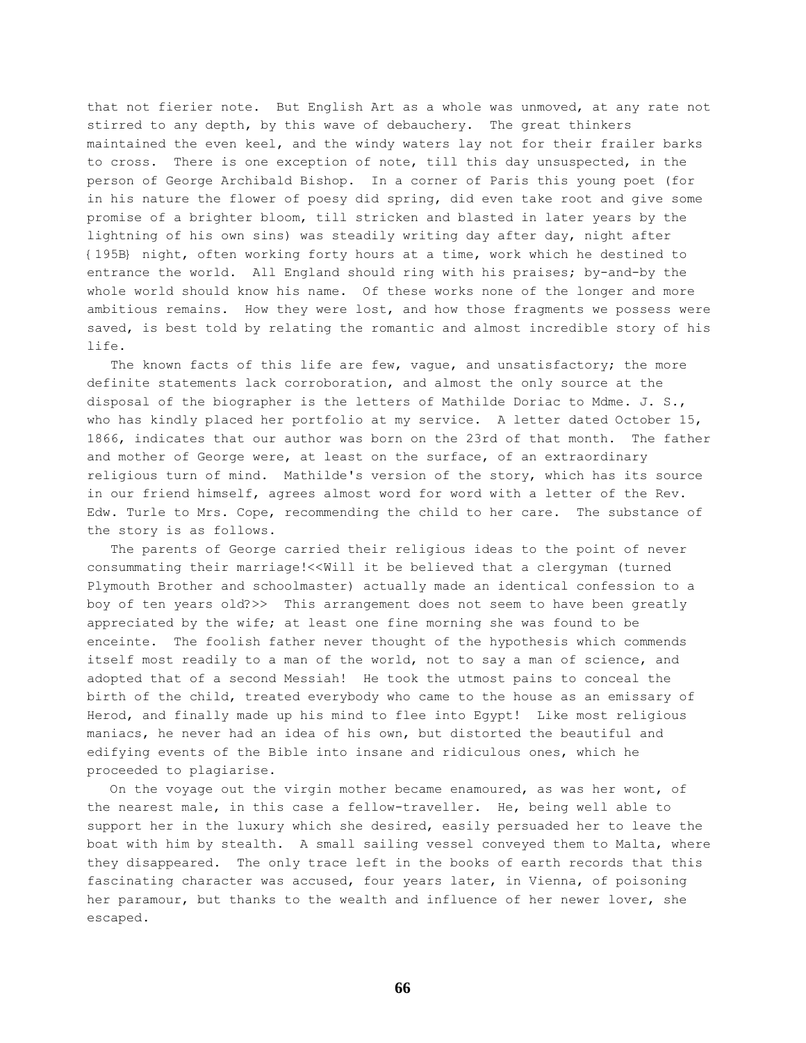that not fierier note. But English Art as a whole was unmoved, at any rate not stirred to any depth, by this wave of debauchery. The great thinkers maintained the even keel, and the windy waters lay not for their frailer barks to cross. There is one exception of note, till this day unsuspected, in the person of George Archibald Bishop. In a corner of Paris this young poet (for in his nature the flower of poesy did spring, did even take root and give some promise of a brighter bloom, till stricken and blasted in later years by the lightning of his own sins) was steadily writing day after day, night after {195B} night, often working forty hours at a time, work which he destined to entrance the world. All England should ring with his praises; by-and-by the whole world should know his name. Of these works none of the longer and more ambitious remains. How they were lost, and how those fragments we possess were saved, is best told by relating the romantic and almost incredible story of his life.

The known facts of this life are few, vague, and unsatisfactory; the more definite statements lack corroboration, and almost the only source at the disposal of the biographer is the letters of Mathilde Doriac to Mdme. J. S., who has kindly placed her portfolio at my service. A letter dated October 15, 1866, indicates that our author was born on the 23rd of that month. The father and mother of George were, at least on the surface, of an extraordinary religious turn of mind. Mathilde's version of the story, which has its source in our friend himself, agrees almost word for word with a letter of the Rev. Edw. Turle to Mrs. Cope, recommending the child to her care. The substance of the story is as follows.

The parents of George carried their religious ideas to the point of never consummating their marriage!<<Will it be believed that a clergyman (turned Plymouth Brother and schoolmaster) actually made an identical confession to a boy of ten years old?>> This arrangement does not seem to have been greatly appreciated by the wife; at least one fine morning she was found to be enceinte. The foolish father never thought of the hypothesis which commends itself most readily to a man of the world, not to say a man of science, and adopted that of a second Messiah! He took the utmost pains to conceal the birth of the child, treated everybody who came to the house as an emissary of Herod, and finally made up his mind to flee into Egypt! Like most religious maniacs, he never had an idea of his own, but distorted the beautiful and edifying events of the Bible into insane and ridiculous ones, which he proceeded to plagiarise.

On the voyage out the virgin mother became enamoured, as was her wont, of the nearest male, in this case a fellow-traveller. He, being well able to support her in the luxury which she desired, easily persuaded her to leave the boat with him by stealth. A small sailing vessel conveyed them to Malta, where they disappeared. The only trace left in the books of earth records that this fascinating character was accused, four years later, in Vienna, of poisoning her paramour, but thanks to the wealth and influence of her newer lover, she escaped.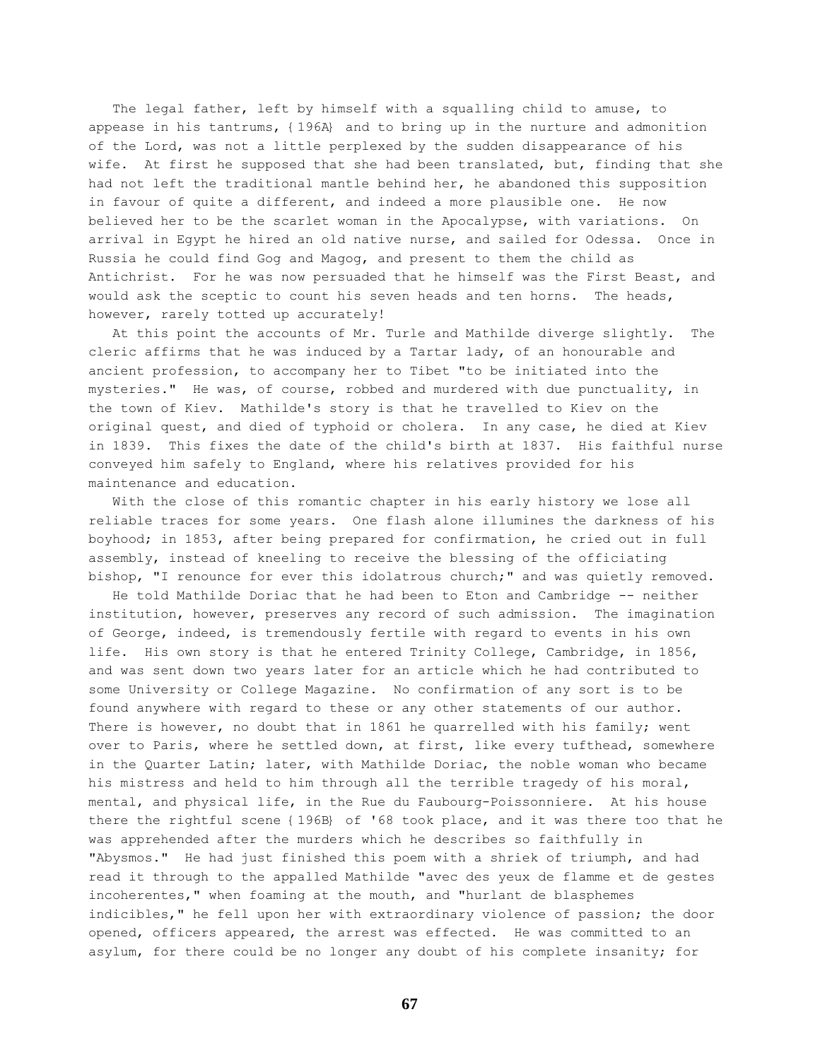The legal father, left by himself with a squalling child to amuse, to appease in his tantrums, {196A} and to bring up in the nurture and admonition of the Lord, was not a little perplexed by the sudden disappearance of his wife. At first he supposed that she had been translated, but, finding that she had not left the traditional mantle behind her, he abandoned this supposition in favour of quite a different, and indeed a more plausible one. He now believed her to be the scarlet woman in the Apocalypse, with variations. On arrival in Egypt he hired an old native nurse, and sailed for Odessa. Once in Russia he could find Gog and Magog, and present to them the child as Antichrist. For he was now persuaded that he himself was the First Beast, and would ask the sceptic to count his seven heads and ten horns. The heads, however, rarely totted up accurately!

At this point the accounts of Mr. Turle and Mathilde diverge slightly. The cleric affirms that he was induced by a Tartar lady, of an honourable and ancient profession, to accompany her to Tibet "to be initiated into the mysteries." He was, of course, robbed and murdered with due punctuality, in the town of Kiev. Mathilde's story is that he travelled to Kiev on the original quest, and died of typhoid or cholera. In any case, he died at Kiev in 1839. This fixes the date of the child's birth at 1837. His faithful nurse conveyed him safely to England, where his relatives provided for his maintenance and education.

With the close of this romantic chapter in his early history we lose all reliable traces for some years. One flash alone illumines the darkness of his boyhood; in 1853, after being prepared for confirmation, he cried out in full assembly, instead of kneeling to receive the blessing of the officiating bishop, "I renounce for ever this idolatrous church;" and was quietly removed.

He told Mathilde Doriac that he had been to Eton and Cambridge -- neither institution, however, preserves any record of such admission. The imagination of George, indeed, is tremendously fertile with regard to events in his own life. His own story is that he entered Trinity College, Cambridge, in 1856, and was sent down two years later for an article which he had contributed to some University or College Magazine. No confirmation of any sort is to be found anywhere with regard to these or any other statements of our author. There is however, no doubt that in 1861 he quarrelled with his family; went over to Paris, where he settled down, at first, like every tufthead, somewhere in the Quarter Latin; later, with Mathilde Doriac, the noble woman who became his mistress and held to him through all the terrible tragedy of his moral, mental, and physical life, in the Rue du Faubourg-Poissonniere. At his house there the rightful scene {196B} of '68 took place, and it was there too that he was apprehended after the murders which he describes so faithfully in "Abysmos." He had just finished this poem with a shriek of triumph, and had read it through to the appalled Mathilde "avec des yeux de flamme et de gestes incoherentes," when foaming at the mouth, and "hurlant de blasphemes indicibles," he fell upon her with extraordinary violence of passion; the door opened, officers appeared, the arrest was effected. He was committed to an asylum, for there could be no longer any doubt of his complete insanity; for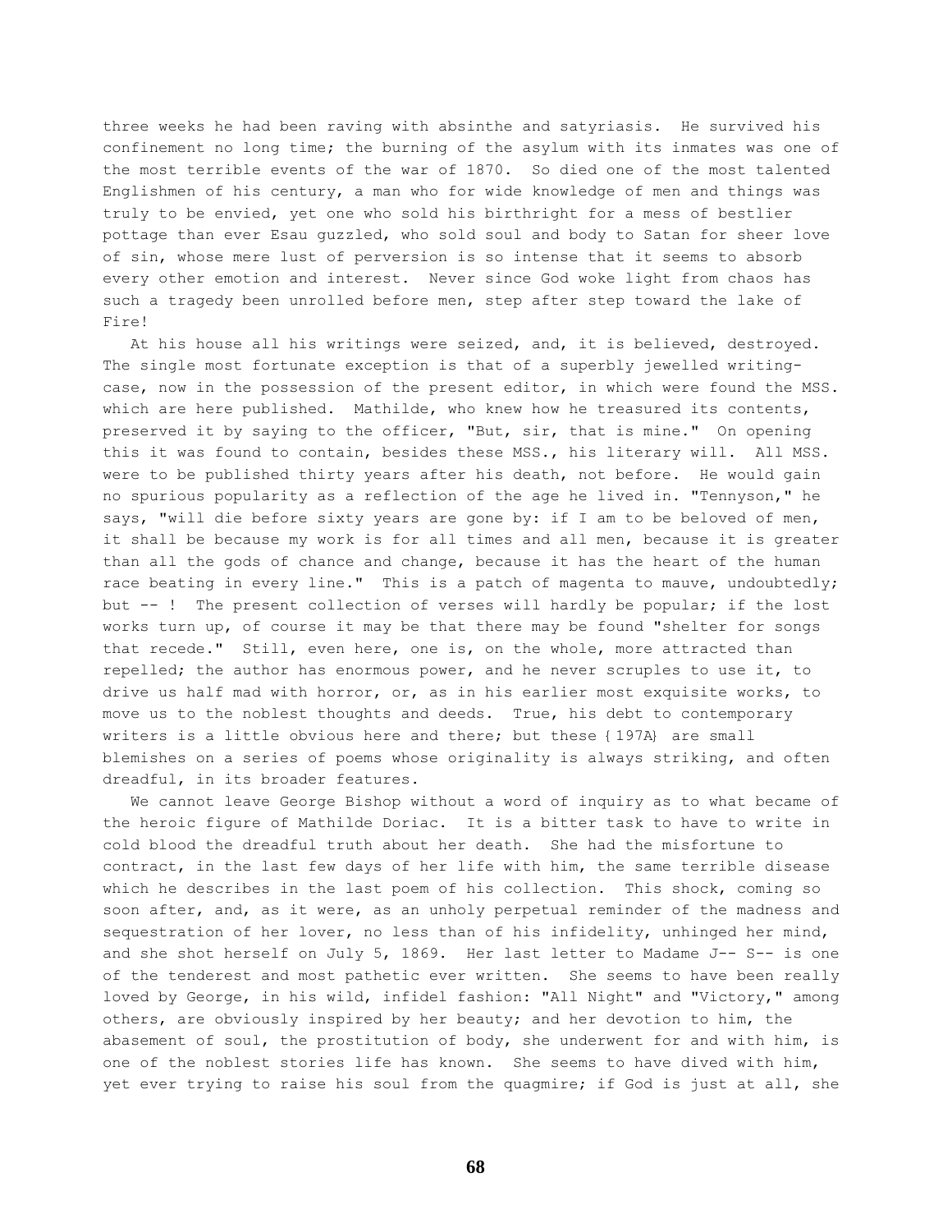three weeks he had been raving with absinthe and satyriasis. He survived his confinement no long time; the burning of the asylum with its inmates was one of the most terrible events of the war of 1870. So died one of the most talented Englishmen of his century, a man who for wide knowledge of men and things was truly to be envied, yet one who sold his birthright for a mess of bestlier pottage than ever Esau guzzled, who sold soul and body to Satan for sheer love of sin, whose mere lust of perversion is so intense that it seems to absorb every other emotion and interest. Never since God woke light from chaos has such a tragedy been unrolled before men, step after step toward the lake of Fire!

At his house all his writings were seized, and, it is believed, destroyed. The single most fortunate exception is that of a superbly jewelled writing-case, now in the possession of the present editor, in which were found the MSS. which are here published. Mathilde, who knew how he treasured its contents, preserved it by saying to the officer, "But, sir, that is mine." On opening this it was found to contain, besides these MSS., his literary will. All MSS. were to be published thirty years after his death, not before. He would gain no spurious popularity as a reflection of the age he lived in. "Tennyson," he says, "will die before sixty years are gone by: if I am to be beloved of men, it shall be because my work is for all times and all men, because it is greater than all the gods of chance and change, because it has the heart of the human race beating in every line." This is a patch of magenta to mauve, undoubtedly; but -- ! The present collection of verses will hardly be popular; if the lost works turn up, of course it may be that there may be found "shelter for songs that recede." Still, even here, one is, on the whole, more attracted than repelled; the author has enormous power, and he never scruples to use it, to drive us half mad with horror, or, as in his earlier most exquisite works, to move us to the noblest thoughts and deeds. True, his debt to contemporary writers is a little obvious here and there; but these {197A} are small blemishes on a series of poems whose originality is always striking, and often dreadful, in its broader features.

We cannot leave George Bishop without a word of inquiry as to what became of the heroic figure of Mathilde Doriac. It is a bitter task to have to write in cold blood the dreadful truth about her death. She had the misfortune to contract, in the last few days of her life with him, the same terrible disease which he describes in the last poem of his collection. This shock, coming so soon after, and, as it were, as an unholy perpetual reminder of the madness and sequestration of her lover, no less than of his infidelity, unhinged her mind, and she shot herself on July 5, 1869. Her last letter to Madame J-- S-- is one of the tenderest and most pathetic ever written. She seems to have been really loved by George, in his wild, infidel fashion: "All Night" and "Victory," among others, are obviously inspired by her beauty; and her devotion to him, the abasement of soul, the prostitution of body, she underwent for and with him, is one of the noblest stories life has known. She seems to have dived with him, yet ever trying to raise his soul from the quagmire; if God is just at all, she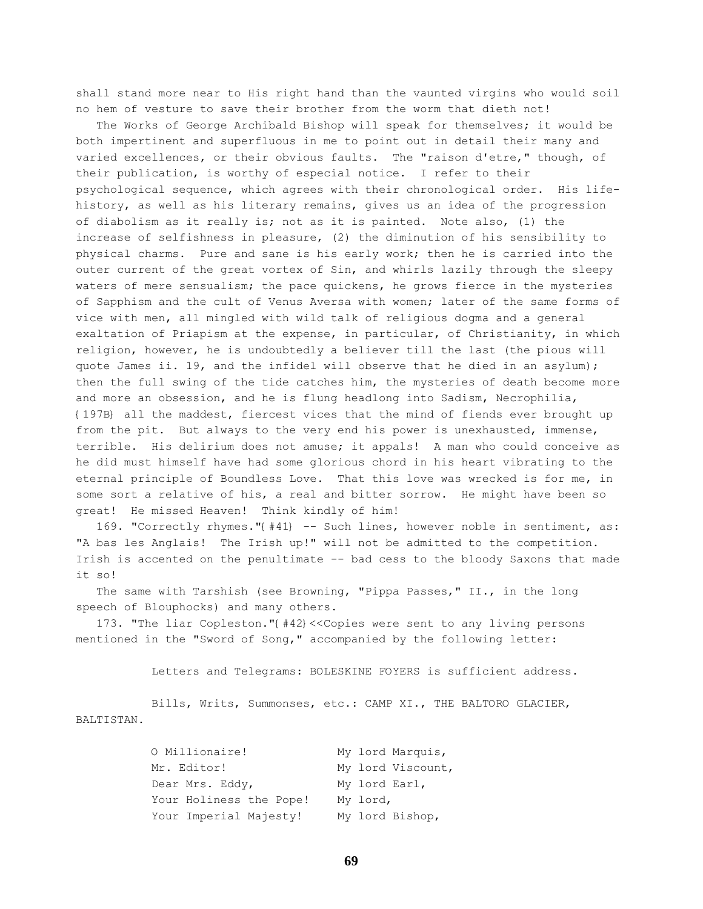shall stand more near to His right hand than the vaunted virgins who would soil no hem of vesture to save their brother from the worm that dieth not!

The Works of George Archibald Bishop will speak for themselves; it would be both impertinent and superfluous in me to point out in detail their many and varied excellences, or their obvious faults. The "raison d'etre," though, of their publication, is worthy of especial notice. I refer to their psychological sequence, which agrees with their chronological order. His life-history, as well as his literary remains, gives us an idea of the progression of diabolism as it really is; not as it is painted. Note also, (1) the increase of selfishness in pleasure, (2) the diminution of his sensibility to physical charms. Pure and sane is his early work; then he is carried into the outer current of the great vortex of Sin, and whirls lazily through the sleepy waters of mere sensualism; the pace quickens, he grows fierce in the mysteries of Sapphism and the cult of Venus Aversa with women; later of the same forms of vice with men, all mingled with wild talk of religious dogma and a general exaltation of Priapism at the expense, in particular, of Christianity, in which religion, however, he is undoubtedly a believer till the last (the pious will quote James ii. 19, and the infidel will observe that he died in an asylum); then the full swing of the tide catches him, the mysteries of death become more and more an obsession, and he is flung headlong into Sadism, Necrophilia, {197B} all the maddest, fiercest vices that the mind of fiends ever brought up from the pit. But always to the very end his power is unexhausted, immense, terrible. His delirium does not amuse; it appals! A man who could conceive as he did must himself have had some glorious chord in his heart vibrating to the eternal principle of Boundless Love. That this love was wrecked is for me, in some sort a relative of his, a real and bitter sorrow. He might have been so great! He missed Heaven! Think kindly of him!

169. "Correctly rhymes."{#41} -- Such lines, however noble in sentiment, as: "A bas les Anglais! The Irish up!" will not be admitted to the competition. Irish is accented on the penultimate -- bad cess to the bloody Saxons that made it so!

The same with Tarshish (see Browning, "Pippa Passes," II., in the long speech of Blouphocks) and many others.

173. "The liar Copleston."{#42}<<Copies were sent to any living persons mentioned in the "Sword of Song," accompanied by the following letter:

Letters and Telegrams: BOLESKINE FOYERS is sufficient address.

Bills, Writs, Summonses, etc.: CAMP XI., THE BALTORO GLACIER, BALTISTAN.

| | |
|---|---|
| O Millionaire! | My lord Marquis, |
| Mr. Editor! | My lord Viscount, |
| Dear Mrs. Eddy, | My lord Earl, |
| Your Holiness the Pope! | My lord, |
| Your Imperial Majesty! | My lord Bishop, |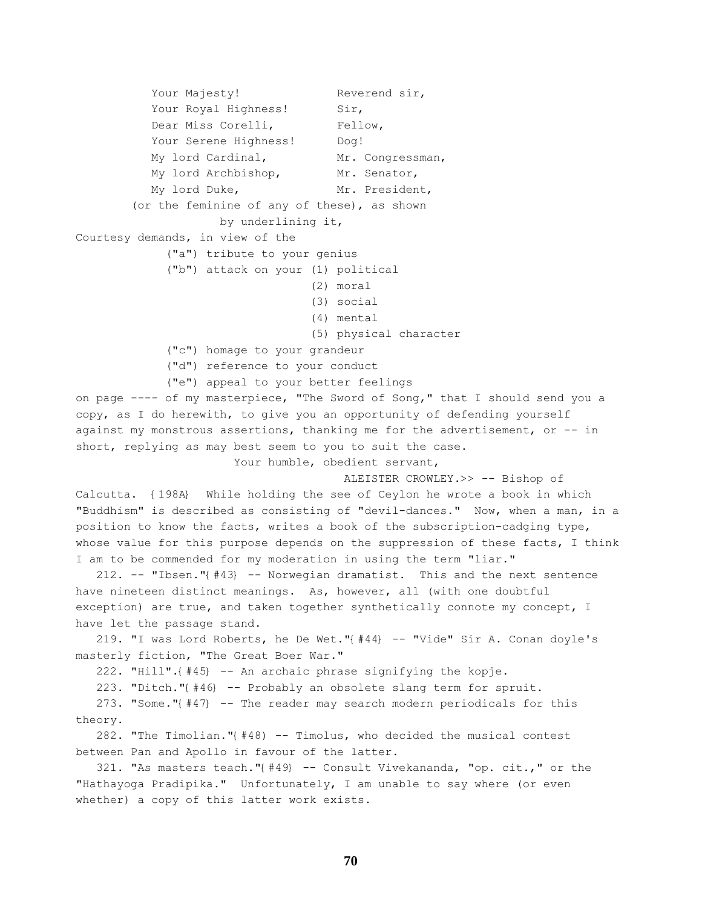Your Majesty! Reverend sir,
Your Royal Highness! Sir,
Dear Miss Corelli, Fellow,
Your Serene Highness! Dog!
My lord Cardinal, Mr. Congressman,
My lord Archbishop, Mr. Senator,
My lord Duke, Mr. President,
(or the feminine of any of these), as shown
by underlining it,

Courtesy demands, in view of the

("a") tribute to your genius
("b") attack on your (1) political
(2) moral
(3) social
(4) mental
(5) physical character
("c") homage to your grandeur
("d") reference to your conduct
("e") appeal to your better feelings

on page ---- of my masterpiece, "The Sword of Song," that I should send you a copy, as I do herewith, to give you an opportunity of defending yourself against my monstrous assertions, thanking me for the advertisement, or -- in short, replying as may best seem to you to suit the case.

Your humble, obedient servant,

ALEISTER CROWLEY.>> -- Bishop of Calcutta. {198A} While holding the see of Ceylon he wrote a book in which "Buddhism" is described as consisting of "devil-dances." Now, when a man, in a position to know the facts, writes a book of the subscription-cadging type, whose value for this purpose depends on the suppression of these facts, I think I am to be commended for my moderation in using the term "liar."

212. -- "Ibsen."{#43} -- Norwegian dramatist. This and the next sentence have nineteen distinct meanings. As, however, all (with one doubtful exception) are true, and taken together synthetically connote my concept, I have let the passage stand.

219. "I was Lord Roberts, he De Wet."{#44} -- "Vide" Sir A. Conan doyle's masterly fiction, "The Great Boer War."

222. "Hill".{#45} -- An archaic phrase signifying the kopje.

223. "Ditch."{#46} -- Probably an obsolete slang term for spruit.

273. "Some."{#47} -- The reader may search modern periodicals for this theory.

282. "The Timolian."{#48) -- Timolus, who decided the musical contest between Pan and Apollo in favour of the latter.

321. "As masters teach."{#49} -- Consult Vivekananda, "op. cit.," or the "Hathayoga Pradipika." Unfortunately, I am unable to say where (or even whether) a copy of this latter work exists.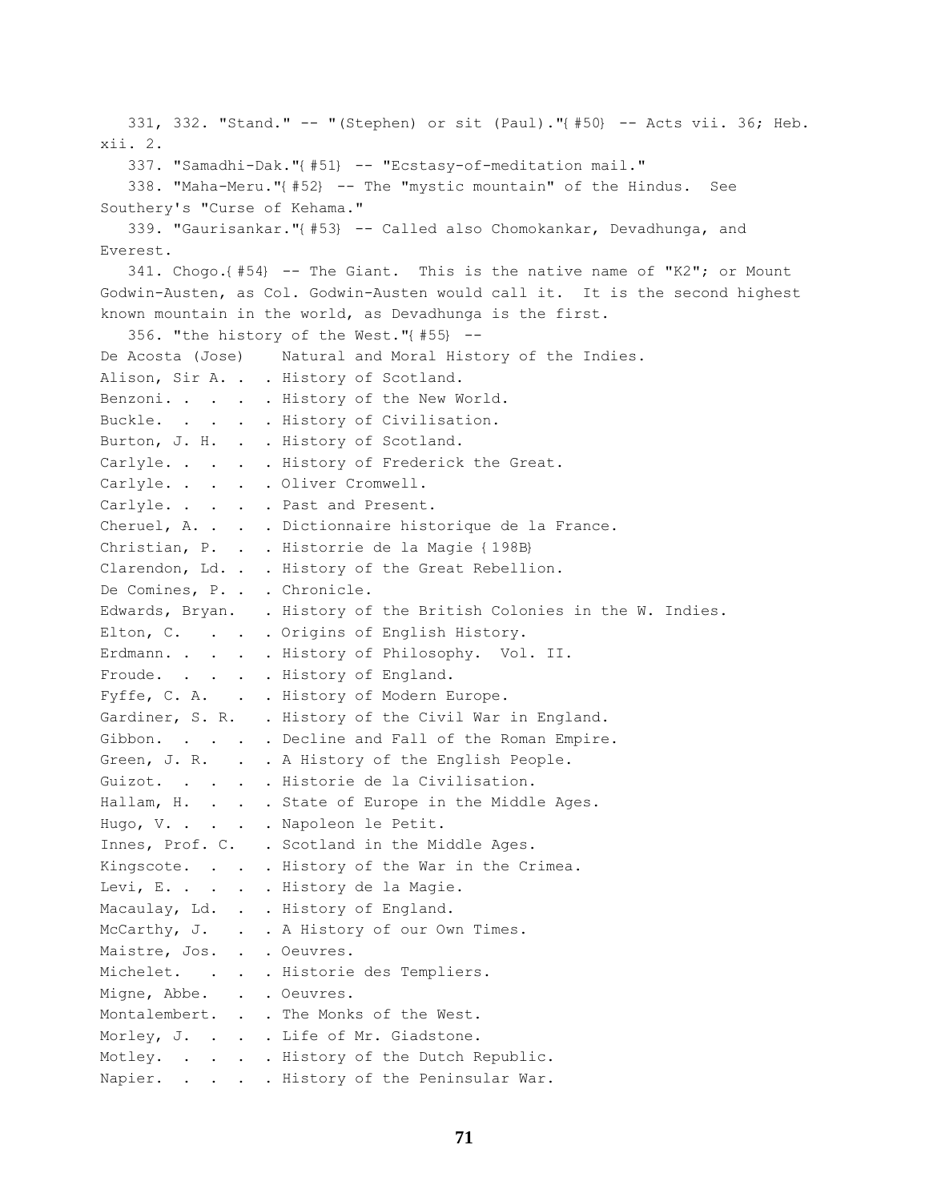331, 332. "Stand." -- "(Stephen) or sit (Paul)."{ #50} -- Acts vii. 36; Heb. xii. 2.

337. "Samadhi-Dak."{ #51} -- "Ecstasy-of-meditation mail."

338. "Maha-Meru."{ #52} -- The "mystic mountain" of the Hindus. See Southery's "Curse of Kehama."

339. "Gaurisankar."{ #53} -- Called also Chomokankar, Devadhunga, and Everest.

341. Chogo.{ #54} -- The Giant. This is the native name of "K2"; or Mount Godwin-Austen, as Col. Godwin-Austen would call it. It is the second highest known mountain in the world, as Devadhunga is the first.

356. "the history of the West."{ #55} --

```
De Acosta (Jose)    Natural and Moral History of the Indies.
Alison, Sir A. .  . History of Scotland.
Benzoni. .  .  .  . History of the New World.
Buckle.  .  .  .  . History of Civilisation.
Burton, J. H.  .  . History of Scotland.
Carlyle. .  .  .  . History of Frederick the Great.
Carlyle. .  .  .  . Oliver Cromwell.
Carlyle. .  .  .  . Past and Present.
Cheruel, A. .  .  . Dictionnaire historique de la France.
Christian, P.  .  . Historrie de la Magie { 198B}
Clarendon, Ld. .  . History of the Great Rebellion.
De Comines, P. .  . Chronicle.
Edwards, Bryan.   . History of the British Colonies in the W. Indies.
Elton, C.   .  .  . Origins of English History.
Erdmann. .  .  .  . History of Philosophy.  Vol. II.
Froude.  .  .  .  . History of England.
Fyffe, C. A.   .  . History of Modern Europe.
Gardiner, S. R.   . History of the Civil War in England.
Gibbon.  .  .  .  . Decline and Fall of the Roman Empire.
Green, J. R.   .  . A History of the English People.
Guizot.  .  .  .  . Historie de la Civilisation.
Hallam, H.  .  .  . State of Europe in the Middle Ages.
Hugo, V. .  .  .  . Napoleon le Petit.
Innes, Prof. C.   . Scotland in the Middle Ages.
Kingscote.  .  .  . History of the War in the Crimea.
Levi, E. .  .  .  . History de la Magie.
Macaulay, Ld.  .  . History of England.
McCarthy, J.   .  . A History of our Own Times.
Maistre, Jos.  .  . Oeuvres.
Michelet.   .  .  . Historie des Templiers.
Migne, Abbe.   .  . Oeuvres.
Montalembert.  .  . The Monks of the West.
Morley, J.  .  .  . Life of Mr. Giadstone.
Motley.  .  .  .  . History of the Dutch Republic.
Napier.  .  .  .  . History of the Peninsular War.
```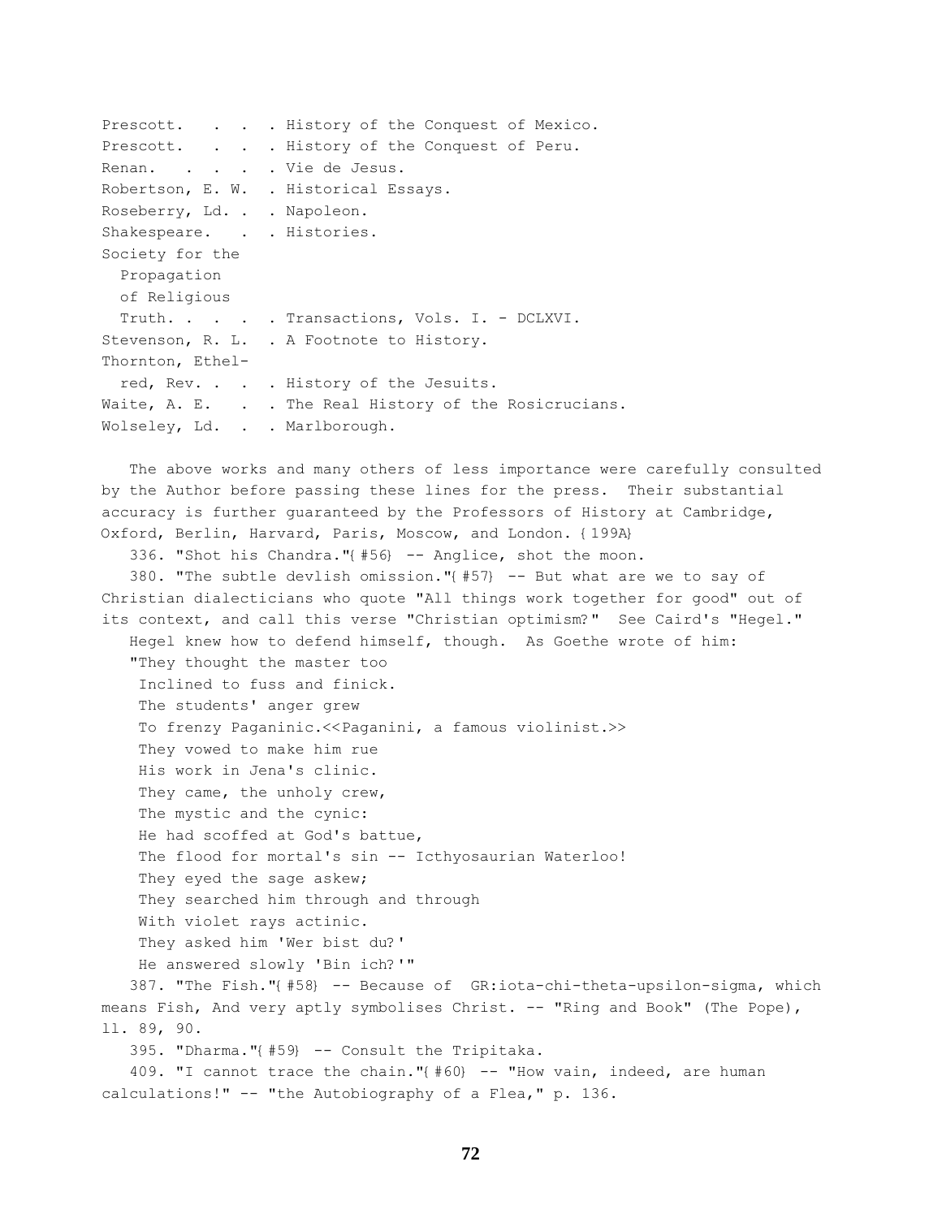Prescott. . . . History of the Conquest of Mexico.
Prescott. . . . History of the Conquest of Peru.
Renan. . . . . Vie de Jesus.
Robertson, E. W. . Historical Essays.
Roseberry, Ld. . . Napoleon.
Shakespeare. . . Histories.
Society for the Propagation of Religious Truth. . . . . Transactions, Vols. I. - DCLXVI.
Stevenson, R. L. . A Footnote to History.
Thornton, Ethelred, Rev. . . . History of the Jesuits.
Waite, A. E. . . The Real History of the Rosicrucians.
Wolseley, Ld. . . Marlborough.

The above works and many others of less importance were carefully consulted by the Author before passing these lines for the press. Their substantial accuracy is further guaranteed by the Professors of History at Cambridge, Oxford, Berlin, Harvard, Paris, Moscow, and London. {199A}

336. "Shot his Chandra."{#56} -- Anglice, shot the moon.

380. "The subtle devlish omission."{#57} -- But what are we to say of Christian dialecticians who quote "All things work together for good" out of its context, and call this verse "Christian optimism?" See Caird's "Hegel."

Hegel knew how to defend himself, though. As Goethe wrote of him:

"They thought the master too  
Inclined to fuss and finick.  
The students' anger grew  
To frenzy Paganinic.<<Paganini, a famous violinist.>>  
They vowed to make him rue  
His work in Jena's clinic.  
They came, the unholy crew,  
The mystic and the cynic:  
He had scoffed at God's battue,  
The flood for mortal's sin -- Icthyosaurian Waterloo!  
They eyed the sage askew;  
They searched him through and through  
With violet rays actinic.  
They asked him 'Wer bist du?'  
He answered slowly 'Bin ich?'"

387. "The Fish."{#58} -- Because of GR:iota-chi-theta-upsilon-sigma, which means Fish, And very aptly symbolises Christ. -- "Ring and Book" (The Pope), ll. 89, 90.

395. "Dharma."{#59} -- Consult the Tripitaka.

409. "I cannot trace the chain."{#60} -- "How vain, indeed, are human calculations!" -- "the Autobiography of a Flea," p. 136.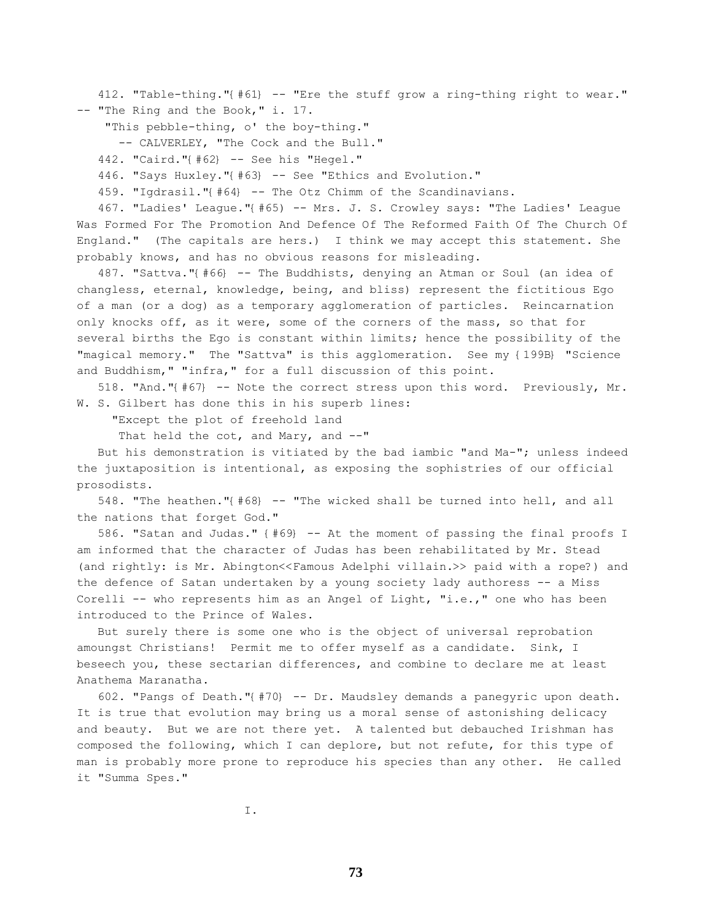412. "Table-thing."{ #61} -- "Ere the stuff grow a ring-thing right to wear." -- "The Ring and the Book," i. 17.

"This pebble-thing, o' the boy-thing."

-- CALVERLEY, "The Cock and the Bull."

442. "Caird."{ #62} -- See his "Hegel."

446. "Says Huxley."{ #63} -- See "Ethics and Evolution."

459. "Igdrasil."{ #64} -- The Otz Chimm of the Scandinavians.

467. "Ladies' League."{ #65) -- Mrs. J. S. Crowley says: "The Ladies' League Was Formed For The Promotion And Defence Of The Reformed Faith Of The Church Of England." (The capitals are hers.) I think we may accept this statement. She probably knows, and has no obvious reasons for misleading.

487. "Sattva."{ #66} -- The Buddhists, denying an Atman or Soul (an idea of changless, eternal, knowledge, being, and bliss) represent the fictitious Ego of a man (or a dog) as a temporary agglomeration of particles. Reincarnation only knocks off, as it were, some of the corners of the mass, so that for several births the Ego is constant within limits; hence the possibility of the "magical memory." The "Sattva" is this agglomeration. See my { 199B} "Science and Buddhism," "infra," for a full discussion of this point.

518. "And."{ #67} -- Note the correct stress upon this word. Previously, Mr. W. S. Gilbert has done this in his superb lines:

"Except the plot of freehold land
That held the cot, and Mary, and --"

But his demonstration is vitiated by the bad iambic "and Ma-"; unless indeed the juxtaposition is intentional, as exposing the sophistries of our official prosodists.

548. "The heathen."{ #68} -- "The wicked shall be turned into hell, and all the nations that forget God."

586. "Satan and Judas." { #69} -- At the moment of passing the final proofs I am informed that the character of Judas has been rehabilitated by Mr. Stead (and rightly: is Mr. Abington<<Famous Adelphi villain.>> paid with a rope?) and the defence of Satan undertaken by a young society lady authoress -- a Miss Corelli -- who represents him as an Angel of Light, "i.e.," one who has been introduced to the Prince of Wales.

But surely there is some one who is the object of universal reprobation amoungst Christians! Permit me to offer myself as a candidate. Sink, I beseech you, these sectarian differences, and combine to declare me at least Anathema Maranatha.

602. "Pangs of Death."{ #70} -- Dr. Maudsley demands a panegyric upon death. It is true that evolution may bring us a moral sense of astonishing delicacy and beauty. But we are not there yet. A talented but debauched Irishman has composed the following, which I can deplore, but not refute, for this type of man is probably more prone to reproduce his species than any other. He called it "Summa Spes."

I.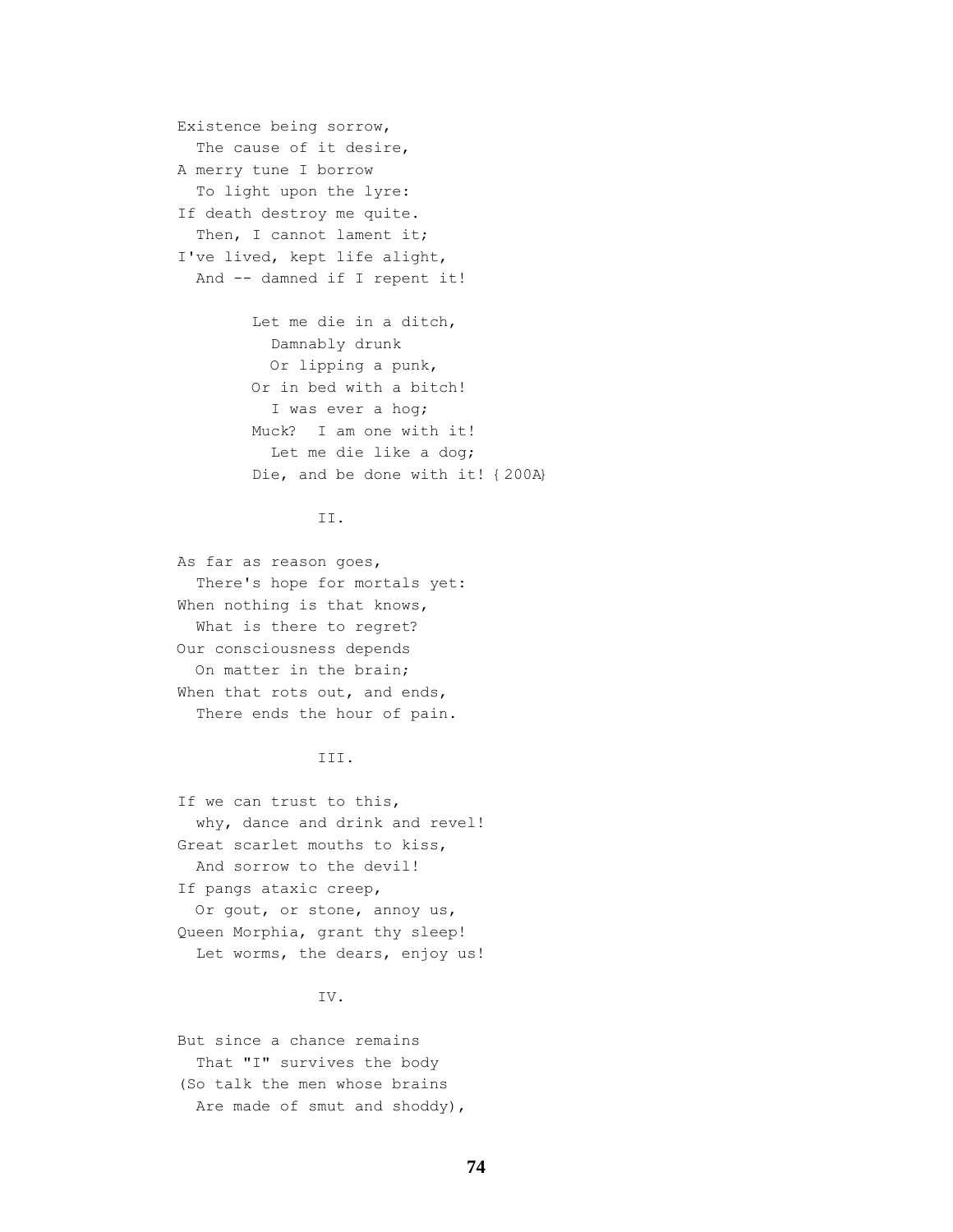Existence being sorrow,  
  The cause of it desire,  
A merry tune I borrow  
  To light upon the lyre:  
If death destroy me quite.  
  Then, I cannot lament it;  
I've lived, kept life alight,  
  And -- damned if I repent it!

Let me die in a ditch,  
  Damnably drunk  
  Or lipping a punk,  
Or in bed with a bitch!  
  I was ever a hog;  
Muck?  I am one with it!  
  Let me die like a dog;  
Die, and be done with it! {200A}

II.

As far as reason goes,  
  There's hope for mortals yet:  
When nothing is that knows,  
  What is there to regret?  
Our consciousness depends  
  On matter in the brain;  
When that rots out, and ends,  
  There ends the hour of pain.

III.

If we can trust to this,  
  why, dance and drink and revel!  
Great scarlet mouths to kiss,  
  And sorrow to the devil!  
If pangs ataxic creep,  
  Or gout, or stone, annoy us,  
Queen Morphia, grant thy sleep!  
  Let worms, the dears, enjoy us!

IV.

But since a chance remains  
  That "I" survives the body  
(So talk the men whose brains  
  Are made of smut and shoddy),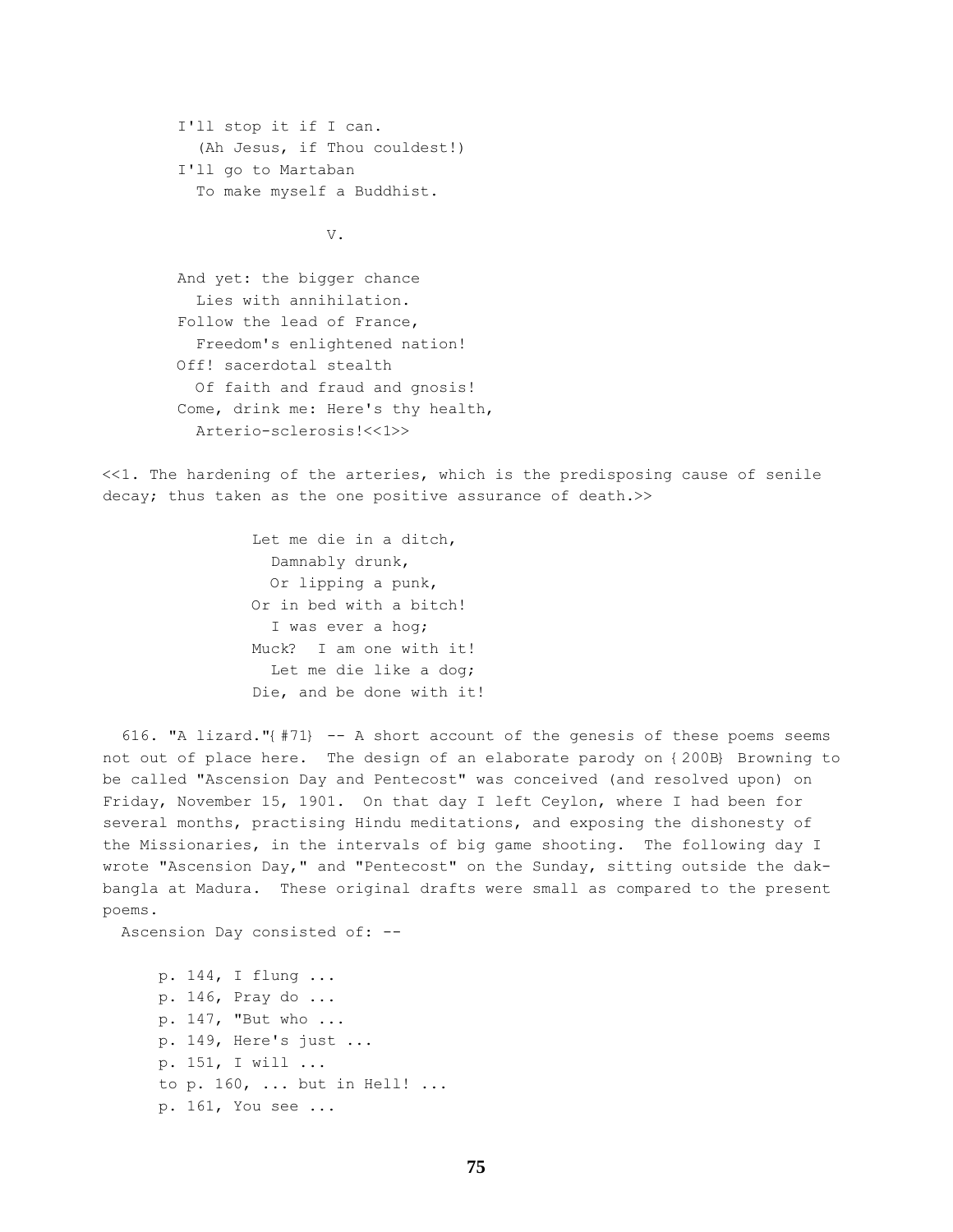I'll stop it if I can.  
  (Ah Jesus, if Thou couldest!)  
I'll go to Martaban  
  To make myself a Buddhist.

V.

And yet: the bigger chance  
  Lies with annihilation.  
Follow the lead of France,  
  Freedom's enlightened nation!  
Off! sacerdotal stealth  
  Of faith and fraud and gnosis!  
Come, drink me: Here's thy health,  
  Arterio-sclerosis!<<1>>

<<1. The hardening of the arteries, which is the predisposing cause of senile decay; thus taken as the one positive assurance of death.>>

Let me die in a ditch,  
  Damnably drunk,  
  Or lipping a punk,  
Or in bed with a bitch!  
  I was ever a hog;  
Muck?  I am one with it!  
  Let me die like a dog;  
Die, and be done with it!

616. "A lizard."{#71} -- A short account of the genesis of these poems seems not out of place here. The design of an elaborate parody on {200B} Browning to be called "Ascension Day and Pentecost" was conceived (and resolved upon) on Friday, November 15, 1901. On that day I left Ceylon, where I had been for several months, practising Hindu meditations, and exposing the dishonesty of the Missionaries, in the intervals of big game shooting. The following day I wrote "Ascension Day," and "Pentecost" on the Sunday, sitting outside the dak-bangla at Madura. These original drafts were small as compared to the present poems.

Ascension Day consisted of: --

p. 144, I flung ...  
p. 146, Pray do ...  
p. 147, "But who ...  
p. 149, Here's just ...  
p. 151, I will ...  
to p. 160, ... but in Hell! ...  
p. 161, You see ...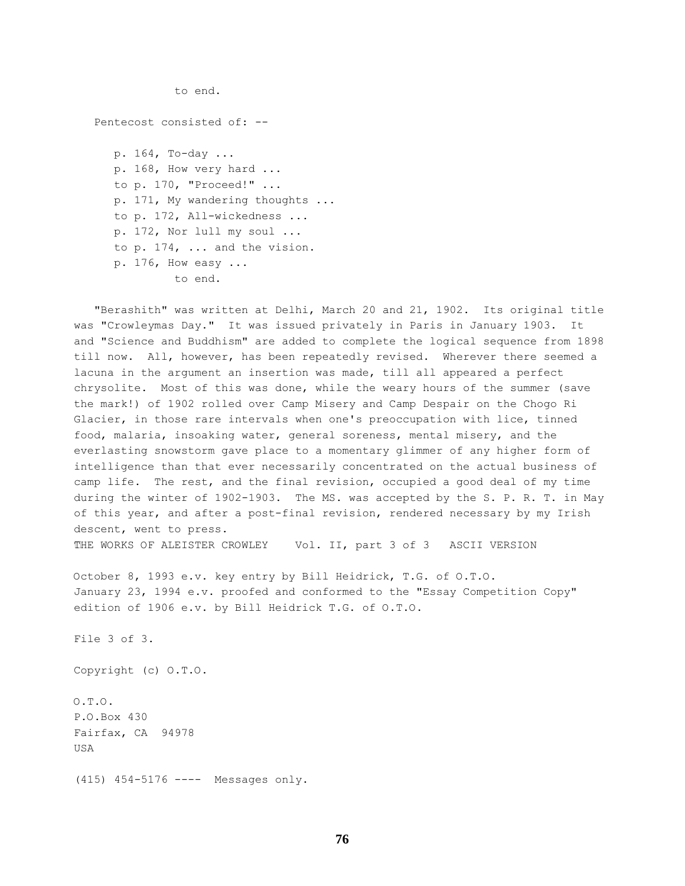to end.

Pentecost consisted of: --

p. 164, To-day ...
p. 168, How very hard ...
to p. 170, "Proceed!" ...
p. 171, My wandering thoughts ...
to p. 172, All-wickedness ...
p. 172, Nor lull my soul ...
to p. 174, ... and the vision.
p. 176, How easy ...
to end.

"Berashith" was written at Delhi, March 20 and 21, 1902. Its original title was "Crowleymas Day." It was issued privately in Paris in January 1903. It and "Science and Buddhism" are added to complete the logical sequence from 1898 till now. All, however, has been repeatedly revised. Wherever there seemed a lacuna in the argument an insertion was made, till all appeared a perfect chrysolite. Most of this was done, while the weary hours of the summer (save the mark!) of 1902 rolled over Camp Misery and Camp Despair on the Chogo Ri Glacier, in those rare intervals when one's preoccupation with lice, tinned food, malaria, insoaking water, general soreness, mental misery, and the everlasting snowstorm gave place to a momentary glimmer of any higher form of intelligence than that ever necessarily concentrated on the actual business of camp life. The rest, and the final revision, occupied a good deal of my time during the winter of 1902-1903. The MS. was accepted by the S. P. R. T. in May of this year, and after a post-final revision, rendered necessary by my Irish descent, went to press.

THE WORKS OF ALEISTER CROWLEY Vol. II, part 3 of 3 ASCII VERSION

October 8, 1993 e.v. key entry by Bill Heidrick, T.G. of O.T.O.
January 23, 1994 e.v. proofed and conformed to the "Essay Competition Copy" edition of 1906 e.v. by Bill Heidrick T.G. of O.T.O.

File 3 of 3.

Copyright (c) O.T.O.

O.T.O.
P.O.Box 430
Fairfax, CA 94978
USA

(415) 454-5176 ---- Messages only.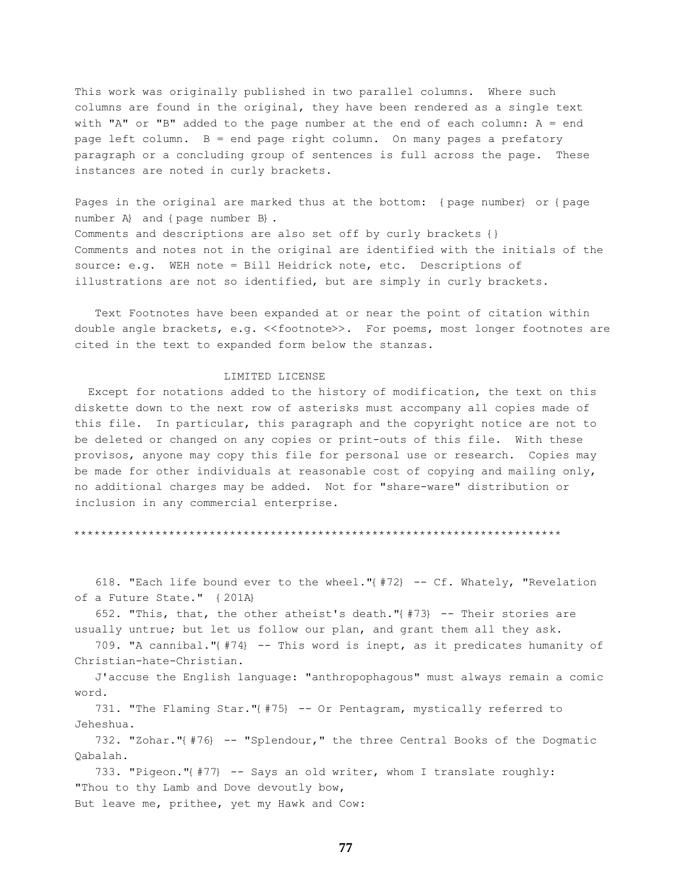This work was originally published in two parallel columns. Where such columns are found in the original, they have been rendered as a single text with "A" or "B" added to the page number at the end of each column: A = end page left column. B = end page right column. On many pages a prefatory paragraph or a concluding group of sentences is full across the page. These instances are noted in curly brackets.

Pages in the original are marked thus at the bottom: {page number} or {page number A} and {page number B}.
Comments and descriptions are also set off by curly brackets {}
Comments and notes not in the original are identified with the initials of the source: e.g. WEH note = Bill Heidrick note, etc. Descriptions of illustrations are not so identified, but are simply in curly brackets.

Text Footnotes have been expanded at or near the point of citation within double angle brackets, e.g. <<footnote>>. For poems, most longer footnotes are cited in the text to expanded form below the stanzas.

LIMITED LICENSE

Except for notations added to the history of modification, the text on this diskette down to the next row of asterisks must accompany all copies made of this file. In particular, this paragraph and the copyright notice are not to be deleted or changed on any copies or print-outs of this file. With these provisos, anyone may copy this file for personal use or research. Copies may be made for other individuals at reasonable cost of copying and mailing only, no additional charges may be added. Not for "share-ware" distribution or inclusion in any commercial enterprise.

************************************************************************

618. "Each life bound ever to the wheel."{#72} -- Cf. Whately, "Revelation of a Future State." {201A}

652. "This, that, the other atheist's death."{#73} -- Their stories are usually untrue; but let us follow our plan, and grant them all they ask.

709. "A cannibal."{#74} -- This word is inept, as it predicates humanity of Christian-hate-Christian.

J'accuse the English language: "anthropophagous" must always remain a comic word.

731. "The Flaming Star."{#75} -- Or Pentagram, mystically referred to Jeheshua.

732. "Zohar."{#76} -- "Splendour," the three Central Books of the Dogmatic Qabalah.

733. "Pigeon."{#77} -- Says an old writer, whom I translate roughly:
"Thou to thy Lamb and Dove devoutly bow,
But leave me, prithee, yet my Hawk and Cow: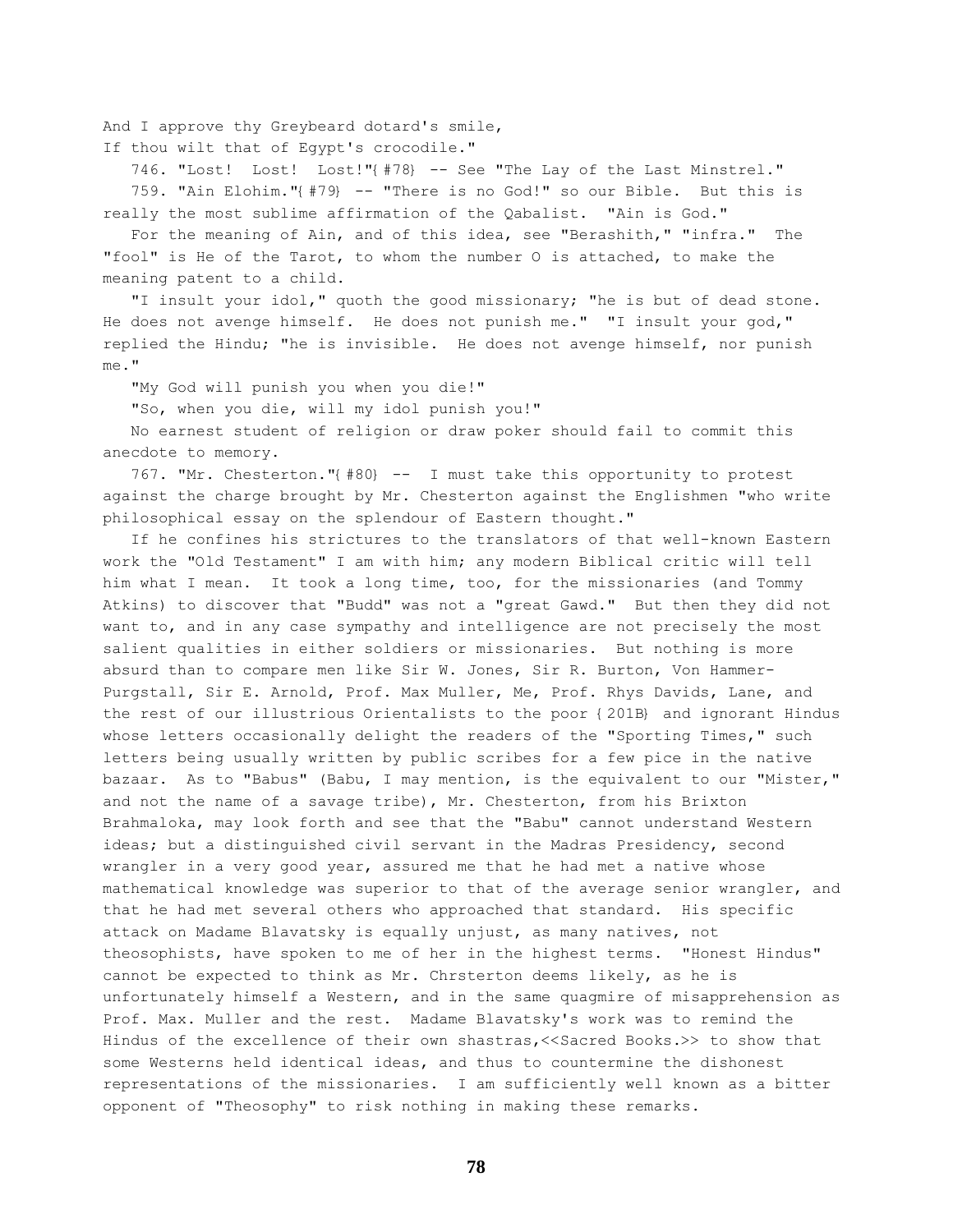And I approve thy Greybeard dotard's smile,
If thou wilt that of Egypt's crocodile."

746. "Lost! Lost! Lost!"{#78} -- See "The Lay of the Last Minstrel."

759. "Ain Elohim."{#79} -- "There is no God!" so our Bible. But this is really the most sublime affirmation of the Qabalist. "Ain is God."

For the meaning of Ain, and of this idea, see "Berashith," "infra." The "fool" is He of the Tarot, to whom the number O is attached, to make the meaning patent to a child.

"I insult your idol," quoth the good missionary; "he is but of dead stone. He does not avenge himself. He does not punish me." "I insult your god," replied the Hindu; "he is invisible. He does not avenge himself, nor punish me."

"My God will punish you when you die!"

"So, when you die, will my idol punish you!"

No earnest student of religion or draw poker should fail to commit this anecdote to memory.

767. "Mr. Chesterton."{#80} -- I must take this opportunity to protest against the charge brought by Mr. Chesterton against the Englishmen "who write philosophical essay on the splendour of Eastern thought."

If he confines his strictures to the translators of that well-known Eastern work the "Old Testament" I am with him; any modern Biblical critic will tell him what I mean. It took a long time, too, for the missionaries (and Tommy Atkins) to discover that "Budd" was not a "great Gawd." But then they did not want to, and in any case sympathy and intelligence are not precisely the most salient qualities in either soldiers or missionaries. But nothing is more absurd than to compare men like Sir W. Jones, Sir R. Burton, Von Hammer-Purgstall, Sir E. Arnold, Prof. Max Muller, Me, Prof. Rhys Davids, Lane, and the rest of our illustrious Orientalists to the poor {201B} and ignorant Hindus whose letters occasionally delight the readers of the "Sporting Times," such letters being usually written by public scribes for a few pice in the native bazaar. As to "Babus" (Babu, I may mention, is the equivalent to our "Mister," and not the name of a savage tribe), Mr. Chesterton, from his Brixton Brahmaloka, may look forth and see that the "Babu" cannot understand Western ideas; but a distinguished civil servant in the Madras Presidency, second wrangler in a very good year, assured me that he had met a native whose mathematical knowledge was superior to that of the average senior wrangler, and that he had met several others who approached that standard. His specific attack on Madame Blavatsky is equally unjust, as many natives, not theosophists, have spoken to me of her in the highest terms. "Honest Hindus" cannot be expected to think as Mr. Chrsterton deems likely, as he is unfortunately himself a Western, and in the same quagmire of misapprehension as Prof. Max. Muller and the rest. Madame Blavatsky's work was to remind the Hindus of the excellence of their own shastras,<<Sacred Books.>> to show that some Westerns held identical ideas, and thus to countermine the dishonest representations of the missionaries. I am sufficiently well known as a bitter opponent of "Theosophy" to risk nothing in making these remarks.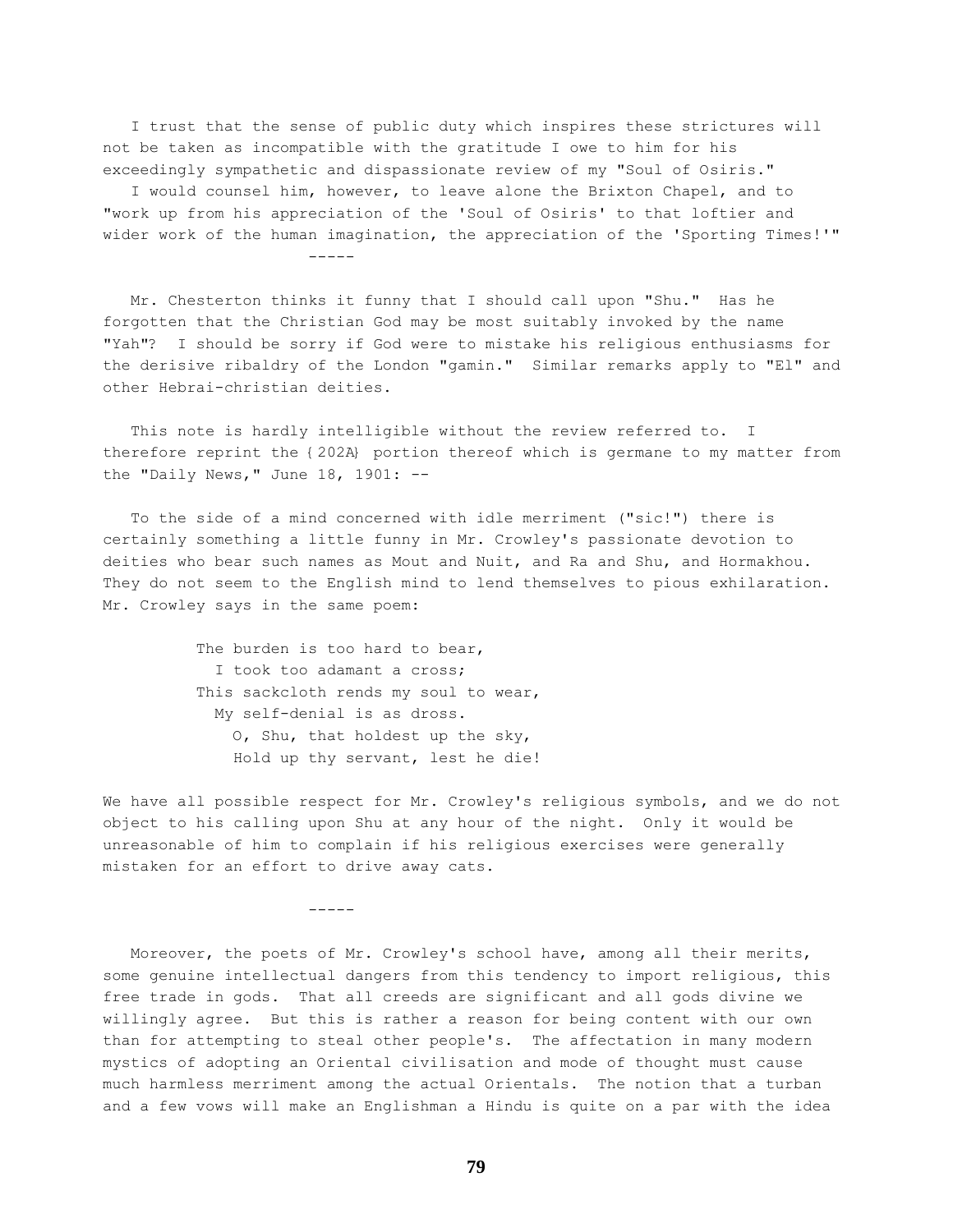I trust that the sense of public duty which inspires these strictures will not be taken as incompatible with the gratitude I owe to him for his exceedingly sympathetic and dispassionate review of my "Soul of Osiris."

I would counsel him, however, to leave alone the Brixton Chapel, and to "work up from his appreciation of the 'Soul of Osiris' to that loftier and wider work of the human imagination, the appreciation of the 'Sporting Times!'"

-----

Mr. Chesterton thinks it funny that I should call upon "Shu." Has he forgotten that the Christian God may be most suitably invoked by the name "Yah"? I should be sorry if God were to mistake his religious enthusiasms for the derisive ribaldry of the London "gamin." Similar remarks apply to "El" and other Hebrai-christian deities.

This note is hardly intelligible without the review referred to. I therefore reprint the {202A} portion thereof which is germane to my matter from the "Daily News," June 18, 1901: --

To the side of a mind concerned with idle merriment ("sic!") there is certainly something a little funny in Mr. Crowley's passionate devotion to deities who bear such names as Mout and Nuit, and Ra and Shu, and Hormakhou. They do not seem to the English mind to lend themselves to pious exhilaration. Mr. Crowley says in the same poem:

> The burden is too hard to bear,
> I took too adamant a cross;
> This sackcloth rends my soul to wear,
> My self-denial is as dross.
> O, Shu, that holdest up the sky,
> Hold up thy servant, lest he die!

We have all possible respect for Mr. Crowley's religious symbols, and we do not object to his calling upon Shu at any hour of the night. Only it would be unreasonable of him to complain if his religious exercises were generally mistaken for an effort to drive away cats.

-----

Moreover, the poets of Mr. Crowley's school have, among all their merits, some genuine intellectual dangers from this tendency to import religious, this free trade in gods. That all creeds are significant and all gods divine we willingly agree. But this is rather a reason for being content with our own than for attempting to steal other people's. The affectation in many modern mystics of adopting an Oriental civilisation and mode of thought must cause much harmless merriment among the actual Orientals. The notion that a turban and a few vows will make an Englishman a Hindu is quite on a par with the idea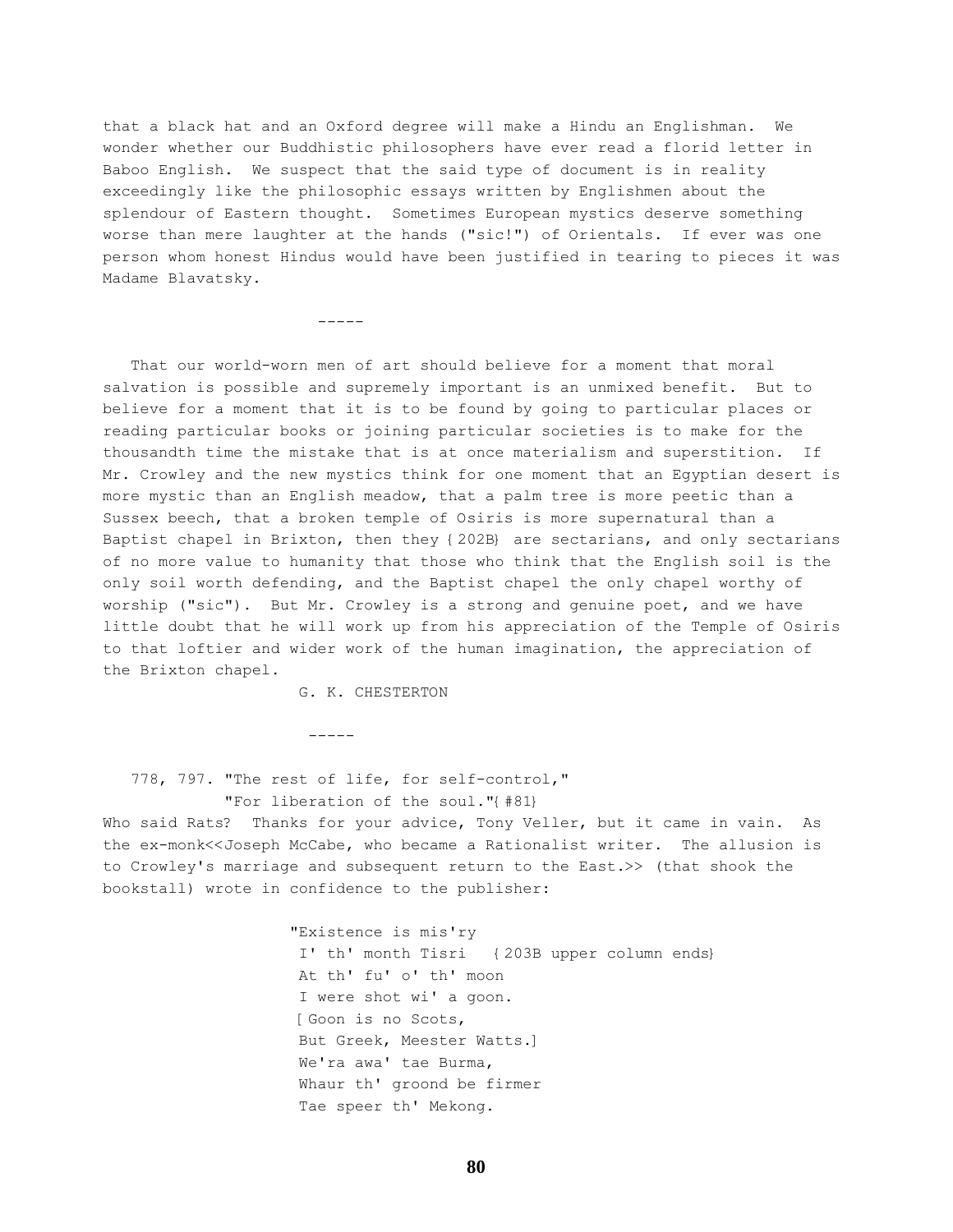that a black hat and an Oxford degree will make a Hindu an Englishman. We wonder whether our Buddhistic philosophers have ever read a florid letter in Baboo English. We suspect that the said type of document is in reality exceedingly like the philosophic essays written by Englishmen about the splendour of Eastern thought. Sometimes European mystics deserve something worse than mere laughter at the hands ("sic!") of Orientals. If ever was one person whom honest Hindus would have been justified in tearing to pieces it was Madame Blavatsky.

-----

That our world-worn men of art should believe for a moment that moral salvation is possible and supremely important is an unmixed benefit. But to believe for a moment that it is to be found by going to particular places or reading particular books or joining particular societies is to make for the thousandth time the mistake that is at once materialism and superstition. If Mr. Crowley and the new mystics think for one moment that an Egyptian desert is more mystic than an English meadow, that a palm tree is more peetic than a Sussex beech, that a broken temple of Osiris is more supernatural than a Baptist chapel in Brixton, then they {202B} are sectarians, and only sectarians of no more value to humanity that those who think that the English soil is the only soil worth defending, and the Baptist chapel the only chapel worthy of worship ("sic"). But Mr. Crowley is a strong and genuine poet, and we have little doubt that he will work up from his appreciation of the Temple of Osiris to that loftier and wider work of the human imagination, the appreciation of the Brixton chapel.

G. K. CHESTERTON

-----

778, 797. "The rest of life, for self-control,"
"For liberation of the soul."{#81}

Who said Rats? Thanks for your advice, Tony Veller, but it came in vain. As the ex-monk<<Joseph McCabe, who became a Rationalist writer. The allusion is to Crowley's marriage and subsequent return to the East.>> (that shook the bookstall) wrote in confidence to the publisher:

"Existence is mis'ry
I' th' month Tisri {203B upper column ends}
At th' fu' o' th' moon
I were shot wi' a goon.
[Goon is no Scots,
But Greek, Meester Watts.]
We'ra awa' tae Burma,
Whaur th' groond be firmer
Tae speer th' Mekong.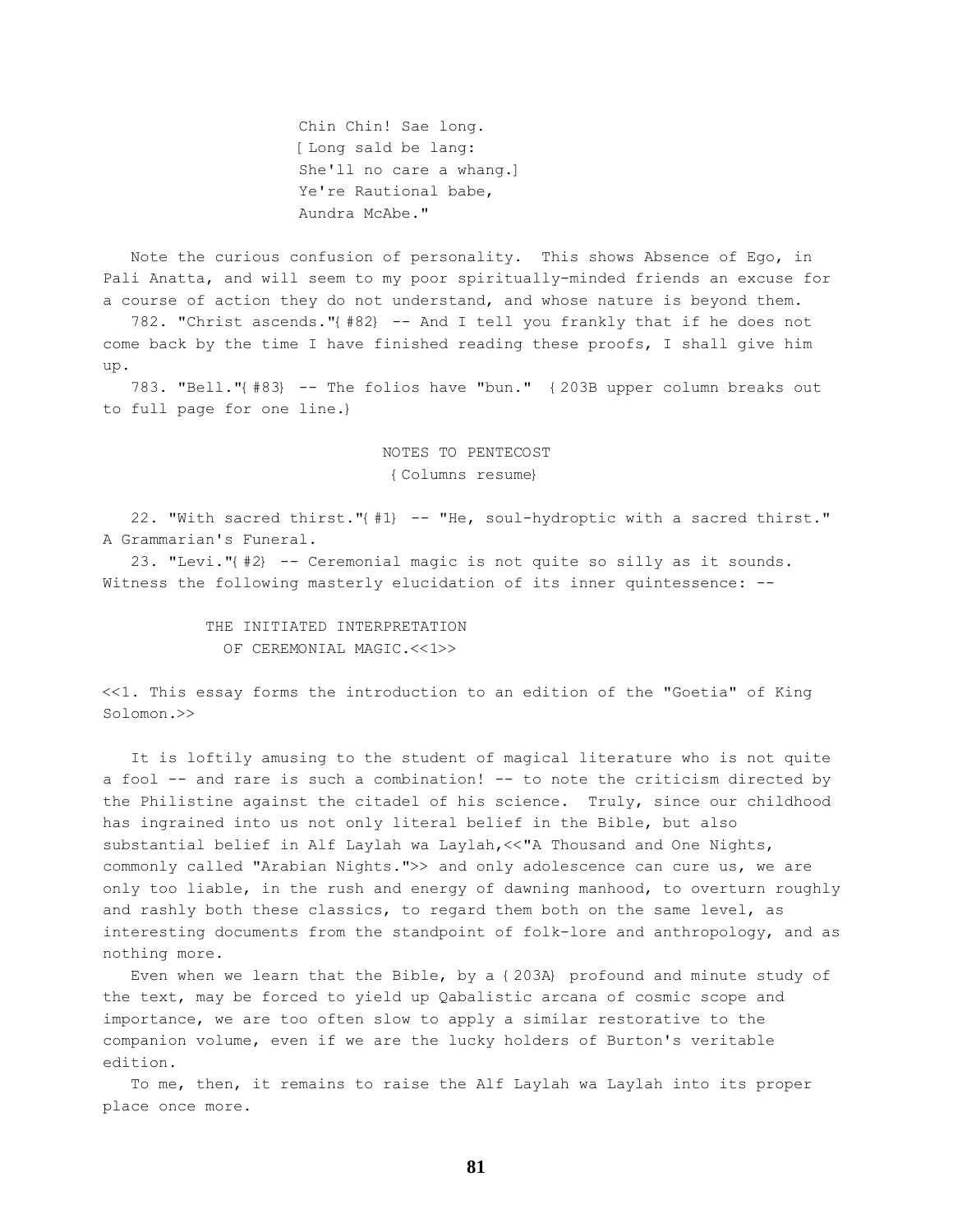Chin Chin! Sae long.  
[Long sald be lang:  
She'll no care a whang.]  
Ye're Rautional babe,  
Aundra McAbe."

Note the curious confusion of personality. This shows Absence of Ego, in Pali Anatta, and will seem to my poor spiritually-minded friends an excuse for a course of action they do not understand, and whose nature is beyond them.

782. "Christ ascends."{#82} -- And I tell you frankly that if he does not come back by the time I have finished reading these proofs, I shall give him up.

783. "Bell."{#83} -- The folios have "bun." {203B upper column breaks out to full page for one line.}

NOTES TO PENTECOST  
{Columns resume}

22. "With sacred thirst."{#1} -- "He, soul-hydroptic with a sacred thirst." A Grammarian's Funeral.

23. "Levi."{#2} -- Ceremonial magic is not quite so silly as it sounds. Witness the following masterly elucidation of its inner quintessence: --

THE INITIATED INTERPRETATION  
OF CEREMONIAL MAGIC.<<1>>

<<1. This essay forms the introduction to an edition of the "Goetia" of King Solomon.>>

It is loftily amusing to the student of magical literature who is not quite a fool -- and rare is such a combination! -- to note the criticism directed by the Philistine against the citadel of his science. Truly, since our childhood has ingrained into us not only literal belief in the Bible, but also substantial belief in Alf Laylah wa Laylah,<<"A Thousand and One Nights, commonly called "Arabian Nights.">> and only adolescence can cure us, we are only too liable, in the rush and energy of dawning manhood, to overturn roughly and rashly both these classics, to regard them both on the same level, as interesting documents from the standpoint of folk-lore and anthropology, and as nothing more.

Even when we learn that the Bible, by a {203A} profound and minute study of the text, may be forced to yield up Qabalistic arcana of cosmic scope and importance, we are too often slow to apply a similar restorative to the companion volume, even if we are the lucky holders of Burton's veritable edition.

To me, then, it remains to raise the Alf Laylah wa Laylah into its proper place once more.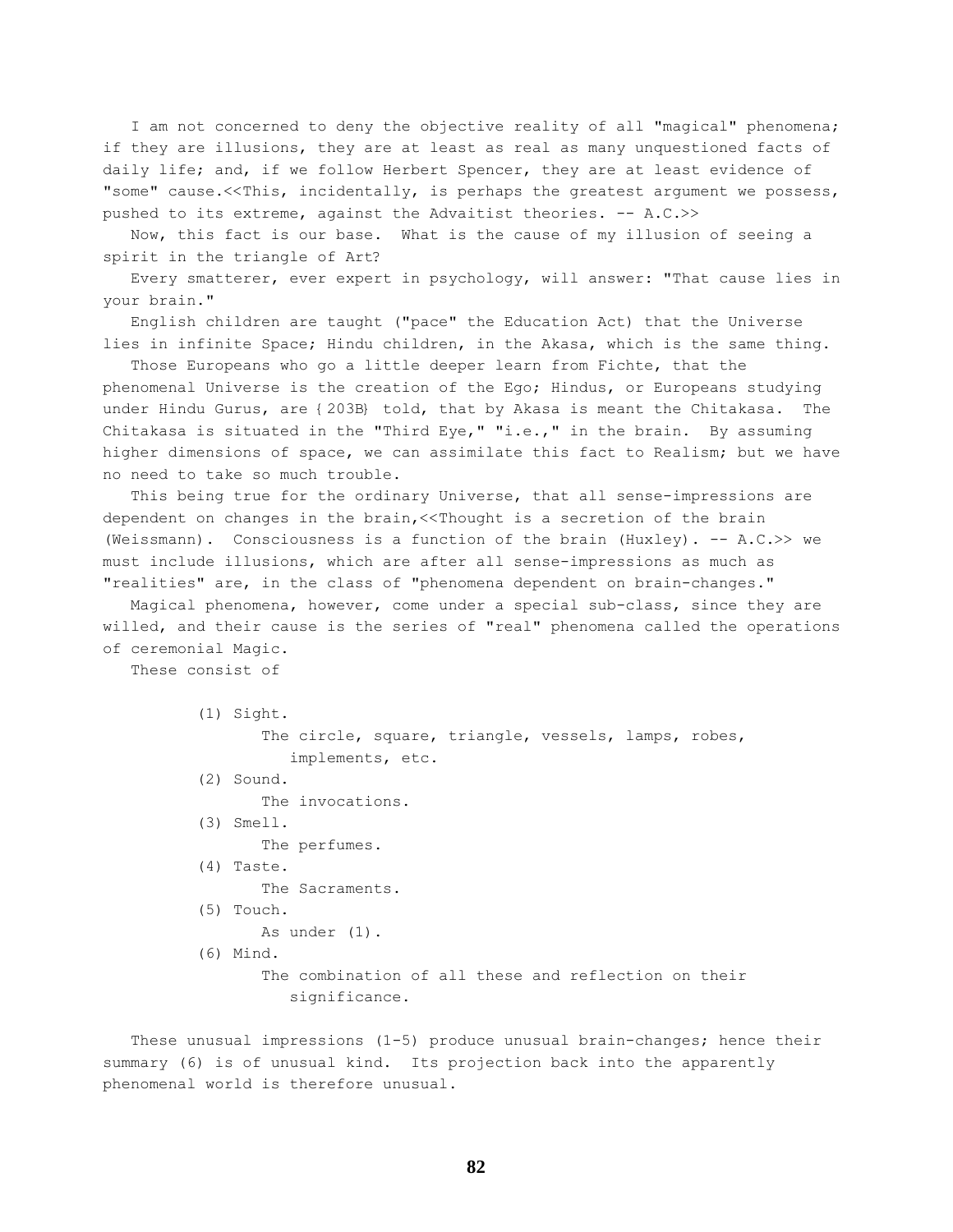I am not concerned to deny the objective reality of all "magical" phenomena; if they are illusions, they are at least as real as many unquestioned facts of daily life; and, if we follow Herbert Spencer, they are at least evidence of "some" cause.<<This, incidentally, is perhaps the greatest argument we possess, pushed to its extreme, against the Advaitist theories. -- A.C.>>

Now, this fact is our base. What is the cause of my illusion of seeing a spirit in the triangle of Art?

Every smatterer, ever expert in psychology, will answer: "That cause lies in your brain."

English children are taught ("pace" the Education Act) that the Universe lies in infinite Space; Hindu children, in the Akasa, which is the same thing.

Those Europeans who go a little deeper learn from Fichte, that the phenomenal Universe is the creation of the Ego; Hindus, or Europeans studying under Hindu Gurus, are {203B} told, that by Akasa is meant the Chitakasa. The Chitakasa is situated in the "Third Eye," "i.e.," in the brain. By assuming higher dimensions of space, we can assimilate this fact to Realism; but we have no need to take so much trouble.

This being true for the ordinary Universe, that all sense-impressions are dependent on changes in the brain,<<Thought is a secretion of the brain (Weissmann). Consciousness is a function of the brain (Huxley). -- A.C.>> we must include illusions, which are after all sense-impressions as much as "realities" are, in the class of "phenomena dependent on brain-changes."

Magical phenomena, however, come under a special sub-class, since they are willed, and their cause is the series of "real" phenomena called the operations of ceremonial Magic.

These consist of

(1) Sight.
    The circle, square, triangle, vessels, lamps, robes, implements, etc.

(2) Sound.
    The invocations.

(3) Smell.
    The perfumes.

(4) Taste.
    The Sacraments.

(5) Touch.
    As under (1).

(6) Mind.
    The combination of all these and reflection on their significance.

These unusual impressions (1-5) produce unusual brain-changes; hence their summary (6) is of unusual kind. Its projection back into the apparently phenomenal world is therefore unusual.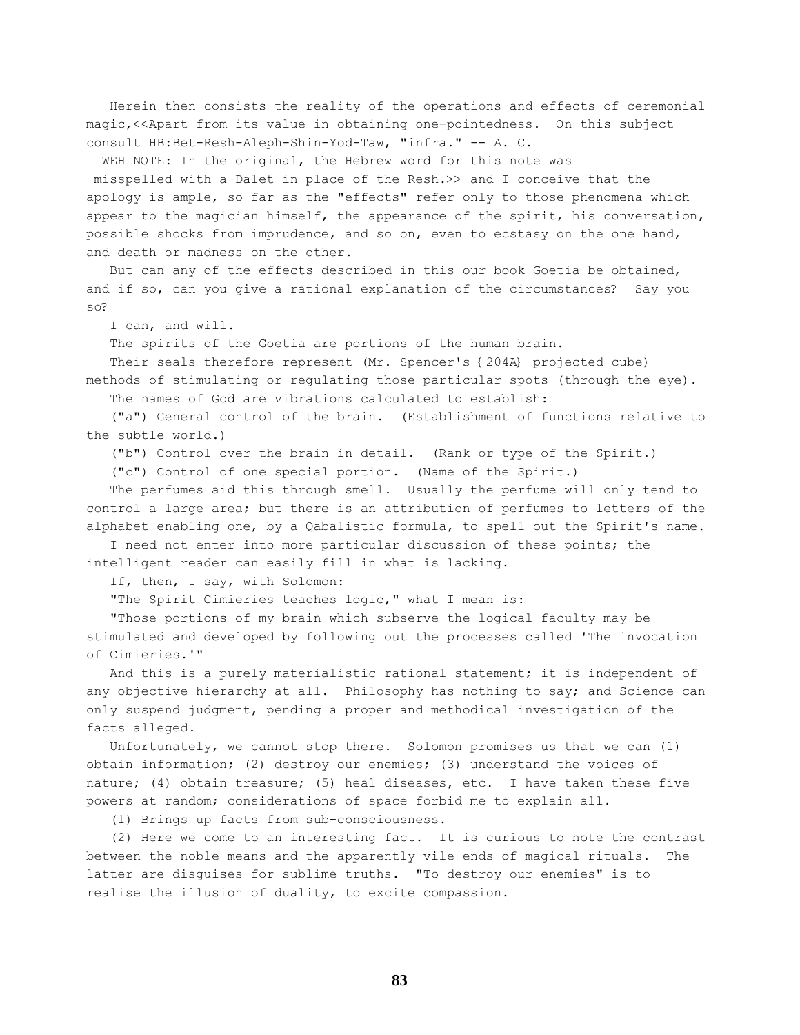Herein then consists the reality of the operations and effects of ceremonial magic,<<Apart from its value in obtaining one-pointedness. On this subject consult HB:Bet-Resh-Aleph-Shin-Yod-Taw, "infra." -- A. C.

WEH NOTE: In the original, the Hebrew word for this note was misspelled with a Dalet in place of the Resh.>> and I conceive that the apology is ample, so far as the "effects" refer only to those phenomena which appear to the magician himself, the appearance of the spirit, his conversation, possible shocks from imprudence, and so on, even to ecstasy on the one hand, and death or madness on the other.

But can any of the effects described in this our book Goetia be obtained, and if so, can you give a rational explanation of the circumstances? Say you so?

I can, and will.

The spirits of the Goetia are portions of the human brain.

Their seals therefore represent (Mr. Spencer's {204A} projected cube) methods of stimulating or regulating those particular spots (through the eye).

The names of God are vibrations calculated to establish:

("a") General control of the brain. (Establishment of functions relative to the subtle world.)

("b") Control over the brain in detail. (Rank or type of the Spirit.)

("c") Control of one special portion. (Name of the Spirit.)

The perfumes aid this through smell. Usually the perfume will only tend to control a large area; but there is an attribution of perfumes to letters of the alphabet enabling one, by a Qabalistic formula, to spell out the Spirit's name.

I need not enter into more particular discussion of these points; the intelligent reader can easily fill in what is lacking.

If, then, I say, with Solomon:

"The Spirit Cimieries teaches logic," what I mean is:

"Those portions of my brain which subserve the logical faculty may be stimulated and developed by following out the processes called 'The invocation of Cimieries.'"

And this is a purely materialistic rational statement; it is independent of any objective hierarchy at all. Philosophy has nothing to say; and Science can only suspend judgment, pending a proper and methodical investigation of the facts alleged.

Unfortunately, we cannot stop there. Solomon promises us that we can (1) obtain information; (2) destroy our enemies; (3) understand the voices of nature; (4) obtain treasure; (5) heal diseases, etc. I have taken these five powers at random; considerations of space forbid me to explain all.

(1) Brings up facts from sub-consciousness.

(2) Here we come to an interesting fact. It is curious to note the contrast between the noble means and the apparently vile ends of magical rituals. The latter are disguises for sublime truths. "To destroy our enemies" is to realise the illusion of duality, to excite compassion.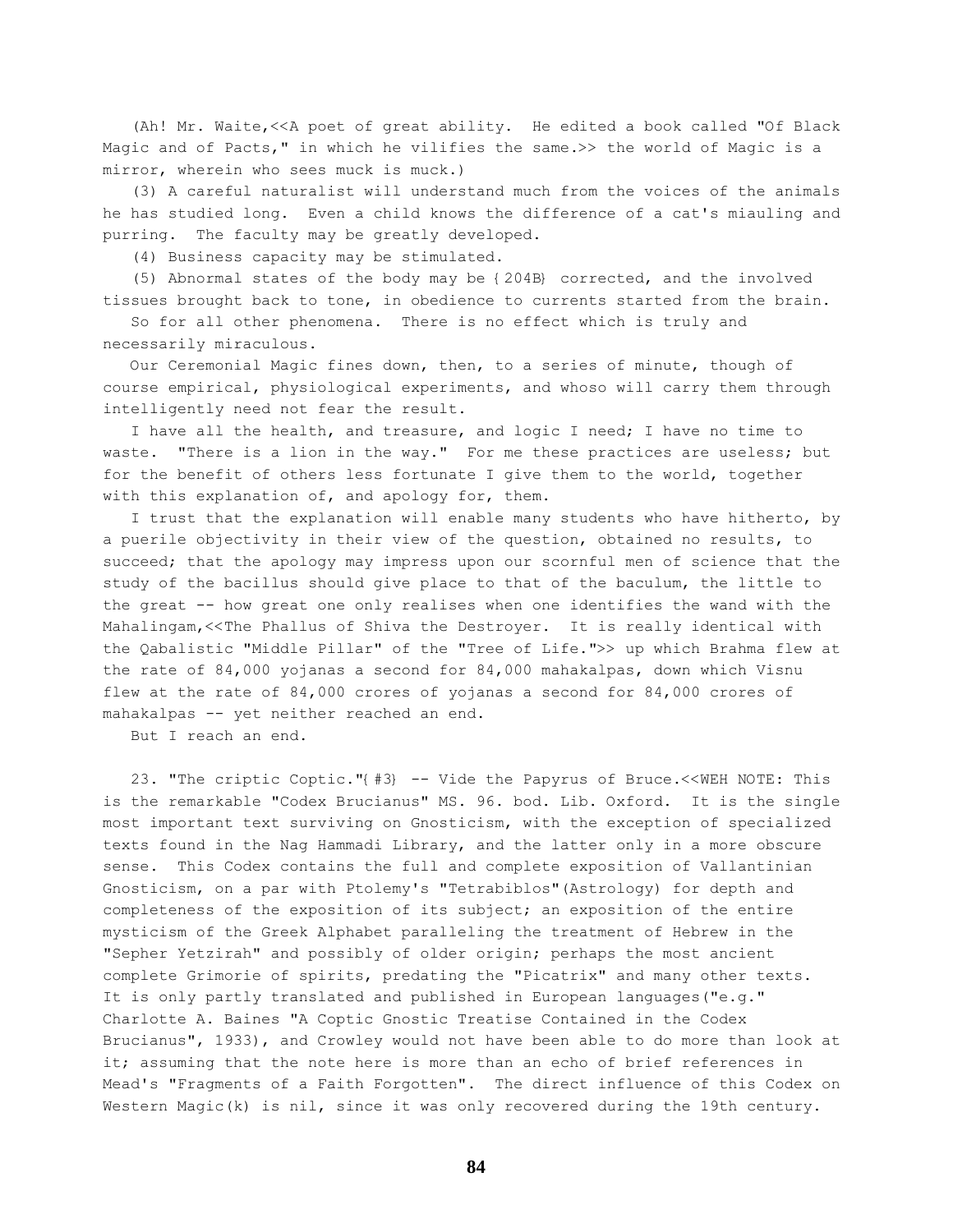(Ah! Mr. Waite,<<A poet of great ability. He edited a book called "Of Black Magic and of Pacts," in which he vilifies the same.>> the world of Magic is a mirror, wherein who sees muck is muck.)

(3) A careful naturalist will understand much from the voices of the animals he has studied long. Even a child knows the difference of a cat's miauling and purring. The faculty may be greatly developed.

(4) Business capacity may be stimulated.

(5) Abnormal states of the body may be {204B} corrected, and the involved tissues brought back to tone, in obedience to currents started from the brain.

So for all other phenomena. There is no effect which is truly and necessarily miraculous.

Our Ceremonial Magic fines down, then, to a series of minute, though of course empirical, physiological experiments, and whoso will carry them through intelligently need not fear the result.

I have all the health, and treasure, and logic I need; I have no time to waste. "There is a lion in the way." For me these practices are useless; but for the benefit of others less fortunate I give them to the world, together with this explanation of, and apology for, them.

I trust that the explanation will enable many students who have hitherto, by a puerile objectivity in their view of the question, obtained no results, to succeed; that the apology may impress upon our scornful men of science that the study of the bacillus should give place to that of the baculum, the little to the great -- how great one only realises when one identifies the wand with the Mahalingam,<<The Phallus of Shiva the Destroyer. It is really identical with the Qabalistic "Middle Pillar" of the "Tree of Life.">> up which Brahma flew at the rate of 84,000 yojanas a second for 84,000 mahakalpas, down which Visnu flew at the rate of 84,000 crores of yojanas a second for 84,000 crores of mahakalpas -- yet neither reached an end.

But I reach an end.

23. "The criptic Coptic."{#3} -- Vide the Papyrus of Bruce.<<WEH NOTE: This is the remarkable "Codex Brucianus" MS. 96. bod. Lib. Oxford. It is the single most important text surviving on Gnosticism, with the exception of specialized texts found in the Nag Hammadi Library, and the latter only in a more obscure sense. This Codex contains the full and complete exposition of Vallantinian Gnosticism, on a par with Ptolemy's "Tetrabiblos"(Astrology) for depth and completeness of the exposition of its subject; an exposition of the entire mysticism of the Greek Alphabet paralleling the treatment of Hebrew in the "Sepher Yetzirah" and possibly of older origin; perhaps the most ancient complete Grimorie of spirits, predating the "Picatrix" and many other texts. It is only partly translated and published in European languages("e.g." Charlotte A. Baines "A Coptic Gnostic Treatise Contained in the Codex Brucianus", 1933), and Crowley would not have been able to do more than look at it; assuming that the note here is more than an echo of brief references in Mead's "Fragments of a Faith Forgotten". The direct influence of this Codex on Western Magic(k) is nil, since it was only recovered during the 19th century.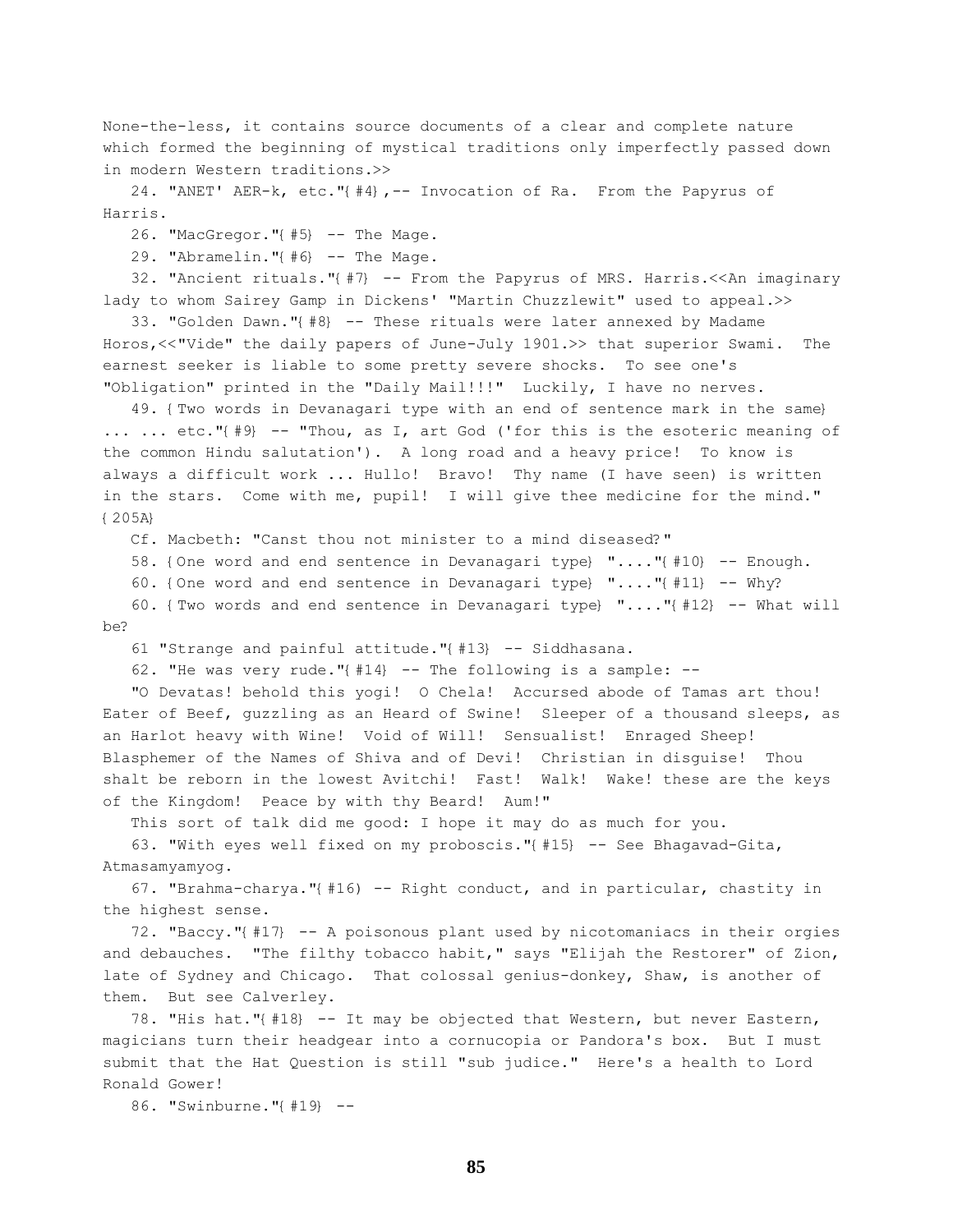None-the-less, it contains source documents of a clear and complete nature which formed the beginning of mystical traditions only imperfectly passed down in modern Western traditions.>>

24. "ANET' AER-k, etc."{#4},-- Invocation of Ra. From the Papyrus of Harris.

26. "MacGregor."{#5} -- The Mage.

29. "Abramelin."{#6} -- The Mage.

32. "Ancient rituals."{#7} -- From the Papyrus of MRS. Harris.<<An imaginary lady to whom Sairey Gamp in Dickens' "Martin Chuzzlewit" used to appeal.>>

33. "Golden Dawn."{#8} -- These rituals were later annexed by Madame Horos,<<"Vide" the daily papers of June-July 1901.>> that superior Swami. The earnest seeker is liable to some pretty severe shocks. To see one's "Obligation" printed in the "Daily Mail!!!" Luckily, I have no nerves.

49. {Two words in Devanagari type with an end of sentence mark in the same} ... ... etc."{#9} -- "Thou, as I, art God ('for this is the esoteric meaning of the common Hindu salutation'). A long road and a heavy price! To know is always a difficult work ... Hullo! Bravo! Thy name (I have seen) is written in the stars. Come with me, pupil! I will give thee medicine for the mind." {205A}

Cf. Macbeth: "Canst thou not minister to a mind diseased?"

58. {One word and end sentence in Devanagari type} "...."{#10} -- Enough.

60. {One word and end sentence in Devanagari type} "...."{#11} -- Why?

60. {Two words and end sentence in Devanagari type} "...."{#12} -- What will be?

61 "Strange and painful attitude."{#13} -- Siddhasana.

62. "He was very rude."{#14} -- The following is a sample: --

"O Devatas! behold this yogi! O Chela! Accursed abode of Tamas art thou! Eater of Beef, guzzling as an Heard of Swine! Sleeper of a thousand sleeps, as an Harlot heavy with Wine! Void of Will! Sensualist! Enraged Sheep! Blasphemer of the Names of Shiva and of Devi! Christian in disguise! Thou shalt be reborn in the lowest Avitchi! Fast! Walk! Wake! these are the keys of the Kingdom! Peace by with thy Beard! Aum!"

This sort of talk did me good: I hope it may do as much for you.

63. "With eyes well fixed on my proboscis."{#15} -- See Bhagavad-Gita, Atmasamyamyog.

67. "Brahma-charya."{#16} -- Right conduct, and in particular, chastity in the highest sense.

72. "Baccy."{#17} -- A poisonous plant used by nicotomaniacs in their orgies and debauches. "The filthy tobacco habit," says "Elijah the Restorer" of Zion, late of Sydney and Chicago. That colossal genius-donkey, Shaw, is another of them. But see Calverley.

78. "His hat."{#18} -- It may be objected that Western, but never Eastern, magicians turn their headgear into a cornucopia or Pandora's box. But I must submit that the Hat Question is still "sub judice." Here's a health to Lord Ronald Gower!

86. "Swinburne."{#19} --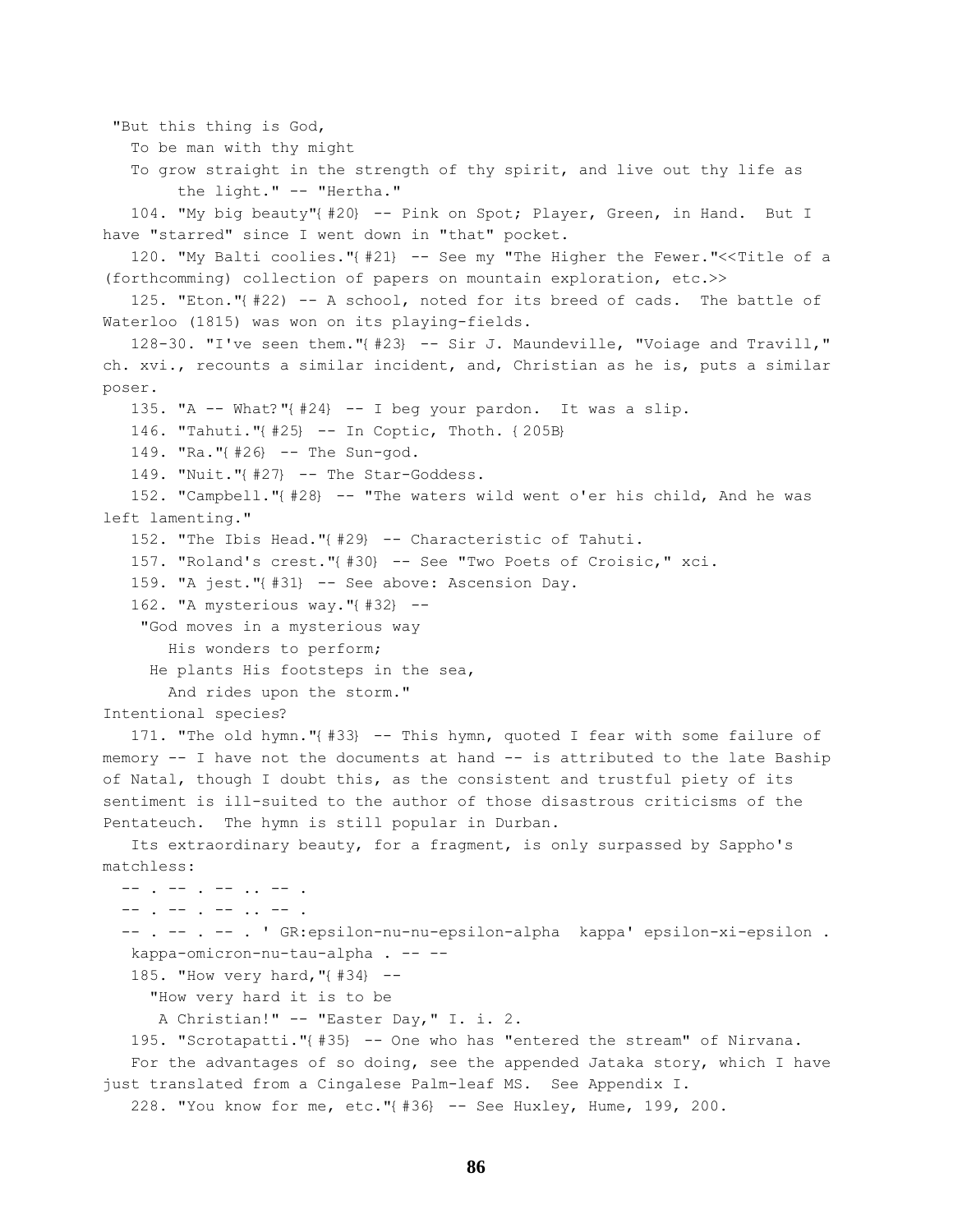"But this thing is God,
   To be man with thy might
   To grow straight in the strength of thy spirit, and live out thy life as the light." -- "Hertha."

104. "My big beauty"{ #20} -- Pink on Spot; Player, Green, in Hand. But I have "starred" since I went down in "that" pocket.

120. "My Balti coolies."{ #21} -- See my "The Higher the Fewer."<<Title of a (forthcomming) collection of papers on mountain exploration, etc.>>

125. "Eton."{ #22} -- A school, noted for its breed of cads. The battle of Waterloo (1815) was won on its playing-fields.

128-30. "I've seen them."{ #23} -- Sir J. Maundeville, "Voiage and Travill," ch. xvi., recounts a similar incident, and, Christian as he is, puts a similar poser.

135. "A -- What?"{ #24} -- I beg your pardon. It was a slip.

146. "Tahuti."{ #25} -- In Coptic, Thoth. { 205B}

149. "Ra."{ #26} -- The Sun-god.

149. "Nuit."{ #27} -- The Star-Goddess.

152. "Campbell."{ #28} -- "The waters wild went o'er his child, And he was left lamenting."

152. "The Ibis Head."{ #29} -- Characteristic of Tahuti.

157. "Roland's crest."{ #30} -- See "Two Poets of Croisic," xci.

159. "A jest."{ #31} -- See above: Ascension Day.

162. "A mysterious way."{ #32} --

"God moves in a mysterious way
   His wonders to perform;
He plants His footsteps in the sea,
   And rides upon the storm."

Intentional species?

171. "The old hymn."{ #33} -- This hymn, quoted I fear with some failure of memory -- I have not the documents at hand -- is attributed to the late Baship of Natal, though I doubt this, as the consistent and trustful piety of its sentiment is ill-suited to the author of those disastrous criticisms of the Pentateuch. The hymn is still popular in Durban.

Its extraordinary beauty, for a fragment, is only surpassed by Sappho's matchless:

-- . -- . -- .. -- .
-- . -- . -- .. -- .
-- . -- . -- . ' GR:epsilon-nu-nu-epsilon-alpha kappa' epsilon-xi-epsilon .
kappa-omicron-nu-tau-alpha . -- --

185. "How very hard,"{ #34} --

"How very hard it is to be
   A Christian!" -- "Easter Day," I. i. 2.

195. "Scrotapatti."{ #35} -- One who has "entered the stream" of Nirvana.

For the advantages of so doing, see the appended Jataka story, which I have just translated from a Cingalese Palm-leaf MS. See Appendix I.

228. "You know for me, etc."{ #36} -- See Huxley, Hume, 199, 200.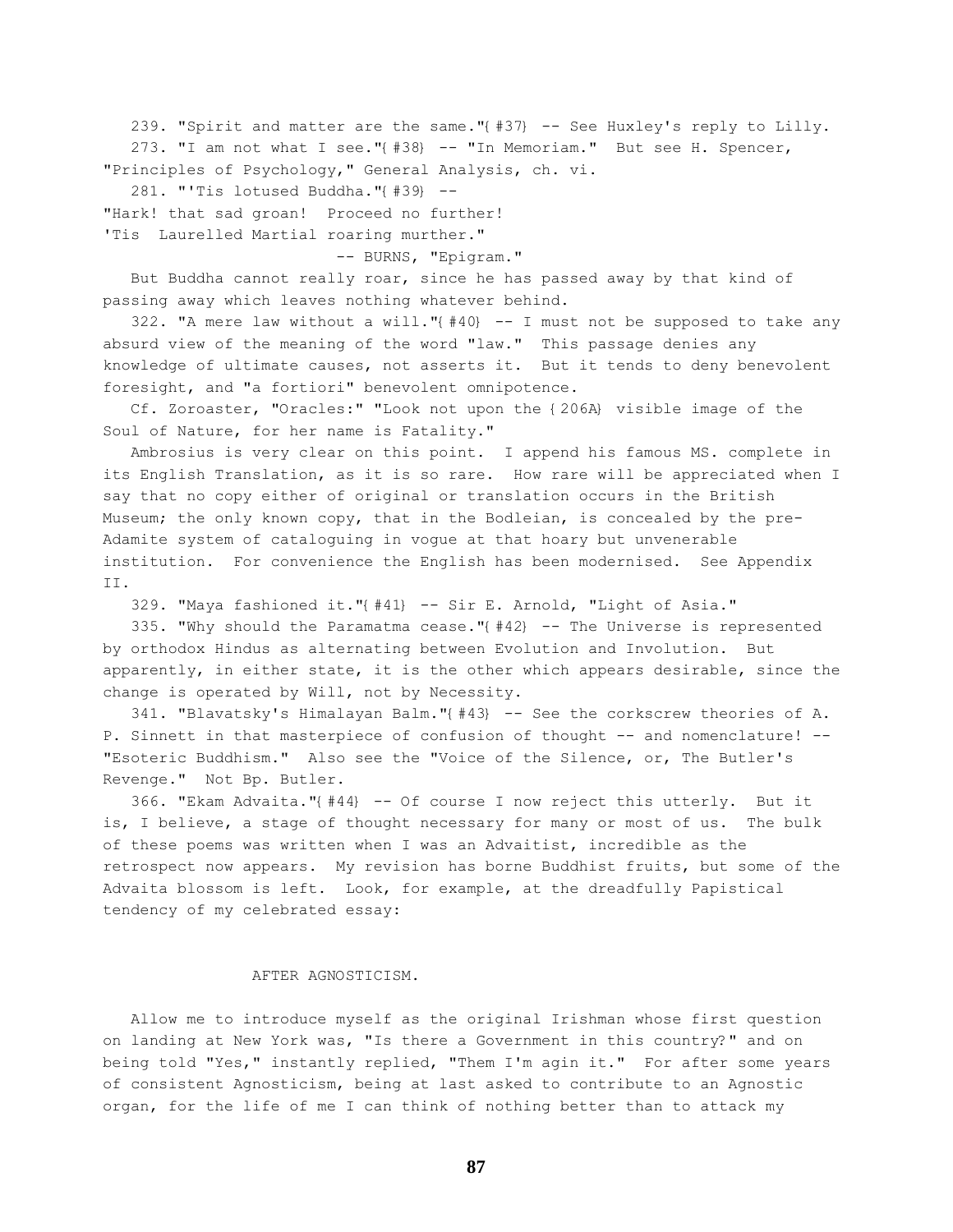239. "Spirit and matter are the same."{#37} -- See Huxley's reply to Lilly.

273. "I am not what I see."{#38} -- "In Memoriam." But see H. Spencer, "Principles of Psychology," General Analysis, ch. vi.

281. "'Tis lotused Buddha."{#39} --

"Hark! that sad groan! Proceed no further!
'Tis Laurelled Martial roaring murther."
-- BURNS, "Epigram."

But Buddha cannot really roar, since he has passed away by that kind of passing away which leaves nothing whatever behind.

322. "A mere law without a will."{#40} -- I must not be supposed to take any absurd view of the meaning of the word "law." This passage denies any knowledge of ultimate causes, not asserts it. But it tends to deny benevolent foresight, and "a fortiori" benevolent omnipotence.

Cf. Zoroaster, "Oracles:" "Look not upon the {206A} visible image of the Soul of Nature, for her name is Fatality."

Ambrosius is very clear on this point. I append his famous MS. complete in its English Translation, as it is so rare. How rare will be appreciated when I say that no copy either of original or translation occurs in the British Museum; the only known copy, that in the Bodleian, is concealed by the pre-Adamite system of cataloguing in vogue at that hoary but unvenerable institution. For convenience the English has been modernised. See Appendix II.

329. "Maya fashioned it."{#41} -- Sir E. Arnold, "Light of Asia."

335. "Why should the Paramatma cease."{#42} -- The Universe is represented by orthodox Hindus as alternating between Evolution and Involution. But apparently, in either state, it is the other which appears desirable, since the change is operated by Will, not by Necessity.

341. "Blavatsky's Himalayan Balm."{#43} -- See the corkscrew theories of A. P. Sinnett in that masterpiece of confusion of thought -- and nomenclature! -- "Esoteric Buddhism." Also see the "Voice of the Silence, or, The Butler's Revenge." Not Bp. Butler.

366. "Ekam Advaita."{#44} -- Of course I now reject this utterly. But it is, I believe, a stage of thought necessary for many or most of us. The bulk of these poems was written when I was an Advaitist, incredible as the retrospect now appears. My revision has borne Buddhist fruits, but some of the Advaita blossom is left. Look, for example, at the dreadfully Papistical tendency of my celebrated essay:

## AFTER AGNOSTICISM.

Allow me to introduce myself as the original Irishman whose first question on landing at New York was, "Is there a Government in this country?" and on being told "Yes," instantly replied, "Them I'm agin it." For after some years of consistent Agnosticism, being at last asked to contribute to an Agnostic organ, for the life of me I can think of nothing better than to attack my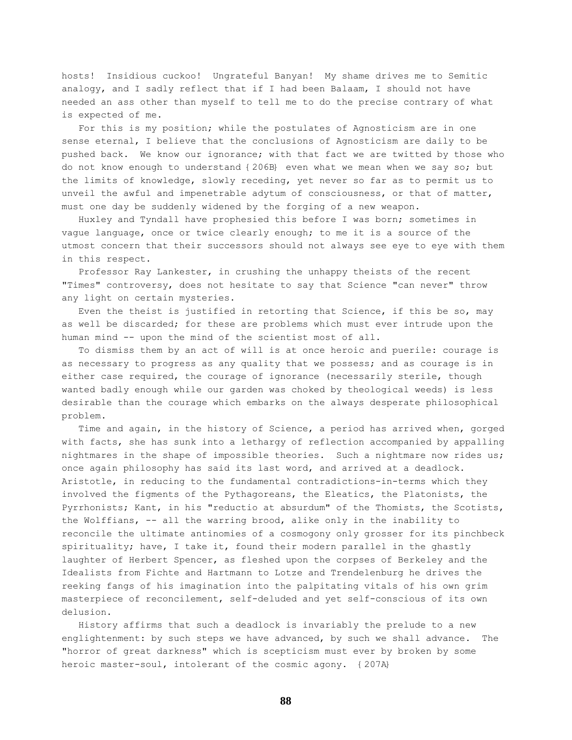hosts! Insidious cuckoo! Ungrateful Banyan! My shame drives me to Semitic analogy, and I sadly reflect that if I had been Balaam, I should not have needed an ass other than myself to tell me to do the precise contrary of what is expected of me.

For this is my position; while the postulates of Agnosticism are in one sense eternal, I believe that the conclusions of Agnosticism are daily to be pushed back. We know our ignorance; with that fact we are twitted by those who do not know enough to understand {206B} even what we mean when we say so; but the limits of knowledge, slowly receding, yet never so far as to permit us to unveil the awful and impenetrable adytum of consciousness, or that of matter, must one day be suddenly widened by the forging of a new weapon.

Huxley and Tyndall have prophesied this before I was born; sometimes in vague language, once or twice clearly enough; to me it is a source of the utmost concern that their successors should not always see eye to eye with them in this respect.

Professor Ray Lankester, in crushing the unhappy theists of the recent "Times" controversy, does not hesitate to say that Science "can never" throw any light on certain mysteries.

Even the theist is justified in retorting that Science, if this be so, may as well be discarded; for these are problems which must ever intrude upon the human mind -- upon the mind of the scientist most of all.

To dismiss them by an act of will is at once heroic and puerile: courage is as necessary to progress as any quality that we possess; and as courage is in either case required, the courage of ignorance (necessarily sterile, though wanted badly enough while our garden was choked by theological weeds) is less desirable than the courage which embarks on the always desperate philosophical problem.

Time and again, in the history of Science, a period has arrived when, gorged with facts, she has sunk into a lethargy of reflection accompanied by appalling nightmares in the shape of impossible theories. Such a nightmare now rides us; once again philosophy has said its last word, and arrived at a deadlock. Aristotle, in reducing to the fundamental contradictions-in-terms which they involved the figments of the Pythagoreans, the Eleatics, the Platonists, the Pyrrhonists; Kant, in his "reductio at absurdum" of the Thomists, the Scotists, the Wolffians, -- all the warring brood, alike only in the inability to reconcile the ultimate antinomies of a cosmogony only grosser for its pinchbeck spirituality; have, I take it, found their modern parallel in the ghastly laughter of Herbert Spencer, as fleshed upon the corpses of Berkeley and the Idealists from Fichte and Hartmann to Lotze and Trendelenburg he drives the reeking fangs of his imagination into the palpitating vitals of his own grim masterpiece of reconcilement, self-deluded and yet self-conscious of its own delusion.

History affirms that such a deadlock is invariably the prelude to a new englightenment: by such steps we have advanced, by such we shall advance. The "horror of great darkness" which is scepticism must ever by broken by some heroic master-soul, intolerant of the cosmic agony. {207A}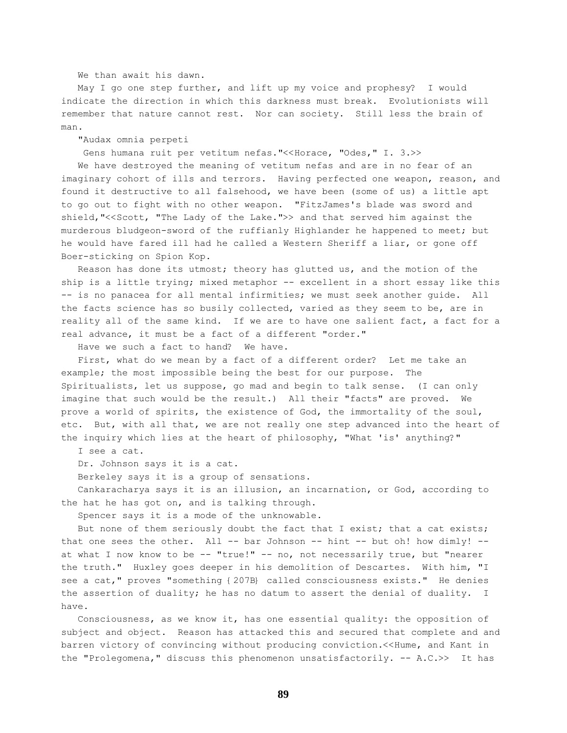We than await his dawn.

May I go one step further, and lift up my voice and prophesy? I would indicate the direction in which this darkness must break. Evolutionists will remember that nature cannot rest. Nor can society. Still less the brain of man.

"Audax omnia perpeti
 Gens humana ruit per vetitum nefas."<<Horace, "Odes," I. 3.>>

We have destroyed the meaning of vetitum nefas and are in no fear of an imaginary cohort of ills and terrors. Having perfected one weapon, reason, and found it destructive to all falsehood, we have been (some of us) a little apt to go out to fight with no other weapon. "FitzJames's blade was sword and shield,"<<Scott, "The Lady of the Lake.">> and that served him against the murderous bludgeon-sword of the ruffianly Highlander he happened to meet; but he would have fared ill had he called a Western Sheriff a liar, or gone off Boer-sticking on Spion Kop.

Reason has done its utmost; theory has glutted us, and the motion of the ship is a little trying; mixed metaphor -- excellent in a short essay like this -- is no panacea for all mental infirmities; we must seek another guide. All the facts science has so busily collected, varied as they seem to be, are in reality all of the same kind. If we are to have one salient fact, a fact for a real advance, it must be a fact of a different "order."

Have we such a fact to hand? We have.

First, what do we mean by a fact of a different order? Let me take an example; the most impossible being the best for our purpose. The Spiritualists, let us suppose, go mad and begin to talk sense. (I can only imagine that such would be the result.) All their "facts" are proved. We prove a world of spirits, the existence of God, the immortality of the soul, etc. But, with all that, we are not really one step advanced into the heart of the inquiry which lies at the heart of philosophy, "What 'is' anything?"

I see a cat.

Dr. Johnson says it is a cat.

Berkeley says it is a group of sensations.

Cankaracharya says it is an illusion, an incarnation, or God, according to the hat he has got on, and is talking through.

Spencer says it is a mode of the unknowable.

But none of them seriously doubt the fact that I exist; that a cat exists; that one sees the other. All -- bar Johnson -- hint -- but oh! how dimly! -- at what I now know to be -- "true!" -- no, not necessarily true, but "nearer the truth." Huxley goes deeper in his demolition of Descartes. With him, "I see a cat," proves "something {207B} called consciousness exists." He denies the assertion of duality; he has no datum to assert the denial of duality. I have.

Consciousness, as we know it, has one essential quality: the opposition of subject and object. Reason has attacked this and secured that complete and and barren victory of convincing without producing conviction.<<Hume, and Kant in the "Prolegomena," discuss this phenomenon unsatisfactorily. -- A.C.>> It has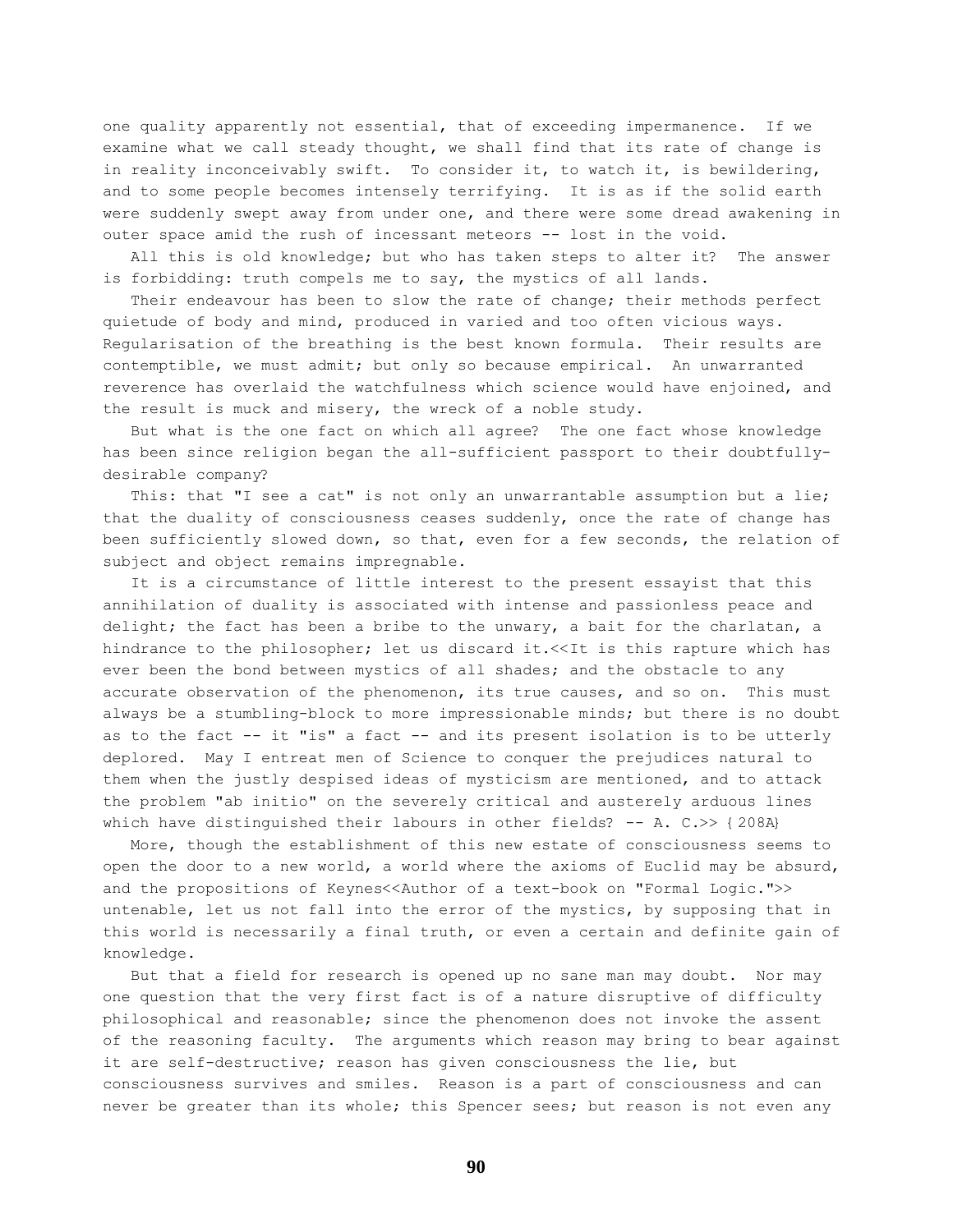one quality apparently not essential, that of exceeding impermanence. If we examine what we call steady thought, we shall find that its rate of change is in reality inconceivably swift. To consider it, to watch it, is bewildering, and to some people becomes intensely terrifying. It is as if the solid earth were suddenly swept away from under one, and there were some dread awakening in outer space amid the rush of incessant meteors -- lost in the void.

All this is old knowledge; but who has taken steps to alter it? The answer is forbidding: truth compels me to say, the mystics of all lands.

Their endeavour has been to slow the rate of change; their methods perfect quietude of body and mind, produced in varied and too often vicious ways. Regularisation of the breathing is the best known formula. Their results are contemptible, we must admit; but only so because empirical. An unwarranted reverence has overlaid the watchfulness which science would have enjoined, and the result is muck and misery, the wreck of a noble study.

But what is the one fact on which all agree? The one fact whose knowledge has been since religion began the all-sufficient passport to their doubtfully-desirable company?

This: that "I see a cat" is not only an unwarrantable assumption but a lie; that the duality of consciousness ceases suddenly, once the rate of change has been sufficiently slowed down, so that, even for a few seconds, the relation of subject and object remains impregnable.

It is a circumstance of little interest to the present essayist that this annihilation of duality is associated with intense and passionless peace and delight; the fact has been a bribe to the unwary, a bait for the charlatan, a hindrance to the philosopher; let us discard it.<<It is this rapture which has ever been the bond between mystics of all shades; and the obstacle to any accurate observation of the phenomenon, its true causes, and so on. This must always be a stumbling-block to more impressionable minds; but there is no doubt as to the fact -- it "is" a fact -- and its present isolation is to be utterly deplored. May I entreat men of Science to conquer the prejudices natural to them when the justly despised ideas of mysticism are mentioned, and to attack the problem "ab initio" on the severely critical and austerely arduous lines which have distinguished their labours in other fields? -- A. C.>> {208A}

More, though the establishment of this new estate of consciousness seems to open the door to a new world, a world where the axioms of Euclid may be absurd, and the propositions of Keynes<<Author of a text-book on "Formal Logic.">> untenable, let us not fall into the error of the mystics, by supposing that in this world is necessarily a final truth, or even a certain and definite gain of knowledge.

But that a field for research is opened up no sane man may doubt. Nor may one question that the very first fact is of a nature disruptive of difficulty philosophical and reasonable; since the phenomenon does not invoke the assent of the reasoning faculty. The arguments which reason may bring to bear against it are self-destructive; reason has given consciousness the lie, but consciousness survives and smiles. Reason is a part of consciousness and can never be greater than its whole; this Spencer sees; but reason is not even any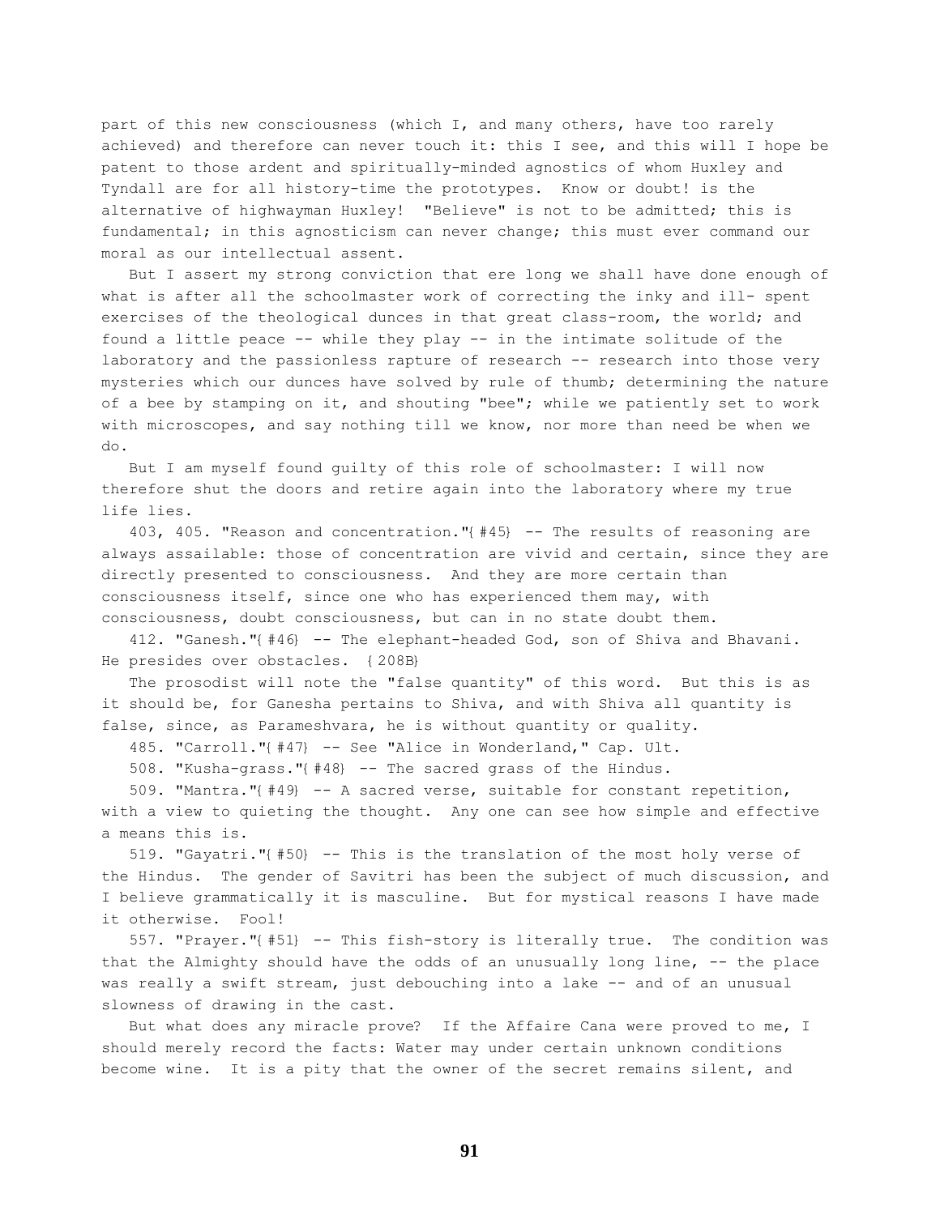part of this new consciousness (which I, and many others, have too rarely achieved) and therefore can never touch it: this I see, and this will I hope be patent to those ardent and spiritually-minded agnostics of whom Huxley and Tyndall are for all history-time the prototypes. Know or doubt! is the alternative of highwayman Huxley! "Believe" is not to be admitted; this is fundamental; in this agnosticism can never change; this must ever command our moral as our intellectual assent.

But I assert my strong conviction that ere long we shall have done enough of what is after all the schoolmaster work of correcting the inky and ill- spent exercises of the theological dunces in that great class-room, the world; and found a little peace -- while they play -- in the intimate solitude of the laboratory and the passionless rapture of research -- research into those very mysteries which our dunces have solved by rule of thumb; determining the nature of a bee by stamping on it, and shouting "bee"; while we patiently set to work with microscopes, and say nothing till we know, nor more than need be when we do.

But I am myself found guilty of this role of schoolmaster: I will now therefore shut the doors and retire again into the laboratory where my true life lies.

403, 405. "Reason and concentration."{#45} -- The results of reasoning are always assailable: those of concentration are vivid and certain, since they are directly presented to consciousness. And they are more certain than consciousness itself, since one who has experienced them may, with consciousness, doubt consciousness, but can in no state doubt them.

412. "Ganesh."{#46} -- The elephant-headed God, son of Shiva and Bhavani. He presides over obstacles. {208B}

The prosodist will note the "false quantity" of this word. But this is as it should be, for Ganesha pertains to Shiva, and with Shiva all quantity is false, since, as Parameshvara, he is without quantity or quality.

485. "Carroll."{#47} -- See "Alice in Wonderland," Cap. Ult.

508. "Kusha-grass."{#48} -- The sacred grass of the Hindus.

509. "Mantra."{#49} -- A sacred verse, suitable for constant repetition, with a view to quieting the thought. Any one can see how simple and effective a means this is.

519. "Gayatri."{#50} -- This is the translation of the most holy verse of the Hindus. The gender of Savitri has been the subject of much discussion, and I believe grammatically it is masculine. But for mystical reasons I have made it otherwise. Fool!

557. "Prayer."{#51} -- This fish-story is literally true. The condition was that the Almighty should have the odds of an unusually long line, -- the place was really a swift stream, just debouching into a lake -- and of an unusual slowness of drawing in the cast.

But what does any miracle prove? If the Affaire Cana were proved to me, I should merely record the facts: Water may under certain unknown conditions become wine. It is a pity that the owner of the secret remains silent, and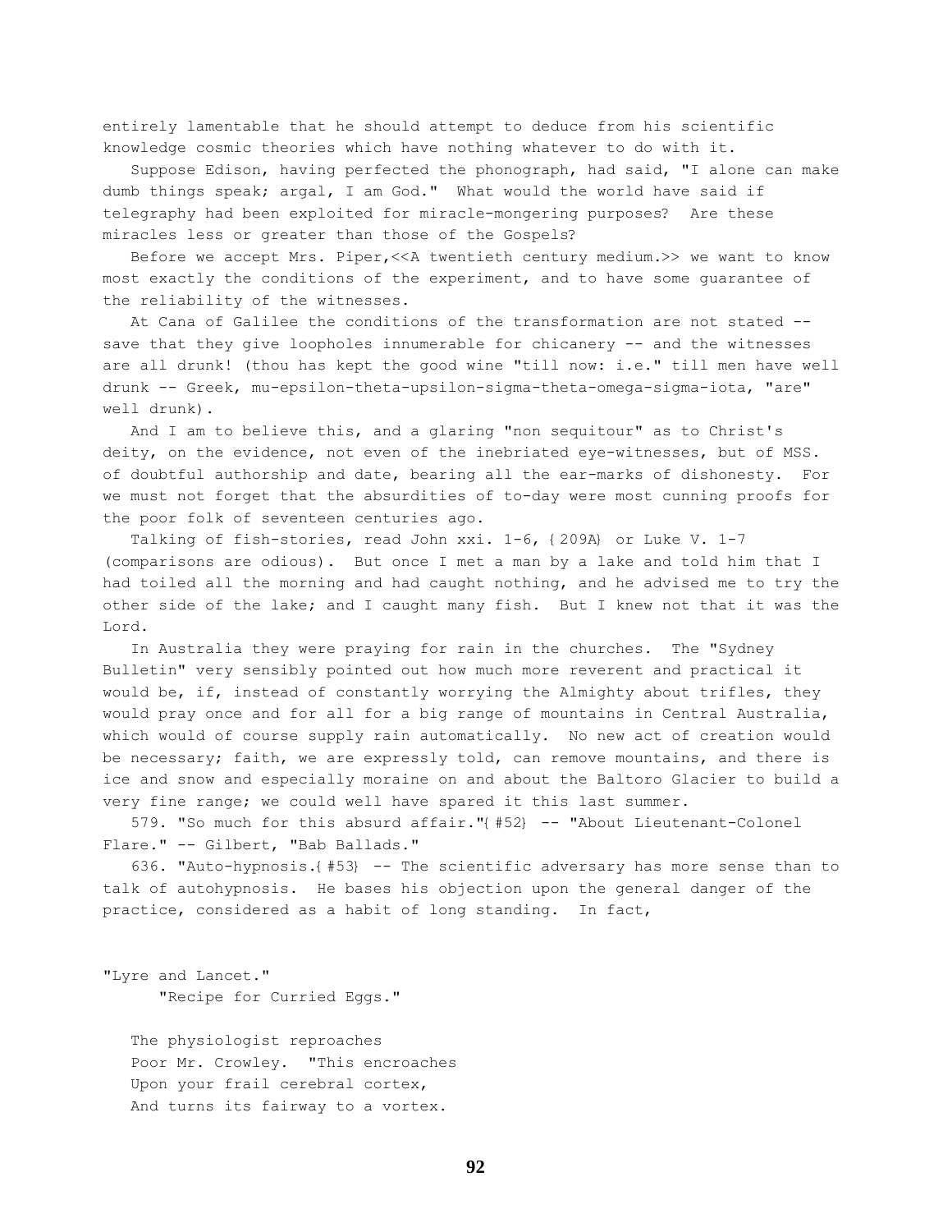entirely lamentable that he should attempt to deduce from his scientific knowledge cosmic theories which have nothing whatever to do with it.

Suppose Edison, having perfected the phonograph, had said, "I alone can make dumb things speak; argal, I am God." What would the world have said if telegraphy had been exploited for miracle-mongering purposes? Are these miracles less or greater than those of the Gospels?

Before we accept Mrs. Piper,<<A twentieth century medium.>> we want to know most exactly the conditions of the experiment, and to have some guarantee of the reliability of the witnesses.

At Cana of Galilee the conditions of the transformation are not stated -- save that they give loopholes innumerable for chicanery -- and the witnesses are all drunk! (thou has kept the good wine "till now: i.e." till men have well drunk -- Greek, mu-epsilon-theta-upsilon-sigma-theta-omega-sigma-iota, "are" well drunk).

And I am to believe this, and a glaring "non sequitour" as to Christ's deity, on the evidence, not even of the inebriated eye-witnesses, but of MSS. of doubtful authorship and date, bearing all the ear-marks of dishonesty. For we must not forget that the absurdities of to-day were most cunning proofs for the poor folk of seventeen centuries ago.

Talking of fish-stories, read John xxi. 1-6, {209A} or Luke V. 1-7 (comparisons are odious). But once I met a man by a lake and told him that I had toiled all the morning and had caught nothing, and he advised me to try the other side of the lake; and I caught many fish. But I knew not that it was the Lord.

In Australia they were praying for rain in the churches. The "Sydney Bulletin" very sensibly pointed out how much more reverent and practical it would be, if, instead of constantly worrying the Almighty about trifles, they would pray once and for all for a big range of mountains in Central Australia, which would of course supply rain automatically. No new act of creation would be necessary; faith, we are expressly told, can remove mountains, and there is ice and snow and especially moraine on and about the Baltoro Glacier to build a very fine range; we could well have spared it this last summer.

579. "So much for this absurd affair."{#52} -- "About Lieutenant-Colonel Flare." -- Gilbert, "Bab Ballads."

636. "Auto-hypnosis.{#53} -- The scientific adversary has more sense than to talk of autohypnosis. He bases his objection upon the general danger of the practice, considered as a habit of long standing. In fact,

"Lyre and Lancet."
"Recipe for Curried Eggs."

The physiologist reproaches
Poor Mr. Crowley. "This encroaches
Upon your frail cerebral cortex,
And turns its fairway to a vortex.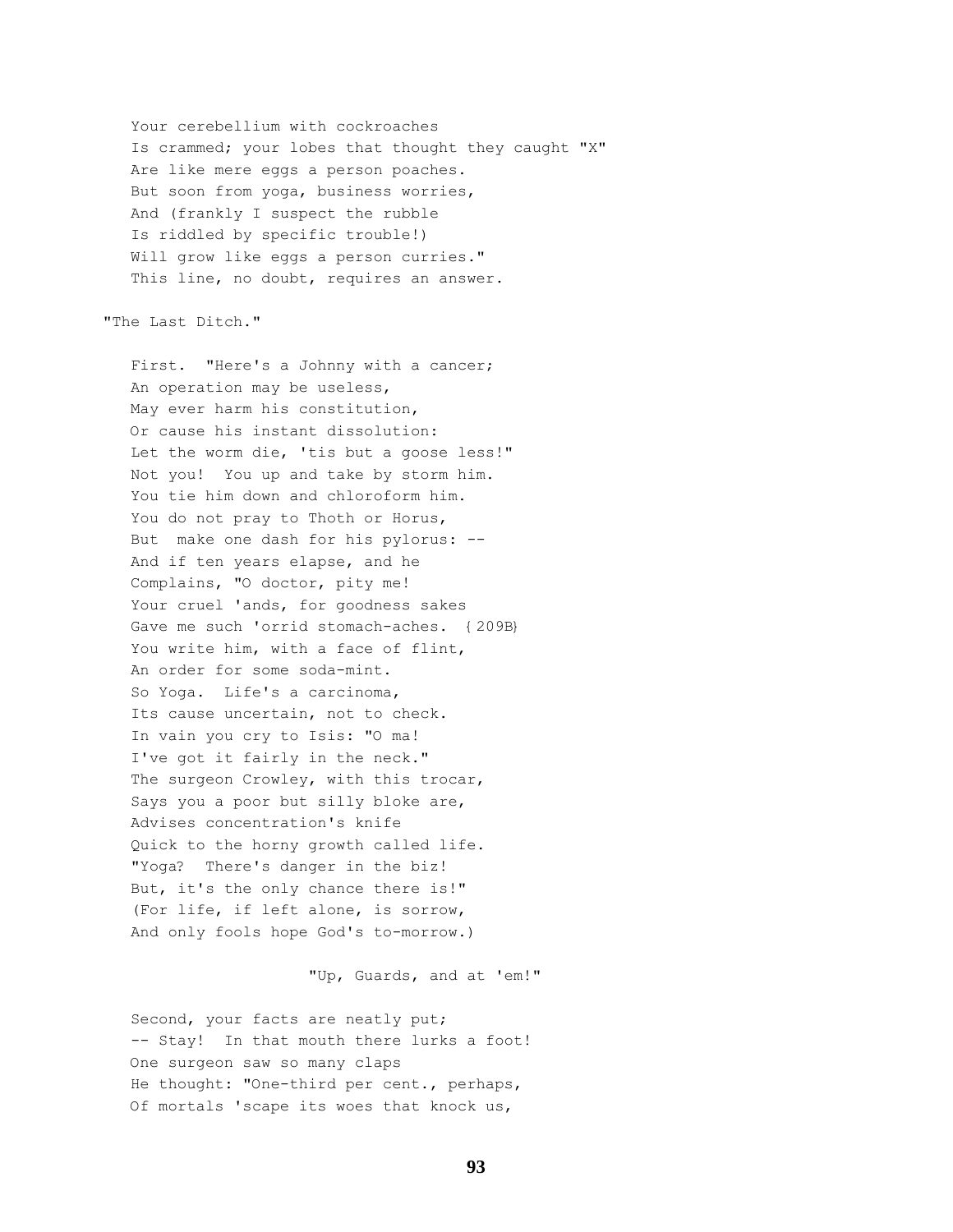Your cerebellium with cockroaches  
Is crammed; your lobes that thought they caught "X"  
Are like mere eggs a person poaches.  
But soon from yoga, business worries,  
And (frankly I suspect the rubble  
Is riddled by specific trouble!)  
Will grow like eggs a person curries."  
This line, no doubt, requires an answer.

"The Last Ditch."

First. "Here's a Johnny with a cancer;  
An operation may be useless,  
May ever harm his constitution,  
Or cause his instant dissolution:  
Let the worm die, 'tis but a goose less!"  
Not you! You up and take by storm him.  
You tie him down and chloroform him.  
You do not pray to Thoth or Horus,  
But make one dash for his pylorus: --  
And if ten years elapse, and he  
Complains, "O doctor, pity me!  
Your cruel 'ands, for goodness sakes  
Gave me such 'orrid stomach-aches. {209B}  
You write him, with a face of flint,  
An order for some soda-mint.  
So Yoga. Life's a carcinoma,  
Its cause uncertain, not to check.  
In vain you cry to Isis: "O ma!  
I've got it fairly in the neck."  
The surgeon Crowley, with this trocar,  
Says you a poor but silly bloke are,  
Advises concentration's knife  
Quick to the horny growth called life.  
"Yoga? There's danger in the biz!  
But, it's the only chance there is!"  
(For life, if left alone, is sorrow,  
And only fools hope God's to-morrow.)

"Up, Guards, and at 'em!"

Second, your facts are neatly put;  
-- Stay! In that mouth there lurks a foot!  
One surgeon saw so many claps  
He thought: "One-third per cent., perhaps,  
Of mortals 'scape its woes that knock us,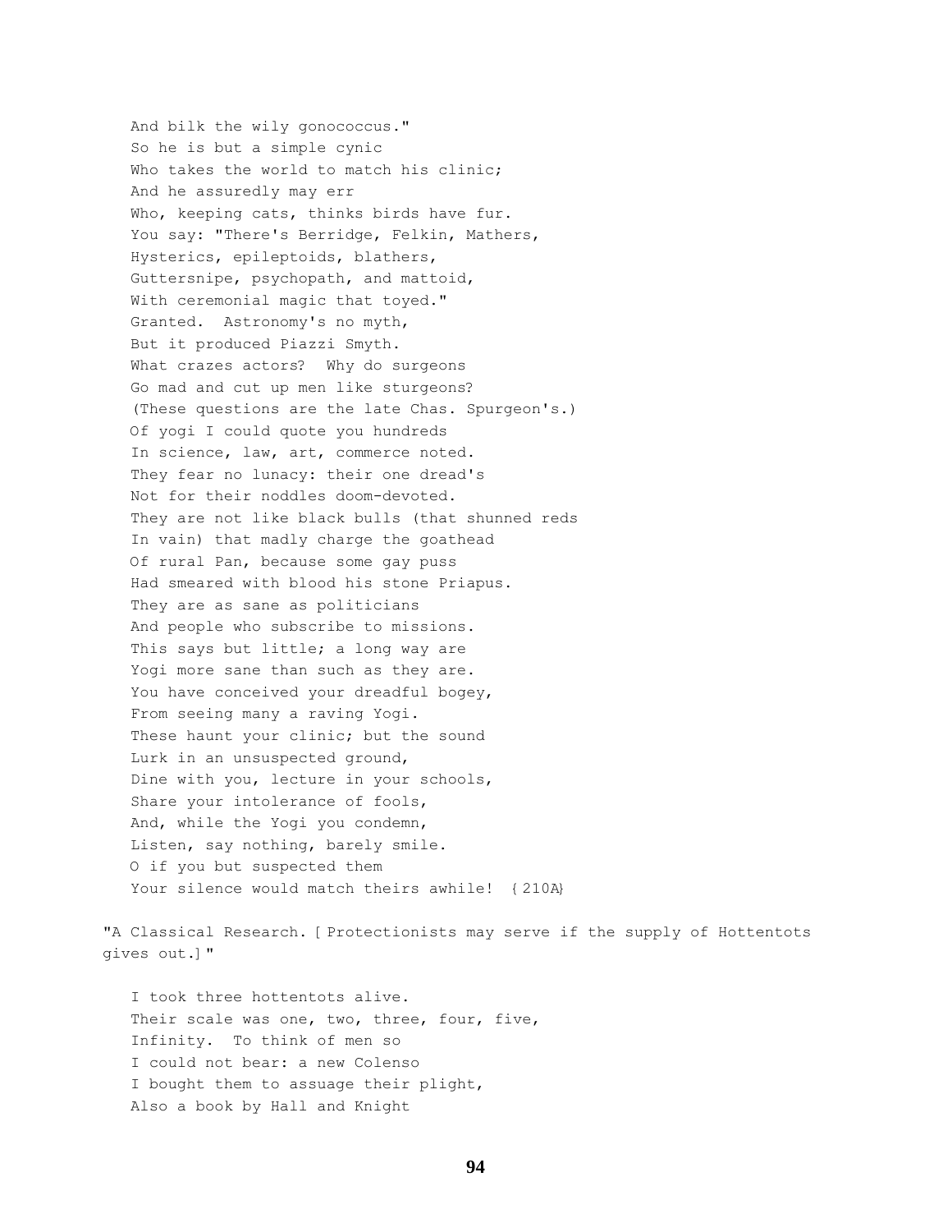And bilk the wily gonococcus."
So he is but a simple cynic
Who takes the world to match his clinic;
And he assuredly may err
Who, keeping cats, thinks birds have fur.
You say: "There's Berridge, Felkin, Mathers,
Hysterics, epileptoids, blathers,
Guttersnipe, psychopath, and mattoid,
With ceremonial magic that toyed."
Granted. Astronomy's no myth,
But it produced Piazzi Smyth.
What crazes actors? Why do surgeons
Go mad and cut up men like sturgeons?
(These questions are the late Chas. Spurgeon's.)
Of yogi I could quote you hundreds
In science, law, art, commerce noted.
They fear no lunacy: their one dread's
Not for their noddles doom-devoted.
They are not like black bulls (that shunned reds
In vain) that madly charge the goathead
Of rural Pan, because some gay puss
Had smeared with blood his stone Priapus.
They are as sane as politicians
And people who subscribe to missions.
This says but little; a long way are
Yogi more sane than such as they are.
You have conceived your dreadful bogey,
From seeing many a raving Yogi.
These haunt your clinic; but the sound
Lurk in an unsuspected ground,
Dine with you, lecture in your schools,
Share your intolerance of fools,
And, while the Yogi you condemn,
Listen, say nothing, barely smile.
O if you but suspected them
Your silence would match theirs awhile! {210A}

"A Classical Research. [Protectionists may serve if the supply of Hottentots gives out.]"

I took three hottentots alive.
Their scale was one, two, three, four, five,
Infinity. To think of men so
I could not bear: a new Colenso
I bought them to assuage their plight,
Also a book by Hall and Knight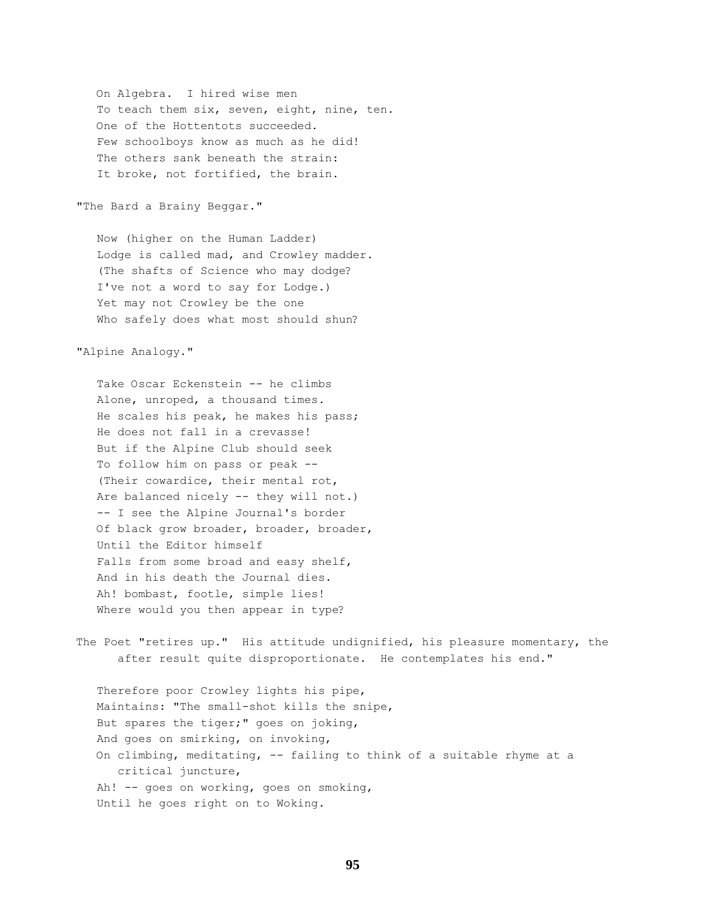On Algebra. I hired wise men
To teach them six, seven, eight, nine, ten.
One of the Hottentots succeeded.
Few schoolboys know as much as he did!
The others sank beneath the strain:
It broke, not fortified, the brain.

"The Bard a Brainy Beggar."

Now (higher on the Human Ladder)
Lodge is called mad, and Crowley madder.
(The shafts of Science who may dodge?
I've not a word to say for Lodge.)
Yet may not Crowley be the one
Who safely does what most should shun?

"Alpine Analogy."

Take Oscar Eckenstein -- he climbs
Alone, unroped, a thousand times.
He scales his peak, he makes his pass;
He does not fall in a crevasse!
But if the Alpine Club should seek
To follow him on pass or peak --
(Their cowardice, their mental rot,
Are balanced nicely -- they will not.)
-- I see the Alpine Journal's border
Of black grow broader, broader, broader,
Until the Editor himself
Falls from some broad and easy shelf,
And in his death the Journal dies.
Ah! bombast, footle, simple lies!
Where would you then appear in type?

The Poet "retires up." His attitude undignified, his pleasure momentary, the after result quite disproportionate. He contemplates his end."

Therefore poor Crowley lights his pipe,
Maintains: "The small-shot kills the snipe,
But spares the tiger;" goes on joking,
And goes on smirking, on invoking,
On climbing, meditating, -- failing to think of a suitable rhyme at a critical juncture,
Ah! -- goes on working, goes on smoking,
Until he goes right on to Woking.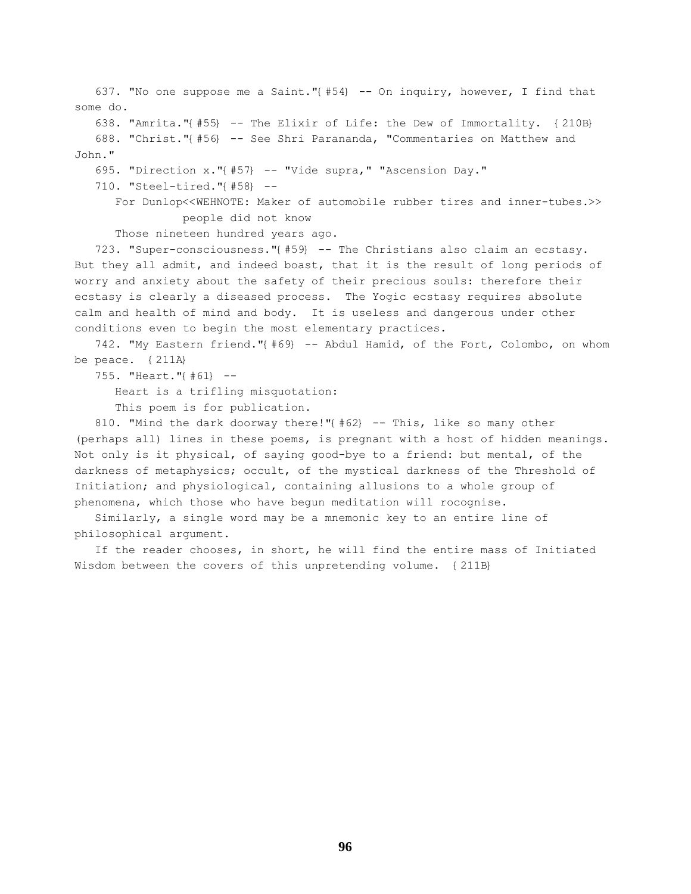637. "No one suppose me a Saint."{#54} -- On inquiry, however, I find that some do.

638. "Amrita."{#55} -- The Elixir of Life: the Dew of Immortality. {210B}

688. "Christ."{#56} -- See Shri Parananda, "Commentaries on Matthew and John."

695. "Direction x."{#57} -- "Vide supra," "Ascension Day."

710. "Steel-tired."{#58} --

> For Dunlop<<WEHNOTE: Maker of automobile rubber tires and inner-tubes.>> people did not know
> Those nineteen hundred years ago.

723. "Super-consciousness."{#59} -- The Christians also claim an ecstasy. But they all admit, and indeed boast, that it is the result of long periods of worry and anxiety about the safety of their precious souls: therefore their ecstasy is clearly a diseased process. The Yogic ecstasy requires absolute calm and health of mind and body. It is useless and dangerous under other conditions even to begin the most elementary practices.

742. "My Eastern friend."{#69} -- Abdul Hamid, of the Fort, Colombo, on whom be peace. {211A}

755. "Heart."{#61} --

> Heart is a trifling misquotation:
> This poem is for publication.

810. "Mind the dark doorway there!"{#62} -- This, like so many other (perhaps all) lines in these poems, is pregnant with a host of hidden meanings. Not only is it physical, of saying good-bye to a friend: but mental, of the darkness of metaphysics; occult, of the mystical darkness of the Threshold of Initiation; and physiological, containing allusions to a whole group of phenomena, which those who have begun meditation will rocognise.

Similarly, a single word may be a mnemonic key to an entire line of philosophical argument.

If the reader chooses, in short, he will find the entire mass of Initiated Wisdom between the covers of this unpretending volume. {211B}